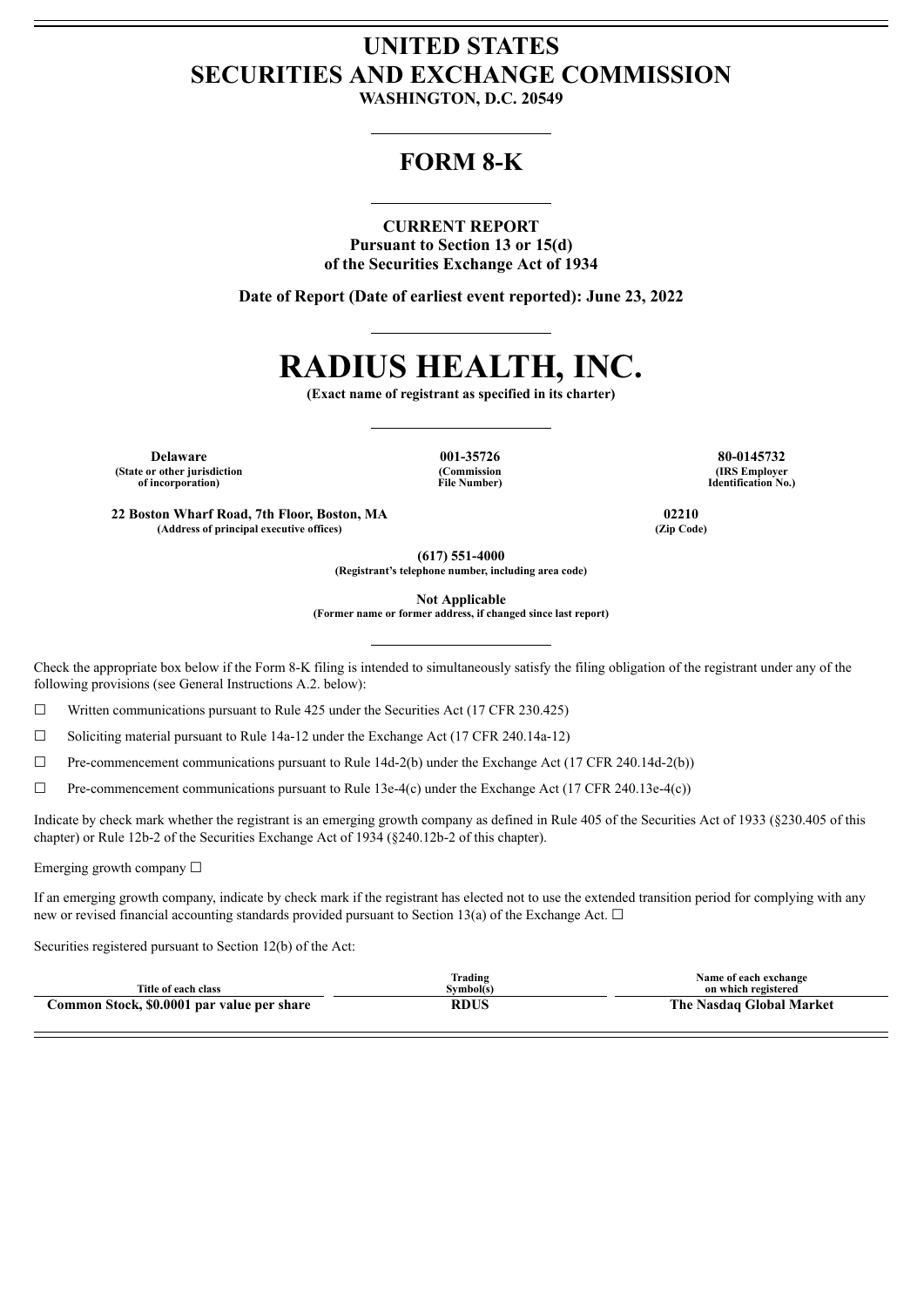# UNITED STATES
# SECURITIES AND EXCHANGE COMMISSION

**WASHINGTON, D.C. 20549**

## FORM 8-K

**CURRENT REPORT**
**Pursuant to Section 13 or 15(d)**
**of the Securities Exchange Act of 1934**

**Date of Report (Date of earliest event reported): June 23, 2022**

# RADIUS HEALTH, INC.

**(Exact name of registrant as specified in its charter)**

| Delaware | 001-35726 | 80-0145732 |
|---|---|---|
| (State or other jurisdiction of incorporation) | (Commission File Number) | (IRS Employer Identification No.) |

| 22 Boston Wharf Road, 7th Floor, Boston, MA | 02210 |
|---|---|
| (Address of principal executive offices) | (Zip Code) |

**(617) 551-4000**
**(Registrant's telephone number, including area code)**

**Not Applicable**
**(Former name or former address, if changed since last report)**

Check the appropriate box below if the Form 8-K filing is intended to simultaneously satisfy the filing obligation of the registrant under any of the following provisions (see General Instructions A.2. below):

☐ Written communications pursuant to Rule 425 under the Securities Act (17 CFR 230.425)

☐ Soliciting material pursuant to Rule 14a-12 under the Exchange Act (17 CFR 240.14a-12)

☐ Pre-commencement communications pursuant to Rule 14d-2(b) under the Exchange Act (17 CFR 240.14d-2(b))

☐ Pre-commencement communications pursuant to Rule 13e-4(c) under the Exchange Act (17 CFR 240.13e-4(c))

Indicate by check mark whether the registrant is an emerging growth company as defined in Rule 405 of the Securities Act of 1933 (§230.405 of this chapter) or Rule 12b-2 of the Securities Exchange Act of 1934 (§240.12b-2 of this chapter).

Emerging growth company ☐

If an emerging growth company, indicate by check mark if the registrant has elected not to use the extended transition period for complying with any new or revised financial accounting standards provided pursuant to Section 13(a) of the Exchange Act. ☐

Securities registered pursuant to Section 12(b) of the Act:

| Title of each class | Trading Symbol(s) | Name of each exchange on which registered |
|---|---|---|
| **Common Stock, $0.0001 par value per share** | **RDUS** | **The Nasdaq Global Market** |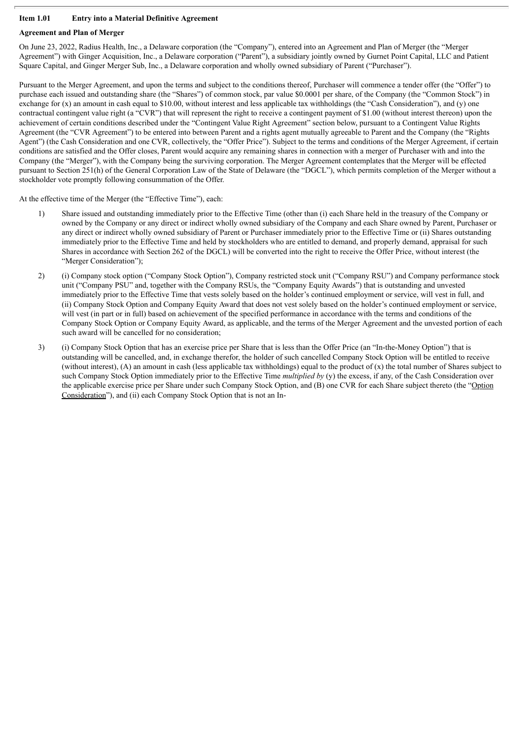**Item 1.01 Entry into a Material Definitive Agreement**

**Agreement and Plan of Merger**

On June 23, 2022, Radius Health, Inc., a Delaware corporation (the "Company"), entered into an Agreement and Plan of Merger (the "Merger Agreement") with Ginger Acquisition, Inc., a Delaware corporation ("Parent"), a subsidiary jointly owned by Gurnet Point Capital, LLC and Patient Square Capital, and Ginger Merger Sub, Inc., a Delaware corporation and wholly owned subsidiary of Parent ("Purchaser").

Pursuant to the Merger Agreement, and upon the terms and subject to the conditions thereof, Purchaser will commence a tender offer (the "Offer") to purchase each issued and outstanding share (the "Shares") of common stock, par value $0.0001 per share, of the Company (the "Common Stock") in exchange for (x) an amount in cash equal to $10.00, without interest and less applicable tax withholdings (the "Cash Consideration"), and (y) one contractual contingent value right (a "CVR") that will represent the right to receive a contingent payment of $1.00 (without interest thereon) upon the achievement of certain conditions described under the "Contingent Value Right Agreement" section below, pursuant to a Contingent Value Rights Agreement (the "CVR Agreement") to be entered into between Parent and a rights agent mutually agreeable to Parent and the Company (the "Rights Agent") (the Cash Consideration and one CVR, collectively, the "Offer Price"). Subject to the terms and conditions of the Merger Agreement, if certain conditions are satisfied and the Offer closes, Parent would acquire any remaining shares in connection with a merger of Purchaser with and into the Company (the "Merger"), with the Company being the surviving corporation. The Merger Agreement contemplates that the Merger will be effected pursuant to Section 251(h) of the General Corporation Law of the State of Delaware (the "DGCL"), which permits completion of the Merger without a stockholder vote promptly following consummation of the Offer.

At the effective time of the Merger (the "Effective Time"), each:

1) Share issued and outstanding immediately prior to the Effective Time (other than (i) each Share held in the treasury of the Company or owned by the Company or any direct or indirect wholly owned subsidiary of the Company and each Share owned by Parent, Purchaser or any direct or indirect wholly owned subsidiary of Parent or Purchaser immediately prior to the Effective Time or (ii) Shares outstanding immediately prior to the Effective Time and held by stockholders who are entitled to demand, and properly demand, appraisal for such Shares in accordance with Section 262 of the DGCL) will be converted into the right to receive the Offer Price, without interest (the "Merger Consideration");

2) (i) Company stock option ("Company Stock Option"), Company restricted stock unit ("Company RSU") and Company performance stock unit ("Company PSU" and, together with the Company RSUs, the "Company Equity Awards") that is outstanding and unvested immediately prior to the Effective Time that vests solely based on the holder's continued employment or service, will vest in full, and (ii) Company Stock Option and Company Equity Award that does not vest solely based on the holder's continued employment or service, will vest (in part or in full) based on achievement of the specified performance in accordance with the terms and conditions of the Company Stock Option or Company Equity Award, as applicable, and the terms of the Merger Agreement and the unvested portion of each such award will be cancelled for no consideration;

3) (i) Company Stock Option that has an exercise price per Share that is less than the Offer Price (an "In-the-Money Option") that is outstanding will be cancelled, and, in exchange therefor, the holder of such cancelled Company Stock Option will be entitled to receive (without interest), (A) an amount in cash (less applicable tax withholdings) equal to the product of (x) the total number of Shares subject to such Company Stock Option immediately prior to the Effective Time *multiplied by* (y) the excess, if any, of the Cash Consideration over the applicable exercise price per Share under such Company Stock Option, and (B) one CVR for each Share subject thereto (the "Option Consideration"), and (ii) each Company Stock Option that is not an In-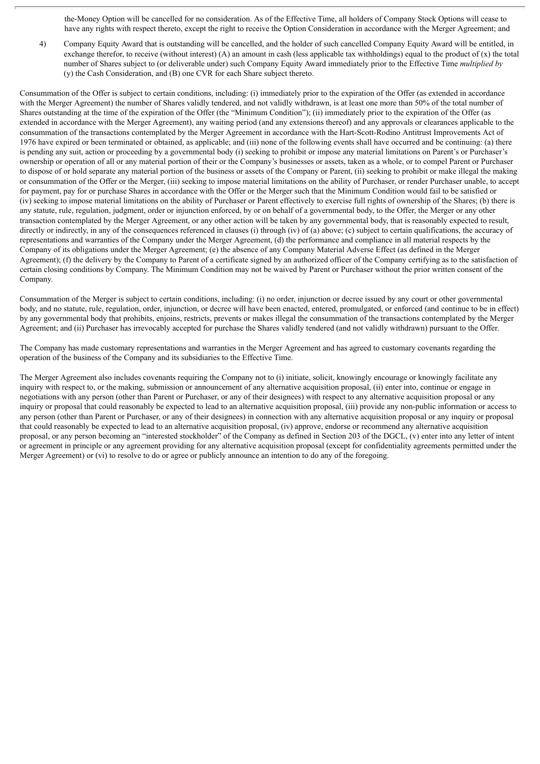the-Money Option will be cancelled for no consideration. As of the Effective Time, all holders of Company Stock Options will cease to have any rights with respect thereto, except the right to receive the Option Consideration in accordance with the Merger Agreement; and

4) Company Equity Award that is outstanding will be cancelled, and the holder of such cancelled Company Equity Award will be entitled, in exchange therefor, to receive (without interest) (A) an amount in cash (less applicable tax withholdings) equal to the product of (x) the total number of Shares subject to (or deliverable under) such Company Equity Award immediately prior to the Effective Time *multiplied by* (y) the Cash Consideration, and (B) one CVR for each Share subject thereto.

Consummation of the Offer is subject to certain conditions, including: (i) immediately prior to the expiration of the Offer (as extended in accordance with the Merger Agreement) the number of Shares validly tendered, and not validly withdrawn, is at least one more than 50% of the total number of Shares outstanding at the time of the expiration of the Offer (the "Minimum Condition"); (ii) immediately prior to the expiration of the Offer (as extended in accordance with the Merger Agreement), any waiting period (and any extensions thereof) and any approvals or clearances applicable to the consummation of the transactions contemplated by the Merger Agreement in accordance with the Hart-Scott-Rodino Antitrust Improvements Act of 1976 have expired or been terminated or obtained, as applicable; and (iii) none of the following events shall have occurred and be continuing: (a) there is pending any suit, action or proceeding by a governmental body (i) seeking to prohibit or impose any material limitations on Parent's or Purchaser's ownership or operation of all or any material portion of their or the Company's businesses or assets, taken as a whole, or to compel Parent or Purchaser to dispose of or hold separate any material portion of the business or assets of the Company or Parent, (ii) seeking to prohibit or make illegal the making or consummation of the Offer or the Merger, (iii) seeking to impose material limitations on the ability of Purchaser, or render Purchaser unable, to accept for payment, pay for or purchase Shares in accordance with the Offer or the Merger such that the Minimum Condition would fail to be satisfied or (iv) seeking to impose material limitations on the ability of Purchaser or Parent effectively to exercise full rights of ownership of the Shares; (b) there is any statute, rule, regulation, judgment, order or injunction enforced, by or on behalf of a governmental body, to the Offer, the Merger or any other transaction contemplated by the Merger Agreement, or any other action will be taken by any governmental body, that is reasonably expected to result, directly or indirectly, in any of the consequences referenced in clauses (i) through (iv) of (a) above; (c) subject to certain qualifications, the accuracy of representations and warranties of the Company under the Merger Agreement, (d) the performance and compliance in all material respects by the Company of its obligations under the Merger Agreement; (e) the absence of any Company Material Adverse Effect (as defined in the Merger Agreement); (f) the delivery by the Company to Parent of a certificate signed by an authorized officer of the Company certifying as to the satisfaction of certain closing conditions by Company. The Minimum Condition may not be waived by Parent or Purchaser without the prior written consent of the Company.

Consummation of the Merger is subject to certain conditions, including: (i) no order, injunction or decree issued by any court or other governmental body, and no statute, rule, regulation, order, injunction, or decree will have been enacted, entered, promulgated, or enforced (and continue to be in effect) by any governmental body that prohibits, enjoins, restricts, prevents or makes illegal the consummation of the transactions contemplated by the Merger Agreement; and (ii) Purchaser has irrevocably accepted for purchase the Shares validly tendered (and not validly withdrawn) pursuant to the Offer.

The Company has made customary representations and warranties in the Merger Agreement and has agreed to customary covenants regarding the operation of the business of the Company and its subsidiaries to the Effective Time.

The Merger Agreement also includes covenants requiring the Company not to (i) initiate, solicit, knowingly encourage or knowingly facilitate any inquiry with respect to, or the making, submission or announcement of any alternative acquisition proposal, (ii) enter into, continue or engage in negotiations with any person (other than Parent or Purchaser, or any of their designees) with respect to any alternative acquisition proposal or any inquiry or proposal that could reasonably be expected to lead to an alternative acquisition proposal, (iii) provide any non-public information or access to any person (other than Parent or Purchaser, or any of their designees) in connection with any alternative acquisition proposal or any inquiry or proposal that could reasonably be expected to lead to an alternative acquisition proposal, (iv) approve, endorse or recommend any alternative acquisition proposal, or any person becoming an "interested stockholder" of the Company as defined in Section 203 of the DGCL, (v) enter into any letter of intent or agreement in principle or any agreement providing for any alternative acquisition proposal (except for confidentiality agreements permitted under the Merger Agreement) or (vi) to resolve to do or agree or publicly announce an intention to do any of the foregoing.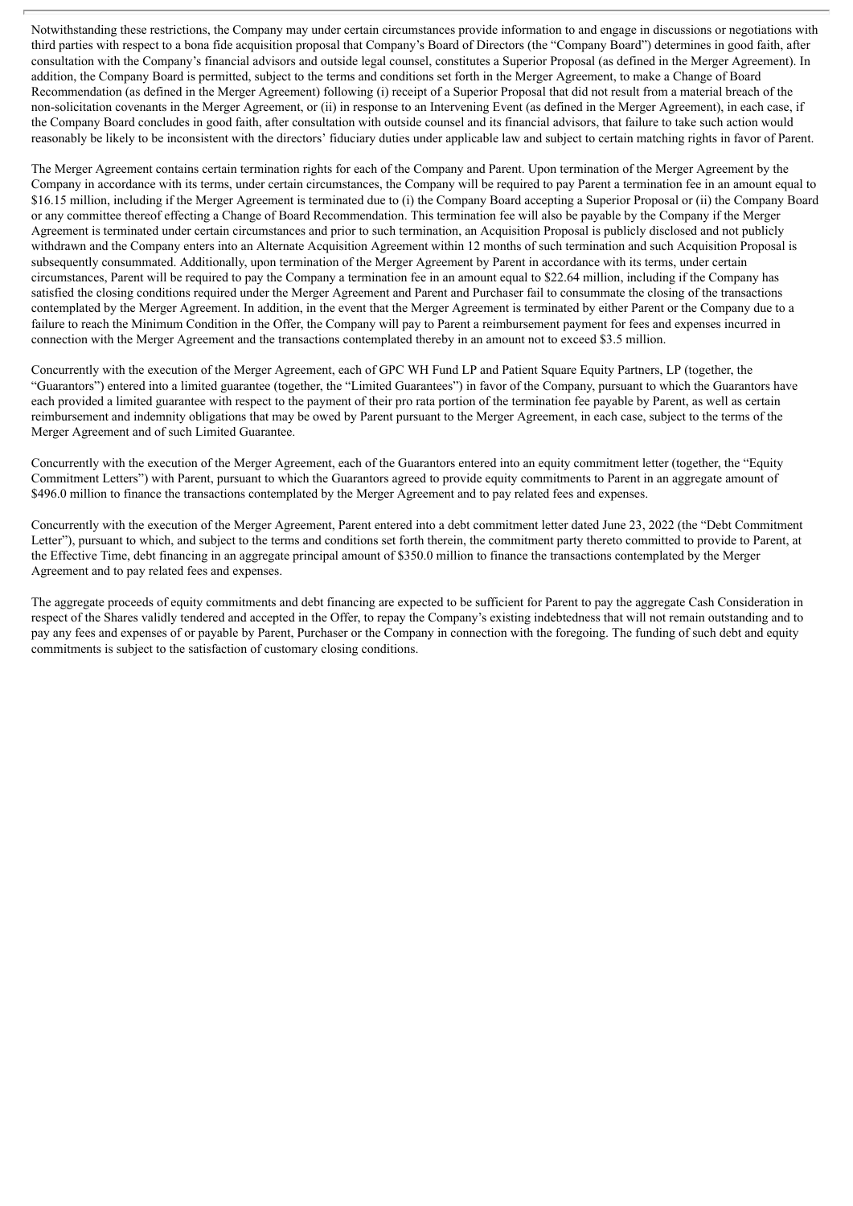Notwithstanding these restrictions, the Company may under certain circumstances provide information to and engage in discussions or negotiations with third parties with respect to a bona fide acquisition proposal that Company's Board of Directors (the "Company Board") determines in good faith, after consultation with the Company's financial advisors and outside legal counsel, constitutes a Superior Proposal (as defined in the Merger Agreement). In addition, the Company Board is permitted, subject to the terms and conditions set forth in the Merger Agreement, to make a Change of Board Recommendation (as defined in the Merger Agreement) following (i) receipt of a Superior Proposal that did not result from a material breach of the non-solicitation covenants in the Merger Agreement, or (ii) in response to an Intervening Event (as defined in the Merger Agreement), in each case, if the Company Board concludes in good faith, after consultation with outside counsel and its financial advisors, that failure to take such action would reasonably be likely to be inconsistent with the directors' fiduciary duties under applicable law and subject to certain matching rights in favor of Parent.

The Merger Agreement contains certain termination rights for each of the Company and Parent. Upon termination of the Merger Agreement by the Company in accordance with its terms, under certain circumstances, the Company will be required to pay Parent a termination fee in an amount equal to $16.15 million, including if the Merger Agreement is terminated due to (i) the Company Board accepting a Superior Proposal or (ii) the Company Board or any committee thereof effecting a Change of Board Recommendation. This termination fee will also be payable by the Company if the Merger Agreement is terminated under certain circumstances and prior to such termination, an Acquisition Proposal is publicly disclosed and not publicly withdrawn and the Company enters into an Alternate Acquisition Agreement within 12 months of such termination and such Acquisition Proposal is subsequently consummated. Additionally, upon termination of the Merger Agreement by Parent in accordance with its terms, under certain circumstances, Parent will be required to pay the Company a termination fee in an amount equal to $22.64 million, including if the Company has satisfied the closing conditions required under the Merger Agreement and Parent and Purchaser fail to consummate the closing of the transactions contemplated by the Merger Agreement. In addition, in the event that the Merger Agreement is terminated by either Parent or the Company due to a failure to reach the Minimum Condition in the Offer, the Company will pay to Parent a reimbursement payment for fees and expenses incurred in connection with the Merger Agreement and the transactions contemplated thereby in an amount not to exceed $3.5 million.

Concurrently with the execution of the Merger Agreement, each of GPC WH Fund LP and Patient Square Equity Partners, LP (together, the "Guarantors") entered into a limited guarantee (together, the "Limited Guarantees") in favor of the Company, pursuant to which the Guarantors have each provided a limited guarantee with respect to the payment of their pro rata portion of the termination fee payable by Parent, as well as certain reimbursement and indemnity obligations that may be owed by Parent pursuant to the Merger Agreement, in each case, subject to the terms of the Merger Agreement and of such Limited Guarantee.

Concurrently with the execution of the Merger Agreement, each of the Guarantors entered into an equity commitment letter (together, the "Equity Commitment Letters") with Parent, pursuant to which the Guarantors agreed to provide equity commitments to Parent in an aggregate amount of $496.0 million to finance the transactions contemplated by the Merger Agreement and to pay related fees and expenses.

Concurrently with the execution of the Merger Agreement, Parent entered into a debt commitment letter dated June 23, 2022 (the "Debt Commitment Letter"), pursuant to which, and subject to the terms and conditions set forth therein, the commitment party thereto committed to provide to Parent, at the Effective Time, debt financing in an aggregate principal amount of $350.0 million to finance the transactions contemplated by the Merger Agreement and to pay related fees and expenses.

The aggregate proceeds of equity commitments and debt financing are expected to be sufficient for Parent to pay the aggregate Cash Consideration in respect of the Shares validly tendered and accepted in the Offer, to repay the Company's existing indebtedness that will not remain outstanding and to pay any fees and expenses of or payable by Parent, Purchaser or the Company in connection with the foregoing. The funding of such debt and equity commitments is subject to the satisfaction of customary closing conditions.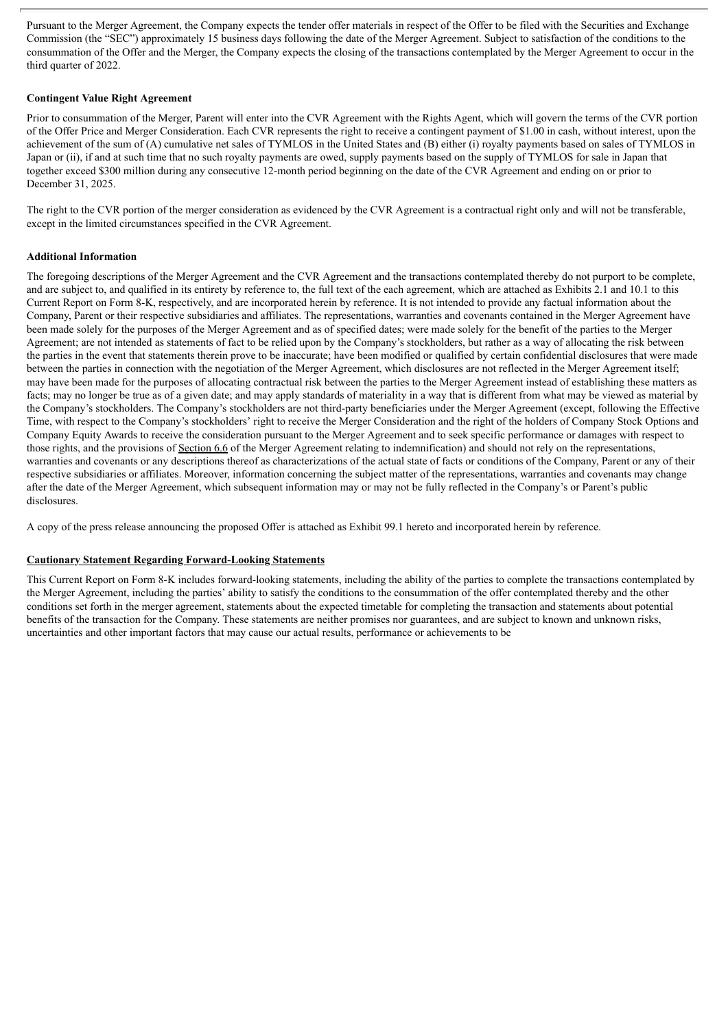Pursuant to the Merger Agreement, the Company expects the tender offer materials in respect of the Offer to be filed with the Securities and Exchange Commission (the "SEC") approximately 15 business days following the date of the Merger Agreement. Subject to satisfaction of the conditions to the consummation of the Offer and the Merger, the Company expects the closing of the transactions contemplated by the Merger Agreement to occur in the third quarter of 2022.

**Contingent Value Right Agreement**

Prior to consummation of the Merger, Parent will enter into the CVR Agreement with the Rights Agent, which will govern the terms of the CVR portion of the Offer Price and Merger Consideration. Each CVR represents the right to receive a contingent payment of $1.00 in cash, without interest, upon the achievement of the sum of (A) cumulative net sales of TYMLOS in the United States and (B) either (i) royalty payments based on sales of TYMLOS in Japan or (ii), if and at such time that no such royalty payments are owed, supply payments based on the supply of TYMLOS for sale in Japan that together exceed $300 million during any consecutive 12-month period beginning on the date of the CVR Agreement and ending on or prior to December 31, 2025.

The right to the CVR portion of the merger consideration as evidenced by the CVR Agreement is a contractual right only and will not be transferable, except in the limited circumstances specified in the CVR Agreement.

**Additional Information**

The foregoing descriptions of the Merger Agreement and the CVR Agreement and the transactions contemplated thereby do not purport to be complete, and are subject to, and qualified in its entirety by reference to, the full text of the each agreement, which are attached as Exhibits 2.1 and 10.1 to this Current Report on Form 8-K, respectively, and are incorporated herein by reference. It is not intended to provide any factual information about the Company, Parent or their respective subsidiaries and affiliates. The representations, warranties and covenants contained in the Merger Agreement have been made solely for the purposes of the Merger Agreement and as of specified dates; were made solely for the benefit of the parties to the Merger Agreement; are not intended as statements of fact to be relied upon by the Company's stockholders, but rather as a way of allocating the risk between the parties in the event that statements therein prove to be inaccurate; have been modified or qualified by certain confidential disclosures that were made between the parties in connection with the negotiation of the Merger Agreement, which disclosures are not reflected in the Merger Agreement itself; may have been made for the purposes of allocating contractual risk between the parties to the Merger Agreement instead of establishing these matters as facts; may no longer be true as of a given date; and may apply standards of materiality in a way that is different from what may be viewed as material by the Company's stockholders. The Company's stockholders are not third-party beneficiaries under the Merger Agreement (except, following the Effective Time, with respect to the Company's stockholders' right to receive the Merger Consideration and the right of the holders of Company Stock Options and Company Equity Awards to receive the consideration pursuant to the Merger Agreement and to seek specific performance or damages with respect to those rights, and the provisions of Section 6.6 of the Merger Agreement relating to indemnification) and should not rely on the representations, warranties and covenants or any descriptions thereof as characterizations of the actual state of facts or conditions of the Company, Parent or any of their respective subsidiaries or affiliates. Moreover, information concerning the subject matter of the representations, warranties and covenants may change after the date of the Merger Agreement, which subsequent information may or may not be fully reflected in the Company's or Parent's public disclosures.

A copy of the press release announcing the proposed Offer is attached as Exhibit 99.1 hereto and incorporated herein by reference.

**Cautionary Statement Regarding Forward-Looking Statements**

This Current Report on Form 8-K includes forward-looking statements, including the ability of the parties to complete the transactions contemplated by the Merger Agreement, including the parties' ability to satisfy the conditions to the consummation of the offer contemplated thereby and the other conditions set forth in the merger agreement, statements about the expected timetable for completing the transaction and statements about potential benefits of the transaction for the Company. These statements are neither promises nor guarantees, and are subject to known and unknown risks, uncertainties and other important factors that may cause our actual results, performance or achievements to be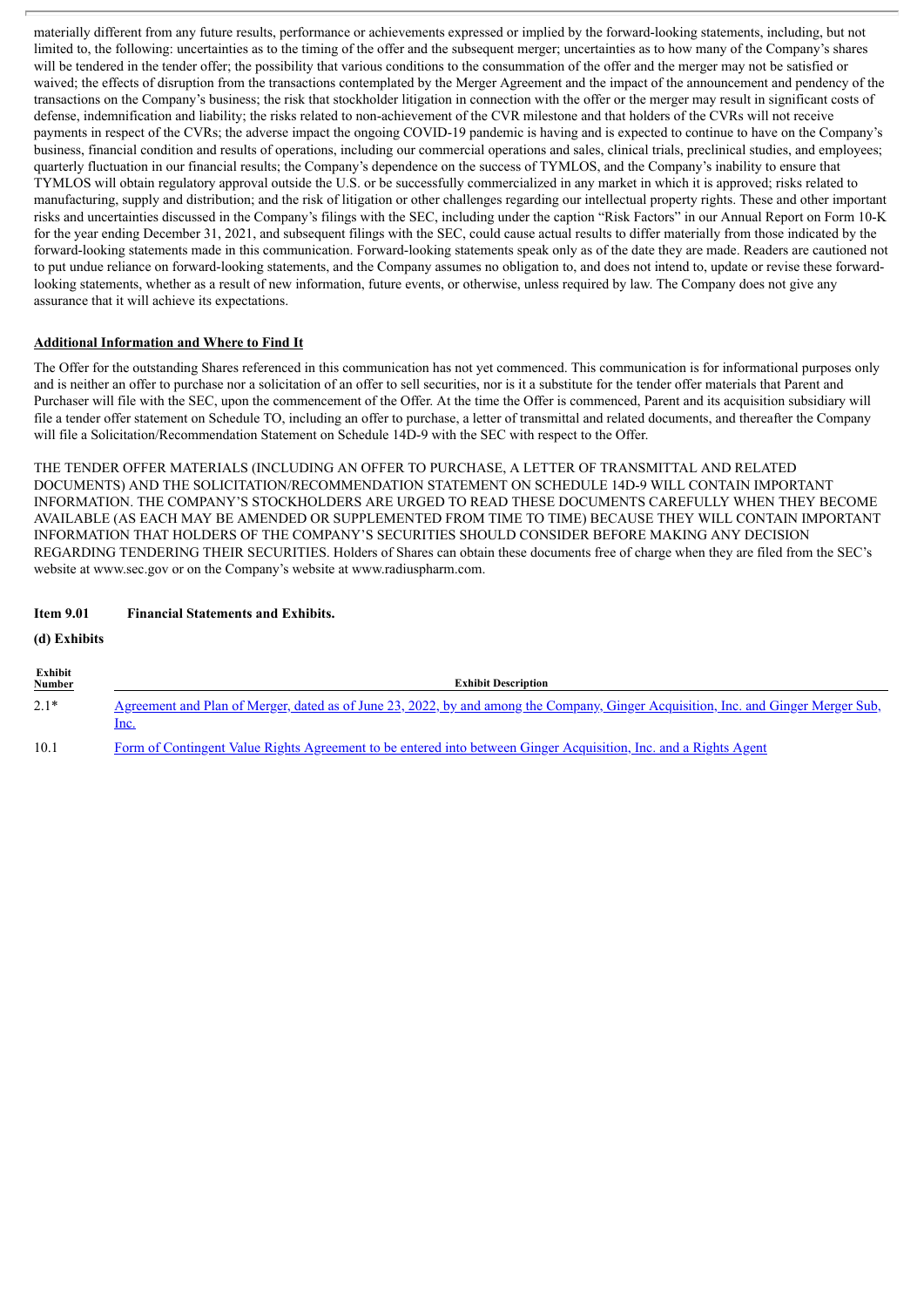materially different from any future results, performance or achievements expressed or implied by the forward-looking statements, including, but not limited to, the following: uncertainties as to the timing of the offer and the subsequent merger; uncertainties as to how many of the Company's shares will be tendered in the tender offer; the possibility that various conditions to the consummation of the offer and the merger may not be satisfied or waived; the effects of disruption from the transactions contemplated by the Merger Agreement and the impact of the announcement and pendency of the transactions on the Company's business; the risk that stockholder litigation in connection with the offer or the merger may result in significant costs of defense, indemnification and liability; the risks related to non-achievement of the CVR milestone and that holders of the CVRs will not receive payments in respect of the CVRs; the adverse impact the ongoing COVID-19 pandemic is having and is expected to continue to have on the Company's business, financial condition and results of operations, including our commercial operations and sales, clinical trials, preclinical studies, and employees; quarterly fluctuation in our financial results; the Company's dependence on the success of TYMLOS, and the Company's inability to ensure that TYMLOS will obtain regulatory approval outside the U.S. or be successfully commercialized in any market in which it is approved; risks related to manufacturing, supply and distribution; and the risk of litigation or other challenges regarding our intellectual property rights. These and other important risks and uncertainties discussed in the Company's filings with the SEC, including under the caption "Risk Factors" in our Annual Report on Form 10-K for the year ending December 31, 2021, and subsequent filings with the SEC, could cause actual results to differ materially from those indicated by the forward-looking statements made in this communication. Forward-looking statements speak only as of the date they are made. Readers are cautioned not to put undue reliance on forward-looking statements, and the Company assumes no obligation to, and does not intend to, update or revise these forward-looking statements, whether as a result of new information, future events, or otherwise, unless required by law. The Company does not give any assurance that it will achieve its expectations.

**Additional Information and Where to Find It**

The Offer for the outstanding Shares referenced in this communication has not yet commenced. This communication is for informational purposes only and is neither an offer to purchase nor a solicitation of an offer to sell securities, nor is it a substitute for the tender offer materials that Parent and Purchaser will file with the SEC, upon the commencement of the Offer. At the time the Offer is commenced, Parent and its acquisition subsidiary will file a tender offer statement on Schedule TO, including an offer to purchase, a letter of transmittal and related documents, and thereafter the Company will file a Solicitation/Recommendation Statement on Schedule 14D-9 with the SEC with respect to the Offer.

THE TENDER OFFER MATERIALS (INCLUDING AN OFFER TO PURCHASE, A LETTER OF TRANSMITTAL AND RELATED DOCUMENTS) AND THE SOLICITATION/RECOMMENDATION STATEMENT ON SCHEDULE 14D-9 WILL CONTAIN IMPORTANT INFORMATION. THE COMPANY'S STOCKHOLDERS ARE URGED TO READ THESE DOCUMENTS CAREFULLY WHEN THEY BECOME AVAILABLE (AS EACH MAY BE AMENDED OR SUPPLEMENTED FROM TIME TO TIME) BECAUSE THEY WILL CONTAIN IMPORTANT INFORMATION THAT HOLDERS OF THE COMPANY'S SECURITIES SHOULD CONSIDER BEFORE MAKING ANY DECISION REGARDING TENDERING THEIR SECURITIES. Holders of Shares can obtain these documents free of charge when they are filed from the SEC's website at www.sec.gov or on the Company's website at www.radiuspharm.com.

**Item 9.01 Financial Statements and Exhibits.**

**(d) Exhibits**

| Exhibit Number | Exhibit Description |
|---|---|
| 2.1* | Agreement and Plan of Merger, dated as of June 23, 2022, by and among the Company, Ginger Acquisition, Inc. and Ginger Merger Sub, Inc. |
| 10.1 | Form of Contingent Value Rights Agreement to be entered into between Ginger Acquisition, Inc. and a Rights Agent |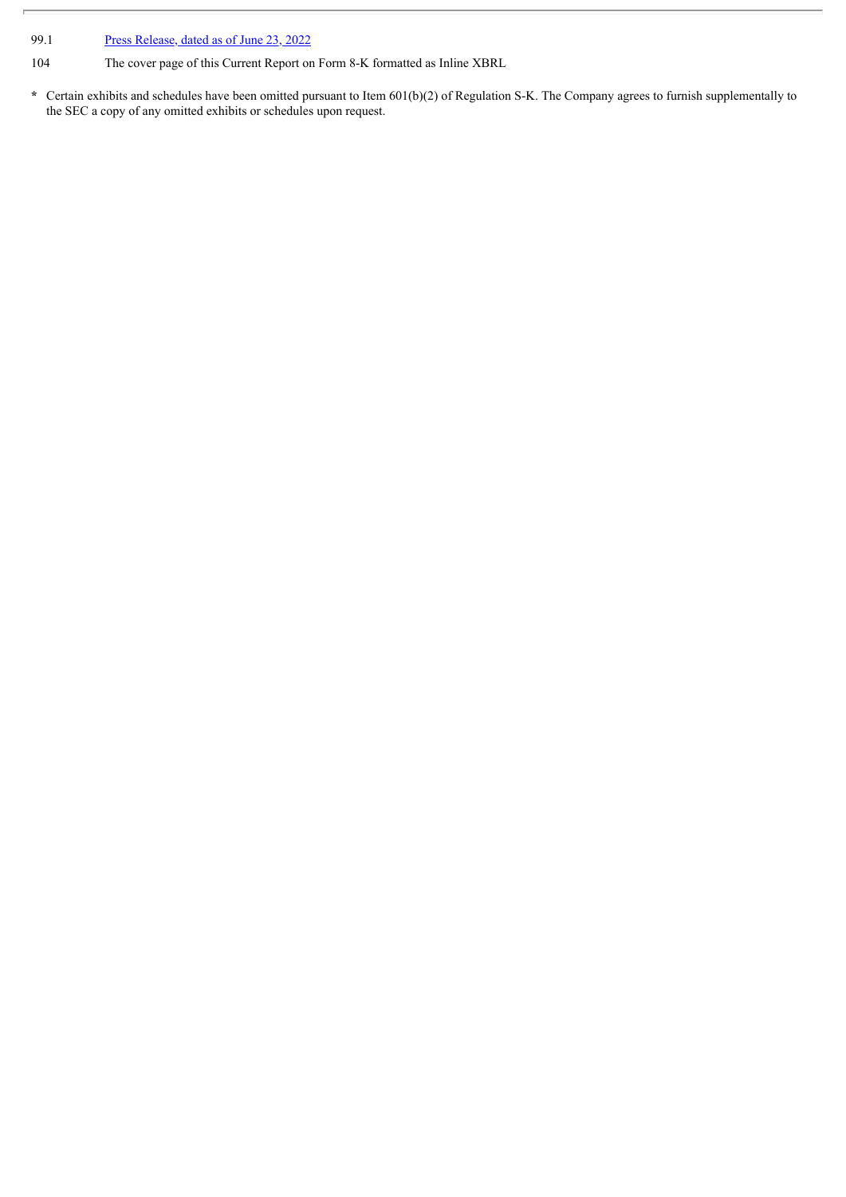| | |
|---|---|
| 99.1 | [Press Release, dated as of June 23, 2022] |
| 104 | The cover page of this Current Report on Form 8-K formatted as Inline XBRL |

\* Certain exhibits and schedules have been omitted pursuant to Item 601(b)(2) of Regulation S-K. The Company agrees to furnish supplementally to the SEC a copy of any omitted exhibits or schedules upon request.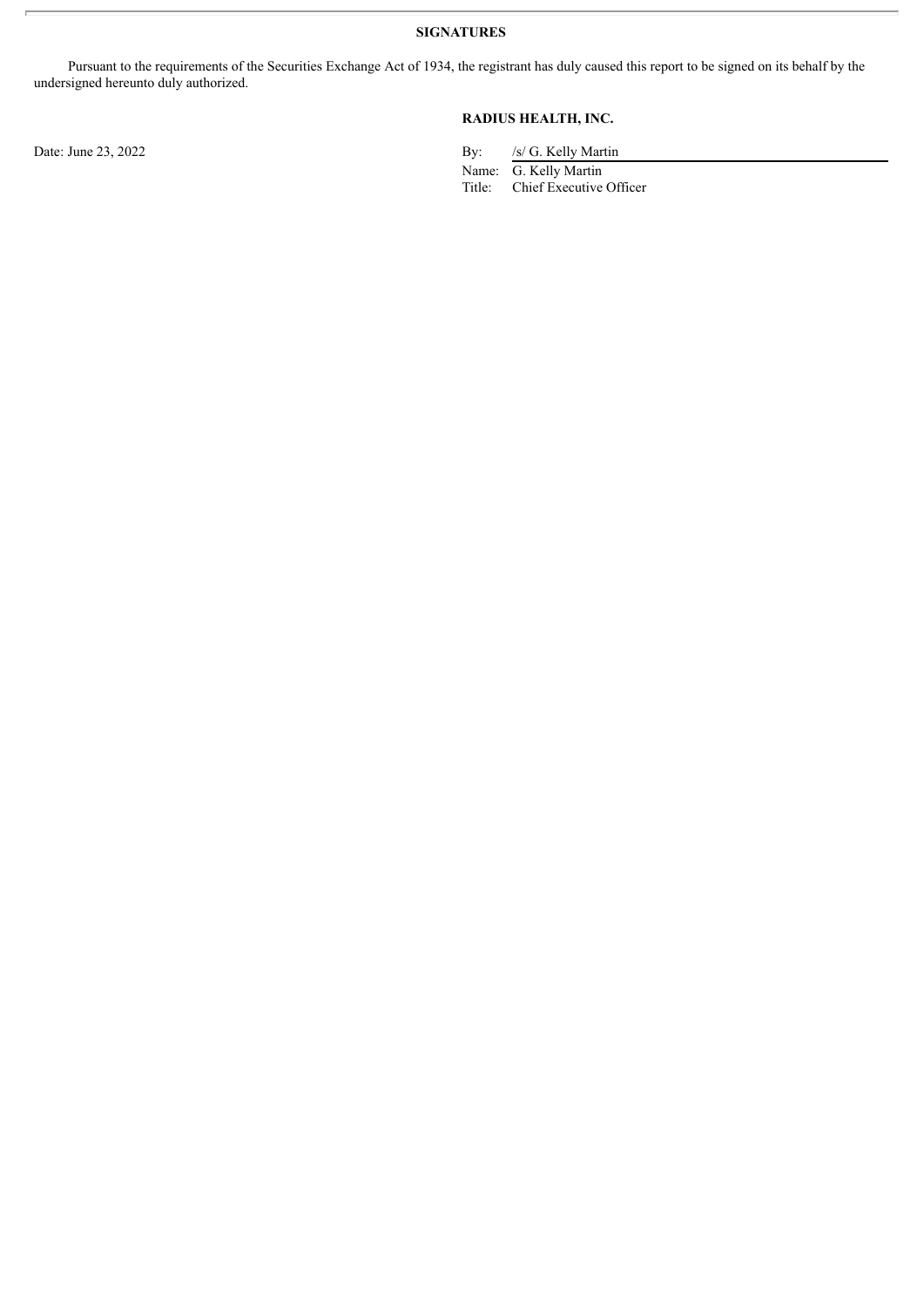**SIGNATURES**

Pursuant to the requirements of the Securities Exchange Act of 1934, the registrant has duly caused this report to be signed on its behalf by the undersigned hereunto duly authorized.

**RADIUS HEALTH, INC.**

Date: June 23, 2022

By: /s/ G. Kelly Martin
Name: G. Kelly Martin
Title: Chief Executive Officer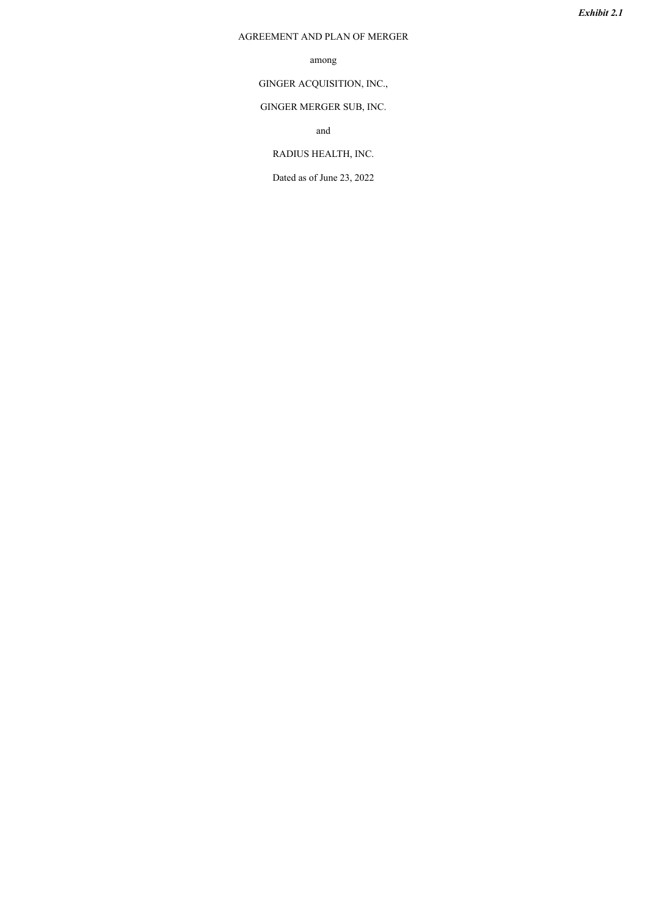*Exhibit 2.1*

AGREEMENT AND PLAN OF MERGER

among

GINGER ACQUISITION, INC.,

GINGER MERGER SUB, INC.

and

RADIUS HEALTH, INC.

Dated as of June 23, 2022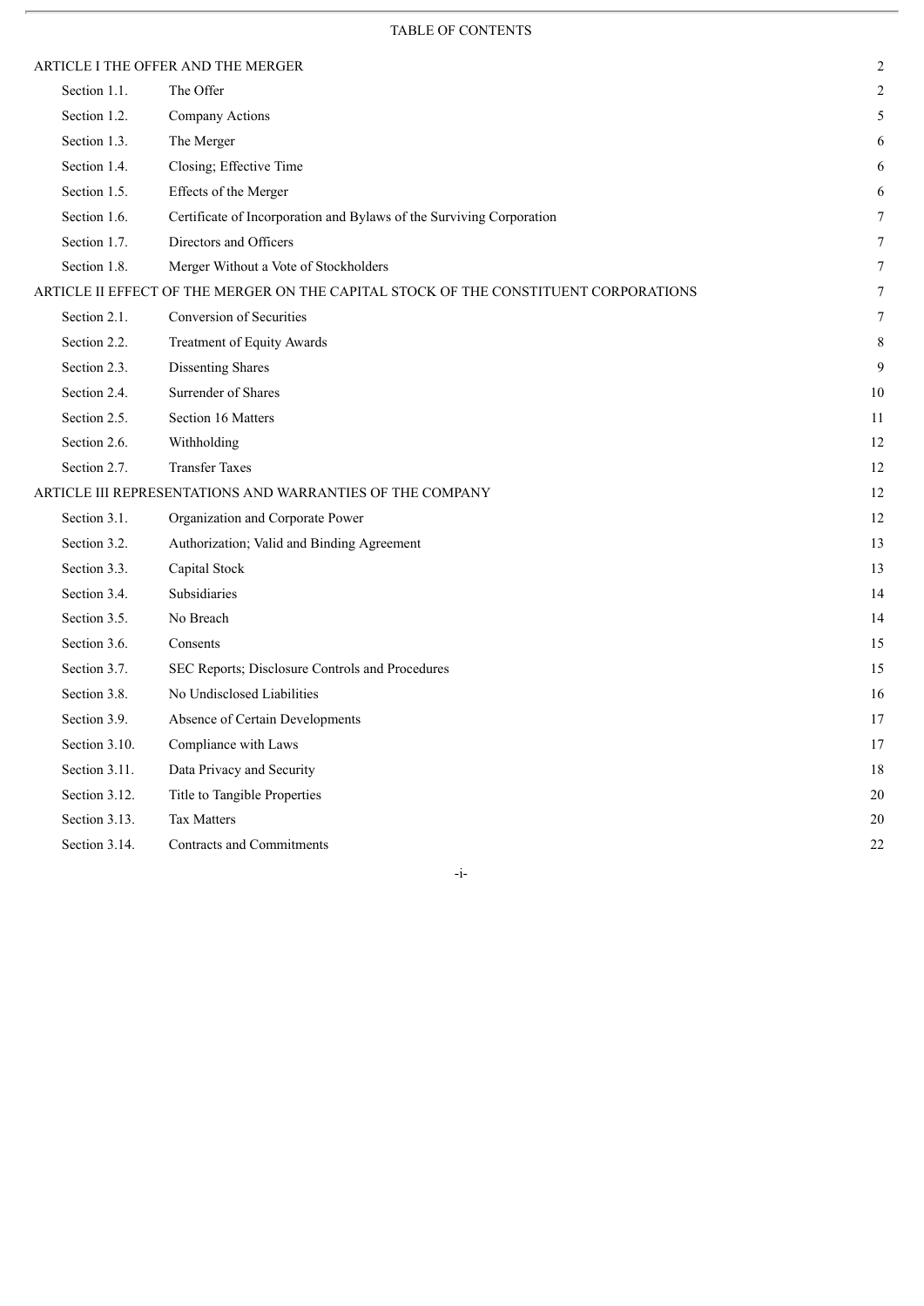TABLE OF CONTENTS

| | | |
|---|---|---|
| ARTICLE I THE OFFER AND THE MERGER | | 2 |
| Section 1.1. | The Offer | 2 |
| Section 1.2. | Company Actions | 5 |
| Section 1.3. | The Merger | 6 |
| Section 1.4. | Closing; Effective Time | 6 |
| Section 1.5. | Effects of the Merger | 6 |
| Section 1.6. | Certificate of Incorporation and Bylaws of the Surviving Corporation | 7 |
| Section 1.7. | Directors and Officers | 7 |
| Section 1.8. | Merger Without a Vote of Stockholders | 7 |
| ARTICLE II EFFECT OF THE MERGER ON THE CAPITAL STOCK OF THE CONSTITUENT CORPORATIONS | | 7 |
| Section 2.1. | Conversion of Securities | 7 |
| Section 2.2. | Treatment of Equity Awards | 8 |
| Section 2.3. | Dissenting Shares | 9 |
| Section 2.4. | Surrender of Shares | 10 |
| Section 2.5. | Section 16 Matters | 11 |
| Section 2.6. | Withholding | 12 |
| Section 2.7. | Transfer Taxes | 12 |
| ARTICLE III REPRESENTATIONS AND WARRANTIES OF THE COMPANY | | 12 |
| Section 3.1. | Organization and Corporate Power | 12 |
| Section 3.2. | Authorization; Valid and Binding Agreement | 13 |
| Section 3.3. | Capital Stock | 13 |
| Section 3.4. | Subsidiaries | 14 |
| Section 3.5. | No Breach | 14 |
| Section 3.6. | Consents | 15 |
| Section 3.7. | SEC Reports; Disclosure Controls and Procedures | 15 |
| Section 3.8. | No Undisclosed Liabilities | 16 |
| Section 3.9. | Absence of Certain Developments | 17 |
| Section 3.10. | Compliance with Laws | 17 |
| Section 3.11. | Data Privacy and Security | 18 |
| Section 3.12. | Title to Tangible Properties | 20 |
| Section 3.13. | Tax Matters | 20 |
| Section 3.14. | Contracts and Commitments | 22 |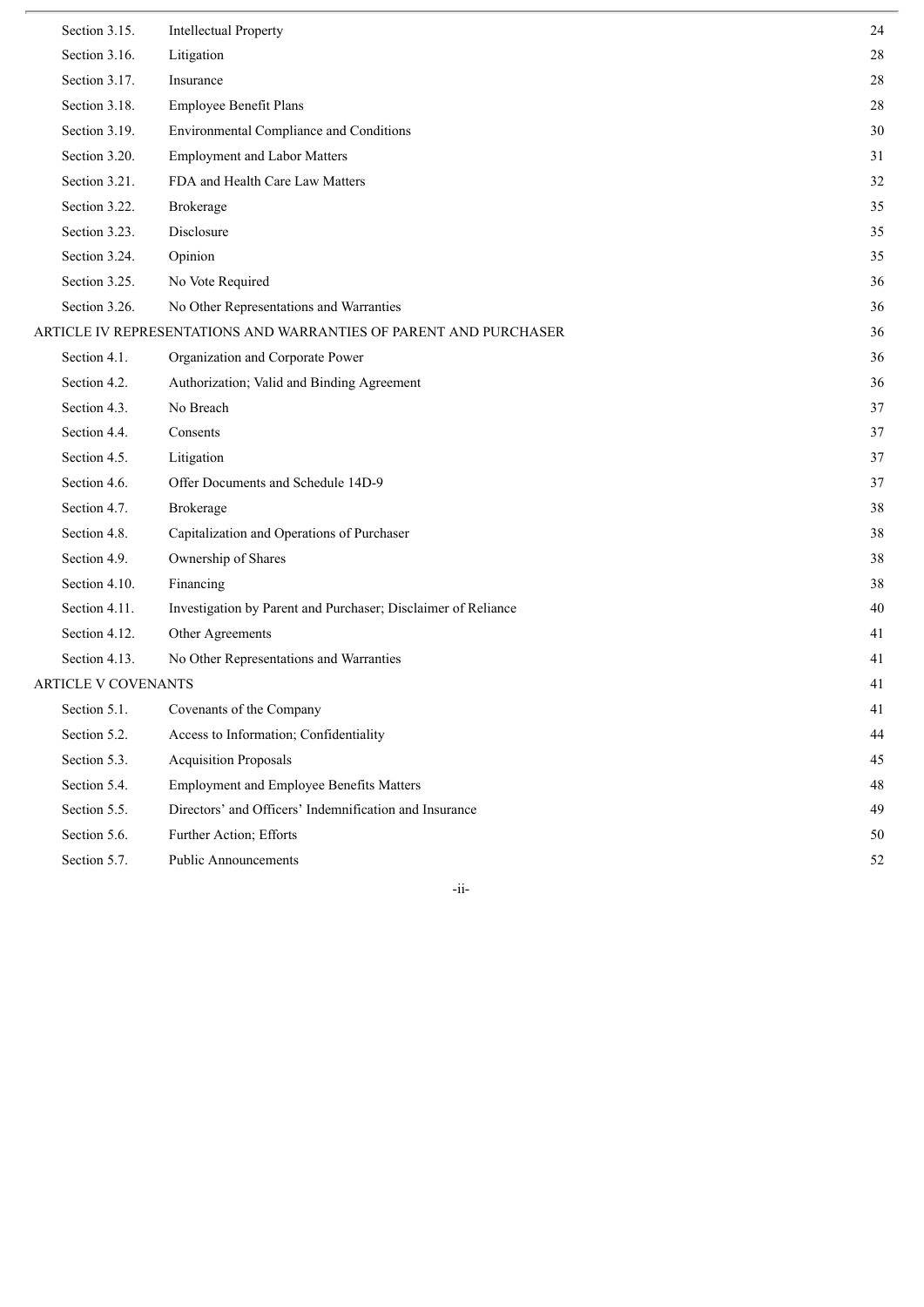| | | |
|---|---|---|
| Section 3.15. | Intellectual Property | 24 |
| Section 3.16. | Litigation | 28 |
| Section 3.17. | Insurance | 28 |
| Section 3.18. | Employee Benefit Plans | 28 |
| Section 3.19. | Environmental Compliance and Conditions | 30 |
| Section 3.20. | Employment and Labor Matters | 31 |
| Section 3.21. | FDA and Health Care Law Matters | 32 |
| Section 3.22. | Brokerage | 35 |
| Section 3.23. | Disclosure | 35 |
| Section 3.24. | Opinion | 35 |
| Section 3.25. | No Vote Required | 36 |
| Section 3.26. | No Other Representations and Warranties | 36 |
| ARTICLE IV REPRESENTATIONS AND WARRANTIES OF PARENT AND PURCHASER | | 36 |
| Section 4.1. | Organization and Corporate Power | 36 |
| Section 4.2. | Authorization; Valid and Binding Agreement | 36 |
| Section 4.3. | No Breach | 37 |
| Section 4.4. | Consents | 37 |
| Section 4.5. | Litigation | 37 |
| Section 4.6. | Offer Documents and Schedule 14D-9 | 37 |
| Section 4.7. | Brokerage | 38 |
| Section 4.8. | Capitalization and Operations of Purchaser | 38 |
| Section 4.9. | Ownership of Shares | 38 |
| Section 4.10. | Financing | 38 |
| Section 4.11. | Investigation by Parent and Purchaser; Disclaimer of Reliance | 40 |
| Section 4.12. | Other Agreements | 41 |
| Section 4.13. | No Other Representations and Warranties | 41 |
| ARTICLE V COVENANTS | | 41 |
| Section 5.1. | Covenants of the Company | 41 |
| Section 5.2. | Access to Information; Confidentiality | 44 |
| Section 5.3. | Acquisition Proposals | 45 |
| Section 5.4. | Employment and Employee Benefits Matters | 48 |
| Section 5.5. | Directors' and Officers' Indemnification and Insurance | 49 |
| Section 5.6. | Further Action; Efforts | 50 |
| Section 5.7. | Public Announcements | 52 |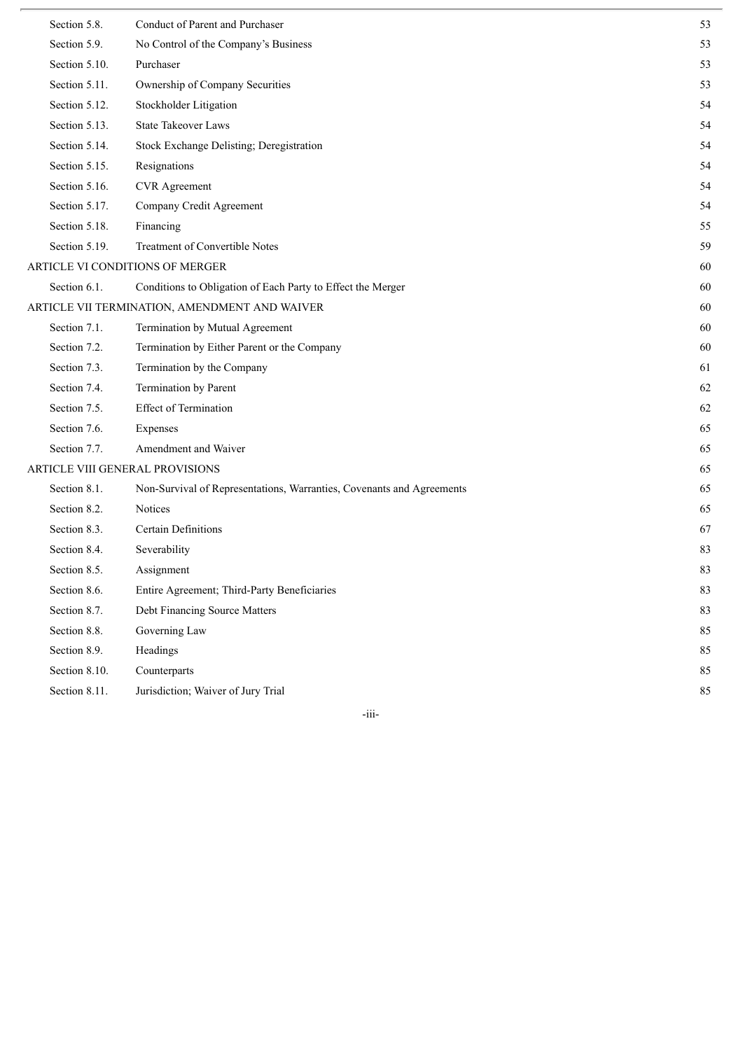| | | |
|---|---|---|
| Section 5.8. | Conduct of Parent and Purchaser | 53 |
| Section 5.9. | No Control of the Company's Business | 53 |
| Section 5.10. | Purchaser | 53 |
| Section 5.11. | Ownership of Company Securities | 53 |
| Section 5.12. | Stockholder Litigation | 54 |
| Section 5.13. | State Takeover Laws | 54 |
| Section 5.14. | Stock Exchange Delisting; Deregistration | 54 |
| Section 5.15. | Resignations | 54 |
| Section 5.16. | CVR Agreement | 54 |
| Section 5.17. | Company Credit Agreement | 54 |
| Section 5.18. | Financing | 55 |
| Section 5.19. | Treatment of Convertible Notes | 59 |
| ARTICLE VI CONDITIONS OF MERGER | | 60 |
| Section 6.1. | Conditions to Obligation of Each Party to Effect the Merger | 60 |
| ARTICLE VII TERMINATION, AMENDMENT AND WAIVER | | 60 |
| Section 7.1. | Termination by Mutual Agreement | 60 |
| Section 7.2. | Termination by Either Parent or the Company | 60 |
| Section 7.3. | Termination by the Company | 61 |
| Section 7.4. | Termination by Parent | 62 |
| Section 7.5. | Effect of Termination | 62 |
| Section 7.6. | Expenses | 65 |
| Section 7.7. | Amendment and Waiver | 65 |
| ARTICLE VIII GENERAL PROVISIONS | | 65 |
| Section 8.1. | Non-Survival of Representations, Warranties, Covenants and Agreements | 65 |
| Section 8.2. | Notices | 65 |
| Section 8.3. | Certain Definitions | 67 |
| Section 8.4. | Severability | 83 |
| Section 8.5. | Assignment | 83 |
| Section 8.6. | Entire Agreement; Third-Party Beneficiaries | 83 |
| Section 8.7. | Debt Financing Source Matters | 83 |
| Section 8.8. | Governing Law | 85 |
| Section 8.9. | Headings | 85 |
| Section 8.10. | Counterparts | 85 |
| Section 8.11. | Jurisdiction; Waiver of Jury Trial | 85 |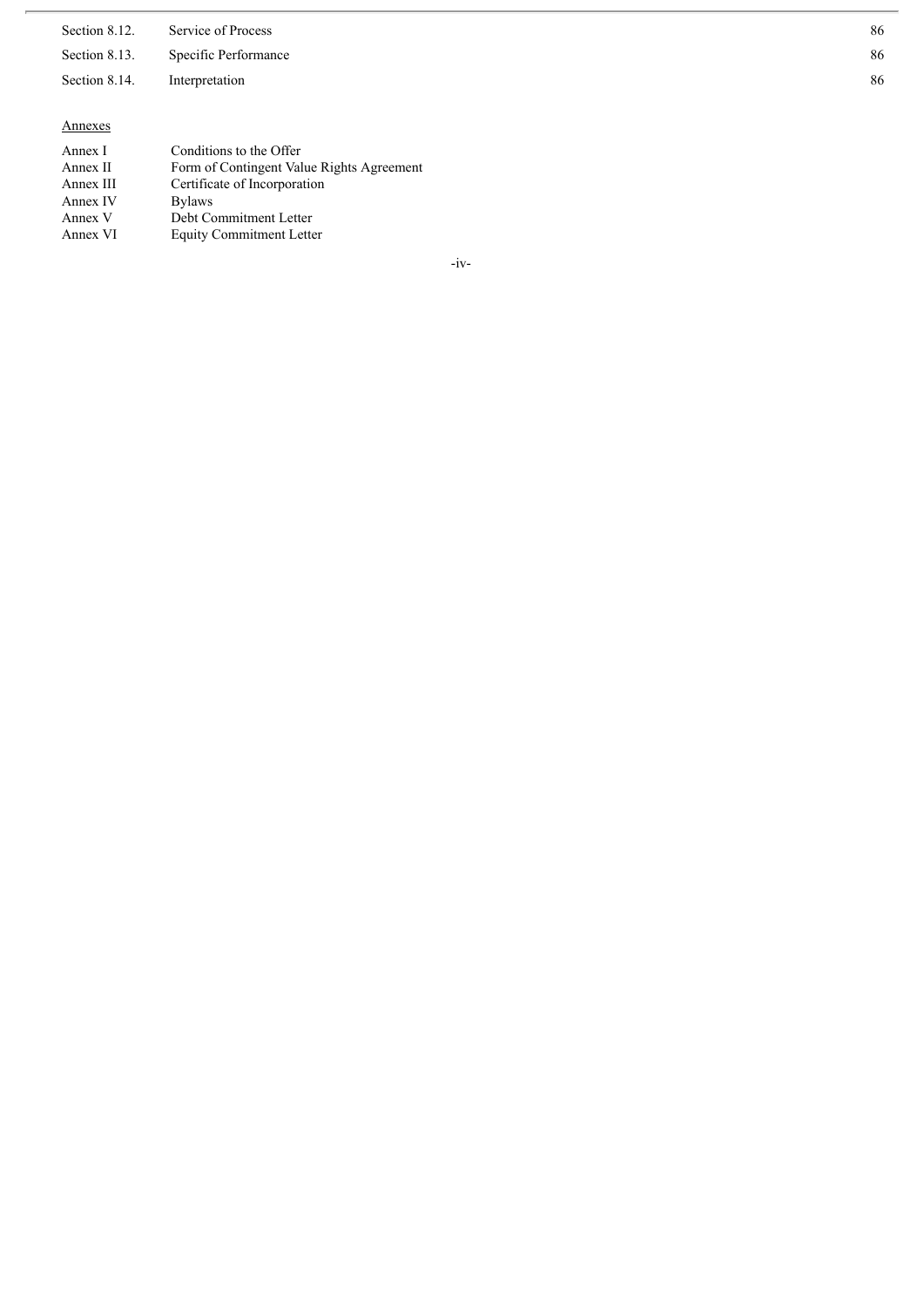| | | |
|---|---|---|
| Section 8.12. | Service of Process | 86 |
| Section 8.13. | Specific Performance | 86 |
| Section 8.14. | Interpretation | 86 |

Annexes

| | |
|---|---|
| Annex I | Conditions to the Offer |
| Annex II | Form of Contingent Value Rights Agreement |
| Annex III | Certificate of Incorporation |
| Annex IV | Bylaws |
| Annex V | Debt Commitment Letter |
| Annex VI | Equity Commitment Letter |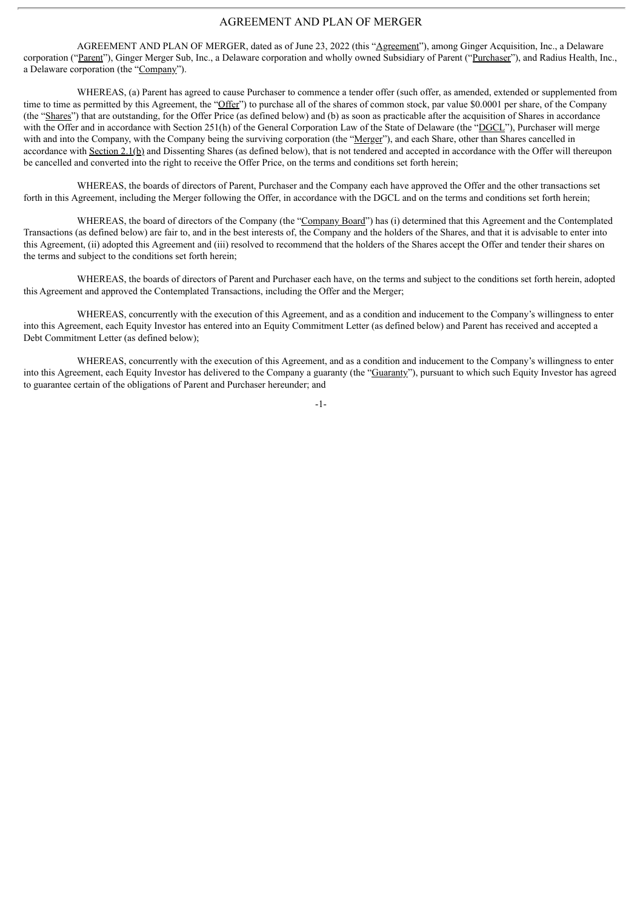# AGREEMENT AND PLAN OF MERGER

AGREEMENT AND PLAN OF MERGER, dated as of June 23, 2022 (this "Agreement"), among Ginger Acquisition, Inc., a Delaware corporation ("Parent"), Ginger Merger Sub, Inc., a Delaware corporation and wholly owned Subsidiary of Parent ("Purchaser"), and Radius Health, Inc., a Delaware corporation (the "Company").

WHEREAS, (a) Parent has agreed to cause Purchaser to commence a tender offer (such offer, as amended, extended or supplemented from time to time as permitted by this Agreement, the "Offer") to purchase all of the shares of common stock, par value $0.0001 per share, of the Company (the "Shares") that are outstanding, for the Offer Price (as defined below) and (b) as soon as practicable after the acquisition of Shares in accordance with the Offer and in accordance with Section 251(h) of the General Corporation Law of the State of Delaware (the "DGCL"), Purchaser will merge with and into the Company, with the Company being the surviving corporation (the "Merger"), and each Share, other than Shares cancelled in accordance with Section 2.1(b) and Dissenting Shares (as defined below), that is not tendered and accepted in accordance with the Offer will thereupon be cancelled and converted into the right to receive the Offer Price, on the terms and conditions set forth herein;

WHEREAS, the boards of directors of Parent, Purchaser and the Company each have approved the Offer and the other transactions set forth in this Agreement, including the Merger following the Offer, in accordance with the DGCL and on the terms and conditions set forth herein;

WHEREAS, the board of directors of the Company (the "Company Board") has (i) determined that this Agreement and the Contemplated Transactions (as defined below) are fair to, and in the best interests of, the Company and the holders of the Shares, and that it is advisable to enter into this Agreement, (ii) adopted this Agreement and (iii) resolved to recommend that the holders of the Shares accept the Offer and tender their shares on the terms and subject to the conditions set forth herein;

WHEREAS, the boards of directors of Parent and Purchaser each have, on the terms and subject to the conditions set forth herein, adopted this Agreement and approved the Contemplated Transactions, including the Offer and the Merger;

WHEREAS, concurrently with the execution of this Agreement, and as a condition and inducement to the Company's willingness to enter into this Agreement, each Equity Investor has entered into an Equity Commitment Letter (as defined below) and Parent has received and accepted a Debt Commitment Letter (as defined below);

WHEREAS, concurrently with the execution of this Agreement, and as a condition and inducement to the Company's willingness to enter into this Agreement, each Equity Investor has delivered to the Company a guaranty (the "Guaranty"), pursuant to which such Equity Investor has agreed to guarantee certain of the obligations of Parent and Purchaser hereunder; and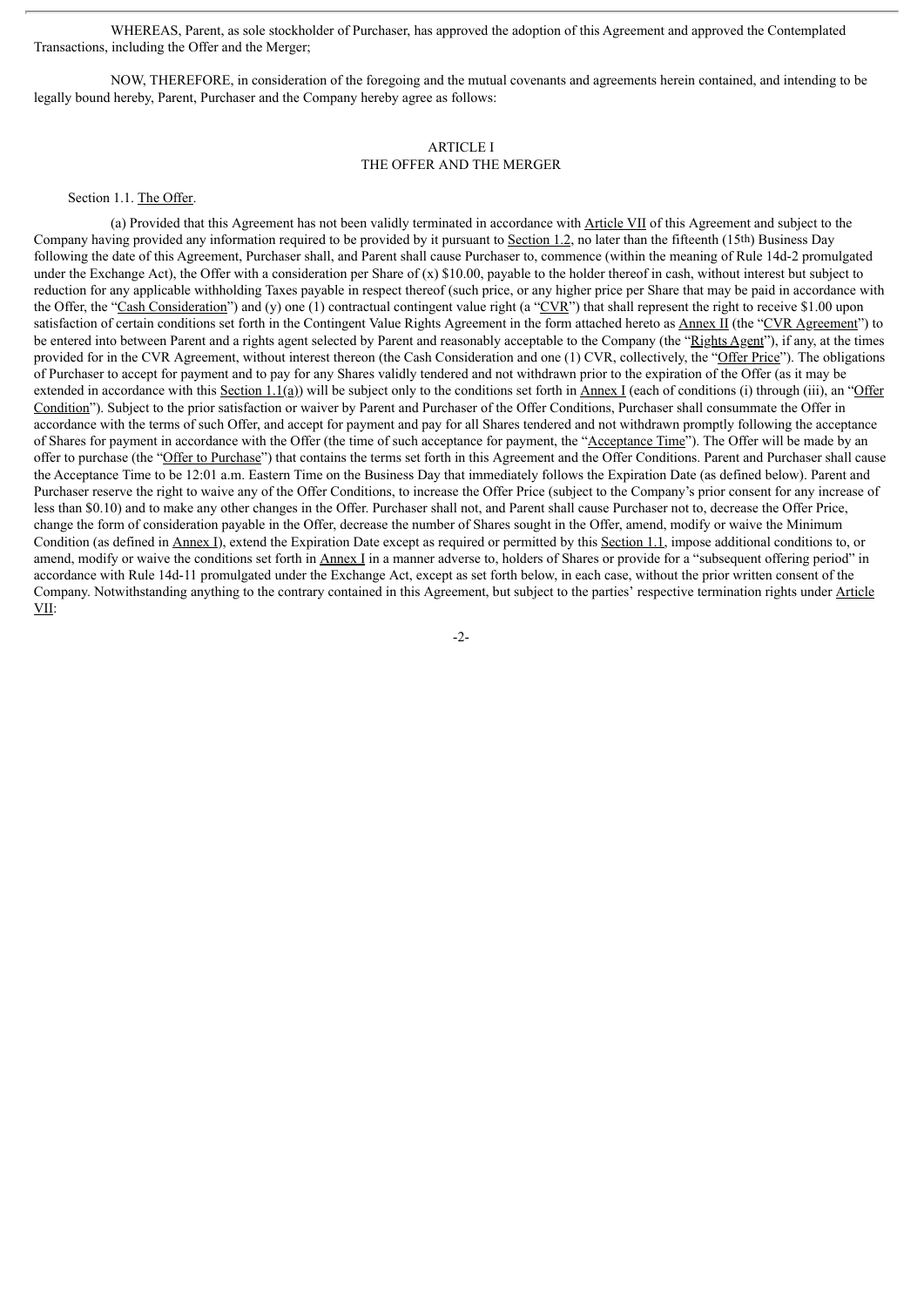WHEREAS, Parent, as sole stockholder of Purchaser, has approved the adoption of this Agreement and approved the Contemplated Transactions, including the Offer and the Merger;

NOW, THEREFORE, in consideration of the foregoing and the mutual covenants and agreements herein contained, and intending to be legally bound hereby, Parent, Purchaser and the Company hereby agree as follows:

## ARTICLE I
## THE OFFER AND THE MERGER

Section 1.1. The Offer.

(a) Provided that this Agreement has not been validly terminated in accordance with Article VII of this Agreement and subject to the Company having provided any information required to be provided by it pursuant to Section 1.2, no later than the fifteenth (15th) Business Day following the date of this Agreement, Purchaser shall, and Parent shall cause Purchaser to, commence (within the meaning of Rule 14d-2 promulgated under the Exchange Act), the Offer with a consideration per Share of (x) $10.00, payable to the holder thereof in cash, without interest but subject to reduction for any applicable withholding Taxes payable in respect thereof (such price, or any higher price per Share that may be paid in accordance with the Offer, the "Cash Consideration") and (y) one (1) contractual contingent value right (a "CVR") that shall represent the right to receive $1.00 upon satisfaction of certain conditions set forth in the Contingent Value Rights Agreement in the form attached hereto as Annex II (the "CVR Agreement") to be entered into between Parent and a rights agent selected by Parent and reasonably acceptable to the Company (the "Rights Agent"), if any, at the times provided for in the CVR Agreement, without interest thereon (the Cash Consideration and one (1) CVR, collectively, the "Offer Price"). The obligations of Purchaser to accept for payment and to pay for any Shares validly tendered and not withdrawn prior to the expiration of the Offer (as it may be extended in accordance with this Section 1.1(a)) will be subject only to the conditions set forth in Annex I (each of conditions (i) through (iii), an "Offer Condition"). Subject to the prior satisfaction or waiver by Parent and Purchaser of the Offer Conditions, Purchaser shall consummate the Offer in accordance with the terms of such Offer, and accept for payment and pay for all Shares tendered and not withdrawn promptly following the acceptance of Shares for payment in accordance with the Offer (the time of such acceptance for payment, the "Acceptance Time"). The Offer will be made by an offer to purchase (the "Offer to Purchase") that contains the terms set forth in this Agreement and the Offer Conditions. Parent and Purchaser shall cause the Acceptance Time to be 12:01 a.m. Eastern Time on the Business Day that immediately follows the Expiration Date (as defined below). Parent and Purchaser reserve the right to waive any of the Offer Conditions, to increase the Offer Price (subject to the Company's prior consent for any increase of less than $0.10) and to make any other changes in the Offer. Purchaser shall not, and Parent shall cause Purchaser not to, decrease the Offer Price, change the form of consideration payable in the Offer, decrease the number of Shares sought in the Offer, amend, modify or waive the Minimum Condition (as defined in Annex I), extend the Expiration Date except as required or permitted by this Section 1.1, impose additional conditions to, or amend, modify or waive the conditions set forth in Annex I in a manner adverse to, holders of Shares or provide for a "subsequent offering period" in accordance with Rule 14d-11 promulgated under the Exchange Act, except as set forth below, in each case, without the prior written consent of the Company. Notwithstanding anything to the contrary contained in this Agreement, but subject to the parties' respective termination rights under Article VII: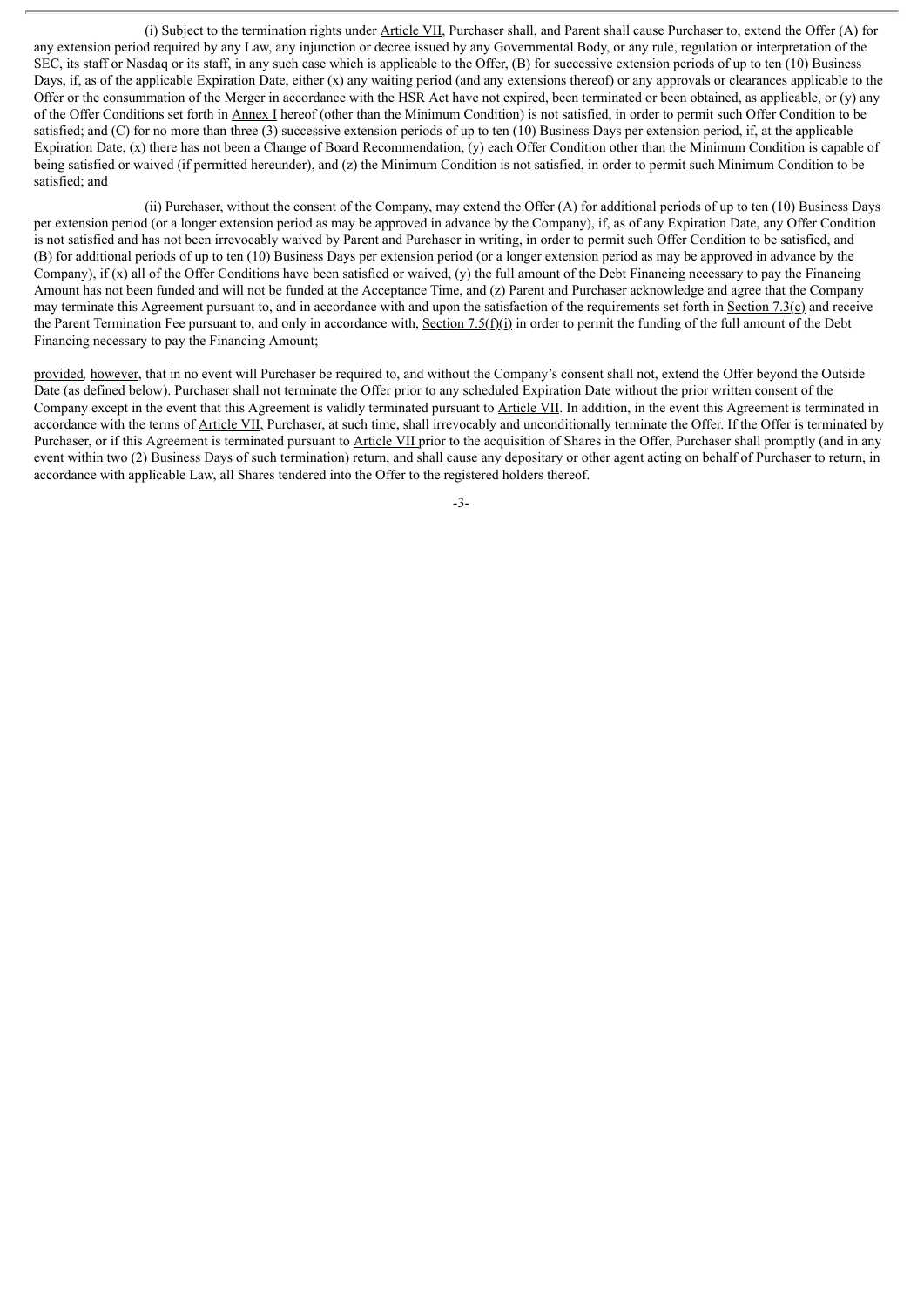(i) Subject to the termination rights under Article VII, Purchaser shall, and Parent shall cause Purchaser to, extend the Offer (A) for any extension period required by any Law, any injunction or decree issued by any Governmental Body, or any rule, regulation or interpretation of the SEC, its staff or Nasdaq or its staff, in any such case which is applicable to the Offer, (B) for successive extension periods of up to ten (10) Business Days, if, as of the applicable Expiration Date, either (x) any waiting period (and any extensions thereof) or any approvals or clearances applicable to the Offer or the consummation of the Merger in accordance with the HSR Act have not expired, been terminated or been obtained, as applicable, or (y) any of the Offer Conditions set forth in Annex I hereof (other than the Minimum Condition) is not satisfied, in order to permit such Offer Condition to be satisfied; and (C) for no more than three (3) successive extension periods of up to ten (10) Business Days per extension period, if, at the applicable Expiration Date, (x) there has not been a Change of Board Recommendation, (y) each Offer Condition other than the Minimum Condition is capable of being satisfied or waived (if permitted hereunder), and (z) the Minimum Condition is not satisfied, in order to permit such Minimum Condition to be satisfied; and

(ii) Purchaser, without the consent of the Company, may extend the Offer (A) for additional periods of up to ten (10) Business Days per extension period (or a longer extension period as may be approved in advance by the Company), if, as of any Expiration Date, any Offer Condition is not satisfied and has not been irrevocably waived by Parent and Purchaser in writing, in order to permit such Offer Condition to be satisfied, and (B) for additional periods of up to ten (10) Business Days per extension period (or a longer extension period as may be approved in advance by the Company), if (x) all of the Offer Conditions have been satisfied or waived, (y) the full amount of the Debt Financing necessary to pay the Financing Amount has not been funded and will not be funded at the Acceptance Time, and (z) Parent and Purchaser acknowledge and agree that the Company may terminate this Agreement pursuant to, and in accordance with and upon the satisfaction of the requirements set forth in Section 7.3(c) and receive the Parent Termination Fee pursuant to, and only in accordance with, Section 7.5(f)(i) in order to permit the funding of the full amount of the Debt Financing necessary to pay the Financing Amount;

provided, however, that in no event will Purchaser be required to, and without the Company's consent shall not, extend the Offer beyond the Outside Date (as defined below). Purchaser shall not terminate the Offer prior to any scheduled Expiration Date without the prior written consent of the Company except in the event that this Agreement is validly terminated pursuant to Article VII. In addition, in the event this Agreement is terminated in accordance with the terms of Article VII, Purchaser, at such time, shall irrevocably and unconditionally terminate the Offer. If the Offer is terminated by Purchaser, or if this Agreement is terminated pursuant to Article VII prior to the acquisition of Shares in the Offer, Purchaser shall promptly (and in any event within two (2) Business Days of such termination) return, and shall cause any depositary or other agent acting on behalf of Purchaser to return, in accordance with applicable Law, all Shares tendered into the Offer to the registered holders thereof.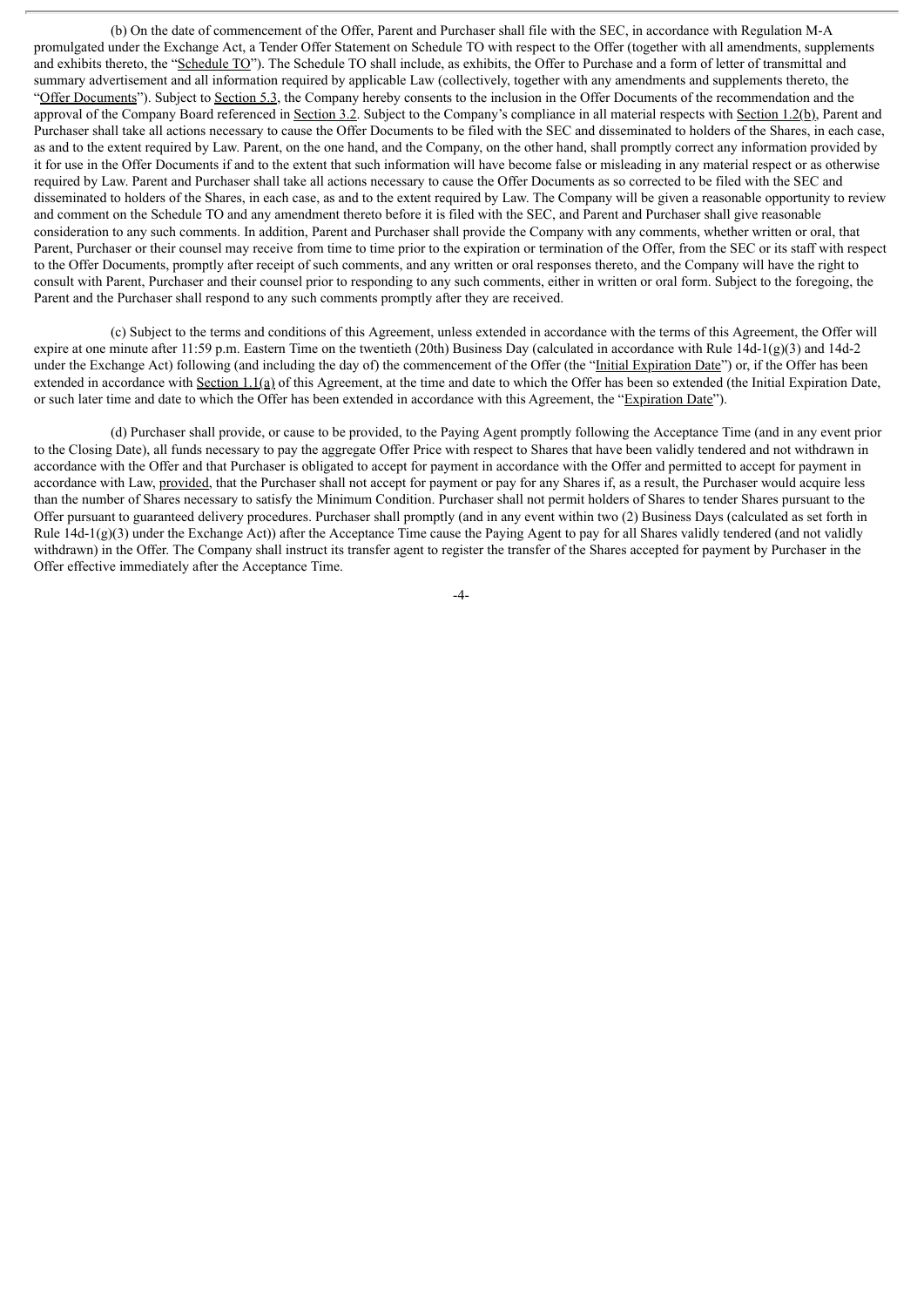(b) On the date of commencement of the Offer, Parent and Purchaser shall file with the SEC, in accordance with Regulation M-A promulgated under the Exchange Act, a Tender Offer Statement on Schedule TO with respect to the Offer (together with all amendments, supplements and exhibits thereto, the "Schedule TO"). The Schedule TO shall include, as exhibits, the Offer to Purchase and a form of letter of transmittal and summary advertisement and all information required by applicable Law (collectively, together with any amendments and supplements thereto, the "Offer Documents"). Subject to Section 5.3, the Company hereby consents to the inclusion in the Offer Documents of the recommendation and the approval of the Company Board referenced in Section 3.2. Subject to the Company's compliance in all material respects with Section 1.2(b), Parent and Purchaser shall take all actions necessary to cause the Offer Documents to be filed with the SEC and disseminated to holders of the Shares, in each case, as and to the extent required by Law. Parent, on the one hand, and the Company, on the other hand, shall promptly correct any information provided by it for use in the Offer Documents if and to the extent that such information will have become false or misleading in any material respect or as otherwise required by Law. Parent and Purchaser shall take all actions necessary to cause the Offer Documents as so corrected to be filed with the SEC and disseminated to holders of the Shares, in each case, as and to the extent required by Law. The Company will be given a reasonable opportunity to review and comment on the Schedule TO and any amendment thereto before it is filed with the SEC, and Parent and Purchaser shall give reasonable consideration to any such comments. In addition, Parent and Purchaser shall provide the Company with any comments, whether written or oral, that Parent, Purchaser or their counsel may receive from time to time prior to the expiration or termination of the Offer, from the SEC or its staff with respect to the Offer Documents, promptly after receipt of such comments, and any written or oral responses thereto, and the Company will have the right to consult with Parent, Purchaser and their counsel prior to responding to any such comments, either in written or oral form. Subject to the foregoing, the Parent and the Purchaser shall respond to any such comments promptly after they are received.

(c) Subject to the terms and conditions of this Agreement, unless extended in accordance with the terms of this Agreement, the Offer will expire at one minute after 11:59 p.m. Eastern Time on the twentieth (20th) Business Day (calculated in accordance with Rule 14d-1(g)(3) and 14d-2 under the Exchange Act) following (and including the day of) the commencement of the Offer (the "Initial Expiration Date") or, if the Offer has been extended in accordance with Section 1.1(a) of this Agreement, at the time and date to which the Offer has been so extended (the Initial Expiration Date, or such later time and date to which the Offer has been extended in accordance with this Agreement, the "Expiration Date").

(d) Purchaser shall provide, or cause to be provided, to the Paying Agent promptly following the Acceptance Time (and in any event prior to the Closing Date), all funds necessary to pay the aggregate Offer Price with respect to Shares that have been validly tendered and not withdrawn in accordance with the Offer and that Purchaser is obligated to accept for payment in accordance with the Offer and permitted to accept for payment in accordance with Law, provided, that the Purchaser shall not accept for payment or pay for any Shares if, as a result, the Purchaser would acquire less than the number of Shares necessary to satisfy the Minimum Condition. Purchaser shall not permit holders of Shares to tender Shares pursuant to the Offer pursuant to guaranteed delivery procedures. Purchaser shall promptly (and in any event within two (2) Business Days (calculated as set forth in Rule 14d-1(g)(3) under the Exchange Act)) after the Acceptance Time cause the Paying Agent to pay for all Shares validly tendered (and not validly withdrawn) in the Offer. The Company shall instruct its transfer agent to register the transfer of the Shares accepted for payment by Purchaser in the Offer effective immediately after the Acceptance Time.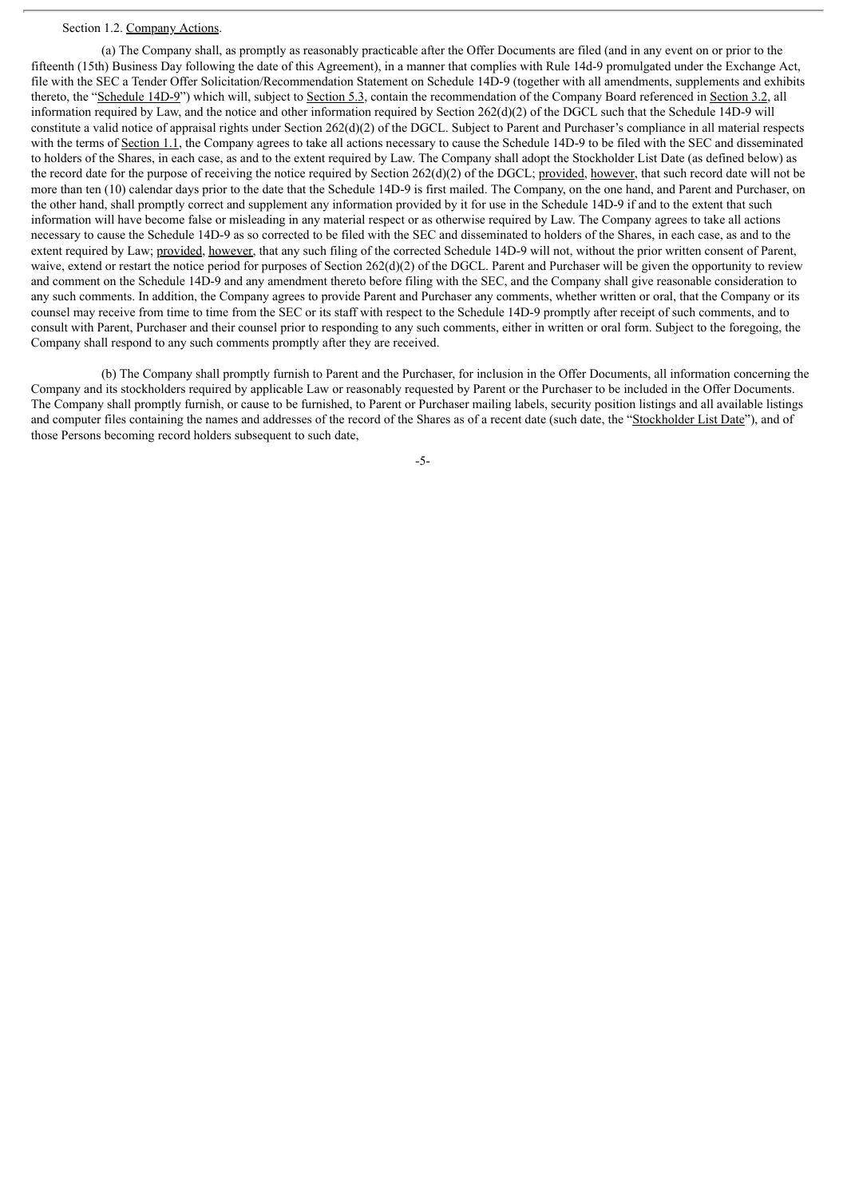Section 1.2. Company Actions.

(a) The Company shall, as promptly as reasonably practicable after the Offer Documents are filed (and in any event on or prior to the fifteenth (15th) Business Day following the date of this Agreement), in a manner that complies with Rule 14d-9 promulgated under the Exchange Act, file with the SEC a Tender Offer Solicitation/Recommendation Statement on Schedule 14D-9 (together with all amendments, supplements and exhibits thereto, the "Schedule 14D-9") which will, subject to Section 5.3, contain the recommendation of the Company Board referenced in Section 3.2, all information required by Law, and the notice and other information required by Section 262(d)(2) of the DGCL such that the Schedule 14D-9 will constitute a valid notice of appraisal rights under Section 262(d)(2) of the DGCL. Subject to Parent and Purchaser's compliance in all material respects with the terms of Section 1.1, the Company agrees to take all actions necessary to cause the Schedule 14D-9 to be filed with the SEC and disseminated to holders of the Shares, in each case, as and to the extent required by Law. The Company shall adopt the Stockholder List Date (as defined below) as the record date for the purpose of receiving the notice required by Section 262(d)(2) of the DGCL; provided, however, that such record date will not be more than ten (10) calendar days prior to the date that the Schedule 14D-9 is first mailed. The Company, on the one hand, and Parent and Purchaser, on the other hand, shall promptly correct and supplement any information provided by it for use in the Schedule 14D-9 if and to the extent that such information will have become false or misleading in any material respect or as otherwise required by Law. The Company agrees to take all actions necessary to cause the Schedule 14D-9 as so corrected to be filed with the SEC and disseminated to holders of the Shares, in each case, as and to the extent required by Law; provided, however, that any such filing of the corrected Schedule 14D-9 will not, without the prior written consent of Parent, waive, extend or restart the notice period for purposes of Section 262(d)(2) of the DGCL. Parent and Purchaser will be given the opportunity to review and comment on the Schedule 14D-9 and any amendment thereto before filing with the SEC, and the Company shall give reasonable consideration to any such comments. In addition, the Company agrees to provide Parent and Purchaser any comments, whether written or oral, that the Company or its counsel may receive from time to time from the SEC or its staff with respect to the Schedule 14D-9 promptly after receipt of such comments, and to consult with Parent, Purchaser and their counsel prior to responding to any such comments, either in written or oral form. Subject to the foregoing, the Company shall respond to any such comments promptly after they are received.

(b) The Company shall promptly furnish to Parent and the Purchaser, for inclusion in the Offer Documents, all information concerning the Company and its stockholders required by applicable Law or reasonably requested by Parent or the Purchaser to be included in the Offer Documents. The Company shall promptly furnish, or cause to be furnished, to Parent or Purchaser mailing labels, security position listings and all available listings and computer files containing the names and addresses of the record of the Shares as of a recent date (such date, the "Stockholder List Date"), and of those Persons becoming record holders subsequent to such date,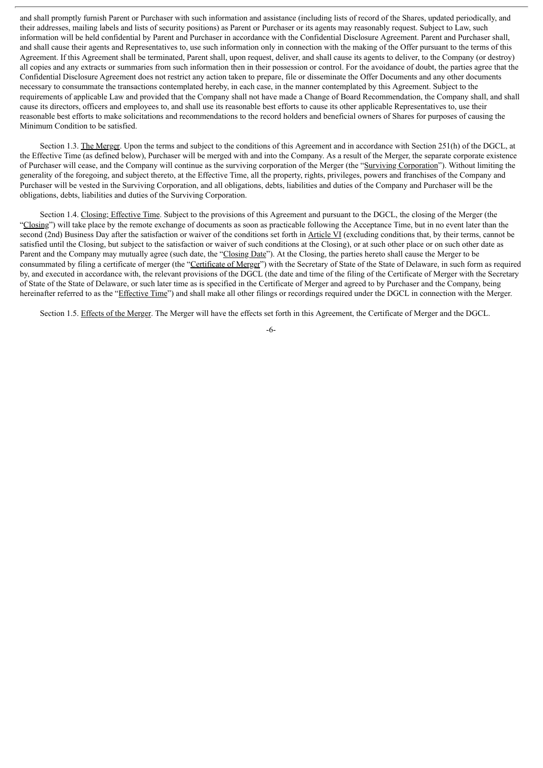and shall promptly furnish Parent or Purchaser with such information and assistance (including lists of record of the Shares, updated periodically, and their addresses, mailing labels and lists of security positions) as Parent or Purchaser or its agents may reasonably request. Subject to Law, such information will be held confidential by Parent and Purchaser in accordance with the Confidential Disclosure Agreement. Parent and Purchaser shall, and shall cause their agents and Representatives to, use such information only in connection with the making of the Offer pursuant to the terms of this Agreement. If this Agreement shall be terminated, Parent shall, upon request, deliver, and shall cause its agents to deliver, to the Company (or destroy) all copies and any extracts or summaries from such information then in their possession or control. For the avoidance of doubt, the parties agree that the Confidential Disclosure Agreement does not restrict any action taken to prepare, file or disseminate the Offer Documents and any other documents necessary to consummate the transactions contemplated hereby, in each case, in the manner contemplated by this Agreement. Subject to the requirements of applicable Law and provided that the Company shall not have made a Change of Board Recommendation, the Company shall, and shall cause its directors, officers and employees to, and shall use its reasonable best efforts to cause its other applicable Representatives to, use their reasonable best efforts to make solicitations and recommendations to the record holders and beneficial owners of Shares for purposes of causing the Minimum Condition to be satisfied.

Section 1.3. The Merger. Upon the terms and subject to the conditions of this Agreement and in accordance with Section 251(h) of the DGCL, at the Effective Time (as defined below), Purchaser will be merged with and into the Company. As a result of the Merger, the separate corporate existence of Purchaser will cease, and the Company will continue as the surviving corporation of the Merger (the "Surviving Corporation"). Without limiting the generality of the foregoing, and subject thereto, at the Effective Time, all the property, rights, privileges, powers and franchises of the Company and Purchaser will be vested in the Surviving Corporation, and all obligations, debts, liabilities and duties of the Company and Purchaser will be the obligations, debts, liabilities and duties of the Surviving Corporation.

Section 1.4. Closing; Effective Time. Subject to the provisions of this Agreement and pursuant to the DGCL, the closing of the Merger (the "Closing") will take place by the remote exchange of documents as soon as practicable following the Acceptance Time, but in no event later than the second (2nd) Business Day after the satisfaction or waiver of the conditions set forth in Article VI (excluding conditions that, by their terms, cannot be satisfied until the Closing, but subject to the satisfaction or waiver of such conditions at the Closing), or at such other place or on such other date as Parent and the Company may mutually agree (such date, the "Closing Date"). At the Closing, the parties hereto shall cause the Merger to be consummated by filing a certificate of merger (the "Certificate of Merger") with the Secretary of State of the State of Delaware, in such form as required by, and executed in accordance with, the relevant provisions of the DGCL (the date and time of the filing of the Certificate of Merger with the Secretary of State of the State of Delaware, or such later time as is specified in the Certificate of Merger and agreed to by Purchaser and the Company, being hereinafter referred to as the "Effective Time") and shall make all other filings or recordings required under the DGCL in connection with the Merger.

Section 1.5. Effects of the Merger. The Merger will have the effects set forth in this Agreement, the Certificate of Merger and the DGCL.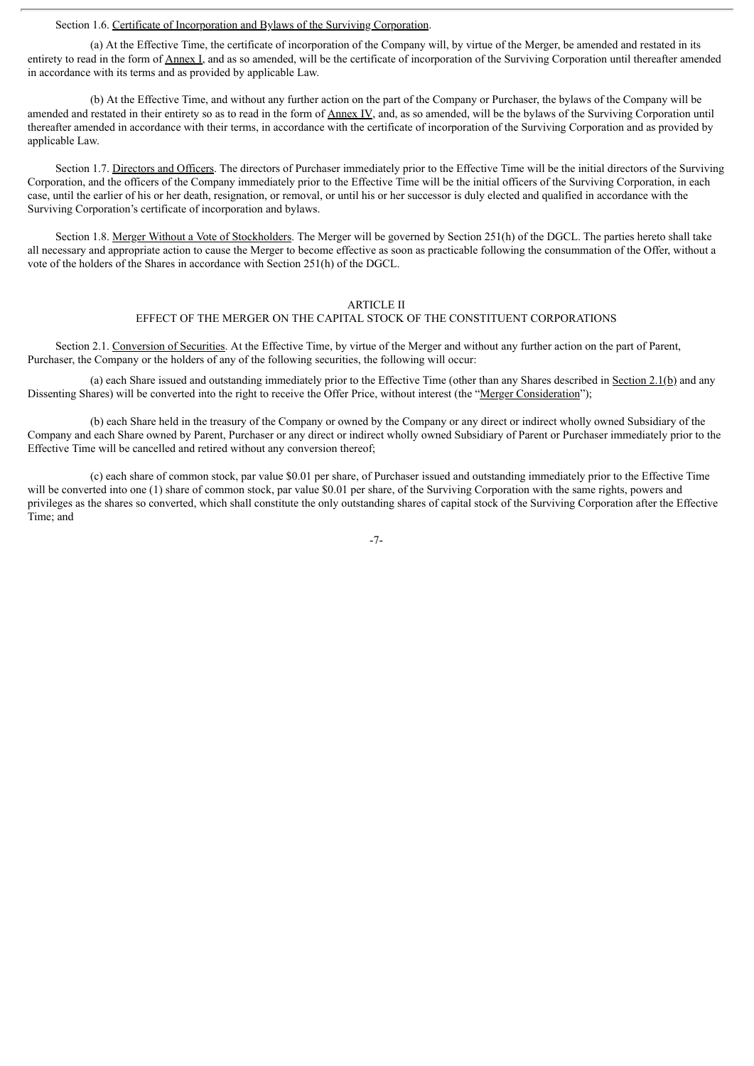Section 1.6. Certificate of Incorporation and Bylaws of the Surviving Corporation.

(a) At the Effective Time, the certificate of incorporation of the Company will, by virtue of the Merger, be amended and restated in its entirety to read in the form of Annex I, and as so amended, will be the certificate of incorporation of the Surviving Corporation until thereafter amended in accordance with its terms and as provided by applicable Law.

(b) At the Effective Time, and without any further action on the part of the Company or Purchaser, the bylaws of the Company will be amended and restated in their entirety so as to read in the form of Annex IV, and, as so amended, will be the bylaws of the Surviving Corporation until thereafter amended in accordance with their terms, in accordance with the certificate of incorporation of the Surviving Corporation and as provided by applicable Law.

Section 1.7. Directors and Officers. The directors of Purchaser immediately prior to the Effective Time will be the initial directors of the Surviving Corporation, and the officers of the Company immediately prior to the Effective Time will be the initial officers of the Surviving Corporation, in each case, until the earlier of his or her death, resignation, or removal, or until his or her successor is duly elected and qualified in accordance with the Surviving Corporation's certificate of incorporation and bylaws.

Section 1.8. Merger Without a Vote of Stockholders. The Merger will be governed by Section 251(h) of the DGCL. The parties hereto shall take all necessary and appropriate action to cause the Merger to become effective as soon as practicable following the consummation of the Offer, without a vote of the holders of the Shares in accordance with Section 251(h) of the DGCL.

## ARTICLE II
## EFFECT OF THE MERGER ON THE CAPITAL STOCK OF THE CONSTITUENT CORPORATIONS

Section 2.1. Conversion of Securities. At the Effective Time, by virtue of the Merger and without any further action on the part of Parent, Purchaser, the Company or the holders of any of the following securities, the following will occur:

(a) each Share issued and outstanding immediately prior to the Effective Time (other than any Shares described in Section 2.1(b) and any Dissenting Shares) will be converted into the right to receive the Offer Price, without interest (the "Merger Consideration");

(b) each Share held in the treasury of the Company or owned by the Company or any direct or indirect wholly owned Subsidiary of the Company and each Share owned by Parent, Purchaser or any direct or indirect wholly owned Subsidiary of Parent or Purchaser immediately prior to the Effective Time will be cancelled and retired without any conversion thereof;

(c) each share of common stock, par value $0.01 per share, of Purchaser issued and outstanding immediately prior to the Effective Time will be converted into one (1) share of common stock, par value $0.01 per share, of the Surviving Corporation with the same rights, powers and privileges as the shares so converted, which shall constitute the only outstanding shares of capital stock of the Surviving Corporation after the Effective Time; and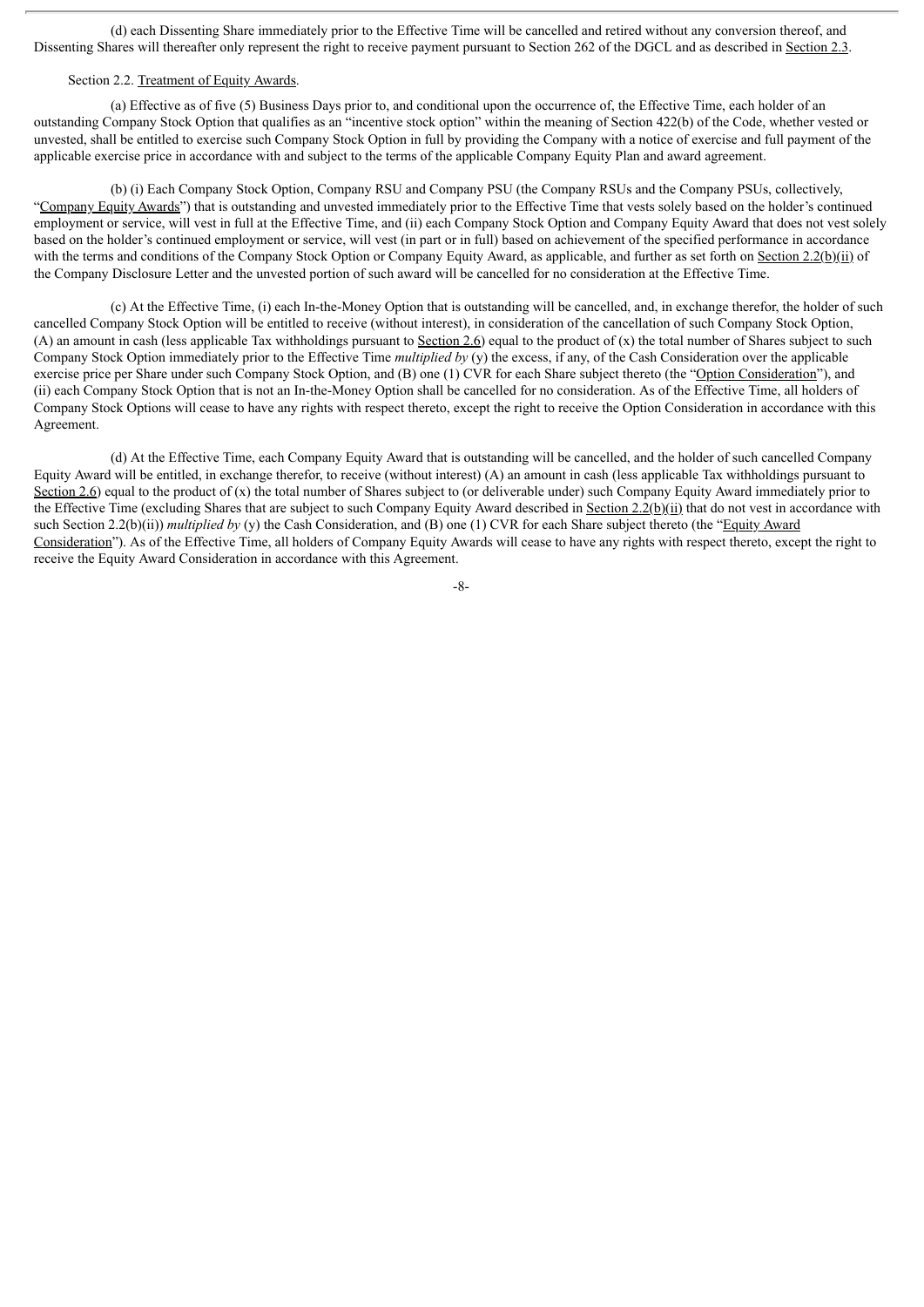(d) each Dissenting Share immediately prior to the Effective Time will be cancelled and retired without any conversion thereof, and Dissenting Shares will thereafter only represent the right to receive payment pursuant to Section 262 of the DGCL and as described in Section 2.3.

Section 2.2. Treatment of Equity Awards.

(a) Effective as of five (5) Business Days prior to, and conditional upon the occurrence of, the Effective Time, each holder of an outstanding Company Stock Option that qualifies as an "incentive stock option" within the meaning of Section 422(b) of the Code, whether vested or unvested, shall be entitled to exercise such Company Stock Option in full by providing the Company with a notice of exercise and full payment of the applicable exercise price in accordance with and subject to the terms of the applicable Company Equity Plan and award agreement.

(b) (i) Each Company Stock Option, Company RSU and Company PSU (the Company RSUs and the Company PSUs, collectively, "Company Equity Awards") that is outstanding and unvested immediately prior to the Effective Time that vests solely based on the holder's continued employment or service, will vest in full at the Effective Time, and (ii) each Company Stock Option and Company Equity Award that does not vest solely based on the holder's continued employment or service, will vest (in part or in full) based on achievement of the specified performance in accordance with the terms and conditions of the Company Stock Option or Company Equity Award, as applicable, and further as set forth on Section 2.2(b)(ii) of the Company Disclosure Letter and the unvested portion of such award will be cancelled for no consideration at the Effective Time.

(c) At the Effective Time, (i) each In-the-Money Option that is outstanding will be cancelled, and, in exchange therefor, the holder of such cancelled Company Stock Option will be entitled to receive (without interest), in consideration of the cancellation of such Company Stock Option, (A) an amount in cash (less applicable Tax withholdings pursuant to Section 2.6) equal to the product of (x) the total number of Shares subject to such Company Stock Option immediately prior to the Effective Time *multiplied by* (y) the excess, if any, of the Cash Consideration over the applicable exercise price per Share under such Company Stock Option, and (B) one (1) CVR for each Share subject thereto (the "Option Consideration"), and (ii) each Company Stock Option that is not an In-the-Money Option shall be cancelled for no consideration. As of the Effective Time, all holders of Company Stock Options will cease to have any rights with respect thereto, except the right to receive the Option Consideration in accordance with this Agreement.

(d) At the Effective Time, each Company Equity Award that is outstanding will be cancelled, and the holder of such cancelled Company Equity Award will be entitled, in exchange therefor, to receive (without interest) (A) an amount in cash (less applicable Tax withholdings pursuant to Section 2.6) equal to the product of (x) the total number of Shares subject to (or deliverable under) such Company Equity Award immediately prior to the Effective Time (excluding Shares that are subject to such Company Equity Award described in Section 2.2(b)(ii) that do not vest in accordance with such Section 2.2(b)(ii)) *multiplied by* (y) the Cash Consideration, and (B) one (1) CVR for each Share subject thereto (the "Equity Award Consideration"). As of the Effective Time, all holders of Company Equity Awards will cease to have any rights with respect thereto, except the right to receive the Equity Award Consideration in accordance with this Agreement.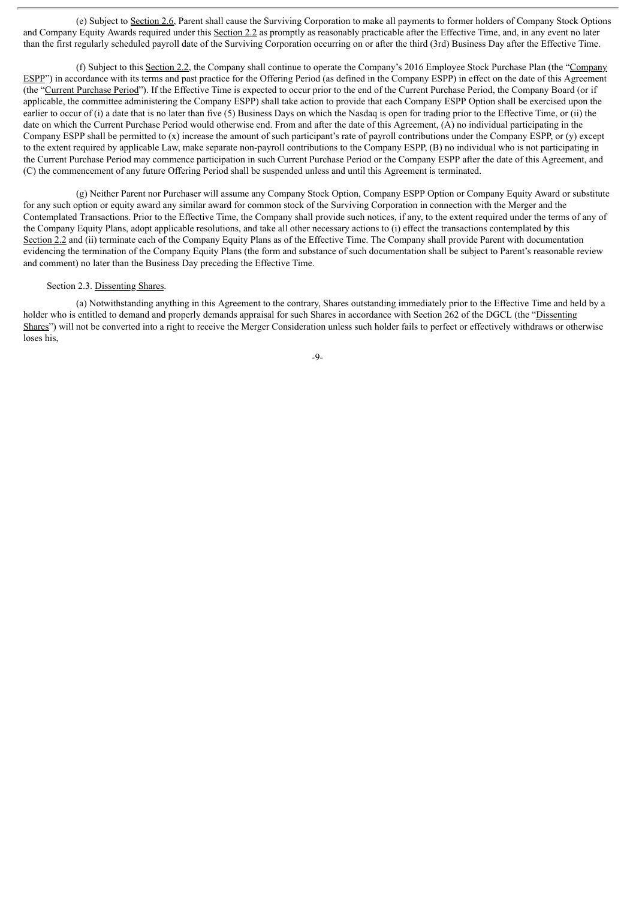(e) Subject to Section 2.6, Parent shall cause the Surviving Corporation to make all payments to former holders of Company Stock Options and Company Equity Awards required under this Section 2.2 as promptly as reasonably practicable after the Effective Time, and, in any event no later than the first regularly scheduled payroll date of the Surviving Corporation occurring on or after the third (3rd) Business Day after the Effective Time.

(f) Subject to this Section 2.2, the Company shall continue to operate the Company's 2016 Employee Stock Purchase Plan (the "Company ESPP") in accordance with its terms and past practice for the Offering Period (as defined in the Company ESPP) in effect on the date of this Agreement (the "Current Purchase Period"). If the Effective Time is expected to occur prior to the end of the Current Purchase Period, the Company Board (or if applicable, the committee administering the Company ESPP) shall take action to provide that each Company ESPP Option shall be exercised upon the earlier to occur of (i) a date that is no later than five (5) Business Days on which the Nasdaq is open for trading prior to the Effective Time, or (ii) the date on which the Current Purchase Period would otherwise end. From and after the date of this Agreement, (A) no individual participating in the Company ESPP shall be permitted to (x) increase the amount of such participant's rate of payroll contributions under the Company ESPP, or (y) except to the extent required by applicable Law, make separate non-payroll contributions to the Company ESPP, (B) no individual who is not participating in the Current Purchase Period may commence participation in such Current Purchase Period or the Company ESPP after the date of this Agreement, and (C) the commencement of any future Offering Period shall be suspended unless and until this Agreement is terminated.

(g) Neither Parent nor Purchaser will assume any Company Stock Option, Company ESPP Option or Company Equity Award or substitute for any such option or equity award any similar award for common stock of the Surviving Corporation in connection with the Merger and the Contemplated Transactions. Prior to the Effective Time, the Company shall provide such notices, if any, to the extent required under the terms of any of the Company Equity Plans, adopt applicable resolutions, and take all other necessary actions to (i) effect the transactions contemplated by this Section 2.2 and (ii) terminate each of the Company Equity Plans as of the Effective Time. The Company shall provide Parent with documentation evidencing the termination of the Company Equity Plans (the form and substance of such documentation shall be subject to Parent's reasonable review and comment) no later than the Business Day preceding the Effective Time.

Section 2.3. Dissenting Shares.

(a) Notwithstanding anything in this Agreement to the contrary, Shares outstanding immediately prior to the Effective Time and held by a holder who is entitled to demand and properly demands appraisal for such Shares in accordance with Section 262 of the DGCL (the "Dissenting Shares") will not be converted into a right to receive the Merger Consideration unless such holder fails to perfect or effectively withdraws or otherwise loses his,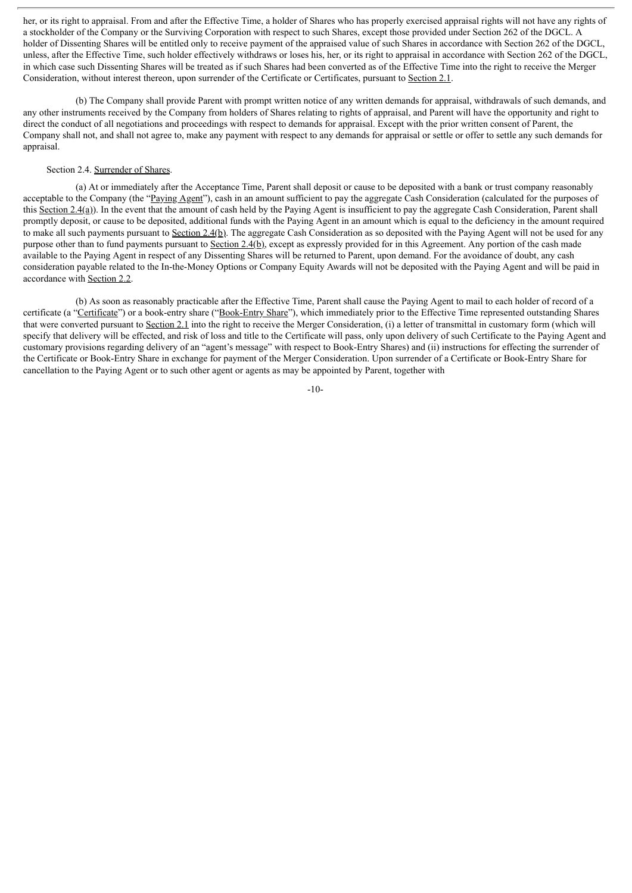her, or its right to appraisal. From and after the Effective Time, a holder of Shares who has properly exercised appraisal rights will not have any rights of a stockholder of the Company or the Surviving Corporation with respect to such Shares, except those provided under Section 262 of the DGCL. A holder of Dissenting Shares will be entitled only to receive payment of the appraised value of such Shares in accordance with Section 262 of the DGCL, unless, after the Effective Time, such holder effectively withdraws or loses his, her, or its right to appraisal in accordance with Section 262 of the DGCL, in which case such Dissenting Shares will be treated as if such Shares had been converted as of the Effective Time into the right to receive the Merger Consideration, without interest thereon, upon surrender of the Certificate or Certificates, pursuant to Section 2.1.

(b) The Company shall provide Parent with prompt written notice of any written demands for appraisal, withdrawals of such demands, and any other instruments received by the Company from holders of Shares relating to rights of appraisal, and Parent will have the opportunity and right to direct the conduct of all negotiations and proceedings with respect to demands for appraisal. Except with the prior written consent of Parent, the Company shall not, and shall not agree to, make any payment with respect to any demands for appraisal or settle or offer to settle any such demands for appraisal.

Section 2.4. Surrender of Shares.

(a) At or immediately after the Acceptance Time, Parent shall deposit or cause to be deposited with a bank or trust company reasonably acceptable to the Company (the "Paying Agent"), cash in an amount sufficient to pay the aggregate Cash Consideration (calculated for the purposes of this Section 2.4(a)). In the event that the amount of cash held by the Paying Agent is insufficient to pay the aggregate Cash Consideration, Parent shall promptly deposit, or cause to be deposited, additional funds with the Paying Agent in an amount which is equal to the deficiency in the amount required to make all such payments pursuant to Section 2.4(b). The aggregate Cash Consideration as so deposited with the Paying Agent will not be used for any purpose other than to fund payments pursuant to Section 2.4(b), except as expressly provided for in this Agreement. Any portion of the cash made available to the Paying Agent in respect of any Dissenting Shares will be returned to Parent, upon demand. For the avoidance of doubt, any cash consideration payable related to the In-the-Money Options or Company Equity Awards will not be deposited with the Paying Agent and will be paid in accordance with Section 2.2.

(b) As soon as reasonably practicable after the Effective Time, Parent shall cause the Paying Agent to mail to each holder of record of a certificate (a "Certificate") or a book-entry share ("Book-Entry Share"), which immediately prior to the Effective Time represented outstanding Shares that were converted pursuant to Section 2.1 into the right to receive the Merger Consideration, (i) a letter of transmittal in customary form (which will specify that delivery will be effected, and risk of loss and title to the Certificate will pass, only upon delivery of such Certificate to the Paying Agent and customary provisions regarding delivery of an "agent's message" with respect to Book-Entry Shares) and (ii) instructions for effecting the surrender of the Certificate or Book-Entry Share in exchange for payment of the Merger Consideration. Upon surrender of a Certificate or Book-Entry Share for cancellation to the Paying Agent or to such other agent or agents as may be appointed by Parent, together with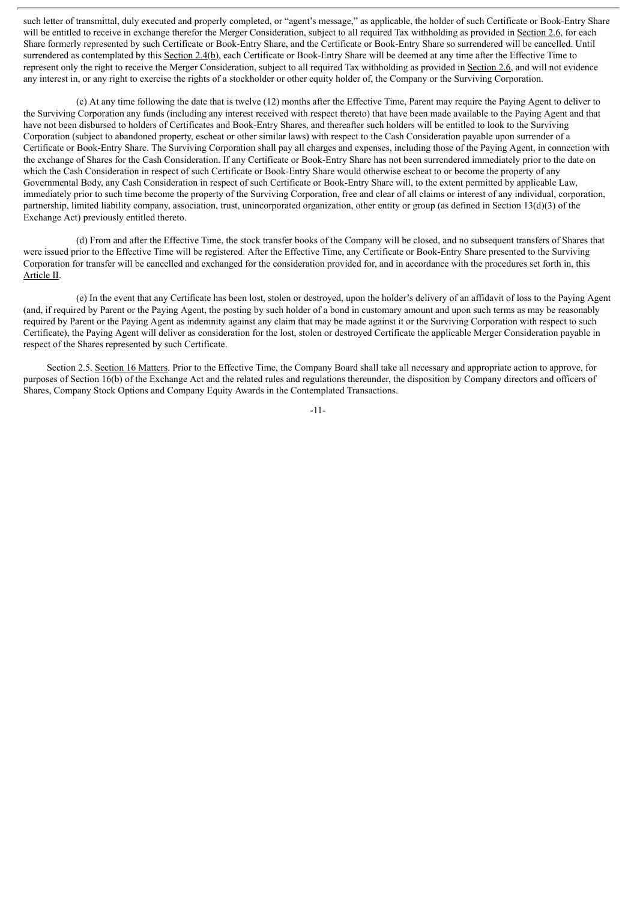such letter of transmittal, duly executed and properly completed, or "agent's message," as applicable, the holder of such Certificate or Book-Entry Share will be entitled to receive in exchange therefor the Merger Consideration, subject to all required Tax withholding as provided in Section 2.6, for each Share formerly represented by such Certificate or Book-Entry Share, and the Certificate or Book-Entry Share so surrendered will be cancelled. Until surrendered as contemplated by this Section 2.4(b), each Certificate or Book-Entry Share will be deemed at any time after the Effective Time to represent only the right to receive the Merger Consideration, subject to all required Tax withholding as provided in Section 2.6, and will not evidence any interest in, or any right to exercise the rights of a stockholder or other equity holder of, the Company or the Surviving Corporation.

(c) At any time following the date that is twelve (12) months after the Effective Time, Parent may require the Paying Agent to deliver to the Surviving Corporation any funds (including any interest received with respect thereto) that have been made available to the Paying Agent and that have not been disbursed to holders of Certificates and Book-Entry Shares, and thereafter such holders will be entitled to look to the Surviving Corporation (subject to abandoned property, escheat or other similar laws) with respect to the Cash Consideration payable upon surrender of a Certificate or Book-Entry Share. The Surviving Corporation shall pay all charges and expenses, including those of the Paying Agent, in connection with the exchange of Shares for the Cash Consideration. If any Certificate or Book-Entry Share has not been surrendered immediately prior to the date on which the Cash Consideration in respect of such Certificate or Book-Entry Share would otherwise escheat to or become the property of any Governmental Body, any Cash Consideration in respect of such Certificate or Book-Entry Share will, to the extent permitted by applicable Law, immediately prior to such time become the property of the Surviving Corporation, free and clear of all claims or interest of any individual, corporation, partnership, limited liability company, association, trust, unincorporated organization, other entity or group (as defined in Section 13(d)(3) of the Exchange Act) previously entitled thereto.

(d) From and after the Effective Time, the stock transfer books of the Company will be closed, and no subsequent transfers of Shares that were issued prior to the Effective Time will be registered. After the Effective Time, any Certificate or Book-Entry Share presented to the Surviving Corporation for transfer will be cancelled and exchanged for the consideration provided for, and in accordance with the procedures set forth in, this Article II.

(e) In the event that any Certificate has been lost, stolen or destroyed, upon the holder's delivery of an affidavit of loss to the Paying Agent (and, if required by Parent or the Paying Agent, the posting by such holder of a bond in customary amount and upon such terms as may be reasonably required by Parent or the Paying Agent as indemnity against any claim that may be made against it or the Surviving Corporation with respect to such Certificate), the Paying Agent will deliver as consideration for the lost, stolen or destroyed Certificate the applicable Merger Consideration payable in respect of the Shares represented by such Certificate.

Section 2.5. Section 16 Matters. Prior to the Effective Time, the Company Board shall take all necessary and appropriate action to approve, for purposes of Section 16(b) of the Exchange Act and the related rules and regulations thereunder, the disposition by Company directors and officers of Shares, Company Stock Options and Company Equity Awards in the Contemplated Transactions.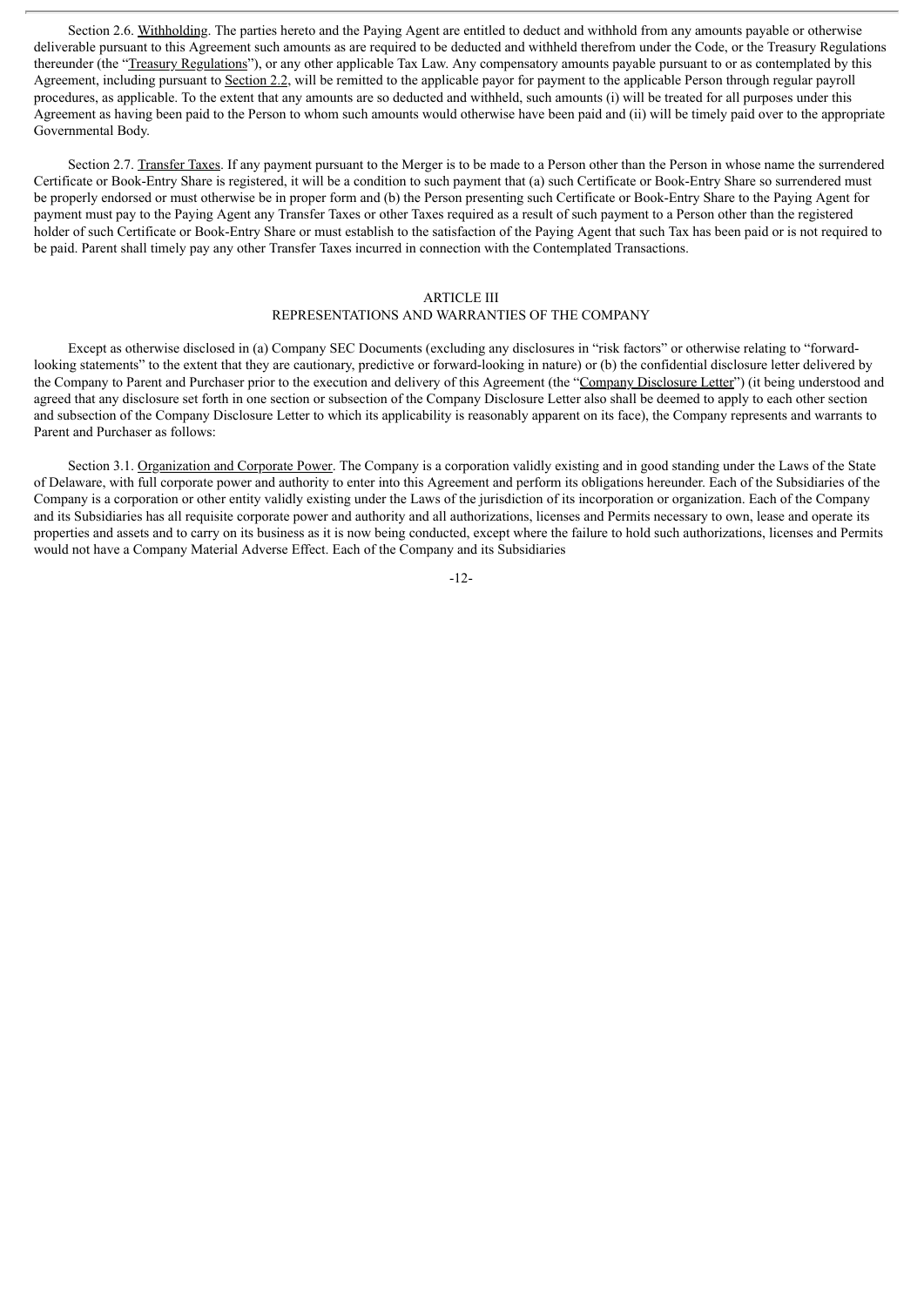Section 2.6. Withholding. The parties hereto and the Paying Agent are entitled to deduct and withhold from any amounts payable or otherwise deliverable pursuant to this Agreement such amounts as are required to be deducted and withheld therefrom under the Code, or the Treasury Regulations thereunder (the "Treasury Regulations"), or any other applicable Tax Law. Any compensatory amounts payable pursuant to or as contemplated by this Agreement, including pursuant to Section 2.2, will be remitted to the applicable payor for payment to the applicable Person through regular payroll procedures, as applicable. To the extent that any amounts are so deducted and withheld, such amounts (i) will be treated for all purposes under this Agreement as having been paid to the Person to whom such amounts would otherwise have been paid and (ii) will be timely paid over to the appropriate Governmental Body.

Section 2.7. Transfer Taxes. If any payment pursuant to the Merger is to be made to a Person other than the Person in whose name the surrendered Certificate or Book-Entry Share is registered, it will be a condition to such payment that (a) such Certificate or Book-Entry Share so surrendered must be properly endorsed or must otherwise be in proper form and (b) the Person presenting such Certificate or Book-Entry Share to the Paying Agent for payment must pay to the Paying Agent any Transfer Taxes or other Taxes required as a result of such payment to a Person other than the registered holder of such Certificate or Book-Entry Share or must establish to the satisfaction of the Paying Agent that such Tax has been paid or is not required to be paid. Parent shall timely pay any other Transfer Taxes incurred in connection with the Contemplated Transactions.

## ARTICLE III
## REPRESENTATIONS AND WARRANTIES OF THE COMPANY

Except as otherwise disclosed in (a) Company SEC Documents (excluding any disclosures in "risk factors" or otherwise relating to "forward-looking statements" to the extent that they are cautionary, predictive or forward-looking in nature) or (b) the confidential disclosure letter delivered by the Company to Parent and Purchaser prior to the execution and delivery of this Agreement (the "Company Disclosure Letter") (it being understood and agreed that any disclosure set forth in one section or subsection of the Company Disclosure Letter also shall be deemed to apply to each other section and subsection of the Company Disclosure Letter to which its applicability is reasonably apparent on its face), the Company represents and warrants to Parent and Purchaser as follows:

Section 3.1. Organization and Corporate Power. The Company is a corporation validly existing and in good standing under the Laws of the State of Delaware, with full corporate power and authority to enter into this Agreement and perform its obligations hereunder. Each of the Subsidiaries of the Company is a corporation or other entity validly existing under the Laws of the jurisdiction of its incorporation or organization. Each of the Company and its Subsidiaries has all requisite corporate power and authority and all authorizations, licenses and Permits necessary to own, lease and operate its properties and assets and to carry on its business as it is now being conducted, except where the failure to hold such authorizations, licenses and Permits would not have a Company Material Adverse Effect. Each of the Company and its Subsidiaries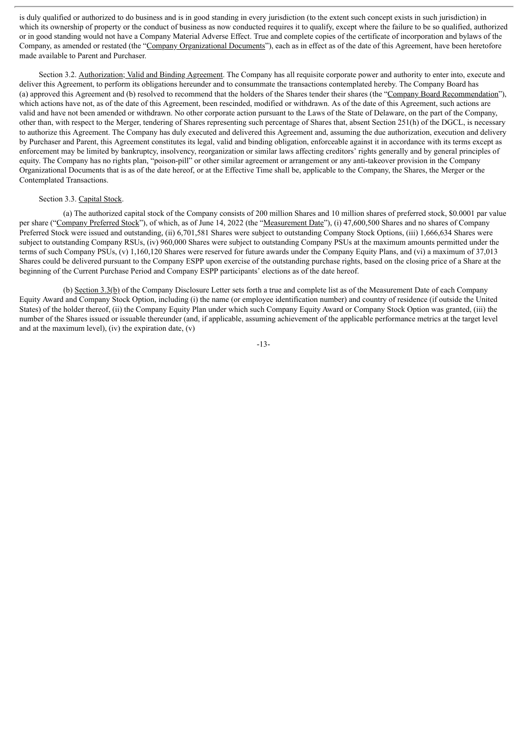is duly qualified or authorized to do business and is in good standing in every jurisdiction (to the extent such concept exists in such jurisdiction) in which its ownership of property or the conduct of business as now conducted requires it to qualify, except where the failure to be so qualified, authorized or in good standing would not have a Company Material Adverse Effect. True and complete copies of the certificate of incorporation and bylaws of the Company, as amended or restated (the "Company Organizational Documents"), each as in effect as of the date of this Agreement, have been heretofore made available to Parent and Purchaser.

Section 3.2. Authorization; Valid and Binding Agreement. The Company has all requisite corporate power and authority to enter into, execute and deliver this Agreement, to perform its obligations hereunder and to consummate the transactions contemplated hereby. The Company Board has (a) approved this Agreement and (b) resolved to recommend that the holders of the Shares tender their shares (the "Company Board Recommendation"), which actions have not, as of the date of this Agreement, been rescinded, modified or withdrawn. As of the date of this Agreement, such actions are valid and have not been amended or withdrawn. No other corporate action pursuant to the Laws of the State of Delaware, on the part of the Company, other than, with respect to the Merger, tendering of Shares representing such percentage of Shares that, absent Section 251(h) of the DGCL, is necessary to authorize this Agreement. The Company has duly executed and delivered this Agreement and, assuming the due authorization, execution and delivery by Purchaser and Parent, this Agreement constitutes its legal, valid and binding obligation, enforceable against it in accordance with its terms except as enforcement may be limited by bankruptcy, insolvency, reorganization or similar laws affecting creditors' rights generally and by general principles of equity. The Company has no rights plan, "poison-pill" or other similar agreement or arrangement or any anti-takeover provision in the Company Organizational Documents that is as of the date hereof, or at the Effective Time shall be, applicable to the Company, the Shares, the Merger or the Contemplated Transactions.

Section 3.3. Capital Stock.

(a) The authorized capital stock of the Company consists of 200 million Shares and 10 million shares of preferred stock, $0.0001 par value per share ("Company Preferred Stock"), of which, as of June 14, 2022 (the "Measurement Date"), (i) 47,600,500 Shares and no shares of Company Preferred Stock were issued and outstanding, (ii) 6,701,581 Shares were subject to outstanding Company Stock Options, (iii) 1,666,634 Shares were subject to outstanding Company RSUs, (iv) 960,000 Shares were subject to outstanding Company PSUs at the maximum amounts permitted under the terms of such Company PSUs, (v) 1,160,120 Shares were reserved for future awards under the Company Equity Plans, and (vi) a maximum of 37,013 Shares could be delivered pursuant to the Company ESPP upon exercise of the outstanding purchase rights, based on the closing price of a Share at the beginning of the Current Purchase Period and Company ESPP participants' elections as of the date hereof.

(b) Section 3.3(b) of the Company Disclosure Letter sets forth a true and complete list as of the Measurement Date of each Company Equity Award and Company Stock Option, including (i) the name (or employee identification number) and country of residence (if outside the United States) of the holder thereof, (ii) the Company Equity Plan under which such Company Equity Award or Company Stock Option was granted, (iii) the number of the Shares issued or issuable thereunder (and, if applicable, assuming achievement of the applicable performance metrics at the target level and at the maximum level), (iv) the expiration date, (v)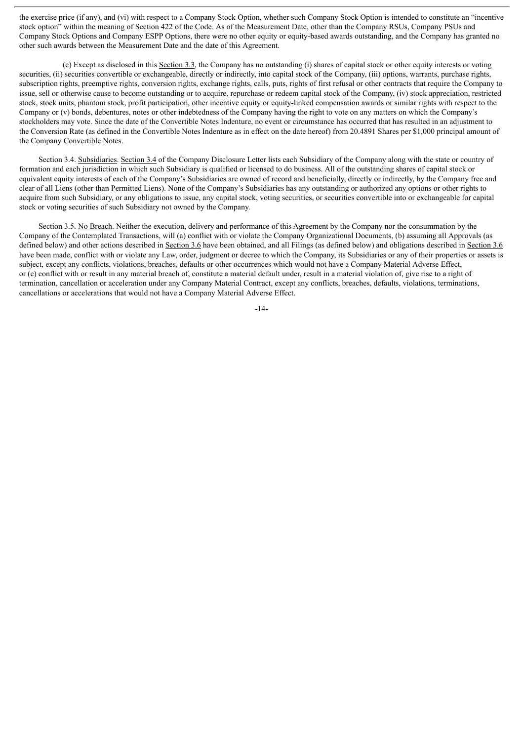the exercise price (if any), and (vi) with respect to a Company Stock Option, whether such Company Stock Option is intended to constitute an "incentive stock option" within the meaning of Section 422 of the Code. As of the Measurement Date, other than the Company RSUs, Company PSUs and Company Stock Options and Company ESPP Options, there were no other equity or equity-based awards outstanding, and the Company has granted no other such awards between the Measurement Date and the date of this Agreement.

(c) Except as disclosed in this Section 3.3, the Company has no outstanding (i) shares of capital stock or other equity interests or voting securities, (ii) securities convertible or exchangeable, directly or indirectly, into capital stock of the Company, (iii) options, warrants, purchase rights, subscription rights, preemptive rights, conversion rights, exchange rights, calls, puts, rights of first refusal or other contracts that require the Company to issue, sell or otherwise cause to become outstanding or to acquire, repurchase or redeem capital stock of the Company, (iv) stock appreciation, restricted stock, stock units, phantom stock, profit participation, other incentive equity or equity-linked compensation awards or similar rights with respect to the Company or (v) bonds, debentures, notes or other indebtedness of the Company having the right to vote on any matters on which the Company's stockholders may vote. Since the date of the Convertible Notes Indenture, no event or circumstance has occurred that has resulted in an adjustment to the Conversion Rate (as defined in the Convertible Notes Indenture as in effect on the date hereof) from 20.4891 Shares per $1,000 principal amount of the Company Convertible Notes.

Section 3.4. Subsidiaries. Section 3.4 of the Company Disclosure Letter lists each Subsidiary of the Company along with the state or country of formation and each jurisdiction in which such Subsidiary is qualified or licensed to do business. All of the outstanding shares of capital stock or equivalent equity interests of each of the Company's Subsidiaries are owned of record and beneficially, directly or indirectly, by the Company free and clear of all Liens (other than Permitted Liens). None of the Company's Subsidiaries has any outstanding or authorized any options or other rights to acquire from such Subsidiary, or any obligations to issue, any capital stock, voting securities, or securities convertible into or exchangeable for capital stock or voting securities of such Subsidiary not owned by the Company.

Section 3.5. No Breach. Neither the execution, delivery and performance of this Agreement by the Company nor the consummation by the Company of the Contemplated Transactions, will (a) conflict with or violate the Company Organizational Documents, (b) assuming all Approvals (as defined below) and other actions described in Section 3.6 have been obtained, and all Filings (as defined below) and obligations described in Section 3.6 have been made, conflict with or violate any Law, order, judgment or decree to which the Company, its Subsidiaries or any of their properties or assets is subject, except any conflicts, violations, breaches, defaults or other occurrences which would not have a Company Material Adverse Effect, or (c) conflict with or result in any material breach of, constitute a material default under, result in a material violation of, give rise to a right of termination, cancellation or acceleration under any Company Material Contract, except any conflicts, breaches, defaults, violations, terminations, cancellations or accelerations that would not have a Company Material Adverse Effect.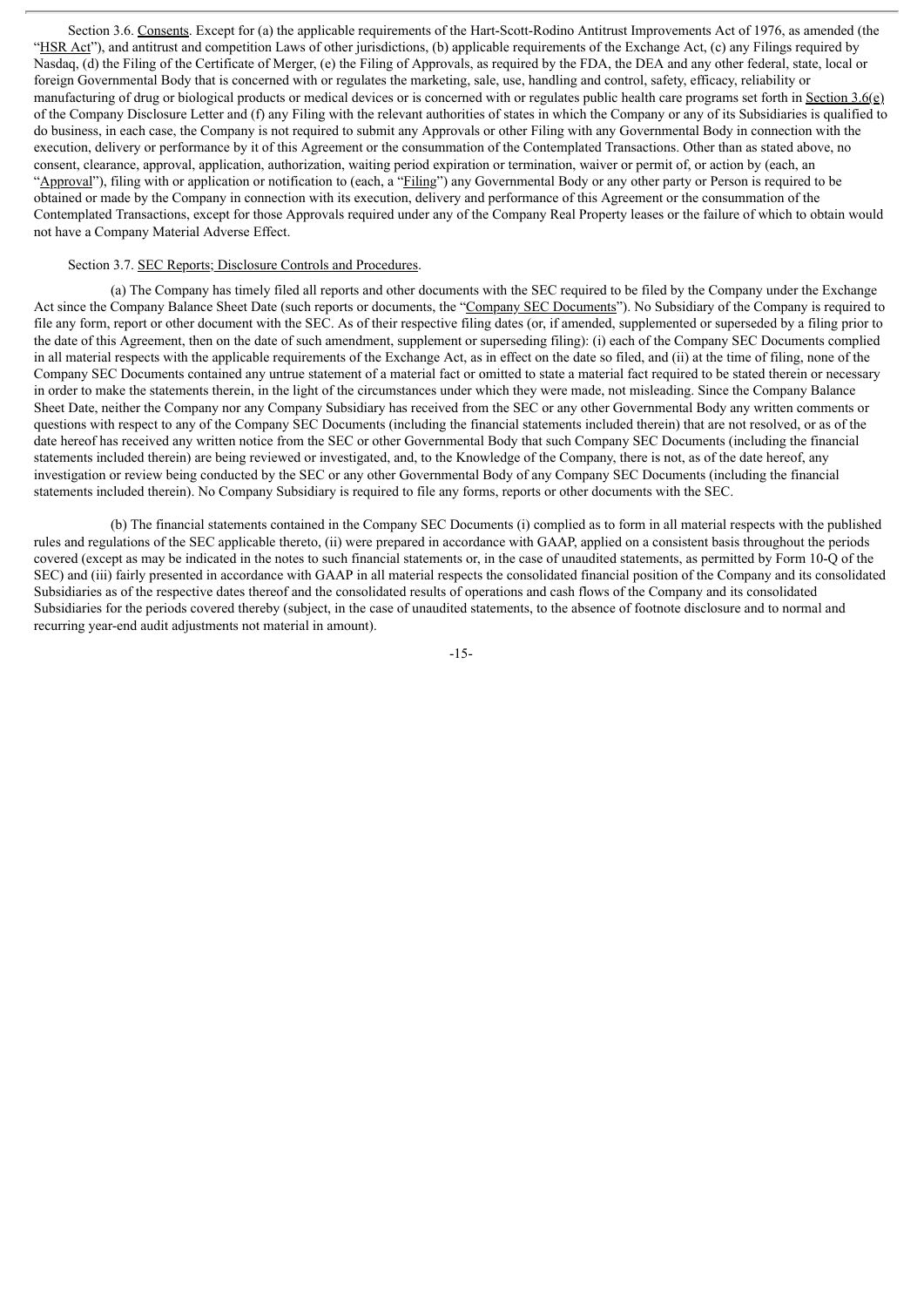Section 3.6. Consents. Except for (a) the applicable requirements of the Hart-Scott-Rodino Antitrust Improvements Act of 1976, as amended (the "HSR Act"), and antitrust and competition Laws of other jurisdictions, (b) applicable requirements of the Exchange Act, (c) any Filings required by Nasdaq, (d) the Filing of the Certificate of Merger, (e) the Filing of Approvals, as required by the FDA, the DEA and any other federal, state, local or foreign Governmental Body that is concerned with or regulates the marketing, sale, use, handling and control, safety, efficacy, reliability or manufacturing of drug or biological products or medical devices or is concerned with or regulates public health care programs set forth in Section 3.6(e) of the Company Disclosure Letter and (f) any Filing with the relevant authorities of states in which the Company or any of its Subsidiaries is qualified to do business, in each case, the Company is not required to submit any Approvals or other Filing with any Governmental Body in connection with the execution, delivery or performance by it of this Agreement or the consummation of the Contemplated Transactions. Other than as stated above, no consent, clearance, approval, application, authorization, waiting period expiration or termination, waiver or permit of, or action by (each, an "Approval"), filing with or application or notification to (each, a "Filing") any Governmental Body or any other party or Person is required to be obtained or made by the Company in connection with its execution, delivery and performance of this Agreement or the consummation of the Contemplated Transactions, except for those Approvals required under any of the Company Real Property leases or the failure of which to obtain would not have a Company Material Adverse Effect.

Section 3.7. SEC Reports; Disclosure Controls and Procedures.

(a) The Company has timely filed all reports and other documents with the SEC required to be filed by the Company under the Exchange Act since the Company Balance Sheet Date (such reports or documents, the "Company SEC Documents"). No Subsidiary of the Company is required to file any form, report or other document with the SEC. As of their respective filing dates (or, if amended, supplemented or superseded by a filing prior to the date of this Agreement, then on the date of such amendment, supplement or superseding filing): (i) each of the Company SEC Documents complied in all material respects with the applicable requirements of the Exchange Act, as in effect on the date so filed, and (ii) at the time of filing, none of the Company SEC Documents contained any untrue statement of a material fact or omitted to state a material fact required to be stated therein or necessary in order to make the statements therein, in the light of the circumstances under which they were made, not misleading. Since the Company Balance Sheet Date, neither the Company nor any Company Subsidiary has received from the SEC or any other Governmental Body any written comments or questions with respect to any of the Company SEC Documents (including the financial statements included therein) that are not resolved, or as of the date hereof has received any written notice from the SEC or other Governmental Body that such Company SEC Documents (including the financial statements included therein) are being reviewed or investigated, and, to the Knowledge of the Company, there is not, as of the date hereof, any investigation or review being conducted by the SEC or any other Governmental Body of any Company SEC Documents (including the financial statements included therein). No Company Subsidiary is required to file any forms, reports or other documents with the SEC.

(b) The financial statements contained in the Company SEC Documents (i) complied as to form in all material respects with the published rules and regulations of the SEC applicable thereto, (ii) were prepared in accordance with GAAP, applied on a consistent basis throughout the periods covered (except as may be indicated in the notes to such financial statements or, in the case of unaudited statements, as permitted by Form 10-Q of the SEC) and (iii) fairly presented in accordance with GAAP in all material respects the consolidated financial position of the Company and its consolidated Subsidiaries as of the respective dates thereof and the consolidated results of operations and cash flows of the Company and its consolidated Subsidiaries for the periods covered thereby (subject, in the case of unaudited statements, to the absence of footnote disclosure and to normal and recurring year-end audit adjustments not material in amount).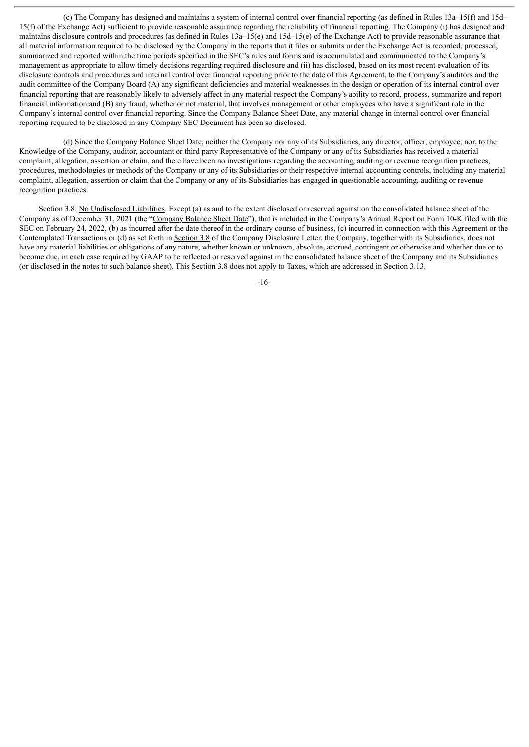(c) The Company has designed and maintains a system of internal control over financial reporting (as defined in Rules 13a–15(f) and 15d–15(f) of the Exchange Act) sufficient to provide reasonable assurance regarding the reliability of financial reporting. The Company (i) has designed and maintains disclosure controls and procedures (as defined in Rules 13a–15(e) and 15d–15(e) of the Exchange Act) to provide reasonable assurance that all material information required to be disclosed by the Company in the reports that it files or submits under the Exchange Act is recorded, processed, summarized and reported within the time periods specified in the SEC's rules and forms and is accumulated and communicated to the Company's management as appropriate to allow timely decisions regarding required disclosure and (ii) has disclosed, based on its most recent evaluation of its disclosure controls and procedures and internal control over financial reporting prior to the date of this Agreement, to the Company's auditors and the audit committee of the Company Board (A) any significant deficiencies and material weaknesses in the design or operation of its internal control over financial reporting that are reasonably likely to adversely affect in any material respect the Company's ability to record, process, summarize and report financial information and (B) any fraud, whether or not material, that involves management or other employees who have a significant role in the Company's internal control over financial reporting. Since the Company Balance Sheet Date, any material change in internal control over financial reporting required to be disclosed in any Company SEC Document has been so disclosed.

(d) Since the Company Balance Sheet Date, neither the Company nor any of its Subsidiaries, any director, officer, employee, nor, to the Knowledge of the Company, auditor, accountant or third party Representative of the Company or any of its Subsidiaries has received a material complaint, allegation, assertion or claim, and there have been no investigations regarding the accounting, auditing or revenue recognition practices, procedures, methodologies or methods of the Company or any of its Subsidiaries or their respective internal accounting controls, including any material complaint, allegation, assertion or claim that the Company or any of its Subsidiaries has engaged in questionable accounting, auditing or revenue recognition practices.

Section 3.8. No Undisclosed Liabilities. Except (a) as and to the extent disclosed or reserved against on the consolidated balance sheet of the Company as of December 31, 2021 (the "Company Balance Sheet Date"), that is included in the Company's Annual Report on Form 10-K filed with the SEC on February 24, 2022, (b) as incurred after the date thereof in the ordinary course of business, (c) incurred in connection with this Agreement or the Contemplated Transactions or (d) as set forth in Section 3.8 of the Company Disclosure Letter, the Company, together with its Subsidiaries, does not have any material liabilities or obligations of any nature, whether known or unknown, absolute, accrued, contingent or otherwise and whether due or to become due, in each case required by GAAP to be reflected or reserved against in the consolidated balance sheet of the Company and its Subsidiaries (or disclosed in the notes to such balance sheet). This Section 3.8 does not apply to Taxes, which are addressed in Section 3.13.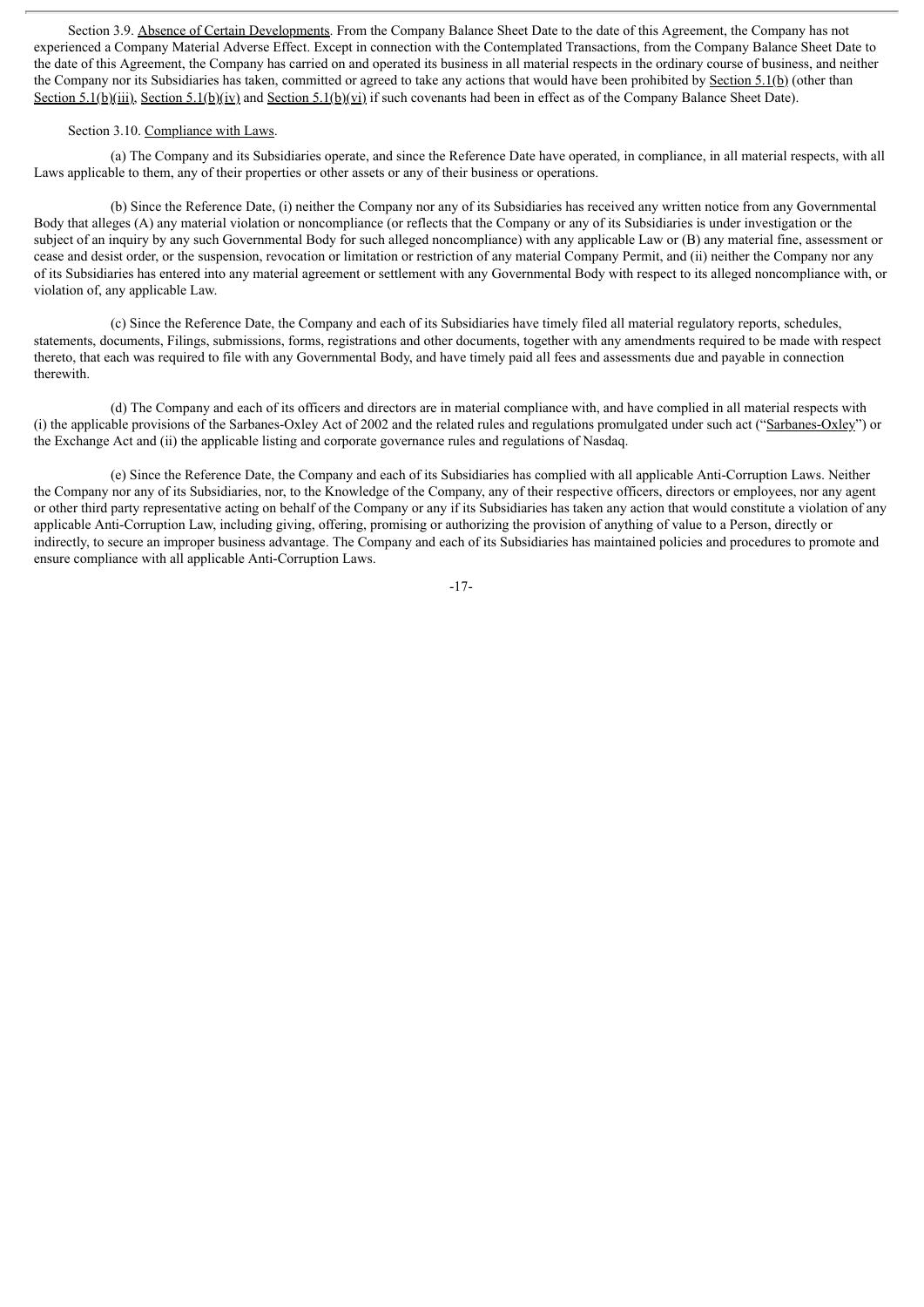Section 3.9. Absence of Certain Developments. From the Company Balance Sheet Date to the date of this Agreement, the Company has not experienced a Company Material Adverse Effect. Except in connection with the Contemplated Transactions, from the Company Balance Sheet Date to the date of this Agreement, the Company has carried on and operated its business in all material respects in the ordinary course of business, and neither the Company nor its Subsidiaries has taken, committed or agreed to take any actions that would have been prohibited by Section 5.1(b) (other than Section 5.1(b)(iii), Section 5.1(b)(iv) and Section 5.1(b)(vi) if such covenants had been in effect as of the Company Balance Sheet Date).

Section 3.10. Compliance with Laws.

(a) The Company and its Subsidiaries operate, and since the Reference Date have operated, in compliance, in all material respects, with all Laws applicable to them, any of their properties or other assets or any of their business or operations.

(b) Since the Reference Date, (i) neither the Company nor any of its Subsidiaries has received any written notice from any Governmental Body that alleges (A) any material violation or noncompliance (or reflects that the Company or any of its Subsidiaries is under investigation or the subject of an inquiry by any such Governmental Body for such alleged noncompliance) with any applicable Law or (B) any material fine, assessment or cease and desist order, or the suspension, revocation or limitation or restriction of any material Company Permit, and (ii) neither the Company nor any of its Subsidiaries has entered into any material agreement or settlement with any Governmental Body with respect to its alleged noncompliance with, or violation of, any applicable Law.

(c) Since the Reference Date, the Company and each of its Subsidiaries have timely filed all material regulatory reports, schedules, statements, documents, Filings, submissions, forms, registrations and other documents, together with any amendments required to be made with respect thereto, that each was required to file with any Governmental Body, and have timely paid all fees and assessments due and payable in connection therewith.

(d) The Company and each of its officers and directors are in material compliance with, and have complied in all material respects with (i) the applicable provisions of the Sarbanes-Oxley Act of 2002 and the related rules and regulations promulgated under such act ("Sarbanes-Oxley") or the Exchange Act and (ii) the applicable listing and corporate governance rules and regulations of Nasdaq.

(e) Since the Reference Date, the Company and each of its Subsidiaries has complied with all applicable Anti-Corruption Laws. Neither the Company nor any of its Subsidiaries, nor, to the Knowledge of the Company, any of their respective officers, directors or employees, nor any agent or other third party representative acting on behalf of the Company or any if its Subsidiaries has taken any action that would constitute a violation of any applicable Anti-Corruption Law, including giving, offering, promising or authorizing the provision of anything of value to a Person, directly or indirectly, to secure an improper business advantage. The Company and each of its Subsidiaries has maintained policies and procedures to promote and ensure compliance with all applicable Anti-Corruption Laws.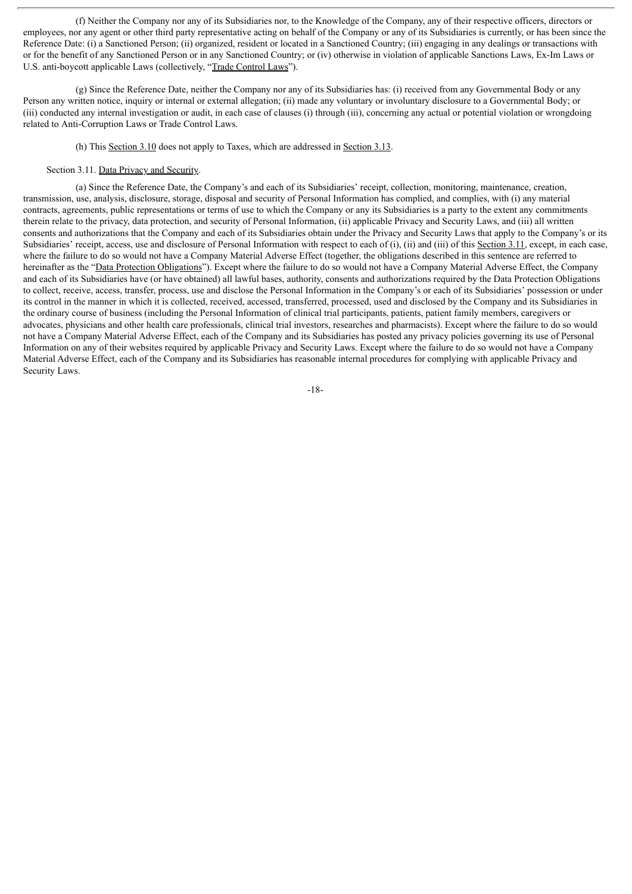(f) Neither the Company nor any of its Subsidiaries nor, to the Knowledge of the Company, any of their respective officers, directors or employees, nor any agent or other third party representative acting on behalf of the Company or any of its Subsidiaries is currently, or has been since the Reference Date: (i) a Sanctioned Person; (ii) organized, resident or located in a Sanctioned Country; (iii) engaging in any dealings or transactions with or for the benefit of any Sanctioned Person or in any Sanctioned Country; or (iv) otherwise in violation of applicable Sanctions Laws, Ex-Im Laws or U.S. anti-boycott applicable Laws (collectively, "Trade Control Laws").

(g) Since the Reference Date, neither the Company nor any of its Subsidiaries has: (i) received from any Governmental Body or any Person any written notice, inquiry or internal or external allegation; (ii) made any voluntary or involuntary disclosure to a Governmental Body; or (iii) conducted any internal investigation or audit, in each case of clauses (i) through (iii), concerning any actual or potential violation or wrongdoing related to Anti-Corruption Laws or Trade Control Laws.

(h) This Section 3.10 does not apply to Taxes, which are addressed in Section 3.13.

Section 3.11. Data Privacy and Security.

(a) Since the Reference Date, the Company's and each of its Subsidiaries' receipt, collection, monitoring, maintenance, creation, transmission, use, analysis, disclosure, storage, disposal and security of Personal Information has complied, and complies, with (i) any material contracts, agreements, public representations or terms of use to which the Company or any its Subsidiaries is a party to the extent any commitments therein relate to the privacy, data protection, and security of Personal Information, (ii) applicable Privacy and Security Laws, and (iii) all written consents and authorizations that the Company and each of its Subsidiaries obtain under the Privacy and Security Laws that apply to the Company's or its Subsidiaries' receipt, access, use and disclosure of Personal Information with respect to each of (i), (ii) and (iii) of this Section 3.11, except, in each case, where the failure to do so would not have a Company Material Adverse Effect (together, the obligations described in this sentence are referred to hereinafter as the "Data Protection Obligations"). Except where the failure to do so would not have a Company Material Adverse Effect, the Company and each of its Subsidiaries have (or have obtained) all lawful bases, authority, consents and authorizations required by the Data Protection Obligations to collect, receive, access, transfer, process, use and disclose the Personal Information in the Company's or each of its Subsidiaries' possession or under its control in the manner in which it is collected, received, accessed, transferred, processed, used and disclosed by the Company and its Subsidiaries in the ordinary course of business (including the Personal Information of clinical trial participants, patients, patient family members, caregivers or advocates, physicians and other health care professionals, clinical trial investors, researches and pharmacists). Except where the failure to do so would not have a Company Material Adverse Effect, each of the Company and its Subsidiaries has posted any privacy policies governing its use of Personal Information on any of their websites required by applicable Privacy and Security Laws. Except where the failure to do so would not have a Company Material Adverse Effect, each of the Company and its Subsidiaries has reasonable internal procedures for complying with applicable Privacy and Security Laws.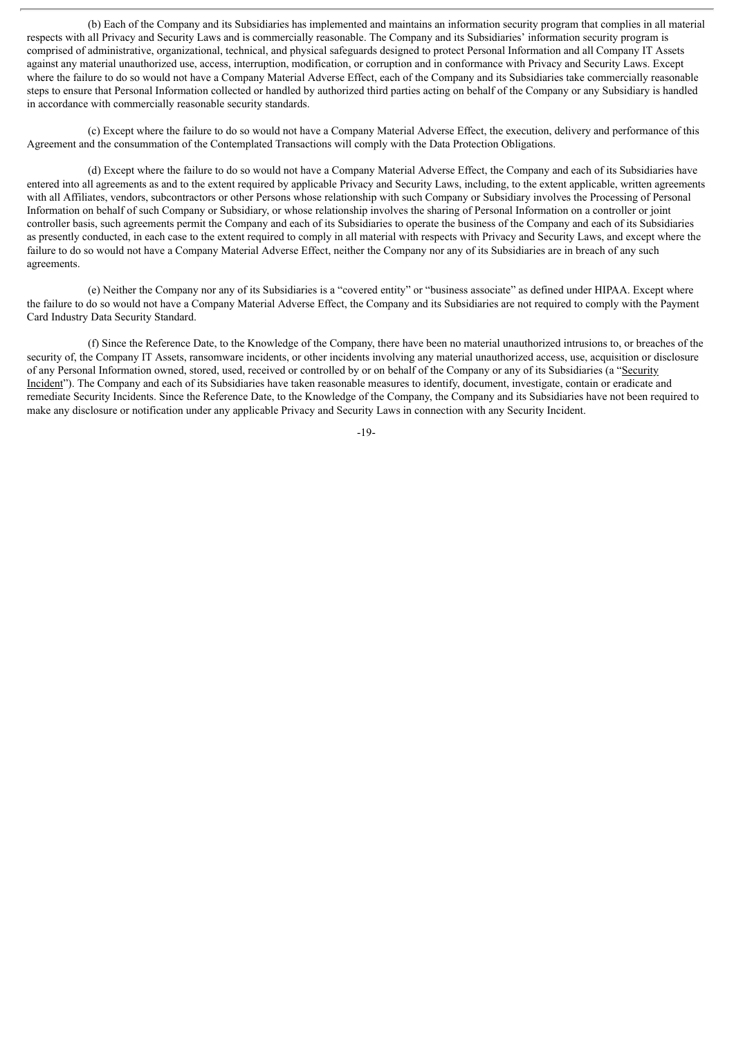(b) Each of the Company and its Subsidiaries has implemented and maintains an information security program that complies in all material respects with all Privacy and Security Laws and is commercially reasonable. The Company and its Subsidiaries' information security program is comprised of administrative, organizational, technical, and physical safeguards designed to protect Personal Information and all Company IT Assets against any material unauthorized use, access, interruption, modification, or corruption and in conformance with Privacy and Security Laws. Except where the failure to do so would not have a Company Material Adverse Effect, each of the Company and its Subsidiaries take commercially reasonable steps to ensure that Personal Information collected or handled by authorized third parties acting on behalf of the Company or any Subsidiary is handled in accordance with commercially reasonable security standards.

(c) Except where the failure to do so would not have a Company Material Adverse Effect, the execution, delivery and performance of this Agreement and the consummation of the Contemplated Transactions will comply with the Data Protection Obligations.

(d) Except where the failure to do so would not have a Company Material Adverse Effect, the Company and each of its Subsidiaries have entered into all agreements as and to the extent required by applicable Privacy and Security Laws, including, to the extent applicable, written agreements with all Affiliates, vendors, subcontractors or other Persons whose relationship with such Company or Subsidiary involves the Processing of Personal Information on behalf of such Company or Subsidiary, or whose relationship involves the sharing of Personal Information on a controller or joint controller basis, such agreements permit the Company and each of its Subsidiaries to operate the business of the Company and each of its Subsidiaries as presently conducted, in each case to the extent required to comply in all material with respects with Privacy and Security Laws, and except where the failure to do so would not have a Company Material Adverse Effect, neither the Company nor any of its Subsidiaries are in breach of any such agreements.

(e) Neither the Company nor any of its Subsidiaries is a "covered entity" or "business associate" as defined under HIPAA. Except where the failure to do so would not have a Company Material Adverse Effect, the Company and its Subsidiaries are not required to comply with the Payment Card Industry Data Security Standard.

(f) Since the Reference Date, to the Knowledge of the Company, there have been no material unauthorized intrusions to, or breaches of the security of, the Company IT Assets, ransomware incidents, or other incidents involving any material unauthorized access, use, acquisition or disclosure of any Personal Information owned, stored, used, received or controlled by or on behalf of the Company or any of its Subsidiaries (a "Security Incident"). The Company and each of its Subsidiaries have taken reasonable measures to identify, document, investigate, contain or eradicate and remediate Security Incidents. Since the Reference Date, to the Knowledge of the Company, the Company and its Subsidiaries have not been required to make any disclosure or notification under any applicable Privacy and Security Laws in connection with any Security Incident.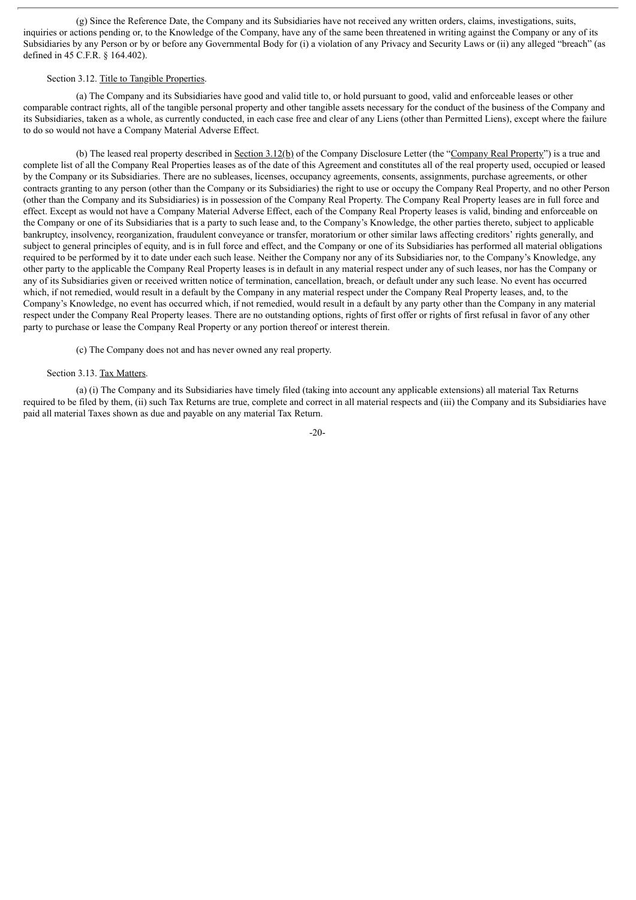(g) Since the Reference Date, the Company and its Subsidiaries have not received any written orders, claims, investigations, suits, inquiries or actions pending or, to the Knowledge of the Company, have any of the same been threatened in writing against the Company or any of its Subsidiaries by any Person or by or before any Governmental Body for (i) a violation of any Privacy and Security Laws or (ii) any alleged "breach" (as defined in 45 C.F.R. § 164.402).

Section 3.12. Title to Tangible Properties.

(a) The Company and its Subsidiaries have good and valid title to, or hold pursuant to good, valid and enforceable leases or other comparable contract rights, all of the tangible personal property and other tangible assets necessary for the conduct of the business of the Company and its Subsidiaries, taken as a whole, as currently conducted, in each case free and clear of any Liens (other than Permitted Liens), except where the failure to do so would not have a Company Material Adverse Effect.

(b) The leased real property described in Section 3.12(b) of the Company Disclosure Letter (the "Company Real Property") is a true and complete list of all the Company Real Properties leases as of the date of this Agreement and constitutes all of the real property used, occupied or leased by the Company or its Subsidiaries. There are no subleases, licenses, occupancy agreements, consents, assignments, purchase agreements, or other contracts granting to any person (other than the Company or its Subsidiaries) the right to use or occupy the Company Real Property, and no other Person (other than the Company and its Subsidiaries) is in possession of the Company Real Property. The Company Real Property leases are in full force and effect. Except as would not have a Company Material Adverse Effect, each of the Company Real Property leases is valid, binding and enforceable on the Company or one of its Subsidiaries that is a party to such lease and, to the Company's Knowledge, the other parties thereto, subject to applicable bankruptcy, insolvency, reorganization, fraudulent conveyance or transfer, moratorium or other similar laws affecting creditors' rights generally, and subject to general principles of equity, and is in full force and effect, and the Company or one of its Subsidiaries has performed all material obligations required to be performed by it to date under each such lease. Neither the Company nor any of its Subsidiaries nor, to the Company's Knowledge, any other party to the applicable the Company Real Property leases is in default in any material respect under any of such leases, nor has the Company or any of its Subsidiaries given or received written notice of termination, cancellation, breach, or default under any such lease. No event has occurred which, if not remedied, would result in a default by the Company in any material respect under the Company Real Property leases, and, to the Company's Knowledge, no event has occurred which, if not remedied, would result in a default by any party other than the Company in any material respect under the Company Real Property leases. There are no outstanding options, rights of first offer or rights of first refusal in favor of any other party to purchase or lease the Company Real Property or any portion thereof or interest therein.

(c) The Company does not and has never owned any real property.

Section 3.13. Tax Matters.

(a) (i) The Company and its Subsidiaries have timely filed (taking into account any applicable extensions) all material Tax Returns required to be filed by them, (ii) such Tax Returns are true, complete and correct in all material respects and (iii) the Company and its Subsidiaries have paid all material Taxes shown as due and payable on any material Tax Return.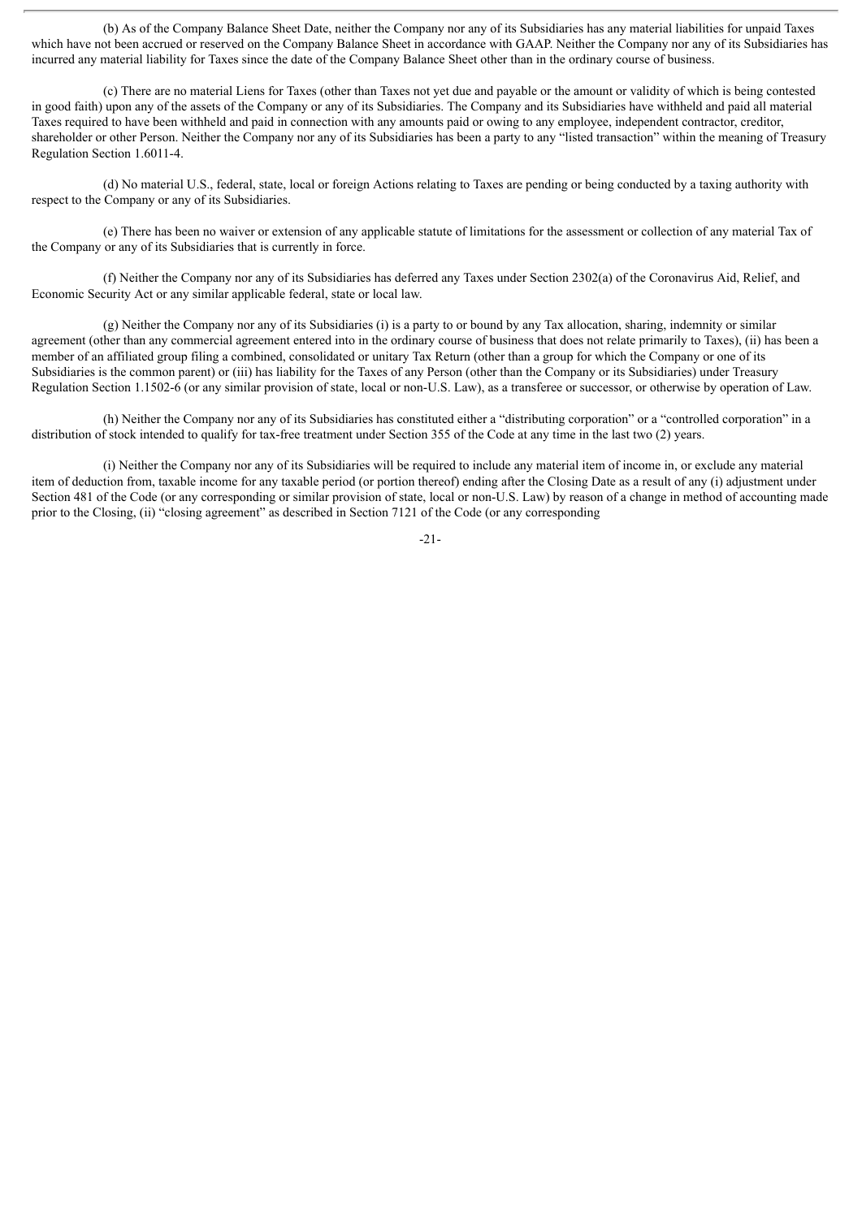(b) As of the Company Balance Sheet Date, neither the Company nor any of its Subsidiaries has any material liabilities for unpaid Taxes which have not been accrued or reserved on the Company Balance Sheet in accordance with GAAP. Neither the Company nor any of its Subsidiaries has incurred any material liability for Taxes since the date of the Company Balance Sheet other than in the ordinary course of business.

(c) There are no material Liens for Taxes (other than Taxes not yet due and payable or the amount or validity of which is being contested in good faith) upon any of the assets of the Company or any of its Subsidiaries. The Company and its Subsidiaries have withheld and paid all material Taxes required to have been withheld and paid in connection with any amounts paid or owing to any employee, independent contractor, creditor, shareholder or other Person. Neither the Company nor any of its Subsidiaries has been a party to any "listed transaction" within the meaning of Treasury Regulation Section 1.6011-4.

(d) No material U.S., federal, state, local or foreign Actions relating to Taxes are pending or being conducted by a taxing authority with respect to the Company or any of its Subsidiaries.

(e) There has been no waiver or extension of any applicable statute of limitations for the assessment or collection of any material Tax of the Company or any of its Subsidiaries that is currently in force.

(f) Neither the Company nor any of its Subsidiaries has deferred any Taxes under Section 2302(a) of the Coronavirus Aid, Relief, and Economic Security Act or any similar applicable federal, state or local law.

(g) Neither the Company nor any of its Subsidiaries (i) is a party to or bound by any Tax allocation, sharing, indemnity or similar agreement (other than any commercial agreement entered into in the ordinary course of business that does not relate primarily to Taxes), (ii) has been a member of an affiliated group filing a combined, consolidated or unitary Tax Return (other than a group for which the Company or one of its Subsidiaries is the common parent) or (iii) has liability for the Taxes of any Person (other than the Company or its Subsidiaries) under Treasury Regulation Section 1.1502-6 (or any similar provision of state, local or non-U.S. Law), as a transferee or successor, or otherwise by operation of Law.

(h) Neither the Company nor any of its Subsidiaries has constituted either a "distributing corporation" or a "controlled corporation" in a distribution of stock intended to qualify for tax-free treatment under Section 355 of the Code at any time in the last two (2) years.

(i) Neither the Company nor any of its Subsidiaries will be required to include any material item of income in, or exclude any material item of deduction from, taxable income for any taxable period (or portion thereof) ending after the Closing Date as a result of any (i) adjustment under Section 481 of the Code (or any corresponding or similar provision of state, local or non-U.S. Law) by reason of a change in method of accounting made prior to the Closing, (ii) "closing agreement" as described in Section 7121 of the Code (or any corresponding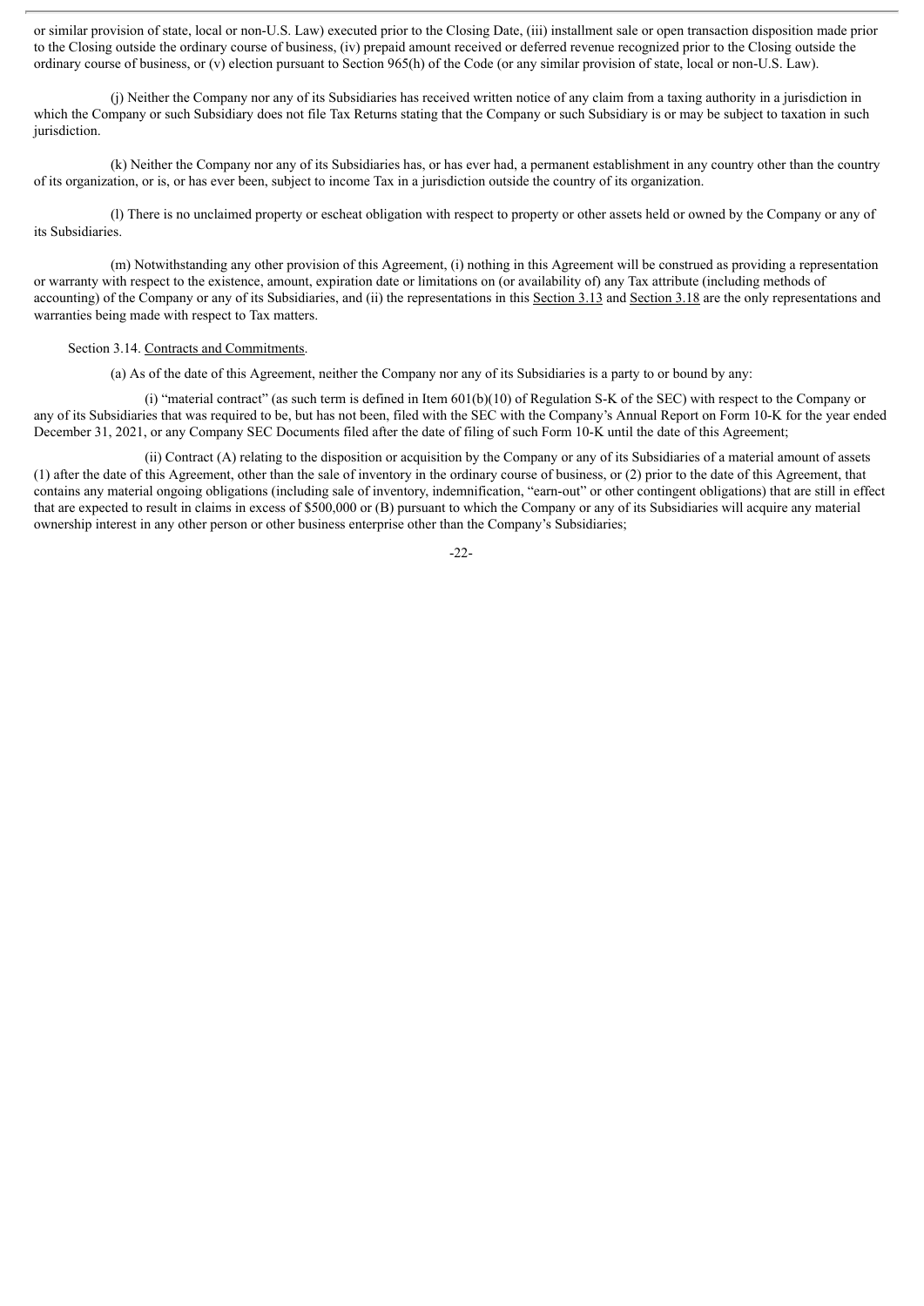or similar provision of state, local or non-U.S. Law) executed prior to the Closing Date, (iii) installment sale or open transaction disposition made prior to the Closing outside the ordinary course of business, (iv) prepaid amount received or deferred revenue recognized prior to the Closing outside the ordinary course of business, or (v) election pursuant to Section 965(h) of the Code (or any similar provision of state, local or non-U.S. Law).

(j) Neither the Company nor any of its Subsidiaries has received written notice of any claim from a taxing authority in a jurisdiction in which the Company or such Subsidiary does not file Tax Returns stating that the Company or such Subsidiary is or may be subject to taxation in such jurisdiction.

(k) Neither the Company nor any of its Subsidiaries has, or has ever had, a permanent establishment in any country other than the country of its organization, or is, or has ever been, subject to income Tax in a jurisdiction outside the country of its organization.

(l) There is no unclaimed property or escheat obligation with respect to property or other assets held or owned by the Company or any of its Subsidiaries.

(m) Notwithstanding any other provision of this Agreement, (i) nothing in this Agreement will be construed as providing a representation or warranty with respect to the existence, amount, expiration date or limitations on (or availability of) any Tax attribute (including methods of accounting) of the Company or any of its Subsidiaries, and (ii) the representations in this Section 3.13 and Section 3.18 are the only representations and warranties being made with respect to Tax matters.

Section 3.14. Contracts and Commitments.

(a) As of the date of this Agreement, neither the Company nor any of its Subsidiaries is a party to or bound by any:

(i) "material contract" (as such term is defined in Item 601(b)(10) of Regulation S-K of the SEC) with respect to the Company or any of its Subsidiaries that was required to be, but has not been, filed with the SEC with the Company's Annual Report on Form 10-K for the year ended December 31, 2021, or any Company SEC Documents filed after the date of filing of such Form 10-K until the date of this Agreement;

(ii) Contract (A) relating to the disposition or acquisition by the Company or any of its Subsidiaries of a material amount of assets (1) after the date of this Agreement, other than the sale of inventory in the ordinary course of business, or (2) prior to the date of this Agreement, that contains any material ongoing obligations (including sale of inventory, indemnification, "earn-out" or other contingent obligations) that are still in effect that are expected to result in claims in excess of $500,000 or (B) pursuant to which the Company or any of its Subsidiaries will acquire any material ownership interest in any other person or other business enterprise other than the Company's Subsidiaries;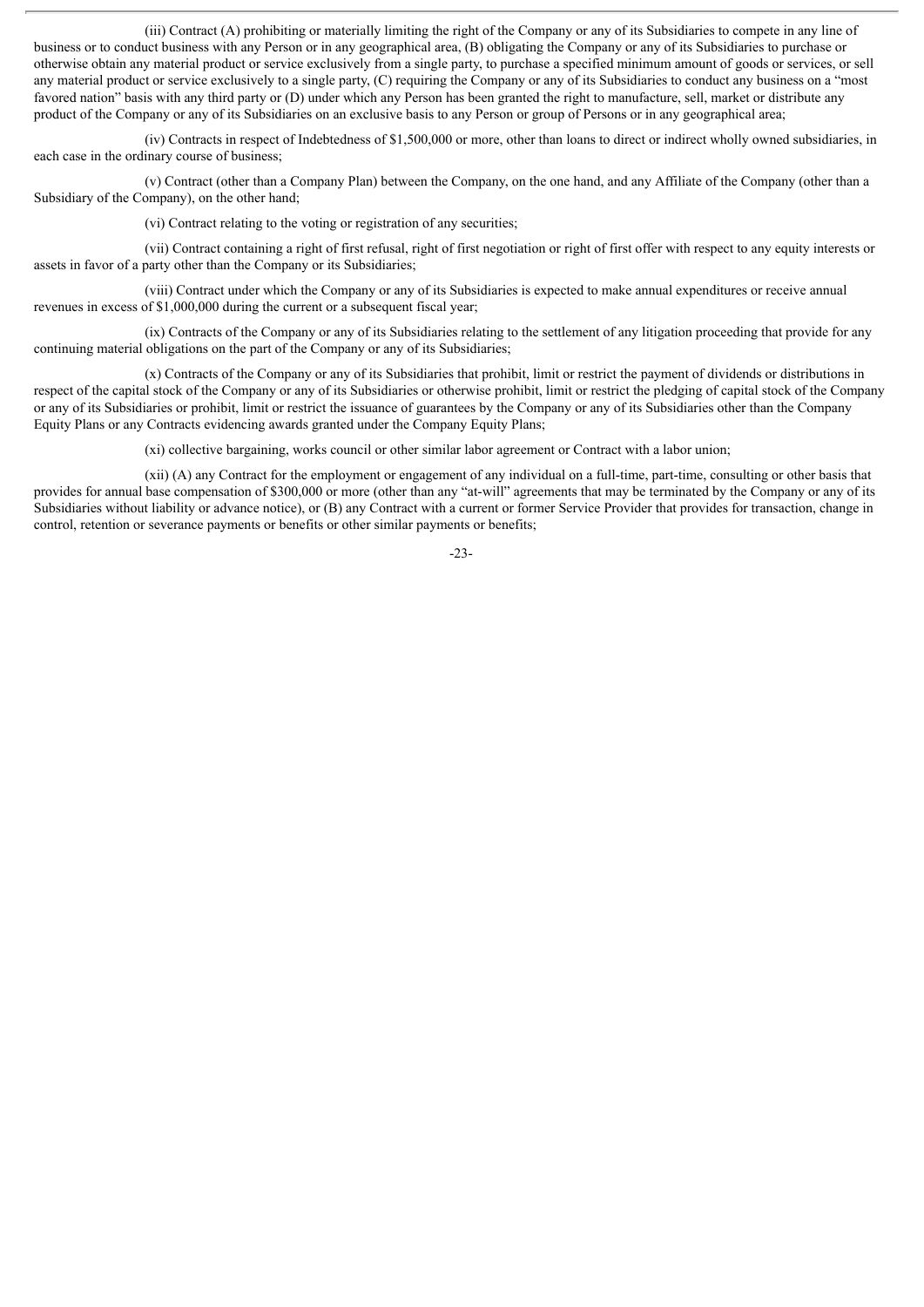(iii) Contract (A) prohibiting or materially limiting the right of the Company or any of its Subsidiaries to compete in any line of business or to conduct business with any Person or in any geographical area, (B) obligating the Company or any of its Subsidiaries to purchase or otherwise obtain any material product or service exclusively from a single party, to purchase a specified minimum amount of goods or services, or sell any material product or service exclusively to a single party, (C) requiring the Company or any of its Subsidiaries to conduct any business on a "most favored nation" basis with any third party or (D) under which any Person has been granted the right to manufacture, sell, market or distribute any product of the Company or any of its Subsidiaries on an exclusive basis to any Person or group of Persons or in any geographical area;

(iv) Contracts in respect of Indebtedness of $1,500,000 or more, other than loans to direct or indirect wholly owned subsidiaries, in each case in the ordinary course of business;

(v) Contract (other than a Company Plan) between the Company, on the one hand, and any Affiliate of the Company (other than a Subsidiary of the Company), on the other hand;

(vi) Contract relating to the voting or registration of any securities;

(vii) Contract containing a right of first refusal, right of first negotiation or right of first offer with respect to any equity interests or assets in favor of a party other than the Company or its Subsidiaries;

(viii) Contract under which the Company or any of its Subsidiaries is expected to make annual expenditures or receive annual revenues in excess of $1,000,000 during the current or a subsequent fiscal year;

(ix) Contracts of the Company or any of its Subsidiaries relating to the settlement of any litigation proceeding that provide for any continuing material obligations on the part of the Company or any of its Subsidiaries;

(x) Contracts of the Company or any of its Subsidiaries that prohibit, limit or restrict the payment of dividends or distributions in respect of the capital stock of the Company or any of its Subsidiaries or otherwise prohibit, limit or restrict the pledging of capital stock of the Company or any of its Subsidiaries or prohibit, limit or restrict the issuance of guarantees by the Company or any of its Subsidiaries other than the Company Equity Plans or any Contracts evidencing awards granted under the Company Equity Plans;

(xi) collective bargaining, works council or other similar labor agreement or Contract with a labor union;

(xii) (A) any Contract for the employment or engagement of any individual on a full-time, part-time, consulting or other basis that provides for annual base compensation of $300,000 or more (other than any "at-will" agreements that may be terminated by the Company or any of its Subsidiaries without liability or advance notice), or (B) any Contract with a current or former Service Provider that provides for transaction, change in control, retention or severance payments or benefits or other similar payments or benefits;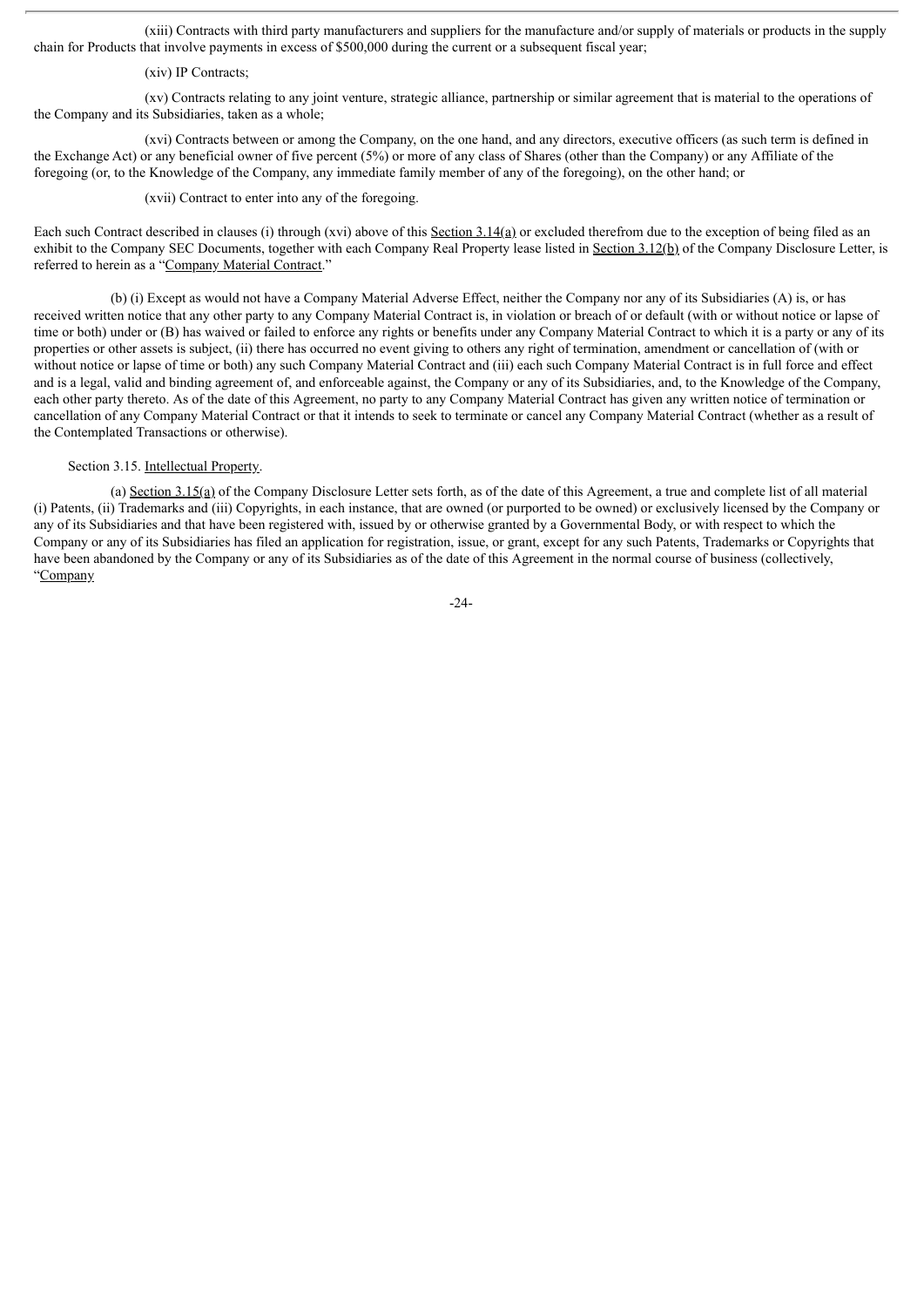(xiii) Contracts with third party manufacturers and suppliers for the manufacture and/or supply of materials or products in the supply chain for Products that involve payments in excess of $500,000 during the current or a subsequent fiscal year;

(xiv) IP Contracts;

(xv) Contracts relating to any joint venture, strategic alliance, partnership or similar agreement that is material to the operations of the Company and its Subsidiaries, taken as a whole;

(xvi) Contracts between or among the Company, on the one hand, and any directors, executive officers (as such term is defined in the Exchange Act) or any beneficial owner of five percent (5%) or more of any class of Shares (other than the Company) or any Affiliate of the foregoing (or, to the Knowledge of the Company, any immediate family member of any of the foregoing), on the other hand; or

(xvii) Contract to enter into any of the foregoing.

Each such Contract described in clauses (i) through (xvi) above of this Section 3.14(a) or excluded therefrom due to the exception of being filed as an exhibit to the Company SEC Documents, together with each Company Real Property lease listed in Section 3.12(b) of the Company Disclosure Letter, is referred to herein as a "Company Material Contract."

(b) (i) Except as would not have a Company Material Adverse Effect, neither the Company nor any of its Subsidiaries (A) is, or has received written notice that any other party to any Company Material Contract is, in violation or breach of or default (with or without notice or lapse of time or both) under or (B) has waived or failed to enforce any rights or benefits under any Company Material Contract to which it is a party or any of its properties or other assets is subject, (ii) there has occurred no event giving to others any right of termination, amendment or cancellation of (with or without notice or lapse of time or both) any such Company Material Contract and (iii) each such Company Material Contract is in full force and effect and is a legal, valid and binding agreement of, and enforceable against, the Company or any of its Subsidiaries, and, to the Knowledge of the Company, each other party thereto. As of the date of this Agreement, no party to any Company Material Contract has given any written notice of termination or cancellation of any Company Material Contract or that it intends to seek to terminate or cancel any Company Material Contract (whether as a result of the Contemplated Transactions or otherwise).

Section 3.15. Intellectual Property.

(a) Section 3.15(a) of the Company Disclosure Letter sets forth, as of the date of this Agreement, a true and complete list of all material (i) Patents, (ii) Trademarks and (iii) Copyrights, in each instance, that are owned (or purported to be owned) or exclusively licensed by the Company or any of its Subsidiaries and that have been registered with, issued by or otherwise granted by a Governmental Body, or with respect to which the Company or any of its Subsidiaries has filed an application for registration, issue, or grant, except for any such Patents, Trademarks or Copyrights that have been abandoned by the Company or any of its Subsidiaries as of the date of this Agreement in the normal course of business (collectively, "Company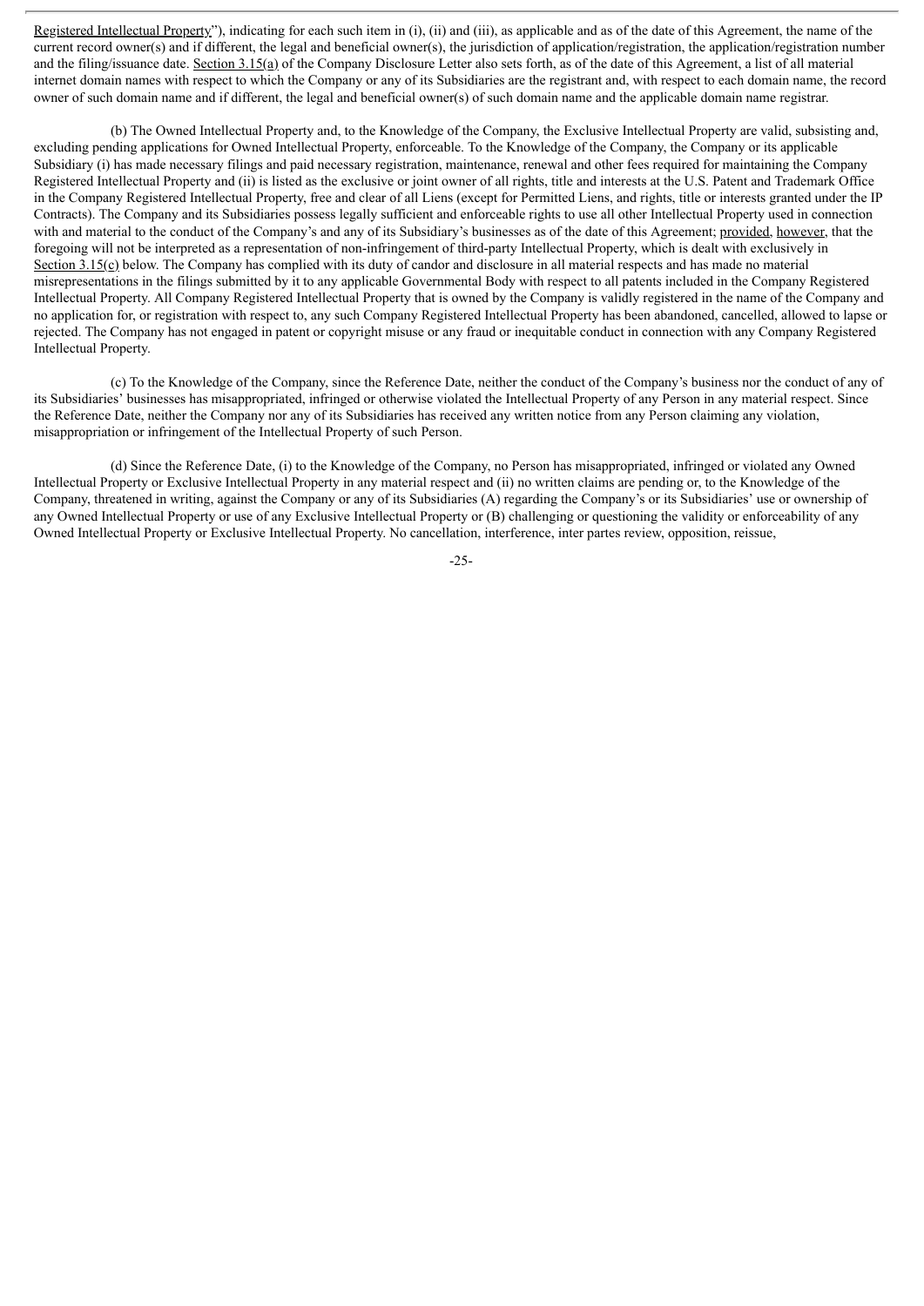Registered Intellectual Property"), indicating for each such item in (i), (ii) and (iii), as applicable and as of the date of this Agreement, the name of the current record owner(s) and if different, the legal and beneficial owner(s), the jurisdiction of application/registration, the application/registration number and the filing/issuance date. Section 3.15(a) of the Company Disclosure Letter also sets forth, as of the date of this Agreement, a list of all material internet domain names with respect to which the Company or any of its Subsidiaries are the registrant and, with respect to each domain name, the record owner of such domain name and if different, the legal and beneficial owner(s) of such domain name and the applicable domain name registrar.

(b) The Owned Intellectual Property and, to the Knowledge of the Company, the Exclusive Intellectual Property are valid, subsisting and, excluding pending applications for Owned Intellectual Property, enforceable. To the Knowledge of the Company, the Company or its applicable Subsidiary (i) has made necessary filings and paid necessary registration, maintenance, renewal and other fees required for maintaining the Company Registered Intellectual Property and (ii) is listed as the exclusive or joint owner of all rights, title and interests at the U.S. Patent and Trademark Office in the Company Registered Intellectual Property, free and clear of all Liens (except for Permitted Liens, and rights, title or interests granted under the IP Contracts). The Company and its Subsidiaries possess legally sufficient and enforceable rights to use all other Intellectual Property used in connection with and material to the conduct of the Company's and any of its Subsidiary's businesses as of the date of this Agreement; provided, however, that the foregoing will not be interpreted as a representation of non-infringement of third-party Intellectual Property, which is dealt with exclusively in Section 3.15(c) below. The Company has complied with its duty of candor and disclosure in all material respects and has made no material misrepresentations in the filings submitted by it to any applicable Governmental Body with respect to all patents included in the Company Registered Intellectual Property. All Company Registered Intellectual Property that is owned by the Company is validly registered in the name of the Company and no application for, or registration with respect to, any such Company Registered Intellectual Property has been abandoned, cancelled, allowed to lapse or rejected. The Company has not engaged in patent or copyright misuse or any fraud or inequitable conduct in connection with any Company Registered Intellectual Property.

(c) To the Knowledge of the Company, since the Reference Date, neither the conduct of the Company's business nor the conduct of any of its Subsidiaries' businesses has misappropriated, infringed or otherwise violated the Intellectual Property of any Person in any material respect. Since the Reference Date, neither the Company nor any of its Subsidiaries has received any written notice from any Person claiming any violation, misappropriation or infringement of the Intellectual Property of such Person.

(d) Since the Reference Date, (i) to the Knowledge of the Company, no Person has misappropriated, infringed or violated any Owned Intellectual Property or Exclusive Intellectual Property in any material respect and (ii) no written claims are pending or, to the Knowledge of the Company, threatened in writing, against the Company or any of its Subsidiaries (A) regarding the Company's or its Subsidiaries' use or ownership of any Owned Intellectual Property or use of any Exclusive Intellectual Property or (B) challenging or questioning the validity or enforceability of any Owned Intellectual Property or Exclusive Intellectual Property. No cancellation, interference, inter partes review, opposition, reissue,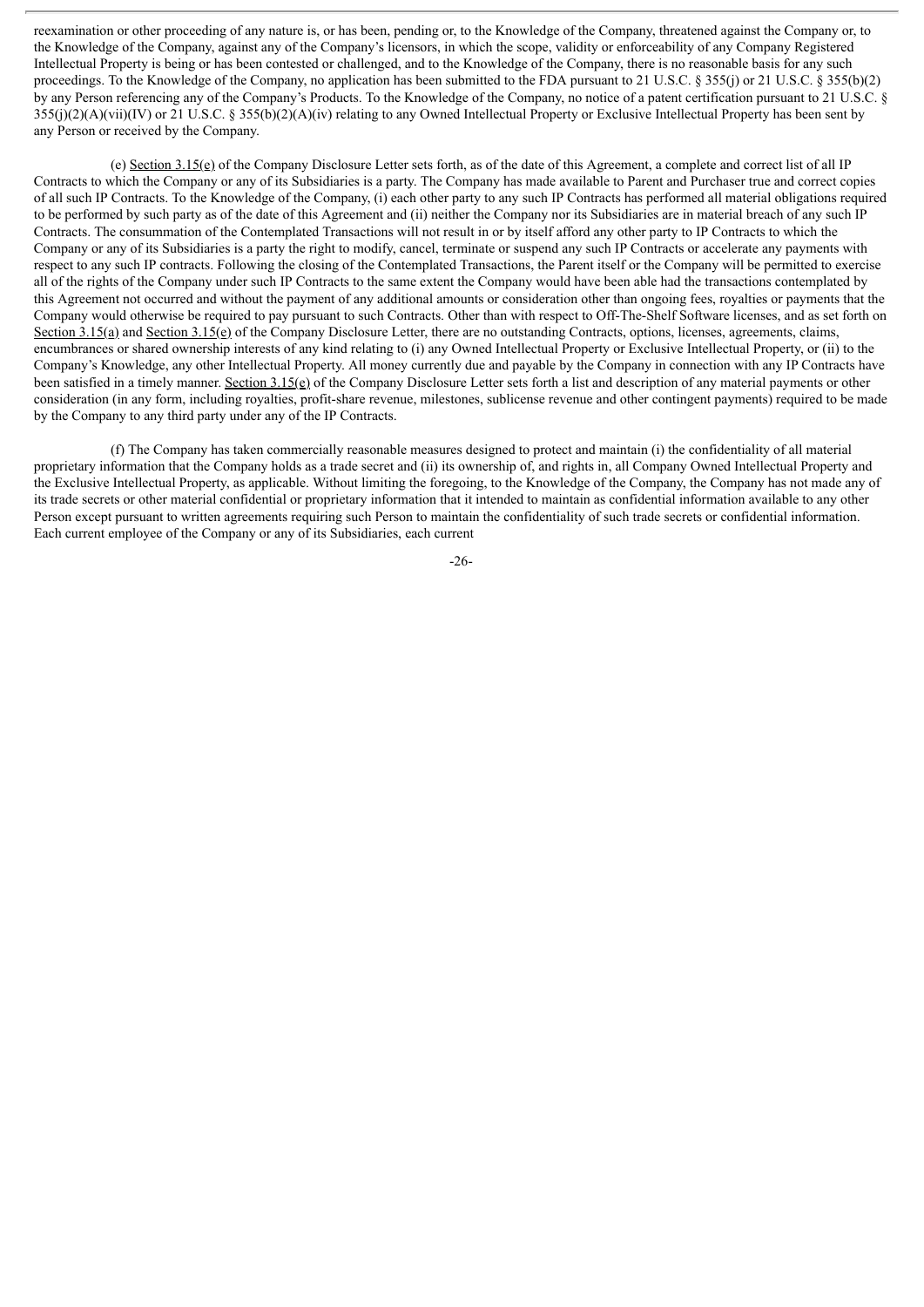reexamination or other proceeding of any nature is, or has been, pending or, to the Knowledge of the Company, threatened against the Company or, to the Knowledge of the Company, against any of the Company's licensors, in which the scope, validity or enforceability of any Company Registered Intellectual Property is being or has been contested or challenged, and to the Knowledge of the Company, there is no reasonable basis for any such proceedings. To the Knowledge of the Company, no application has been submitted to the FDA pursuant to 21 U.S.C. § 355(j) or 21 U.S.C. § 355(b)(2) by any Person referencing any of the Company's Products. To the Knowledge of the Company, no notice of a patent certification pursuant to 21 U.S.C. § 355(j)(2)(A)(vii)(IV) or 21 U.S.C. § 355(b)(2)(A)(iv) relating to any Owned Intellectual Property or Exclusive Intellectual Property has been sent by any Person or received by the Company.

(e) Section 3.15(e) of the Company Disclosure Letter sets forth, as of the date of this Agreement, a complete and correct list of all IP Contracts to which the Company or any of its Subsidiaries is a party. The Company has made available to Parent and Purchaser true and correct copies of all such IP Contracts. To the Knowledge of the Company, (i) each other party to any such IP Contracts has performed all material obligations required to be performed by such party as of the date of this Agreement and (ii) neither the Company nor its Subsidiaries are in material breach of any such IP Contracts. The consummation of the Contemplated Transactions will not result in or by itself afford any other party to IP Contracts to which the Company or any of its Subsidiaries is a party the right to modify, cancel, terminate or suspend any such IP Contracts or accelerate any payments with respect to any such IP contracts. Following the closing of the Contemplated Transactions, the Parent itself or the Company will be permitted to exercise all of the rights of the Company under such IP Contracts to the same extent the Company would have been able had the transactions contemplated by this Agreement not occurred and without the payment of any additional amounts or consideration other than ongoing fees, royalties or payments that the Company would otherwise be required to pay pursuant to such Contracts. Other than with respect to Off-The-Shelf Software licenses, and as set forth on Section 3.15(a) and Section 3.15(e) of the Company Disclosure Letter, there are no outstanding Contracts, options, licenses, agreements, claims, encumbrances or shared ownership interests of any kind relating to (i) any Owned Intellectual Property or Exclusive Intellectual Property, or (ii) to the Company's Knowledge, any other Intellectual Property. All money currently due and payable by the Company in connection with any IP Contracts have been satisfied in a timely manner. Section 3.15(e) of the Company Disclosure Letter sets forth a list and description of any material payments or other consideration (in any form, including royalties, profit-share revenue, milestones, sublicense revenue and other contingent payments) required to be made by the Company to any third party under any of the IP Contracts.

(f) The Company has taken commercially reasonable measures designed to protect and maintain (i) the confidentiality of all material proprietary information that the Company holds as a trade secret and (ii) its ownership of, and rights in, all Company Owned Intellectual Property and the Exclusive Intellectual Property, as applicable. Without limiting the foregoing, to the Knowledge of the Company, the Company has not made any of its trade secrets or other material confidential or proprietary information that it intended to maintain as confidential information available to any other Person except pursuant to written agreements requiring such Person to maintain the confidentiality of such trade secrets or confidential information. Each current employee of the Company or any of its Subsidiaries, each current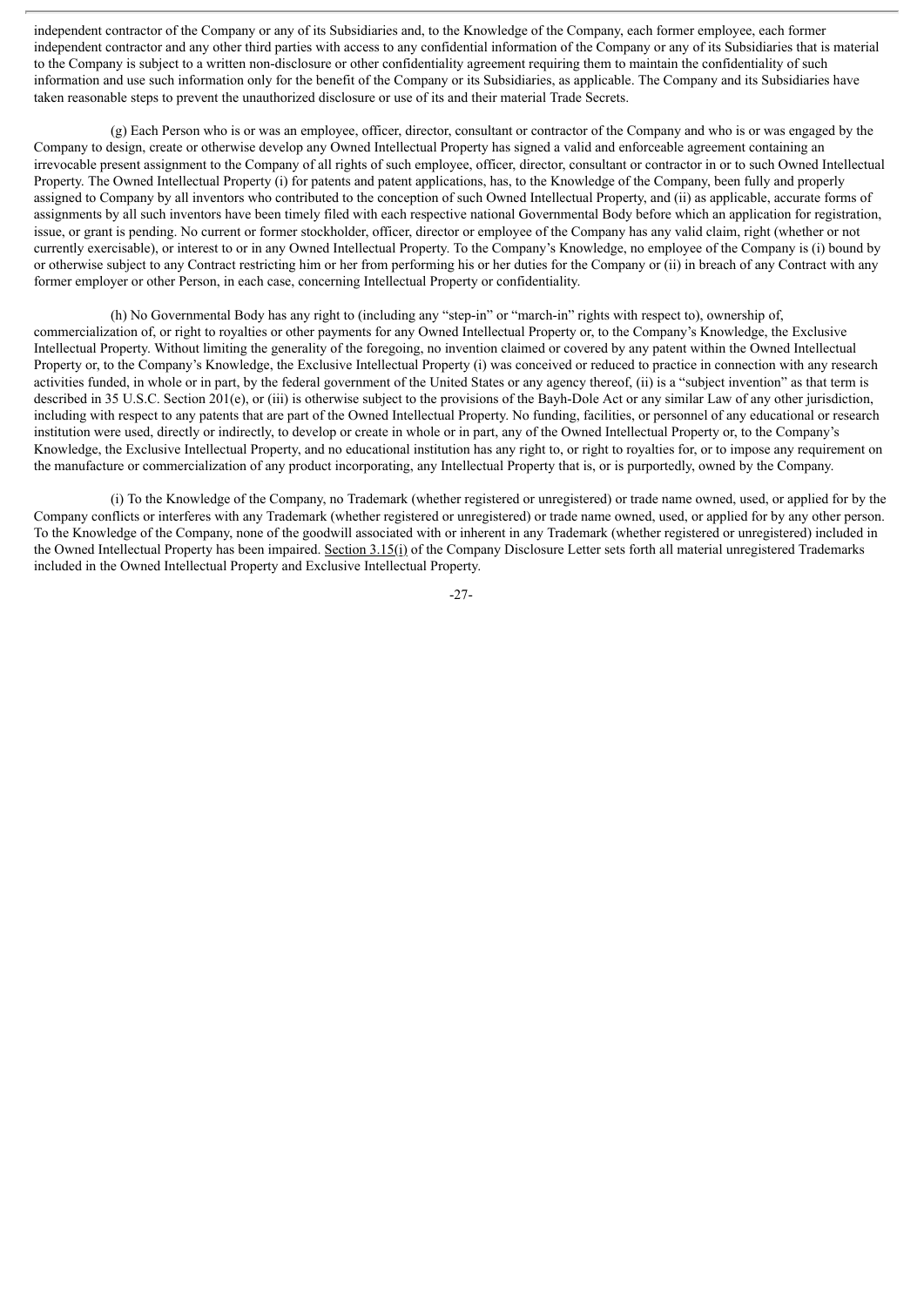independent contractor of the Company or any of its Subsidiaries and, to the Knowledge of the Company, each former employee, each former independent contractor and any other third parties with access to any confidential information of the Company or any of its Subsidiaries that is material to the Company is subject to a written non-disclosure or other confidentiality agreement requiring them to maintain the confidentiality of such information and use such information only for the benefit of the Company or its Subsidiaries, as applicable. The Company and its Subsidiaries have taken reasonable steps to prevent the unauthorized disclosure or use of its and their material Trade Secrets.

(g) Each Person who is or was an employee, officer, director, consultant or contractor of the Company and who is or was engaged by the Company to design, create or otherwise develop any Owned Intellectual Property has signed a valid and enforceable agreement containing an irrevocable present assignment to the Company of all rights of such employee, officer, director, consultant or contractor in or to such Owned Intellectual Property. The Owned Intellectual Property (i) for patents and patent applications, has, to the Knowledge of the Company, been fully and properly assigned to Company by all inventors who contributed to the conception of such Owned Intellectual Property, and (ii) as applicable, accurate forms of assignments by all such inventors have been timely filed with each respective national Governmental Body before which an application for registration, issue, or grant is pending. No current or former stockholder, officer, director or employee of the Company has any valid claim, right (whether or not currently exercisable), or interest to or in any Owned Intellectual Property. To the Company's Knowledge, no employee of the Company is (i) bound by or otherwise subject to any Contract restricting him or her from performing his or her duties for the Company or (ii) in breach of any Contract with any former employer or other Person, in each case, concerning Intellectual Property or confidentiality.

(h) No Governmental Body has any right to (including any "step-in" or "march-in" rights with respect to), ownership of, commercialization of, or right to royalties or other payments for any Owned Intellectual Property or, to the Company's Knowledge, the Exclusive Intellectual Property. Without limiting the generality of the foregoing, no invention claimed or covered by any patent within the Owned Intellectual Property or, to the Company's Knowledge, the Exclusive Intellectual Property (i) was conceived or reduced to practice in connection with any research activities funded, in whole or in part, by the federal government of the United States or any agency thereof, (ii) is a "subject invention" as that term is described in 35 U.S.C. Section 201(e), or (iii) is otherwise subject to the provisions of the Bayh-Dole Act or any similar Law of any other jurisdiction, including with respect to any patents that are part of the Owned Intellectual Property. No funding, facilities, or personnel of any educational or research institution were used, directly or indirectly, to develop or create in whole or in part, any of the Owned Intellectual Property or, to the Company's Knowledge, the Exclusive Intellectual Property, and no educational institution has any right to, or right to royalties for, or to impose any requirement on the manufacture or commercialization of any product incorporating, any Intellectual Property that is, or is purportedly, owned by the Company.

(i) To the Knowledge of the Company, no Trademark (whether registered or unregistered) or trade name owned, used, or applied for by the Company conflicts or interferes with any Trademark (whether registered or unregistered) or trade name owned, used, or applied for by any other person. To the Knowledge of the Company, none of the goodwill associated with or inherent in any Trademark (whether registered or unregistered) included in the Owned Intellectual Property has been impaired. Section 3.15(i) of the Company Disclosure Letter sets forth all material unregistered Trademarks included in the Owned Intellectual Property and Exclusive Intellectual Property.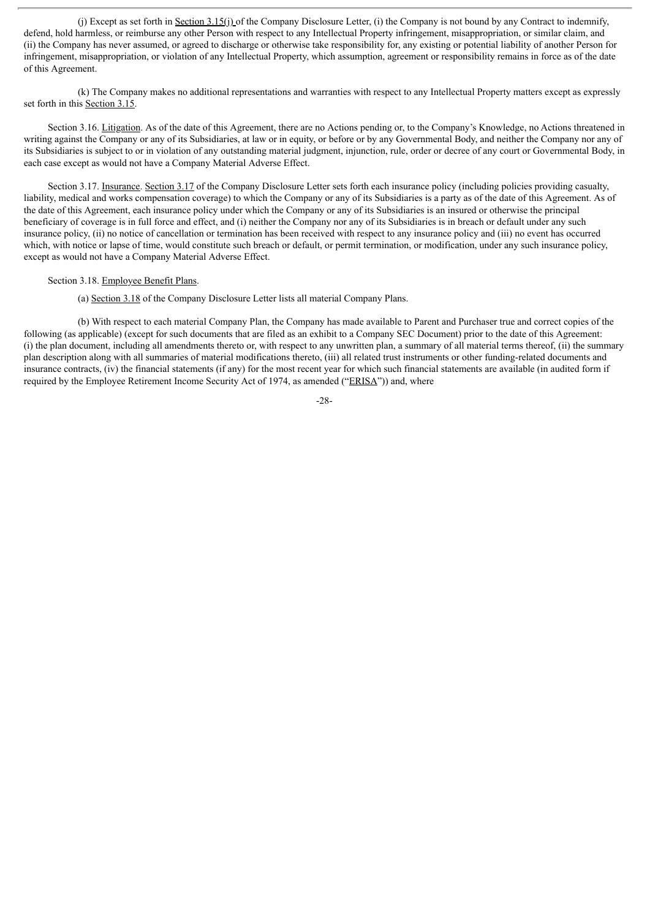(j) Except as set forth in Section 3.15(j) of the Company Disclosure Letter, (i) the Company is not bound by any Contract to indemnify, defend, hold harmless, or reimburse any other Person with respect to any Intellectual Property infringement, misappropriation, or similar claim, and (ii) the Company has never assumed, or agreed to discharge or otherwise take responsibility for, any existing or potential liability of another Person for infringement, misappropriation, or violation of any Intellectual Property, which assumption, agreement or responsibility remains in force as of the date of this Agreement.

(k) The Company makes no additional representations and warranties with respect to any Intellectual Property matters except as expressly set forth in this Section 3.15.

Section 3.16. Litigation. As of the date of this Agreement, there are no Actions pending or, to the Company's Knowledge, no Actions threatened in writing against the Company or any of its Subsidiaries, at law or in equity, or before or by any Governmental Body, and neither the Company nor any of its Subsidiaries is subject to or in violation of any outstanding material judgment, injunction, rule, order or decree of any court or Governmental Body, in each case except as would not have a Company Material Adverse Effect.

Section 3.17. Insurance. Section 3.17 of the Company Disclosure Letter sets forth each insurance policy (including policies providing casualty, liability, medical and works compensation coverage) to which the Company or any of its Subsidiaries is a party as of the date of this Agreement. As of the date of this Agreement, each insurance policy under which the Company or any of its Subsidiaries is an insured or otherwise the principal beneficiary of coverage is in full force and effect, and (i) neither the Company nor any of its Subsidiaries is in breach or default under any such insurance policy, (ii) no notice of cancellation or termination has been received with respect to any insurance policy and (iii) no event has occurred which, with notice or lapse of time, would constitute such breach or default, or permit termination, or modification, under any such insurance policy, except as would not have a Company Material Adverse Effect.

Section 3.18. Employee Benefit Plans.

(a) Section 3.18 of the Company Disclosure Letter lists all material Company Plans.

(b) With respect to each material Company Plan, the Company has made available to Parent and Purchaser true and correct copies of the following (as applicable) (except for such documents that are filed as an exhibit to a Company SEC Document) prior to the date of this Agreement: (i) the plan document, including all amendments thereto or, with respect to any unwritten plan, a summary of all material terms thereof, (ii) the summary plan description along with all summaries of material modifications thereto, (iii) all related trust instruments or other funding-related documents and insurance contracts, (iv) the financial statements (if any) for the most recent year for which such financial statements are available (in audited form if required by the Employee Retirement Income Security Act of 1974, as amended ("ERISA")) and, where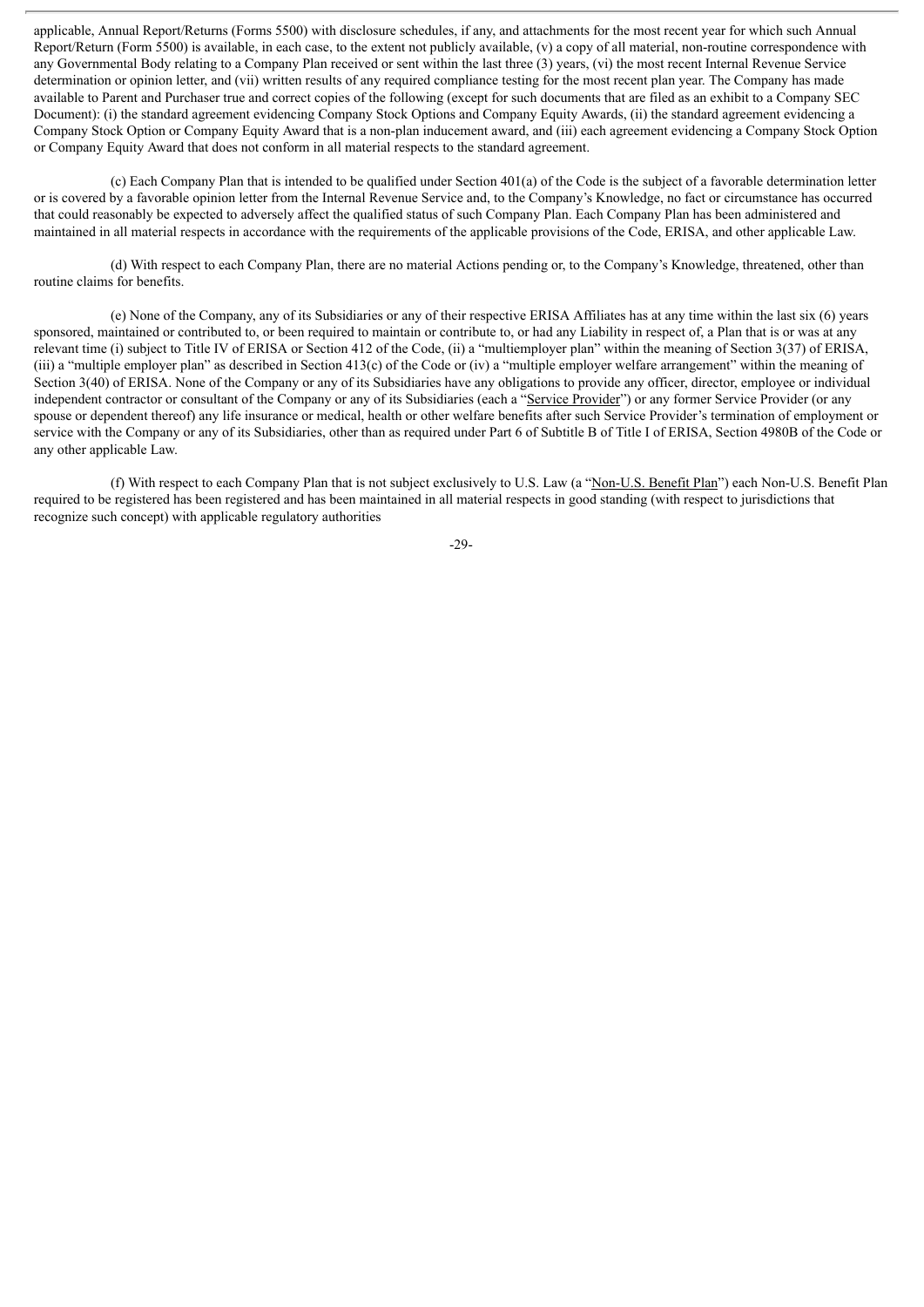applicable, Annual Report/Returns (Forms 5500) with disclosure schedules, if any, and attachments for the most recent year for which such Annual Report/Return (Form 5500) is available, in each case, to the extent not publicly available, (v) a copy of all material, non-routine correspondence with any Governmental Body relating to a Company Plan received or sent within the last three (3) years, (vi) the most recent Internal Revenue Service determination or opinion letter, and (vii) written results of any required compliance testing for the most recent plan year. The Company has made available to Parent and Purchaser true and correct copies of the following (except for such documents that are filed as an exhibit to a Company SEC Document): (i) the standard agreement evidencing Company Stock Options and Company Equity Awards, (ii) the standard agreement evidencing a Company Stock Option or Company Equity Award that is a non-plan inducement award, and (iii) each agreement evidencing a Company Stock Option or Company Equity Award that does not conform in all material respects to the standard agreement.

(c) Each Company Plan that is intended to be qualified under Section 401(a) of the Code is the subject of a favorable determination letter or is covered by a favorable opinion letter from the Internal Revenue Service and, to the Company's Knowledge, no fact or circumstance has occurred that could reasonably be expected to adversely affect the qualified status of such Company Plan. Each Company Plan has been administered and maintained in all material respects in accordance with the requirements of the applicable provisions of the Code, ERISA, and other applicable Law.

(d) With respect to each Company Plan, there are no material Actions pending or, to the Company's Knowledge, threatened, other than routine claims for benefits.

(e) None of the Company, any of its Subsidiaries or any of their respective ERISA Affiliates has at any time within the last six (6) years sponsored, maintained or contributed to, or been required to maintain or contribute to, or had any Liability in respect of, a Plan that is or was at any relevant time (i) subject to Title IV of ERISA or Section 412 of the Code, (ii) a "multiemployer plan" within the meaning of Section 3(37) of ERISA, (iii) a "multiple employer plan" as described in Section 413(c) of the Code or (iv) a "multiple employer welfare arrangement" within the meaning of Section 3(40) of ERISA. None of the Company or any of its Subsidiaries have any obligations to provide any officer, director, employee or individual independent contractor or consultant of the Company or any of its Subsidiaries (each a "Service Provider") or any former Service Provider (or any spouse or dependent thereof) any life insurance or medical, health or other welfare benefits after such Service Provider's termination of employment or service with the Company or any of its Subsidiaries, other than as required under Part 6 of Subtitle B of Title I of ERISA, Section 4980B of the Code or any other applicable Law.

(f) With respect to each Company Plan that is not subject exclusively to U.S. Law (a "Non-U.S. Benefit Plan") each Non-U.S. Benefit Plan required to be registered has been registered and has been maintained in all material respects in good standing (with respect to jurisdictions that recognize such concept) with applicable regulatory authorities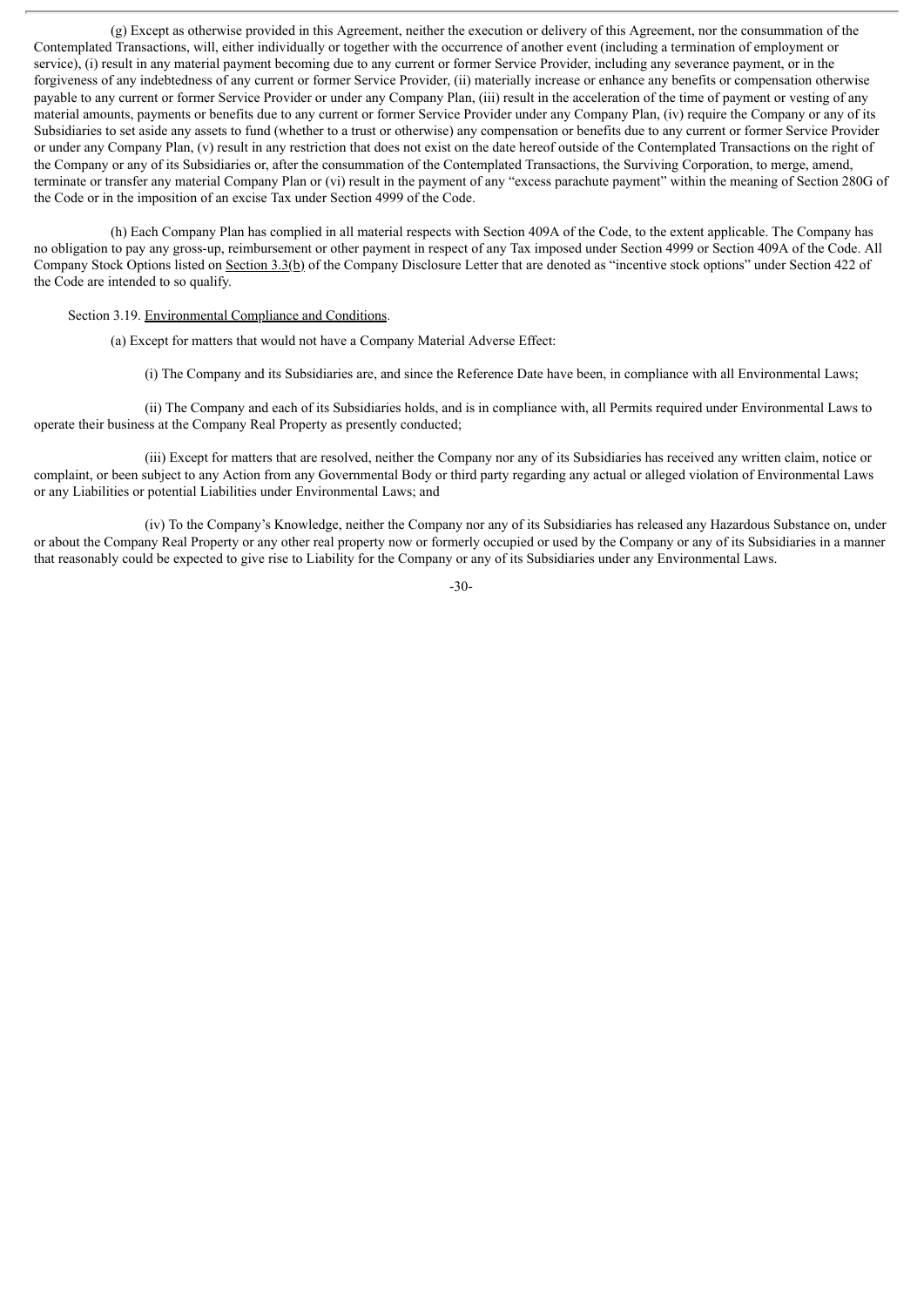(g) Except as otherwise provided in this Agreement, neither the execution or delivery of this Agreement, nor the consummation of the Contemplated Transactions, will, either individually or together with the occurrence of another event (including a termination of employment or service), (i) result in any material payment becoming due to any current or former Service Provider, including any severance payment, or in the forgiveness of any indebtedness of any current or former Service Provider, (ii) materially increase or enhance any benefits or compensation otherwise payable to any current or former Service Provider or under any Company Plan, (iii) result in the acceleration of the time of payment or vesting of any material amounts, payments or benefits due to any current or former Service Provider under any Company Plan, (iv) require the Company or any of its Subsidiaries to set aside any assets to fund (whether to a trust or otherwise) any compensation or benefits due to any current or former Service Provider or under any Company Plan, (v) result in any restriction that does not exist on the date hereof outside of the Contemplated Transactions on the right of the Company or any of its Subsidiaries or, after the consummation of the Contemplated Transactions, the Surviving Corporation, to merge, amend, terminate or transfer any material Company Plan or (vi) result in the payment of any "excess parachute payment" within the meaning of Section 280G of the Code or in the imposition of an excise Tax under Section 4999 of the Code.

(h) Each Company Plan has complied in all material respects with Section 409A of the Code, to the extent applicable. The Company has no obligation to pay any gross-up, reimbursement or other payment in respect of any Tax imposed under Section 4999 or Section 409A of the Code. All Company Stock Options listed on Section 3.3(b) of the Company Disclosure Letter that are denoted as "incentive stock options" under Section 422 of the Code are intended to so qualify.

Section 3.19. Environmental Compliance and Conditions.

(a) Except for matters that would not have a Company Material Adverse Effect:

(i) The Company and its Subsidiaries are, and since the Reference Date have been, in compliance with all Environmental Laws;

(ii) The Company and each of its Subsidiaries holds, and is in compliance with, all Permits required under Environmental Laws to operate their business at the Company Real Property as presently conducted;

(iii) Except for matters that are resolved, neither the Company nor any of its Subsidiaries has received any written claim, notice or complaint, or been subject to any Action from any Governmental Body or third party regarding any actual or alleged violation of Environmental Laws or any Liabilities or potential Liabilities under Environmental Laws; and

(iv) To the Company's Knowledge, neither the Company nor any of its Subsidiaries has released any Hazardous Substance on, under or about the Company Real Property or any other real property now or formerly occupied or used by the Company or any of its Subsidiaries in a manner that reasonably could be expected to give rise to Liability for the Company or any of its Subsidiaries under any Environmental Laws.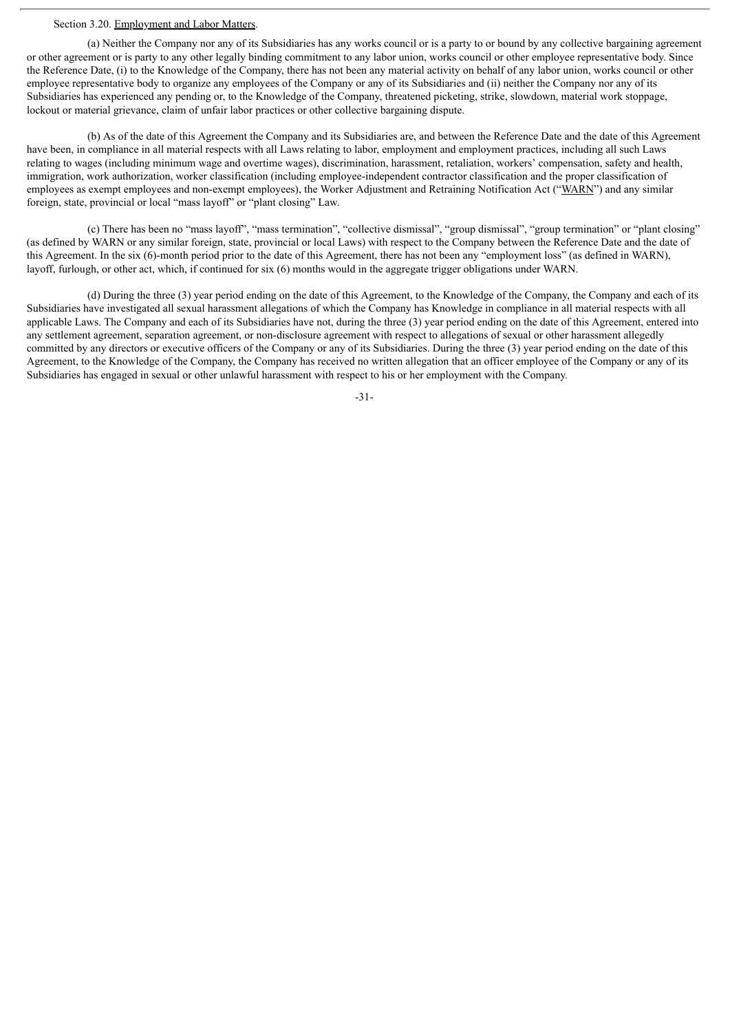Section 3.20. Employment and Labor Matters.

(a) Neither the Company nor any of its Subsidiaries has any works council or is a party to or bound by any collective bargaining agreement or other agreement or is party to any other legally binding commitment to any labor union, works council or other employee representative body. Since the Reference Date, (i) to the Knowledge of the Company, there has not been any material activity on behalf of any labor union, works council or other employee representative body to organize any employees of the Company or any of its Subsidiaries and (ii) neither the Company nor any of its Subsidiaries has experienced any pending or, to the Knowledge of the Company, threatened picketing, strike, slowdown, material work stoppage, lockout or material grievance, claim of unfair labor practices or other collective bargaining dispute.

(b) As of the date of this Agreement the Company and its Subsidiaries are, and between the Reference Date and the date of this Agreement have been, in compliance in all material respects with all Laws relating to labor, employment and employment practices, including all such Laws relating to wages (including minimum wage and overtime wages), discrimination, harassment, retaliation, workers' compensation, safety and health, immigration, work authorization, worker classification (including employee-independent contractor classification and the proper classification of employees as exempt employees and non-exempt employees), the Worker Adjustment and Retraining Notification Act ("WARN") and any similar foreign, state, provincial or local "mass layoff" or "plant closing" Law.

(c) There has been no "mass layoff", "mass termination", "collective dismissal", "group dismissal", "group termination" or "plant closing" (as defined by WARN or any similar foreign, state, provincial or local Laws) with respect to the Company between the Reference Date and the date of this Agreement. In the six (6)-month period prior to the date of this Agreement, there has not been any "employment loss" (as defined in WARN), layoff, furlough, or other act, which, if continued for six (6) months would in the aggregate trigger obligations under WARN.

(d) During the three (3) year period ending on the date of this Agreement, to the Knowledge of the Company, the Company and each of its Subsidiaries have investigated all sexual harassment allegations of which the Company has Knowledge in compliance in all material respects with all applicable Laws. The Company and each of its Subsidiaries have not, during the three (3) year period ending on the date of this Agreement, entered into any settlement agreement, separation agreement, or non-disclosure agreement with respect to allegations of sexual or other harassment allegedly committed by any directors or executive officers of the Company or any of its Subsidiaries. During the three (3) year period ending on the date of this Agreement, to the Knowledge of the Company, the Company has received no written allegation that an officer employee of the Company or any of its Subsidiaries has engaged in sexual or other unlawful harassment with respect to his or her employment with the Company.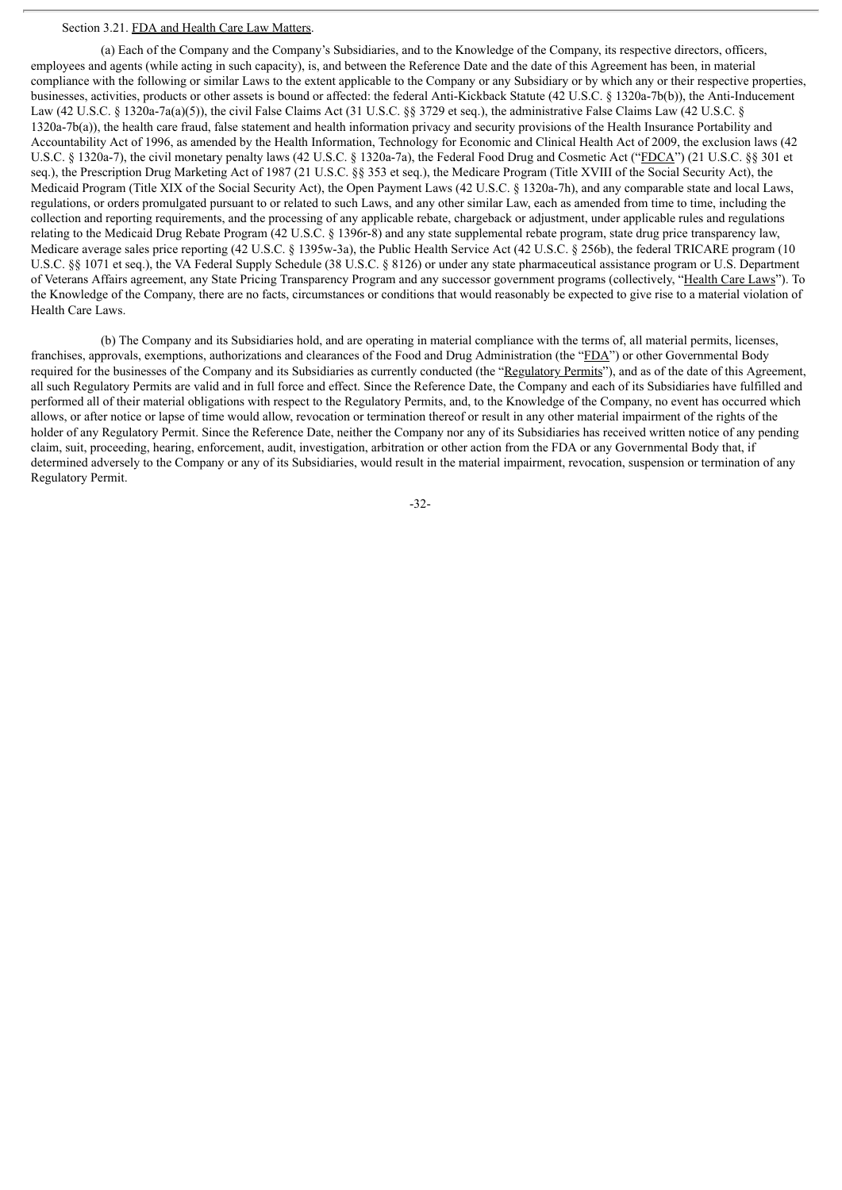Section 3.21. FDA and Health Care Law Matters.

(a) Each of the Company and the Company's Subsidiaries, and to the Knowledge of the Company, its respective directors, officers, employees and agents (while acting in such capacity), is, and between the Reference Date and the date of this Agreement has been, in material compliance with the following or similar Laws to the extent applicable to the Company or any Subsidiary or by which any or their respective properties, businesses, activities, products or other assets is bound or affected: the federal Anti-Kickback Statute (42 U.S.C. § 1320a-7b(b)), the Anti-Inducement Law (42 U.S.C. § 1320a-7a(a)(5)), the civil False Claims Act (31 U.S.C. §§ 3729 et seq.), the administrative False Claims Law (42 U.S.C. § 1320a-7b(a)), the health care fraud, false statement and health information privacy and security provisions of the Health Insurance Portability and Accountability Act of 1996, as amended by the Health Information, Technology for Economic and Clinical Health Act of 2009, the exclusion laws (42 U.S.C. § 1320a-7), the civil monetary penalty laws (42 U.S.C. § 1320a-7a), the Federal Food Drug and Cosmetic Act ("FDCA") (21 U.S.C. §§ 301 et seq.), the Prescription Drug Marketing Act of 1987 (21 U.S.C. §§ 353 et seq.), the Medicare Program (Title XVIII of the Social Security Act), the Medicaid Program (Title XIX of the Social Security Act), the Open Payment Laws (42 U.S.C. § 1320a-7h), and any comparable state and local Laws, regulations, or orders promulgated pursuant to or related to such Laws, and any other similar Law, each as amended from time to time, including the collection and reporting requirements, and the processing of any applicable rebate, chargeback or adjustment, under applicable rules and regulations relating to the Medicaid Drug Rebate Program (42 U.S.C. § 1396r-8) and any state supplemental rebate program, state drug price transparency law, Medicare average sales price reporting (42 U.S.C. § 1395w-3a), the Public Health Service Act (42 U.S.C. § 256b), the federal TRICARE program (10 U.S.C. §§ 1071 et seq.), the VA Federal Supply Schedule (38 U.S.C. § 8126) or under any state pharmaceutical assistance program or U.S. Department of Veterans Affairs agreement, any State Pricing Transparency Program and any successor government programs (collectively, "Health Care Laws"). To the Knowledge of the Company, there are no facts, circumstances or conditions that would reasonably be expected to give rise to a material violation of Health Care Laws.

(b) The Company and its Subsidiaries hold, and are operating in material compliance with the terms of, all material permits, licenses, franchises, approvals, exemptions, authorizations and clearances of the Food and Drug Administration (the "FDA") or other Governmental Body required for the businesses of the Company and its Subsidiaries as currently conducted (the "Regulatory Permits"), and as of the date of this Agreement, all such Regulatory Permits are valid and in full force and effect. Since the Reference Date, the Company and each of its Subsidiaries have fulfilled and performed all of their material obligations with respect to the Regulatory Permits, and, to the Knowledge of the Company, no event has occurred which allows, or after notice or lapse of time would allow, revocation or termination thereof or result in any other material impairment of the rights of the holder of any Regulatory Permit. Since the Reference Date, neither the Company nor any of its Subsidiaries has received written notice of any pending claim, suit, proceeding, hearing, enforcement, audit, investigation, arbitration or other action from the FDA or any Governmental Body that, if determined adversely to the Company or any of its Subsidiaries, would result in the material impairment, revocation, suspension or termination of any Regulatory Permit.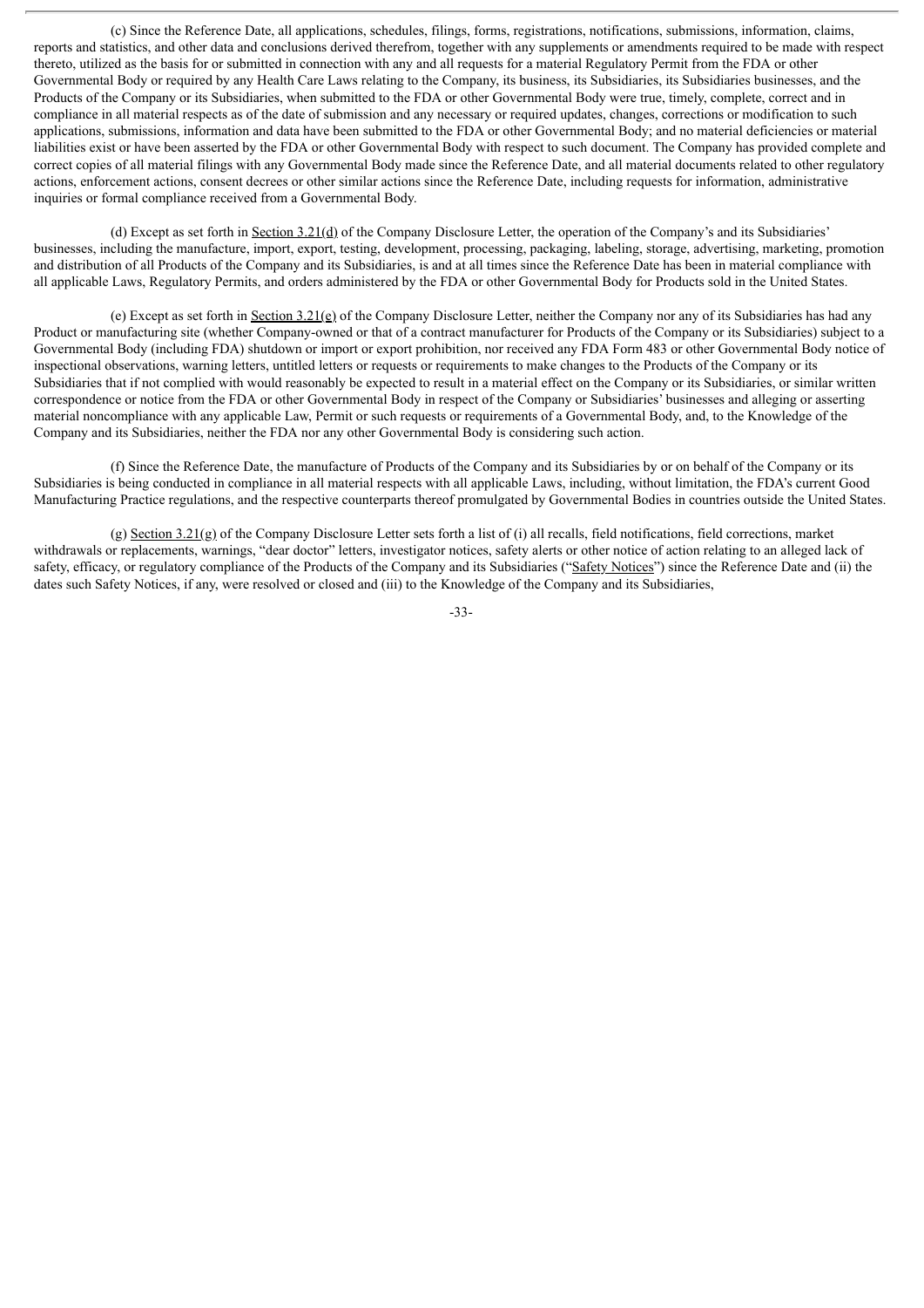(c) Since the Reference Date, all applications, schedules, filings, forms, registrations, notifications, submissions, information, claims, reports and statistics, and other data and conclusions derived therefrom, together with any supplements or amendments required to be made with respect thereto, utilized as the basis for or submitted in connection with any and all requests for a material Regulatory Permit from the FDA or other Governmental Body or required by any Health Care Laws relating to the Company, its business, its Subsidiaries, its Subsidiaries businesses, and the Products of the Company or its Subsidiaries, when submitted to the FDA or other Governmental Body were true, timely, complete, correct and in compliance in all material respects as of the date of submission and any necessary or required updates, changes, corrections or modification to such applications, submissions, information and data have been submitted to the FDA or other Governmental Body; and no material deficiencies or material liabilities exist or have been asserted by the FDA or other Governmental Body with respect to such document. The Company has provided complete and correct copies of all material filings with any Governmental Body made since the Reference Date, and all material documents related to other regulatory actions, enforcement actions, consent decrees or other similar actions since the Reference Date, including requests for information, administrative inquiries or formal compliance received from a Governmental Body.

(d) Except as set forth in Section 3.21(d) of the Company Disclosure Letter, the operation of the Company's and its Subsidiaries' businesses, including the manufacture, import, export, testing, development, processing, packaging, labeling, storage, advertising, marketing, promotion and distribution of all Products of the Company and its Subsidiaries, is and at all times since the Reference Date has been in material compliance with all applicable Laws, Regulatory Permits, and orders administered by the FDA or other Governmental Body for Products sold in the United States.

(e) Except as set forth in Section 3.21(e) of the Company Disclosure Letter, neither the Company nor any of its Subsidiaries has had any Product or manufacturing site (whether Company-owned or that of a contract manufacturer for Products of the Company or its Subsidiaries) subject to a Governmental Body (including FDA) shutdown or import or export prohibition, nor received any FDA Form 483 or other Governmental Body notice of inspectional observations, warning letters, untitled letters or requests or requirements to make changes to the Products of the Company or its Subsidiaries that if not complied with would reasonably be expected to result in a material effect on the Company or its Subsidiaries, or similar written correspondence or notice from the FDA or other Governmental Body in respect of the Company or Subsidiaries' businesses and alleging or asserting material noncompliance with any applicable Law, Permit or such requests or requirements of a Governmental Body, and, to the Knowledge of the Company and its Subsidiaries, neither the FDA nor any other Governmental Body is considering such action.

(f) Since the Reference Date, the manufacture of Products of the Company and its Subsidiaries by or on behalf of the Company or its Subsidiaries is being conducted in compliance in all material respects with all applicable Laws, including, without limitation, the FDA's current Good Manufacturing Practice regulations, and the respective counterparts thereof promulgated by Governmental Bodies in countries outside the United States.

(g) Section 3.21(g) of the Company Disclosure Letter sets forth a list of (i) all recalls, field notifications, field corrections, market withdrawals or replacements, warnings, "dear doctor" letters, investigator notices, safety alerts or other notice of action relating to an alleged lack of safety, efficacy, or regulatory compliance of the Products of the Company and its Subsidiaries ("Safety Notices") since the Reference Date and (ii) the dates such Safety Notices, if any, were resolved or closed and (iii) to the Knowledge of the Company and its Subsidiaries,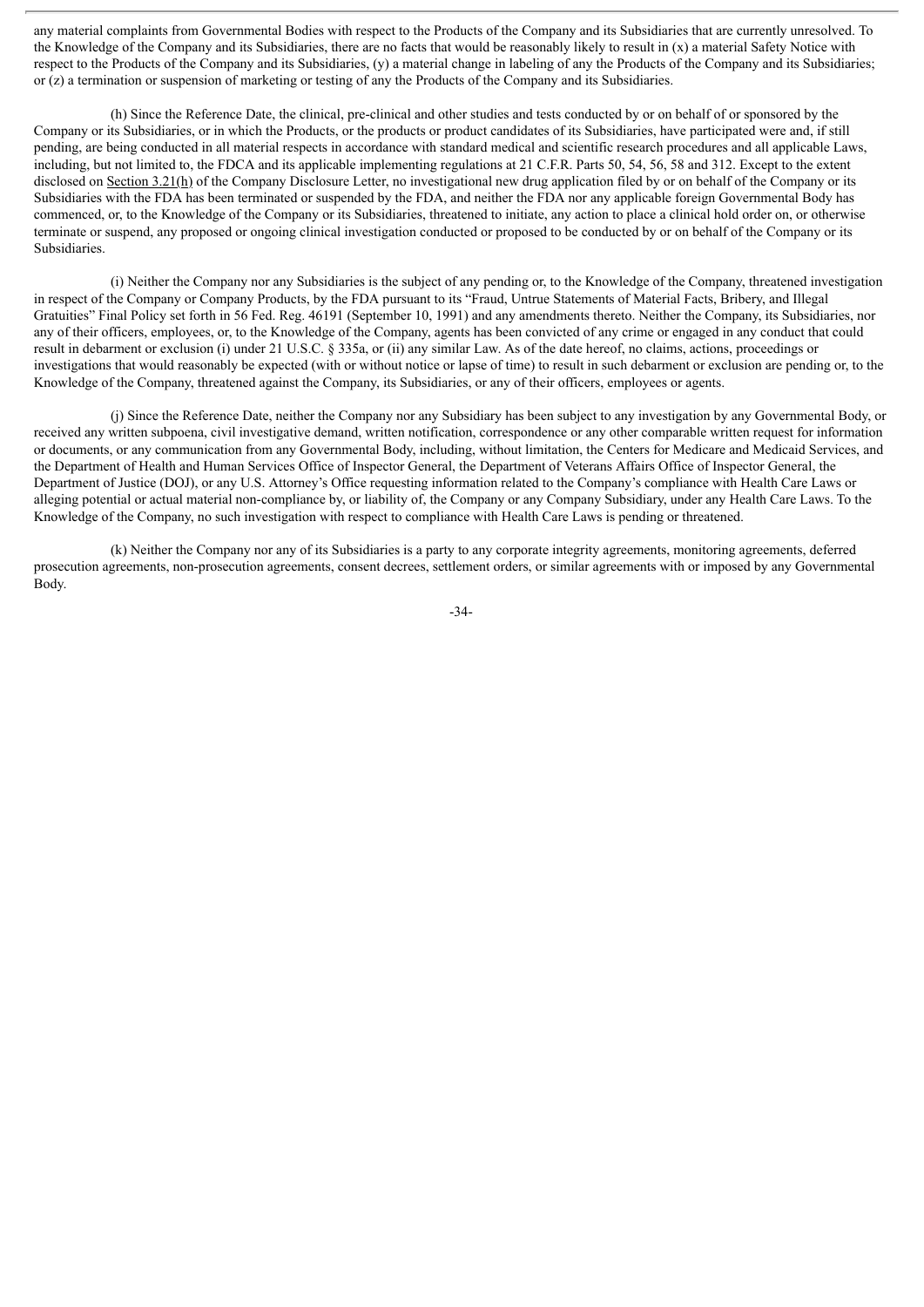any material complaints from Governmental Bodies with respect to the Products of the Company and its Subsidiaries that are currently unresolved. To the Knowledge of the Company and its Subsidiaries, there are no facts that would be reasonably likely to result in (x) a material Safety Notice with respect to the Products of the Company and its Subsidiaries, (y) a material change in labeling of any the Products of the Company and its Subsidiaries; or (z) a termination or suspension of marketing or testing of any the Products of the Company and its Subsidiaries.

(h) Since the Reference Date, the clinical, pre-clinical and other studies and tests conducted by or on behalf of or sponsored by the Company or its Subsidiaries, or in which the Products, or the products or product candidates of its Subsidiaries, have participated were and, if still pending, are being conducted in all material respects in accordance with standard medical and scientific research procedures and all applicable Laws, including, but not limited to, the FDCA and its applicable implementing regulations at 21 C.F.R. Parts 50, 54, 56, 58 and 312. Except to the extent disclosed on Section 3.21(h) of the Company Disclosure Letter, no investigational new drug application filed by or on behalf of the Company or its Subsidiaries with the FDA has been terminated or suspended by the FDA, and neither the FDA nor any applicable foreign Governmental Body has commenced, or, to the Knowledge of the Company or its Subsidiaries, threatened to initiate, any action to place a clinical hold order on, or otherwise terminate or suspend, any proposed or ongoing clinical investigation conducted or proposed to be conducted by or on behalf of the Company or its Subsidiaries.

(i) Neither the Company nor any Subsidiaries is the subject of any pending or, to the Knowledge of the Company, threatened investigation in respect of the Company or Company Products, by the FDA pursuant to its "Fraud, Untrue Statements of Material Facts, Bribery, and Illegal Gratuities" Final Policy set forth in 56 Fed. Reg. 46191 (September 10, 1991) and any amendments thereto. Neither the Company, its Subsidiaries, nor any of their officers, employees, or, to the Knowledge of the Company, agents has been convicted of any crime or engaged in any conduct that could result in debarment or exclusion (i) under 21 U.S.C. § 335a, or (ii) any similar Law. As of the date hereof, no claims, actions, proceedings or investigations that would reasonably be expected (with or without notice or lapse of time) to result in such debarment or exclusion are pending or, to the Knowledge of the Company, threatened against the Company, its Subsidiaries, or any of their officers, employees or agents.

(j) Since the Reference Date, neither the Company nor any Subsidiary has been subject to any investigation by any Governmental Body, or received any written subpoena, civil investigative demand, written notification, correspondence or any other comparable written request for information or documents, or any communication from any Governmental Body, including, without limitation, the Centers for Medicare and Medicaid Services, and the Department of Health and Human Services Office of Inspector General, the Department of Veterans Affairs Office of Inspector General, the Department of Justice (DOJ), or any U.S. Attorney's Office requesting information related to the Company's compliance with Health Care Laws or alleging potential or actual material non-compliance by, or liability of, the Company or any Company Subsidiary, under any Health Care Laws. To the Knowledge of the Company, no such investigation with respect to compliance with Health Care Laws is pending or threatened.

(k) Neither the Company nor any of its Subsidiaries is a party to any corporate integrity agreements, monitoring agreements, deferred prosecution agreements, non-prosecution agreements, consent decrees, settlement orders, or similar agreements with or imposed by any Governmental Body.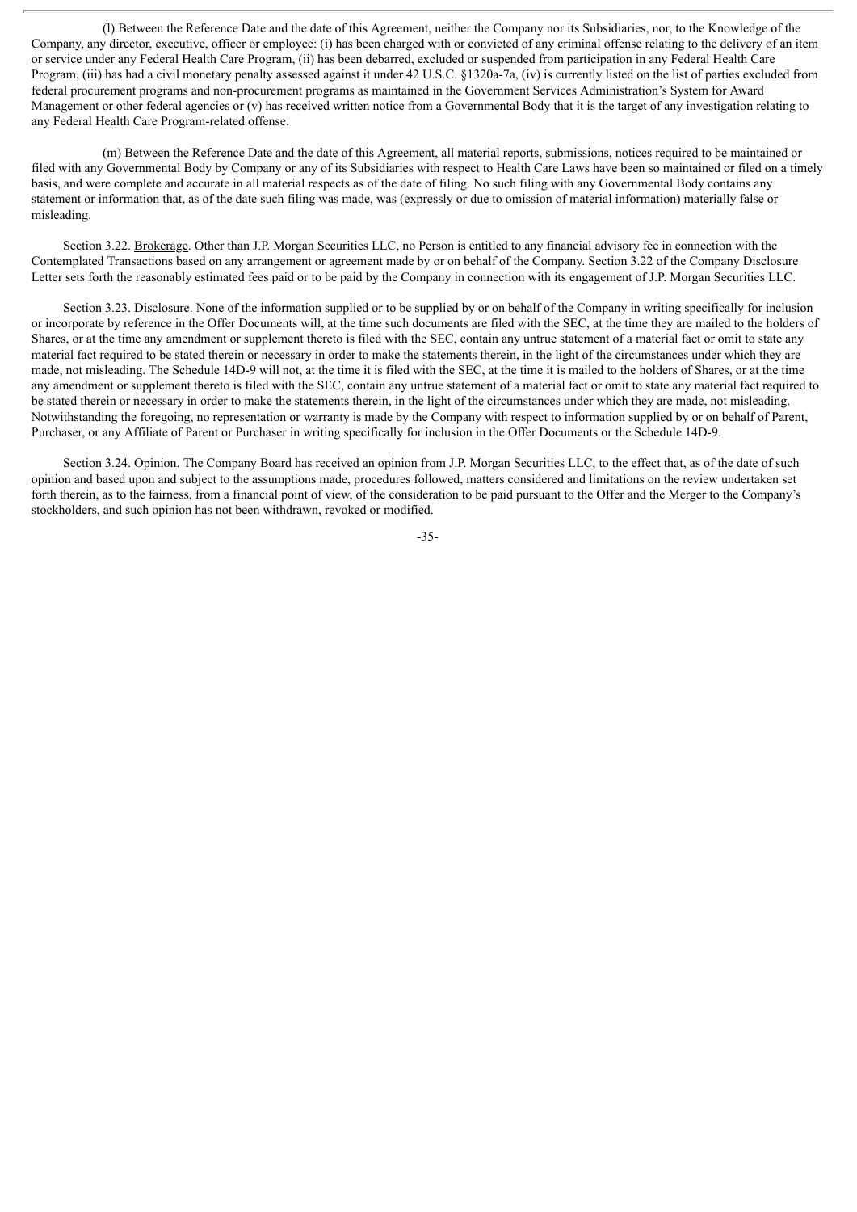(l) Between the Reference Date and the date of this Agreement, neither the Company nor its Subsidiaries, nor, to the Knowledge of the Company, any director, executive, officer or employee: (i) has been charged with or convicted of any criminal offense relating to the delivery of an item or service under any Federal Health Care Program, (ii) has been debarred, excluded or suspended from participation in any Federal Health Care Program, (iii) has had a civil monetary penalty assessed against it under 42 U.S.C. §1320a-7a, (iv) is currently listed on the list of parties excluded from federal procurement programs and non-procurement programs as maintained in the Government Services Administration's System for Award Management or other federal agencies or (v) has received written notice from a Governmental Body that it is the target of any investigation relating to any Federal Health Care Program-related offense.

(m) Between the Reference Date and the date of this Agreement, all material reports, submissions, notices required to be maintained or filed with any Governmental Body by Company or any of its Subsidiaries with respect to Health Care Laws have been so maintained or filed on a timely basis, and were complete and accurate in all material respects as of the date of filing. No such filing with any Governmental Body contains any statement or information that, as of the date such filing was made, was (expressly or due to omission of material information) materially false or misleading.

Section 3.22. Brokerage. Other than J.P. Morgan Securities LLC, no Person is entitled to any financial advisory fee in connection with the Contemplated Transactions based on any arrangement or agreement made by or on behalf of the Company. Section 3.22 of the Company Disclosure Letter sets forth the reasonably estimated fees paid or to be paid by the Company in connection with its engagement of J.P. Morgan Securities LLC.

Section 3.23. Disclosure. None of the information supplied or to be supplied by or on behalf of the Company in writing specifically for inclusion or incorporate by reference in the Offer Documents will, at the time such documents are filed with the SEC, at the time they are mailed to the holders of Shares, or at the time any amendment or supplement thereto is filed with the SEC, contain any untrue statement of a material fact or omit to state any material fact required to be stated therein or necessary in order to make the statements therein, in the light of the circumstances under which they are made, not misleading. The Schedule 14D-9 will not, at the time it is filed with the SEC, at the time it is mailed to the holders of Shares, or at the time any amendment or supplement thereto is filed with the SEC, contain any untrue statement of a material fact or omit to state any material fact required to be stated therein or necessary in order to make the statements therein, in the light of the circumstances under which they are made, not misleading. Notwithstanding the foregoing, no representation or warranty is made by the Company with respect to information supplied by or on behalf of Parent, Purchaser, or any Affiliate of Parent or Purchaser in writing specifically for inclusion in the Offer Documents or the Schedule 14D-9.

Section 3.24. Opinion. The Company Board has received an opinion from J.P. Morgan Securities LLC, to the effect that, as of the date of such opinion and based upon and subject to the assumptions made, procedures followed, matters considered and limitations on the review undertaken set forth therein, as to the fairness, from a financial point of view, of the consideration to be paid pursuant to the Offer and the Merger to the Company's stockholders, and such opinion has not been withdrawn, revoked or modified.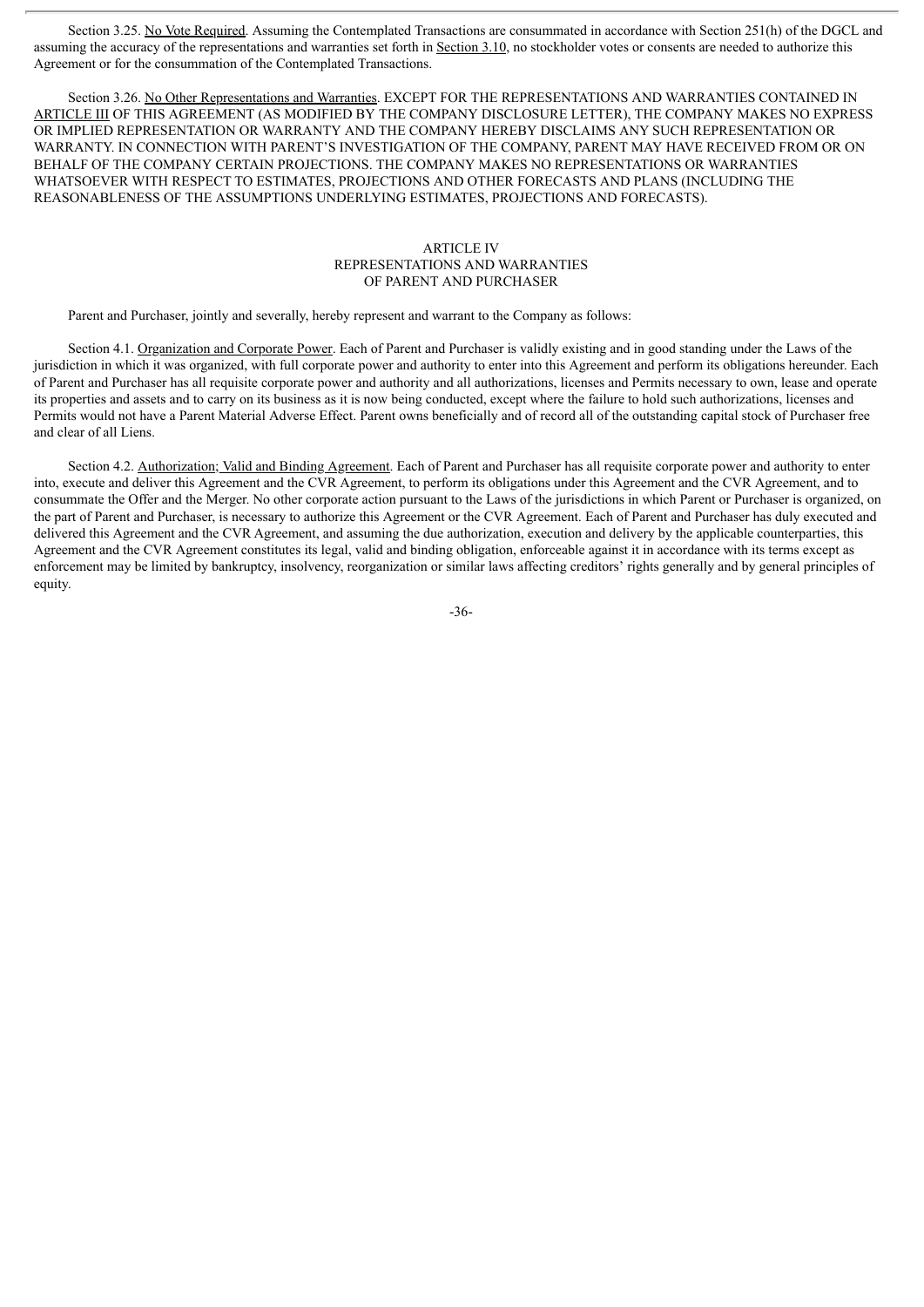Section 3.25. No Vote Required. Assuming the Contemplated Transactions are consummated in accordance with Section 251(h) of the DGCL and assuming the accuracy of the representations and warranties set forth in Section 3.10, no stockholder votes or consents are needed to authorize this Agreement or for the consummation of the Contemplated Transactions.

Section 3.26. No Other Representations and Warranties. EXCEPT FOR THE REPRESENTATIONS AND WARRANTIES CONTAINED IN ARTICLE III OF THIS AGREEMENT (AS MODIFIED BY THE COMPANY DISCLOSURE LETTER), THE COMPANY MAKES NO EXPRESS OR IMPLIED REPRESENTATION OR WARRANTY AND THE COMPANY HEREBY DISCLAIMS ANY SUCH REPRESENTATION OR WARRANTY. IN CONNECTION WITH PARENT'S INVESTIGATION OF THE COMPANY, PARENT MAY HAVE RECEIVED FROM OR ON BEHALF OF THE COMPANY CERTAIN PROJECTIONS. THE COMPANY MAKES NO REPRESENTATIONS OR WARRANTIES WHATSOEVER WITH RESPECT TO ESTIMATES, PROJECTIONS AND OTHER FORECASTS AND PLANS (INCLUDING THE REASONABLENESS OF THE ASSUMPTIONS UNDERLYING ESTIMATES, PROJECTIONS AND FORECASTS).

## ARTICLE IV
## REPRESENTATIONS AND WARRANTIES
## OF PARENT AND PURCHASER

Parent and Purchaser, jointly and severally, hereby represent and warrant to the Company as follows:

Section 4.1. Organization and Corporate Power. Each of Parent and Purchaser is validly existing and in good standing under the Laws of the jurisdiction in which it was organized, with full corporate power and authority to enter into this Agreement and perform its obligations hereunder. Each of Parent and Purchaser has all requisite corporate power and authority and all authorizations, licenses and Permits necessary to own, lease and operate its properties and assets and to carry on its business as it is now being conducted, except where the failure to hold such authorizations, licenses and Permits would not have a Parent Material Adverse Effect. Parent owns beneficially and of record all of the outstanding capital stock of Purchaser free and clear of all Liens.

Section 4.2. Authorization; Valid and Binding Agreement. Each of Parent and Purchaser has all requisite corporate power and authority to enter into, execute and deliver this Agreement and the CVR Agreement, to perform its obligations under this Agreement and the CVR Agreement, and to consummate the Offer and the Merger. No other corporate action pursuant to the Laws of the jurisdictions in which Parent or Purchaser is organized, on the part of Parent and Purchaser, is necessary to authorize this Agreement or the CVR Agreement. Each of Parent and Purchaser has duly executed and delivered this Agreement and the CVR Agreement, and assuming the due authorization, execution and delivery by the applicable counterparties, this Agreement and the CVR Agreement constitutes its legal, valid and binding obligation, enforceable against it in accordance with its terms except as enforcement may be limited by bankruptcy, insolvency, reorganization or similar laws affecting creditors' rights generally and by general principles of equity.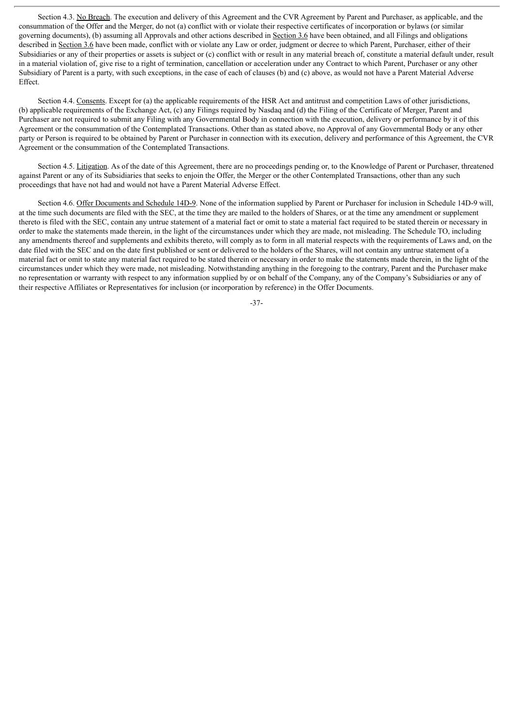Section 4.3. No Breach. The execution and delivery of this Agreement and the CVR Agreement by Parent and Purchaser, as applicable, and the consummation of the Offer and the Merger, do not (a) conflict with or violate their respective certificates of incorporation or bylaws (or similar governing documents), (b) assuming all Approvals and other actions described in Section 3.6 have been obtained, and all Filings and obligations described in Section 3.6 have been made, conflict with or violate any Law or order, judgment or decree to which Parent, Purchaser, either of their Subsidiaries or any of their properties or assets is subject or (c) conflict with or result in any material breach of, constitute a material default under, result in a material violation of, give rise to a right of termination, cancellation or acceleration under any Contract to which Parent, Purchaser or any other Subsidiary of Parent is a party, with such exceptions, in the case of each of clauses (b) and (c) above, as would not have a Parent Material Adverse Effect.

Section 4.4. Consents. Except for (a) the applicable requirements of the HSR Act and antitrust and competition Laws of other jurisdictions, (b) applicable requirements of the Exchange Act, (c) any Filings required by Nasdaq and (d) the Filing of the Certificate of Merger, Parent and Purchaser are not required to submit any Filing with any Governmental Body in connection with the execution, delivery or performance by it of this Agreement or the consummation of the Contemplated Transactions. Other than as stated above, no Approval of any Governmental Body or any other party or Person is required to be obtained by Parent or Purchaser in connection with its execution, delivery and performance of this Agreement, the CVR Agreement or the consummation of the Contemplated Transactions.

Section 4.5. Litigation. As of the date of this Agreement, there are no proceedings pending or, to the Knowledge of Parent or Purchaser, threatened against Parent or any of its Subsidiaries that seeks to enjoin the Offer, the Merger or the other Contemplated Transactions, other than any such proceedings that have not had and would not have a Parent Material Adverse Effect.

Section 4.6. Offer Documents and Schedule 14D-9. None of the information supplied by Parent or Purchaser for inclusion in Schedule 14D-9 will, at the time such documents are filed with the SEC, at the time they are mailed to the holders of Shares, or at the time any amendment or supplement thereto is filed with the SEC, contain any untrue statement of a material fact or omit to state a material fact required to be stated therein or necessary in order to make the statements made therein, in the light of the circumstances under which they are made, not misleading. The Schedule TO, including any amendments thereof and supplements and exhibits thereto, will comply as to form in all material respects with the requirements of Laws and, on the date filed with the SEC and on the date first published or sent or delivered to the holders of the Shares, will not contain any untrue statement of a material fact or omit to state any material fact required to be stated therein or necessary in order to make the statements made therein, in the light of the circumstances under which they were made, not misleading. Notwithstanding anything in the foregoing to the contrary, Parent and the Purchaser make no representation or warranty with respect to any information supplied by or on behalf of the Company, any of the Company's Subsidiaries or any of their respective Affiliates or Representatives for inclusion (or incorporation by reference) in the Offer Documents.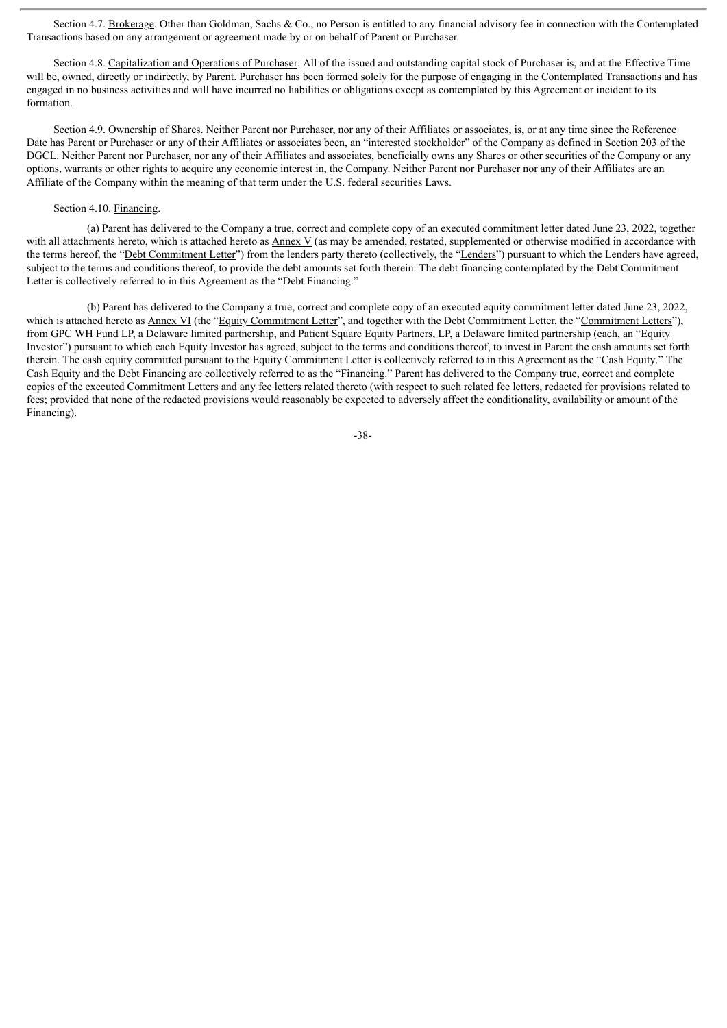Section 4.7. Brokerage. Other than Goldman, Sachs & Co., no Person is entitled to any financial advisory fee in connection with the Contemplated Transactions based on any arrangement or agreement made by or on behalf of Parent or Purchaser.

Section 4.8. Capitalization and Operations of Purchaser. All of the issued and outstanding capital stock of Purchaser is, and at the Effective Time will be, owned, directly or indirectly, by Parent. Purchaser has been formed solely for the purpose of engaging in the Contemplated Transactions and has engaged in no business activities and will have incurred no liabilities or obligations except as contemplated by this Agreement or incident to its formation.

Section 4.9. Ownership of Shares. Neither Parent nor Purchaser, nor any of their Affiliates or associates, is, or at any time since the Reference Date has Parent or Purchaser or any of their Affiliates or associates been, an "interested stockholder" of the Company as defined in Section 203 of the DGCL. Neither Parent nor Purchaser, nor any of their Affiliates and associates, beneficially owns any Shares or other securities of the Company or any options, warrants or other rights to acquire any economic interest in, the Company. Neither Parent nor Purchaser nor any of their Affiliates are an Affiliate of the Company within the meaning of that term under the U.S. federal securities Laws.

Section 4.10. Financing.

(a) Parent has delivered to the Company a true, correct and complete copy of an executed commitment letter dated June 23, 2022, together with all attachments hereto, which is attached hereto as Annex V (as may be amended, restated, supplemented or otherwise modified in accordance with the terms hereof, the "Debt Commitment Letter") from the lenders party thereto (collectively, the "Lenders") pursuant to which the Lenders have agreed, subject to the terms and conditions thereof, to provide the debt amounts set forth therein. The debt financing contemplated by the Debt Commitment Letter is collectively referred to in this Agreement as the "Debt Financing."

(b) Parent has delivered to the Company a true, correct and complete copy of an executed equity commitment letter dated June 23, 2022, which is attached hereto as Annex VI (the "Equity Commitment Letter", and together with the Debt Commitment Letter, the "Commitment Letters"), from GPC WH Fund LP, a Delaware limited partnership, and Patient Square Equity Partners, LP, a Delaware limited partnership (each, an "Equity Investor") pursuant to which each Equity Investor has agreed, subject to the terms and conditions thereof, to invest in Parent the cash amounts set forth therein. The cash equity committed pursuant to the Equity Commitment Letter is collectively referred to in this Agreement as the "Cash Equity." The Cash Equity and the Debt Financing are collectively referred to as the "Financing." Parent has delivered to the Company true, correct and complete copies of the executed Commitment Letters and any fee letters related thereto (with respect to such related fee letters, redacted for provisions related to fees; provided that none of the redacted provisions would reasonably be expected to adversely affect the conditionality, availability or amount of the Financing).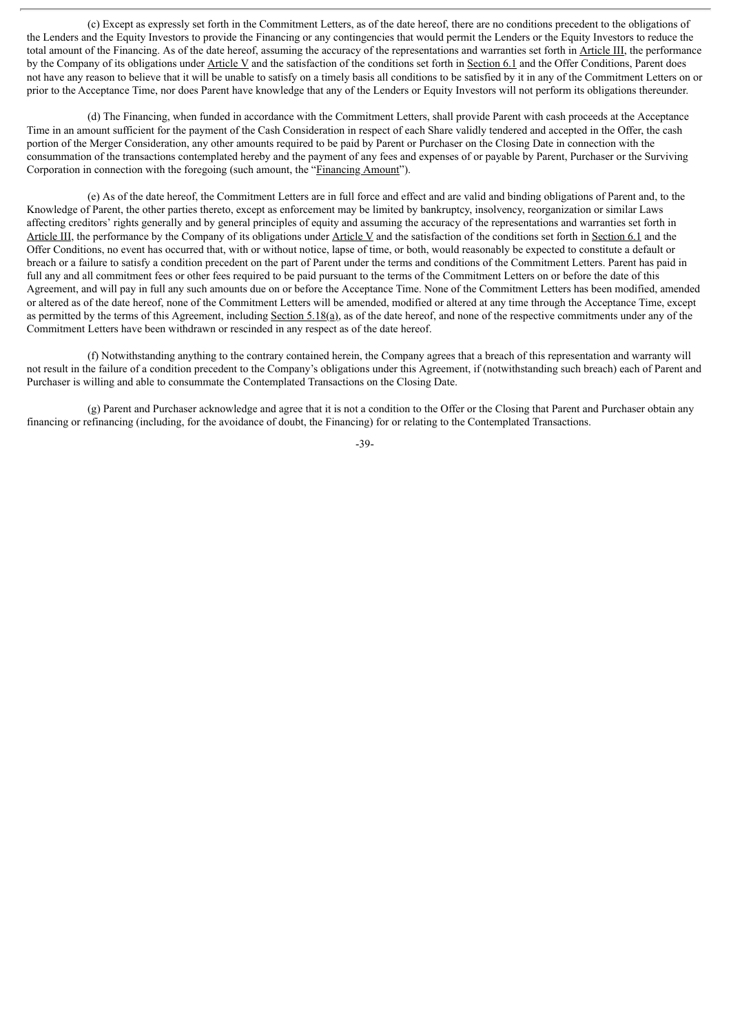(c) Except as expressly set forth in the Commitment Letters, as of the date hereof, there are no conditions precedent to the obligations of the Lenders and the Equity Investors to provide the Financing or any contingencies that would permit the Lenders or the Equity Investors to reduce the total amount of the Financing. As of the date hereof, assuming the accuracy of the representations and warranties set forth in Article III, the performance by the Company of its obligations under Article V and the satisfaction of the conditions set forth in Section 6.1 and the Offer Conditions, Parent does not have any reason to believe that it will be unable to satisfy on a timely basis all conditions to be satisfied by it in any of the Commitment Letters on or prior to the Acceptance Time, nor does Parent have knowledge that any of the Lenders or Equity Investors will not perform its obligations thereunder.

(d) The Financing, when funded in accordance with the Commitment Letters, shall provide Parent with cash proceeds at the Acceptance Time in an amount sufficient for the payment of the Cash Consideration in respect of each Share validly tendered and accepted in the Offer, the cash portion of the Merger Consideration, any other amounts required to be paid by Parent or Purchaser on the Closing Date in connection with the consummation of the transactions contemplated hereby and the payment of any fees and expenses of or payable by Parent, Purchaser or the Surviving Corporation in connection with the foregoing (such amount, the "Financing Amount").

(e) As of the date hereof, the Commitment Letters are in full force and effect and are valid and binding obligations of Parent and, to the Knowledge of Parent, the other parties thereto, except as enforcement may be limited by bankruptcy, insolvency, reorganization or similar Laws affecting creditors' rights generally and by general principles of equity and assuming the accuracy of the representations and warranties set forth in Article III, the performance by the Company of its obligations under Article V and the satisfaction of the conditions set forth in Section 6.1 and the Offer Conditions, no event has occurred that, with or without notice, lapse of time, or both, would reasonably be expected to constitute a default or breach or a failure to satisfy a condition precedent on the part of Parent under the terms and conditions of the Commitment Letters. Parent has paid in full any and all commitment fees or other fees required to be paid pursuant to the terms of the Commitment Letters on or before the date of this Agreement, and will pay in full any such amounts due on or before the Acceptance Time. None of the Commitment Letters has been modified, amended or altered as of the date hereof, none of the Commitment Letters will be amended, modified or altered at any time through the Acceptance Time, except as permitted by the terms of this Agreement, including Section 5.18(a), as of the date hereof, and none of the respective commitments under any of the Commitment Letters have been withdrawn or rescinded in any respect as of the date hereof.

(f) Notwithstanding anything to the contrary contained herein, the Company agrees that a breach of this representation and warranty will not result in the failure of a condition precedent to the Company's obligations under this Agreement, if (notwithstanding such breach) each of Parent and Purchaser is willing and able to consummate the Contemplated Transactions on the Closing Date.

(g) Parent and Purchaser acknowledge and agree that it is not a condition to the Offer or the Closing that Parent and Purchaser obtain any financing or refinancing (including, for the avoidance of doubt, the Financing) for or relating to the Contemplated Transactions.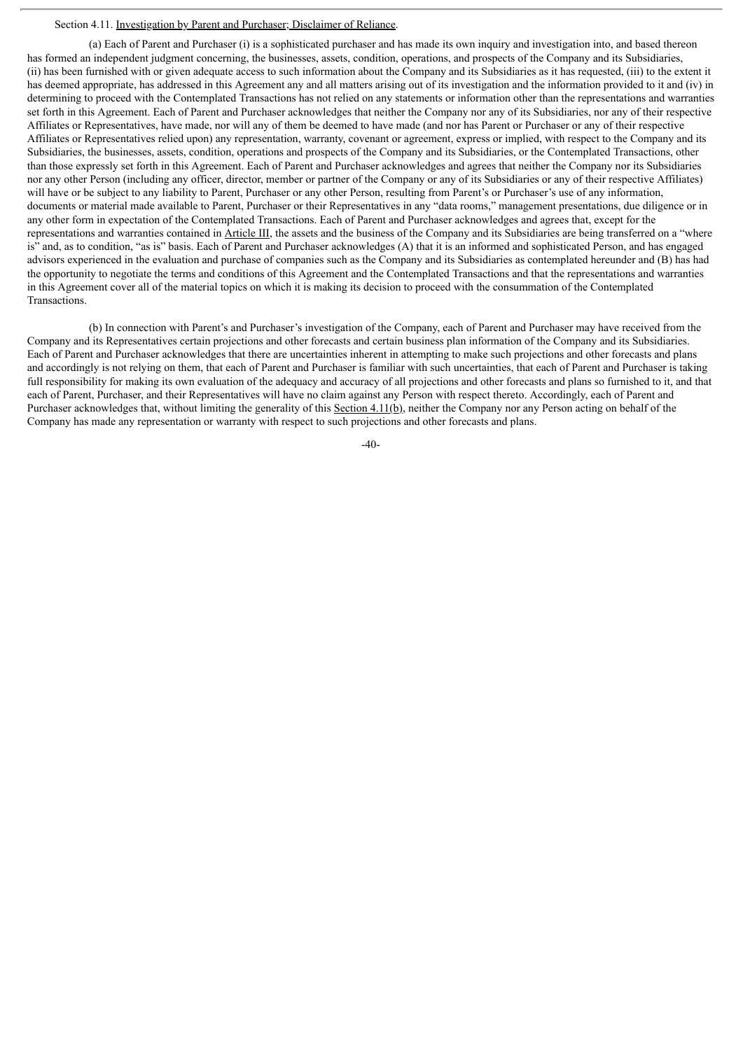Section 4.11. Investigation by Parent and Purchaser; Disclaimer of Reliance.

(a) Each of Parent and Purchaser (i) is a sophisticated purchaser and has made its own inquiry and investigation into, and based thereon has formed an independent judgment concerning, the businesses, assets, condition, operations, and prospects of the Company and its Subsidiaries, (ii) has been furnished with or given adequate access to such information about the Company and its Subsidiaries as it has requested, (iii) to the extent it has deemed appropriate, has addressed in this Agreement any and all matters arising out of its investigation and the information provided to it and (iv) in determining to proceed with the Contemplated Transactions has not relied on any statements or information other than the representations and warranties set forth in this Agreement. Each of Parent and Purchaser acknowledges that neither the Company nor any of its Subsidiaries, nor any of their respective Affiliates or Representatives, have made, nor will any of them be deemed to have made (and nor has Parent or Purchaser or any of their respective Affiliates or Representatives relied upon) any representation, warranty, covenant or agreement, express or implied, with respect to the Company and its Subsidiaries, the businesses, assets, condition, operations and prospects of the Company and its Subsidiaries, or the Contemplated Transactions, other than those expressly set forth in this Agreement. Each of Parent and Purchaser acknowledges and agrees that neither the Company nor its Subsidiaries nor any other Person (including any officer, director, member or partner of the Company or any of its Subsidiaries or any of their respective Affiliates) will have or be subject to any liability to Parent, Purchaser or any other Person, resulting from Parent's or Purchaser's use of any information, documents or material made available to Parent, Purchaser or their Representatives in any "data rooms," management presentations, due diligence or in any other form in expectation of the Contemplated Transactions. Each of Parent and Purchaser acknowledges and agrees that, except for the representations and warranties contained in Article III, the assets and the business of the Company and its Subsidiaries are being transferred on a "where is" and, as to condition, "as is" basis. Each of Parent and Purchaser acknowledges (A) that it is an informed and sophisticated Person, and has engaged advisors experienced in the evaluation and purchase of companies such as the Company and its Subsidiaries as contemplated hereunder and (B) has had the opportunity to negotiate the terms and conditions of this Agreement and the Contemplated Transactions and that the representations and warranties in this Agreement cover all of the material topics on which it is making its decision to proceed with the consummation of the Contemplated Transactions.

(b) In connection with Parent's and Purchaser's investigation of the Company, each of Parent and Purchaser may have received from the Company and its Representatives certain projections and other forecasts and certain business plan information of the Company and its Subsidiaries. Each of Parent and Purchaser acknowledges that there are uncertainties inherent in attempting to make such projections and other forecasts and plans and accordingly is not relying on them, that each of Parent and Purchaser is familiar with such uncertainties, that each of Parent and Purchaser is taking full responsibility for making its own evaluation of the adequacy and accuracy of all projections and other forecasts and plans so furnished to it, and that each of Parent, Purchaser, and their Representatives will have no claim against any Person with respect thereto. Accordingly, each of Parent and Purchaser acknowledges that, without limiting the generality of this Section 4.11(b), neither the Company nor any Person acting on behalf of the Company has made any representation or warranty with respect to such projections and other forecasts and plans.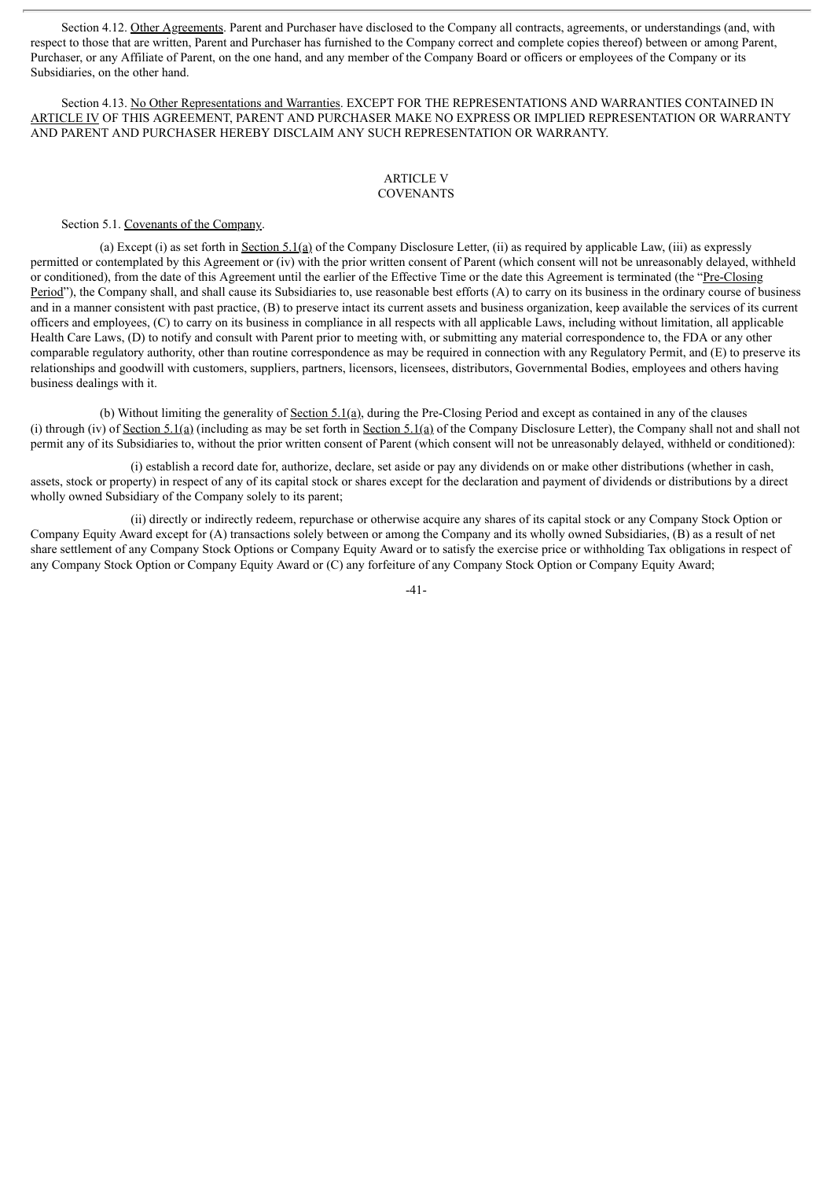Section 4.12. Other Agreements. Parent and Purchaser have disclosed to the Company all contracts, agreements, or understandings (and, with respect to those that are written, Parent and Purchaser has furnished to the Company correct and complete copies thereof) between or among Parent, Purchaser, or any Affiliate of Parent, on the one hand, and any member of the Company Board or officers or employees of the Company or its Subsidiaries, on the other hand.

Section 4.13. No Other Representations and Warranties. EXCEPT FOR THE REPRESENTATIONS AND WARRANTIES CONTAINED IN ARTICLE IV OF THIS AGREEMENT, PARENT AND PURCHASER MAKE NO EXPRESS OR IMPLIED REPRESENTATION OR WARRANTY AND PARENT AND PURCHASER HEREBY DISCLAIM ANY SUCH REPRESENTATION OR WARRANTY.

## ARTICLE V
## COVENANTS

Section 5.1. Covenants of the Company.

(a) Except (i) as set forth in Section 5.1(a) of the Company Disclosure Letter, (ii) as required by applicable Law, (iii) as expressly permitted or contemplated by this Agreement or (iv) with the prior written consent of Parent (which consent will not be unreasonably delayed, withheld or conditioned), from the date of this Agreement until the earlier of the Effective Time or the date this Agreement is terminated (the "Pre-Closing Period"), the Company shall, and shall cause its Subsidiaries to, use reasonable best efforts (A) to carry on its business in the ordinary course of business and in a manner consistent with past practice, (B) to preserve intact its current assets and business organization, keep available the services of its current officers and employees, (C) to carry on its business in compliance in all respects with all applicable Laws, including without limitation, all applicable Health Care Laws, (D) to notify and consult with Parent prior to meeting with, or submitting any material correspondence to, the FDA or any other comparable regulatory authority, other than routine correspondence as may be required in connection with any Regulatory Permit, and (E) to preserve its relationships and goodwill with customers, suppliers, partners, licensors, licensees, distributors, Governmental Bodies, employees and others having business dealings with it.

(b) Without limiting the generality of Section 5.1(a), during the Pre-Closing Period and except as contained in any of the clauses (i) through (iv) of Section 5.1(a) (including as may be set forth in Section 5.1(a) of the Company Disclosure Letter), the Company shall not and shall not permit any of its Subsidiaries to, without the prior written consent of Parent (which consent will not be unreasonably delayed, withheld or conditioned):

(i) establish a record date for, authorize, declare, set aside or pay any dividends on or make other distributions (whether in cash, assets, stock or property) in respect of any of its capital stock or shares except for the declaration and payment of dividends or distributions by a direct wholly owned Subsidiary of the Company solely to its parent;

(ii) directly or indirectly redeem, repurchase or otherwise acquire any shares of its capital stock or any Company Stock Option or Company Equity Award except for (A) transactions solely between or among the Company and its wholly owned Subsidiaries, (B) as a result of net share settlement of any Company Stock Options or Company Equity Award or to satisfy the exercise price or withholding Tax obligations in respect of any Company Stock Option or Company Equity Award or (C) any forfeiture of any Company Stock Option or Company Equity Award;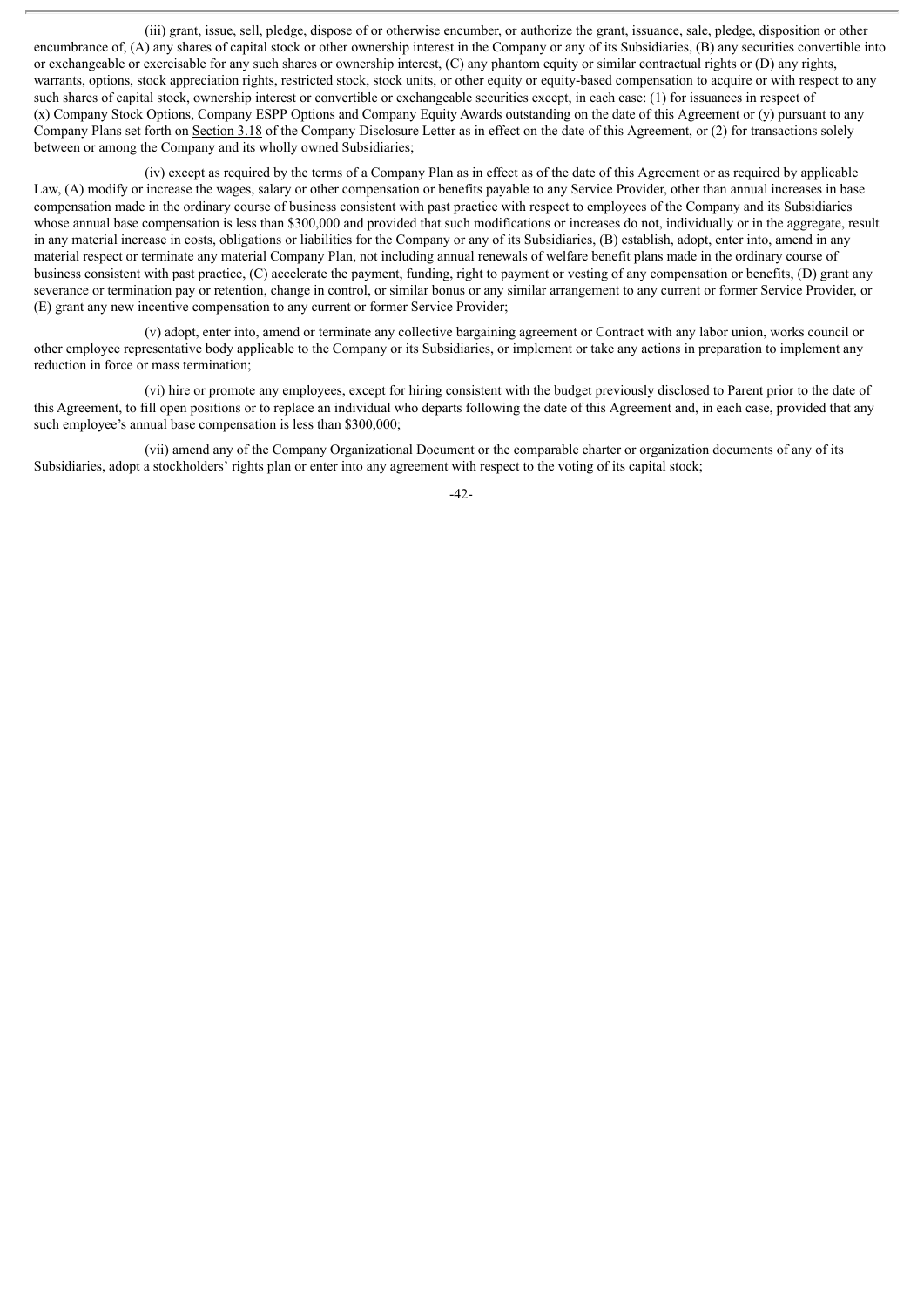(iii) grant, issue, sell, pledge, dispose of or otherwise encumber, or authorize the grant, issuance, sale, pledge, disposition or other encumbrance of, (A) any shares of capital stock or other ownership interest in the Company or any of its Subsidiaries, (B) any securities convertible into or exchangeable or exercisable for any such shares or ownership interest, (C) any phantom equity or similar contractual rights or (D) any rights, warrants, options, stock appreciation rights, restricted stock, stock units, or other equity or equity-based compensation to acquire or with respect to any such shares of capital stock, ownership interest or convertible or exchangeable securities except, in each case: (1) for issuances in respect of (x) Company Stock Options, Company ESPP Options and Company Equity Awards outstanding on the date of this Agreement or (y) pursuant to any Company Plans set forth on Section 3.18 of the Company Disclosure Letter as in effect on the date of this Agreement, or (2) for transactions solely between or among the Company and its wholly owned Subsidiaries;

(iv) except as required by the terms of a Company Plan as in effect as of the date of this Agreement or as required by applicable Law, (A) modify or increase the wages, salary or other compensation or benefits payable to any Service Provider, other than annual increases in base compensation made in the ordinary course of business consistent with past practice with respect to employees of the Company and its Subsidiaries whose annual base compensation is less than $300,000 and provided that such modifications or increases do not, individually or in the aggregate, result in any material increase in costs, obligations or liabilities for the Company or any of its Subsidiaries, (B) establish, adopt, enter into, amend in any material respect or terminate any material Company Plan, not including annual renewals of welfare benefit plans made in the ordinary course of business consistent with past practice, (C) accelerate the payment, funding, right to payment or vesting of any compensation or benefits, (D) grant any severance or termination pay or retention, change in control, or similar bonus or any similar arrangement to any current or former Service Provider, or (E) grant any new incentive compensation to any current or former Service Provider;

(v) adopt, enter into, amend or terminate any collective bargaining agreement or Contract with any labor union, works council or other employee representative body applicable to the Company or its Subsidiaries, or implement or take any actions in preparation to implement any reduction in force or mass termination;

(vi) hire or promote any employees, except for hiring consistent with the budget previously disclosed to Parent prior to the date of this Agreement, to fill open positions or to replace an individual who departs following the date of this Agreement and, in each case, provided that any such employee's annual base compensation is less than $300,000;

(vii) amend any of the Company Organizational Document or the comparable charter or organization documents of any of its Subsidiaries, adopt a stockholders' rights plan or enter into any agreement with respect to the voting of its capital stock;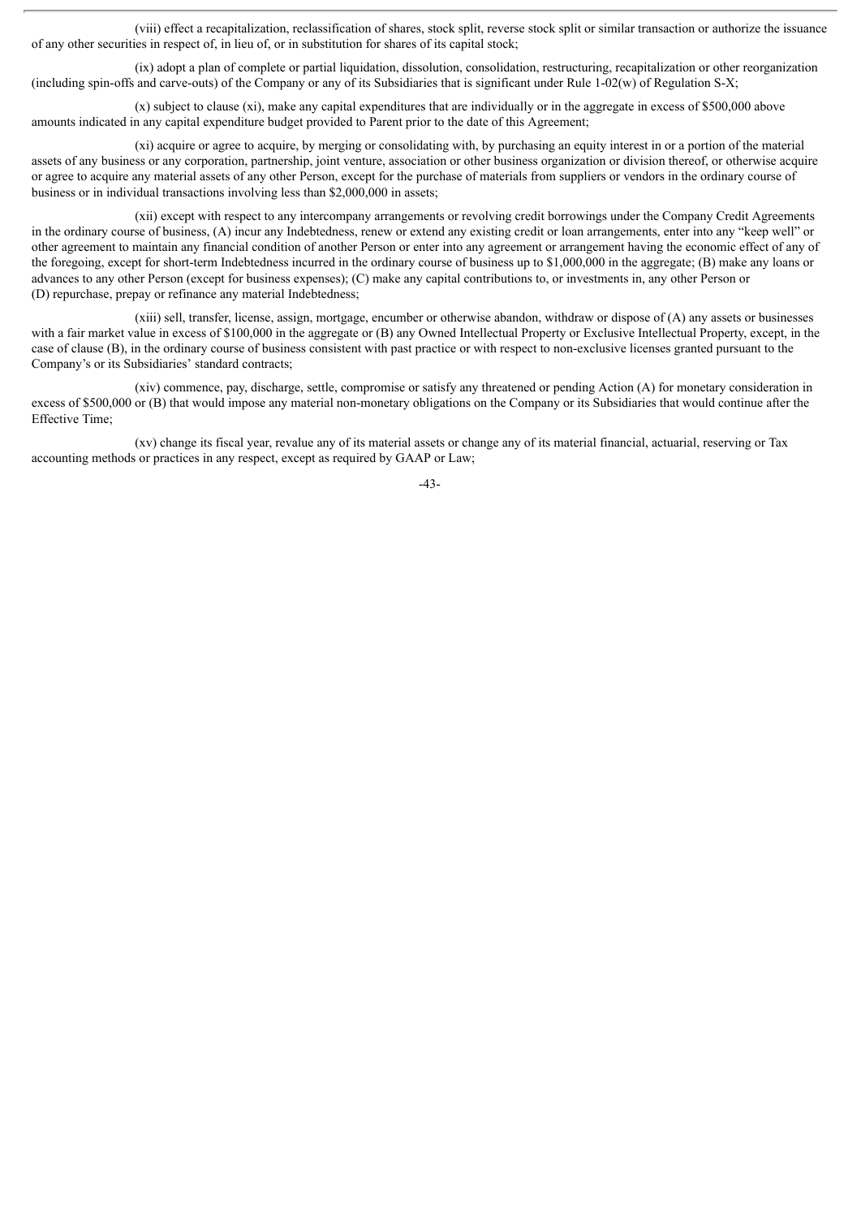(viii) effect a recapitalization, reclassification of shares, stock split, reverse stock split or similar transaction or authorize the issuance of any other securities in respect of, in lieu of, or in substitution for shares of its capital stock;

(ix) adopt a plan of complete or partial liquidation, dissolution, consolidation, restructuring, recapitalization or other reorganization (including spin-offs and carve-outs) of the Company or any of its Subsidiaries that is significant under Rule 1-02(w) of Regulation S-X;

(x) subject to clause (xi), make any capital expenditures that are individually or in the aggregate in excess of $500,000 above amounts indicated in any capital expenditure budget provided to Parent prior to the date of this Agreement;

(xi) acquire or agree to acquire, by merging or consolidating with, by purchasing an equity interest in or a portion of the material assets of any business or any corporation, partnership, joint venture, association or other business organization or division thereof, or otherwise acquire or agree to acquire any material assets of any other Person, except for the purchase of materials from suppliers or vendors in the ordinary course of business or in individual transactions involving less than $2,000,000 in assets;

(xii) except with respect to any intercompany arrangements or revolving credit borrowings under the Company Credit Agreements in the ordinary course of business, (A) incur any Indebtedness, renew or extend any existing credit or loan arrangements, enter into any "keep well" or other agreement to maintain any financial condition of another Person or enter into any agreement or arrangement having the economic effect of any of the foregoing, except for short-term Indebtedness incurred in the ordinary course of business up to $1,000,000 in the aggregate; (B) make any loans or advances to any other Person (except for business expenses); (C) make any capital contributions to, or investments in, any other Person or (D) repurchase, prepay or refinance any material Indebtedness;

(xiii) sell, transfer, license, assign, mortgage, encumber or otherwise abandon, withdraw or dispose of (A) any assets or businesses with a fair market value in excess of $100,000 in the aggregate or (B) any Owned Intellectual Property or Exclusive Intellectual Property, except, in the case of clause (B), in the ordinary course of business consistent with past practice or with respect to non-exclusive licenses granted pursuant to the Company's or its Subsidiaries' standard contracts;

(xiv) commence, pay, discharge, settle, compromise or satisfy any threatened or pending Action (A) for monetary consideration in excess of $500,000 or (B) that would impose any material non-monetary obligations on the Company or its Subsidiaries that would continue after the Effective Time;

(xv) change its fiscal year, revalue any of its material assets or change any of its material financial, actuarial, reserving or Tax accounting methods or practices in any respect, except as required by GAAP or Law;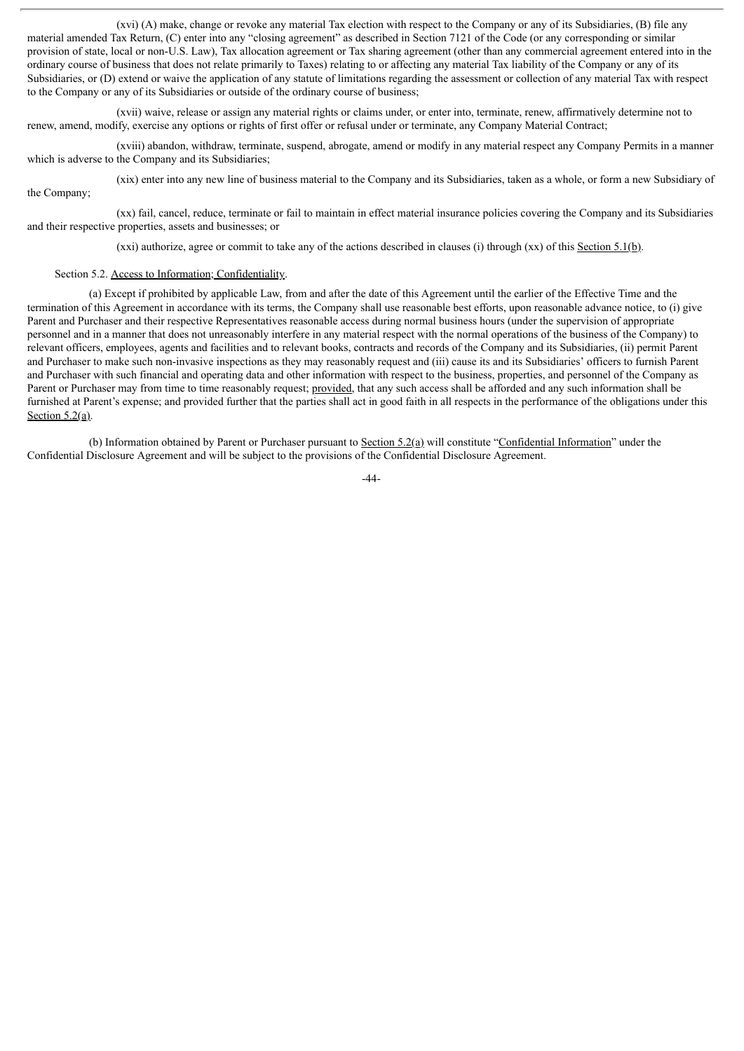(xvi) (A) make, change or revoke any material Tax election with respect to the Company or any of its Subsidiaries, (B) file any material amended Tax Return, (C) enter into any "closing agreement" as described in Section 7121 of the Code (or any corresponding or similar provision of state, local or non-U.S. Law), Tax allocation agreement or Tax sharing agreement (other than any commercial agreement entered into in the ordinary course of business that does not relate primarily to Taxes) relating to or affecting any material Tax liability of the Company or any of its Subsidiaries, or (D) extend or waive the application of any statute of limitations regarding the assessment or collection of any material Tax with respect to the Company or any of its Subsidiaries or outside of the ordinary course of business;

(xvii) waive, release or assign any material rights or claims under, or enter into, terminate, renew, affirmatively determine not to renew, amend, modify, exercise any options or rights of first offer or refusal under or terminate, any Company Material Contract;

(xviii) abandon, withdraw, terminate, suspend, abrogate, amend or modify in any material respect any Company Permits in a manner which is adverse to the Company and its Subsidiaries;

(xix) enter into any new line of business material to the Company and its Subsidiaries, taken as a whole, or form a new Subsidiary of the Company;

(xx) fail, cancel, reduce, terminate or fail to maintain in effect material insurance policies covering the Company and its Subsidiaries and their respective properties, assets and businesses; or

(xxi) authorize, agree or commit to take any of the actions described in clauses (i) through (xx) of this Section 5.1(b).

Section 5.2. Access to Information; Confidentiality.

(a) Except if prohibited by applicable Law, from and after the date of this Agreement until the earlier of the Effective Time and the termination of this Agreement in accordance with its terms, the Company shall use reasonable best efforts, upon reasonable advance notice, to (i) give Parent and Purchaser and their respective Representatives reasonable access during normal business hours (under the supervision of appropriate personnel and in a manner that does not unreasonably interfere in any material respect with the normal operations of the business of the Company) to relevant officers, employees, agents and facilities and to relevant books, contracts and records of the Company and its Subsidiaries, (ii) permit Parent and Purchaser to make such non-invasive inspections as they may reasonably request and (iii) cause its and its Subsidiaries' officers to furnish Parent and Purchaser with such financial and operating data and other information with respect to the business, properties, and personnel of the Company as Parent or Purchaser may from time to time reasonably request; provided, that any such access shall be afforded and any such information shall be furnished at Parent's expense; and provided further that the parties shall act in good faith in all respects in the performance of the obligations under this Section 5.2(a).

(b) Information obtained by Parent or Purchaser pursuant to Section 5.2(a) will constitute "Confidential Information" under the Confidential Disclosure Agreement and will be subject to the provisions of the Confidential Disclosure Agreement.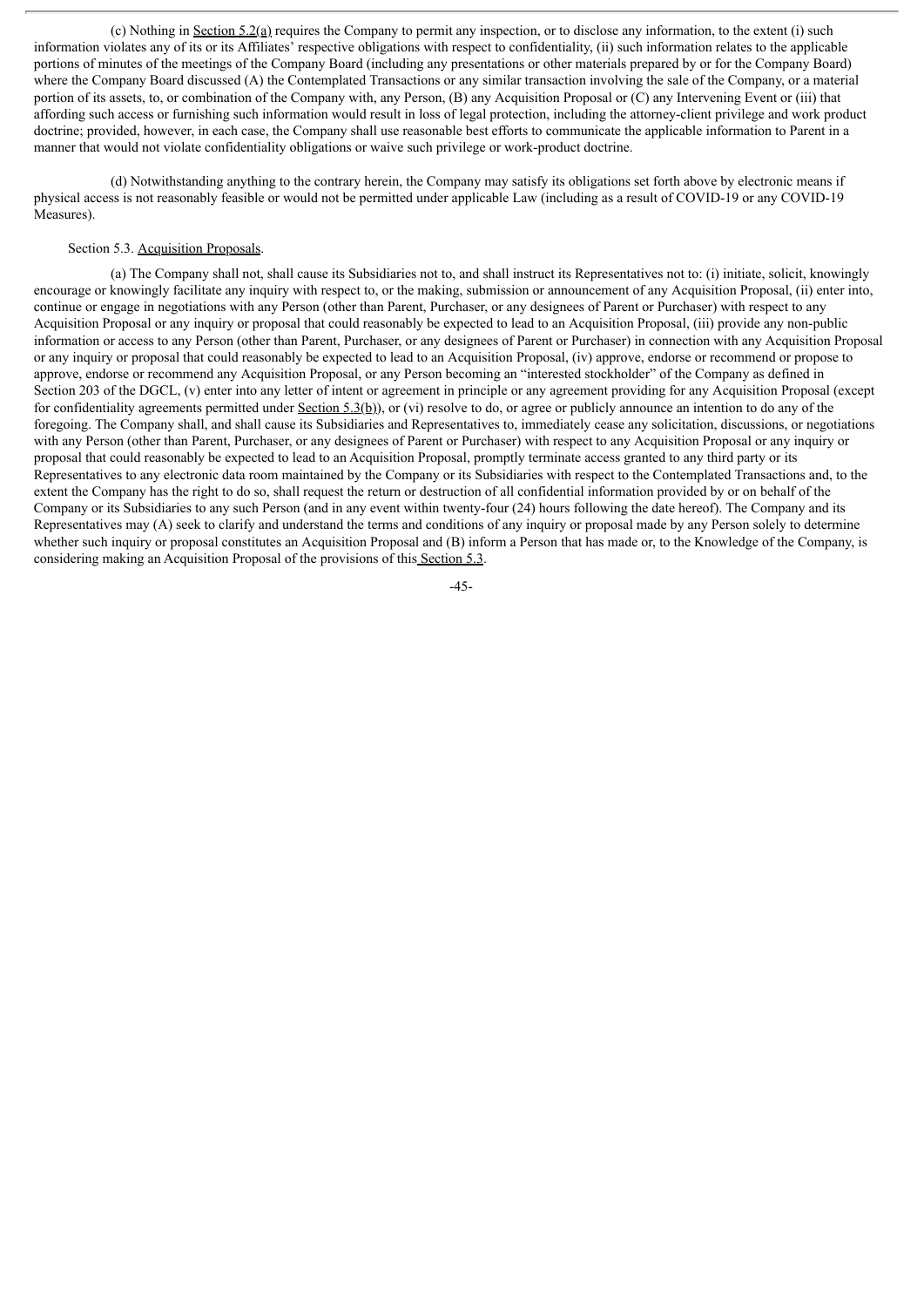(c) Nothing in Section 5.2(a) requires the Company to permit any inspection, or to disclose any information, to the extent (i) such information violates any of its or its Affiliates' respective obligations with respect to confidentiality, (ii) such information relates to the applicable portions of minutes of the meetings of the Company Board (including any presentations or other materials prepared by or for the Company Board) where the Company Board discussed (A) the Contemplated Transactions or any similar transaction involving the sale of the Company, or a material portion of its assets, to, or combination of the Company with, any Person, (B) any Acquisition Proposal or (C) any Intervening Event or (iii) that affording such access or furnishing such information would result in loss of legal protection, including the attorney-client privilege and work product doctrine; provided, however, in each case, the Company shall use reasonable best efforts to communicate the applicable information to Parent in a manner that would not violate confidentiality obligations or waive such privilege or work-product doctrine.

(d) Notwithstanding anything to the contrary herein, the Company may satisfy its obligations set forth above by electronic means if physical access is not reasonably feasible or would not be permitted under applicable Law (including as a result of COVID-19 or any COVID-19 Measures).

Section 5.3. Acquisition Proposals.

(a) The Company shall not, shall cause its Subsidiaries not to, and shall instruct its Representatives not to: (i) initiate, solicit, knowingly encourage or knowingly facilitate any inquiry with respect to, or the making, submission or announcement of any Acquisition Proposal, (ii) enter into, continue or engage in negotiations with any Person (other than Parent, Purchaser, or any designees of Parent or Purchaser) with respect to any Acquisition Proposal or any inquiry or proposal that could reasonably be expected to lead to an Acquisition Proposal, (iii) provide any non-public information or access to any Person (other than Parent, Purchaser, or any designees of Parent or Purchaser) in connection with any Acquisition Proposal or any inquiry or proposal that could reasonably be expected to lead to an Acquisition Proposal, (iv) approve, endorse or recommend or propose to approve, endorse or recommend any Acquisition Proposal, or any Person becoming an "interested stockholder" of the Company as defined in Section 203 of the DGCL, (v) enter into any letter of intent or agreement in principle or any agreement providing for any Acquisition Proposal (except for confidentiality agreements permitted under Section 5.3(b)), or (vi) resolve to do, or agree or publicly announce an intention to do any of the foregoing. The Company shall, and shall cause its Subsidiaries and Representatives to, immediately cease any solicitation, discussions, or negotiations with any Person (other than Parent, Purchaser, or any designees of Parent or Purchaser) with respect to any Acquisition Proposal or any inquiry or proposal that could reasonably be expected to lead to an Acquisition Proposal, promptly terminate access granted to any third party or its Representatives to any electronic data room maintained by the Company or its Subsidiaries with respect to the Contemplated Transactions and, to the extent the Company has the right to do so, shall request the return or destruction of all confidential information provided by or on behalf of the Company or its Subsidiaries to any such Person (and in any event within twenty-four (24) hours following the date hereof). The Company and its Representatives may (A) seek to clarify and understand the terms and conditions of any inquiry or proposal made by any Person solely to determine whether such inquiry or proposal constitutes an Acquisition Proposal and (B) inform a Person that has made or, to the Knowledge of the Company, is considering making an Acquisition Proposal of the provisions of this Section 5.3.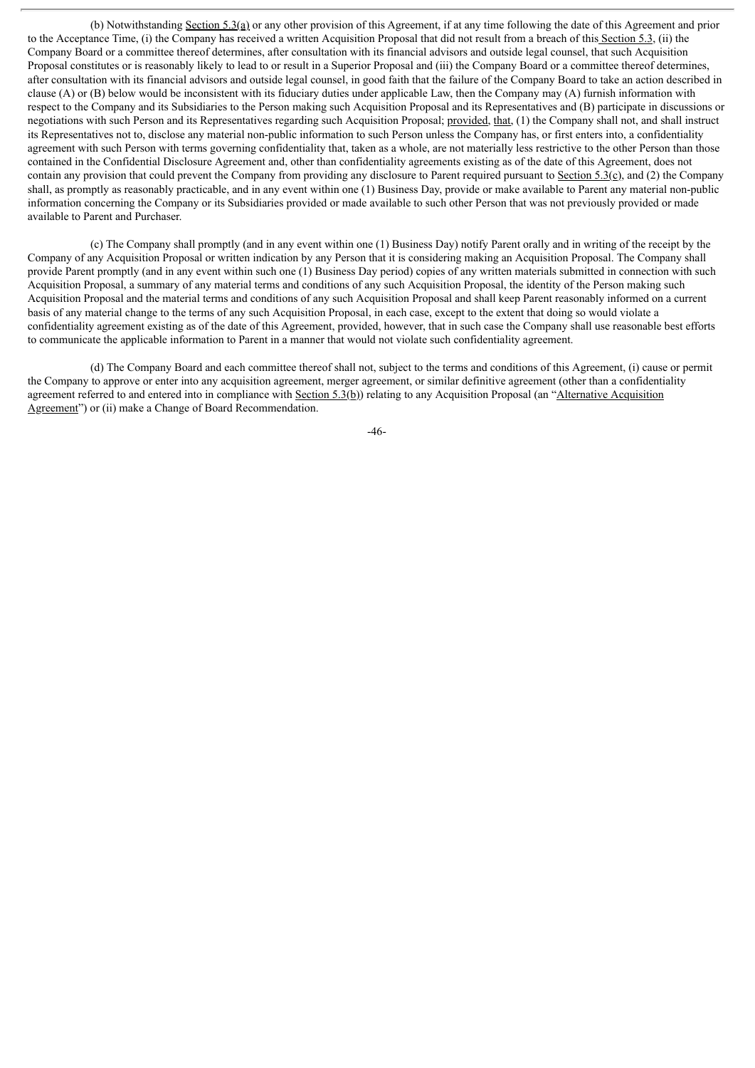(b) Notwithstanding Section 5.3(a) or any other provision of this Agreement, if at any time following the date of this Agreement and prior to the Acceptance Time, (i) the Company has received a written Acquisition Proposal that did not result from a breach of this Section 5.3, (ii) the Company Board or a committee thereof determines, after consultation with its financial advisors and outside legal counsel, that such Acquisition Proposal constitutes or is reasonably likely to lead to or result in a Superior Proposal and (iii) the Company Board or a committee thereof determines, after consultation with its financial advisors and outside legal counsel, in good faith that the failure of the Company Board to take an action described in clause (A) or (B) below would be inconsistent with its fiduciary duties under applicable Law, then the Company may (A) furnish information with respect to the Company and its Subsidiaries to the Person making such Acquisition Proposal and its Representatives and (B) participate in discussions or negotiations with such Person and its Representatives regarding such Acquisition Proposal; provided, that, (1) the Company shall not, and shall instruct its Representatives not to, disclose any material non-public information to such Person unless the Company has, or first enters into, a confidentiality agreement with such Person with terms governing confidentiality that, taken as a whole, are not materially less restrictive to the other Person than those contained in the Confidential Disclosure Agreement and, other than confidentiality agreements existing as of the date of this Agreement, does not contain any provision that could prevent the Company from providing any disclosure to Parent required pursuant to Section 5.3(c), and (2) the Company shall, as promptly as reasonably practicable, and in any event within one (1) Business Day, provide or make available to Parent any material non-public information concerning the Company or its Subsidiaries provided or made available to such other Person that was not previously provided or made available to Parent and Purchaser.

(c) The Company shall promptly (and in any event within one (1) Business Day) notify Parent orally and in writing of the receipt by the Company of any Acquisition Proposal or written indication by any Person that it is considering making an Acquisition Proposal. The Company shall provide Parent promptly (and in any event within such one (1) Business Day period) copies of any written materials submitted in connection with such Acquisition Proposal, a summary of any material terms and conditions of any such Acquisition Proposal, the identity of the Person making such Acquisition Proposal and the material terms and conditions of any such Acquisition Proposal and shall keep Parent reasonably informed on a current basis of any material change to the terms of any such Acquisition Proposal, in each case, except to the extent that doing so would violate a confidentiality agreement existing as of the date of this Agreement, provided, however, that in such case the Company shall use reasonable best efforts to communicate the applicable information to Parent in a manner that would not violate such confidentiality agreement.

(d) The Company Board and each committee thereof shall not, subject to the terms and conditions of this Agreement, (i) cause or permit the Company to approve or enter into any acquisition agreement, merger agreement, or similar definitive agreement (other than a confidentiality agreement referred to and entered into in compliance with Section 5.3(b)) relating to any Acquisition Proposal (an "Alternative Acquisition Agreement") or (ii) make a Change of Board Recommendation.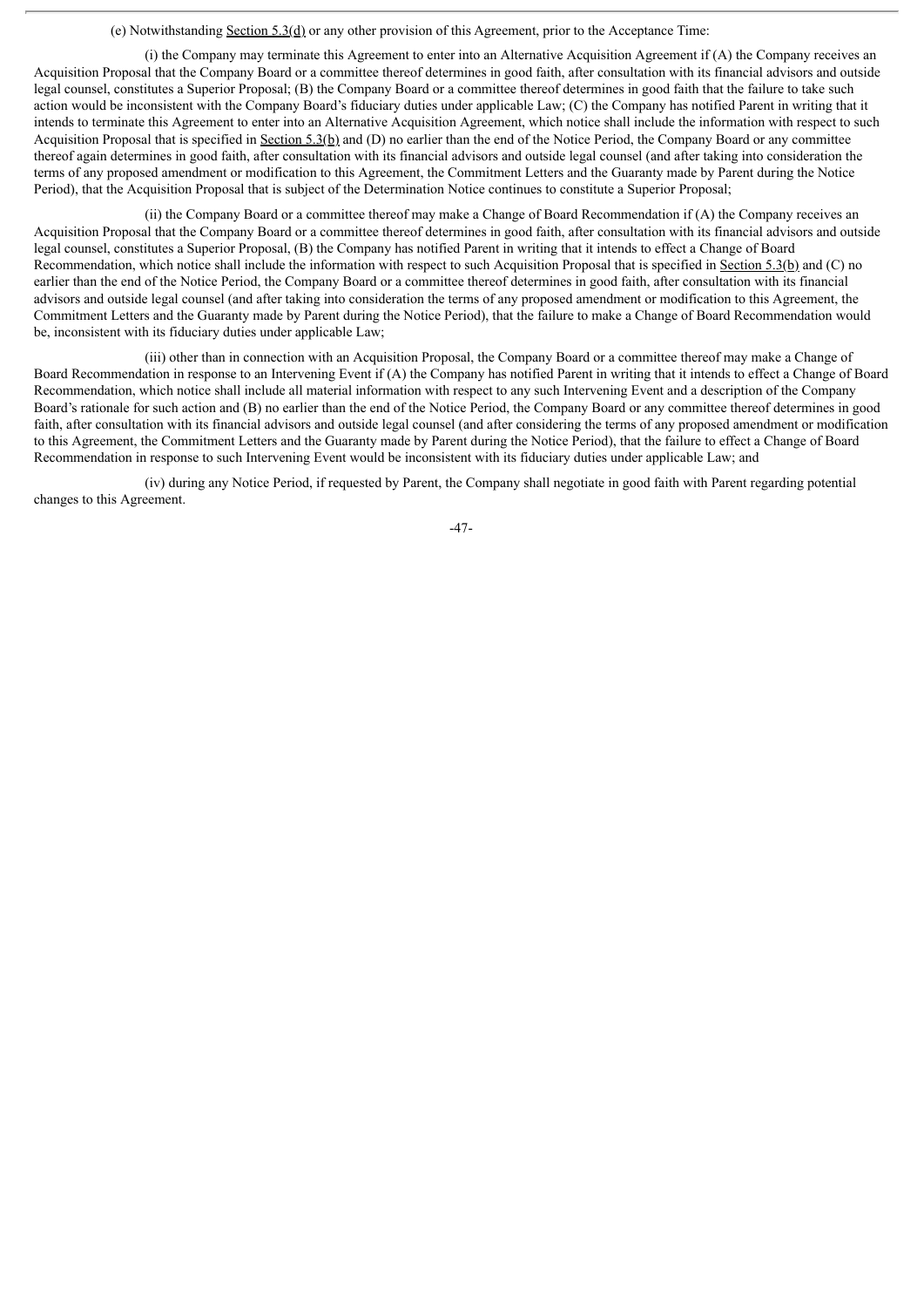(e) Notwithstanding Section 5.3(d) or any other provision of this Agreement, prior to the Acceptance Time:

(i) the Company may terminate this Agreement to enter into an Alternative Acquisition Agreement if (A) the Company receives an Acquisition Proposal that the Company Board or a committee thereof determines in good faith, after consultation with its financial advisors and outside legal counsel, constitutes a Superior Proposal; (B) the Company Board or a committee thereof determines in good faith that the failure to take such action would be inconsistent with the Company Board's fiduciary duties under applicable Law; (C) the Company has notified Parent in writing that it intends to terminate this Agreement to enter into an Alternative Acquisition Agreement, which notice shall include the information with respect to such Acquisition Proposal that is specified in Section 5.3(b) and (D) no earlier than the end of the Notice Period, the Company Board or any committee thereof again determines in good faith, after consultation with its financial advisors and outside legal counsel (and after taking into consideration the terms of any proposed amendment or modification to this Agreement, the Commitment Letters and the Guaranty made by Parent during the Notice Period), that the Acquisition Proposal that is subject of the Determination Notice continues to constitute a Superior Proposal;

(ii) the Company Board or a committee thereof may make a Change of Board Recommendation if (A) the Company receives an Acquisition Proposal that the Company Board or a committee thereof determines in good faith, after consultation with its financial advisors and outside legal counsel, constitutes a Superior Proposal, (B) the Company has notified Parent in writing that it intends to effect a Change of Board Recommendation, which notice shall include the information with respect to such Acquisition Proposal that is specified in Section 5.3(b) and (C) no earlier than the end of the Notice Period, the Company Board or a committee thereof determines in good faith, after consultation with its financial advisors and outside legal counsel (and after taking into consideration the terms of any proposed amendment or modification to this Agreement, the Commitment Letters and the Guaranty made by Parent during the Notice Period), that the failure to make a Change of Board Recommendation would be, inconsistent with its fiduciary duties under applicable Law;

(iii) other than in connection with an Acquisition Proposal, the Company Board or a committee thereof may make a Change of Board Recommendation in response to an Intervening Event if (A) the Company has notified Parent in writing that it intends to effect a Change of Board Recommendation, which notice shall include all material information with respect to any such Intervening Event and a description of the Company Board's rationale for such action and (B) no earlier than the end of the Notice Period, the Company Board or any committee thereof determines in good faith, after consultation with its financial advisors and outside legal counsel (and after considering the terms of any proposed amendment or modification to this Agreement, the Commitment Letters and the Guaranty made by Parent during the Notice Period), that the failure to effect a Change of Board Recommendation in response to such Intervening Event would be inconsistent with its fiduciary duties under applicable Law; and

(iv) during any Notice Period, if requested by Parent, the Company shall negotiate in good faith with Parent regarding potential changes to this Agreement.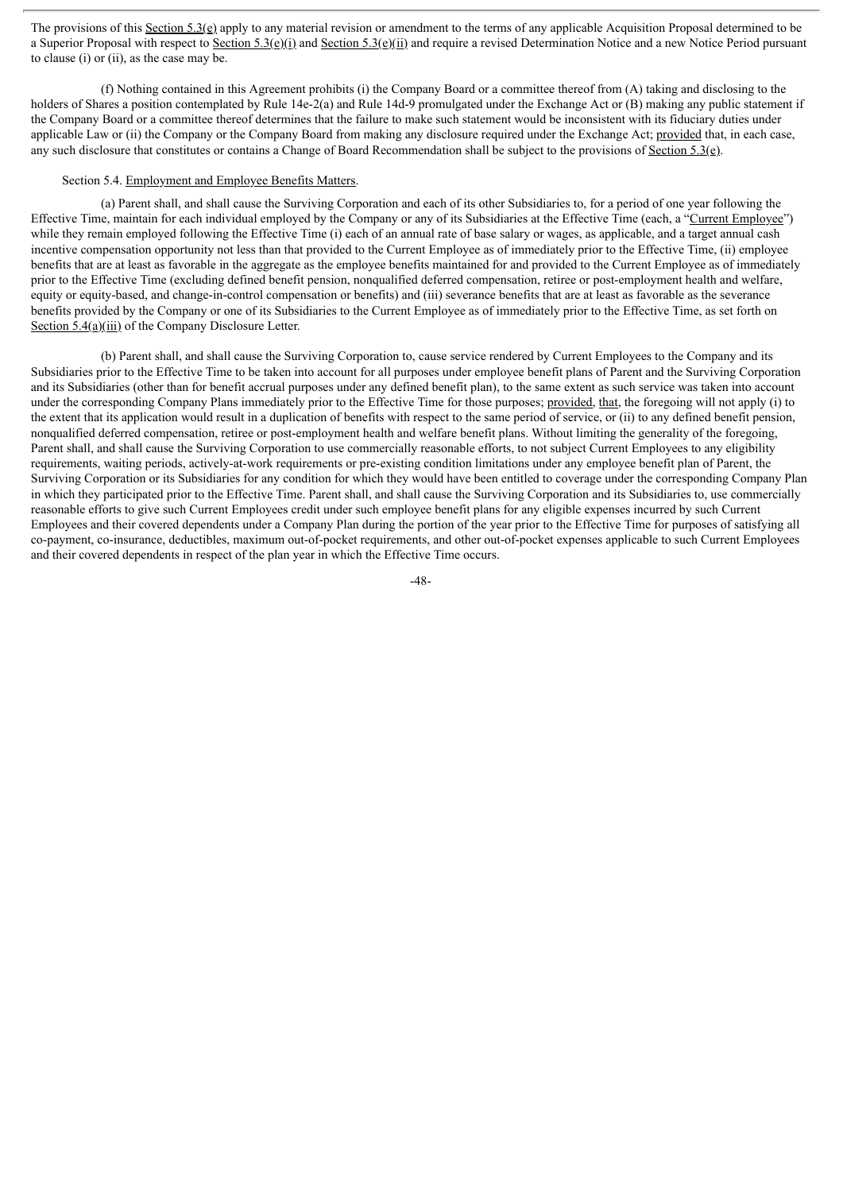The provisions of this Section 5.3(e) apply to any material revision or amendment to the terms of any applicable Acquisition Proposal determined to be a Superior Proposal with respect to Section 5.3(e)(i) and Section 5.3(e)(ii) and require a revised Determination Notice and a new Notice Period pursuant to clause (i) or (ii), as the case may be.

(f) Nothing contained in this Agreement prohibits (i) the Company Board or a committee thereof from (A) taking and disclosing to the holders of Shares a position contemplated by Rule 14e-2(a) and Rule 14d-9 promulgated under the Exchange Act or (B) making any public statement if the Company Board or a committee thereof determines that the failure to make such statement would be inconsistent with its fiduciary duties under applicable Law or (ii) the Company or the Company Board from making any disclosure required under the Exchange Act; provided that, in each case, any such disclosure that constitutes or contains a Change of Board Recommendation shall be subject to the provisions of Section 5.3(e).

Section 5.4. Employment and Employee Benefits Matters.

(a) Parent shall, and shall cause the Surviving Corporation and each of its other Subsidiaries to, for a period of one year following the Effective Time, maintain for each individual employed by the Company or any of its Subsidiaries at the Effective Time (each, a "Current Employee") while they remain employed following the Effective Time (i) each of an annual rate of base salary or wages, as applicable, and a target annual cash incentive compensation opportunity not less than that provided to the Current Employee as of immediately prior to the Effective Time, (ii) employee benefits that are at least as favorable in the aggregate as the employee benefits maintained for and provided to the Current Employee as of immediately prior to the Effective Time (excluding defined benefit pension, nonqualified deferred compensation, retiree or post-employment health and welfare, equity or equity-based, and change-in-control compensation or benefits) and (iii) severance benefits that are at least as favorable as the severance benefits provided by the Company or one of its Subsidiaries to the Current Employee as of immediately prior to the Effective Time, as set forth on Section 5.4(a)(iii) of the Company Disclosure Letter.

(b) Parent shall, and shall cause the Surviving Corporation to, cause service rendered by Current Employees to the Company and its Subsidiaries prior to the Effective Time to be taken into account for all purposes under employee benefit plans of Parent and the Surviving Corporation and its Subsidiaries (other than for benefit accrual purposes under any defined benefit plan), to the same extent as such service was taken into account under the corresponding Company Plans immediately prior to the Effective Time for those purposes; provided, that, the foregoing will not apply (i) to the extent that its application would result in a duplication of benefits with respect to the same period of service, or (ii) to any defined benefit pension, nonqualified deferred compensation, retiree or post-employment health and welfare benefit plans. Without limiting the generality of the foregoing, Parent shall, and shall cause the Surviving Corporation to use commercially reasonable efforts, to not subject Current Employees to any eligibility requirements, waiting periods, actively-at-work requirements or pre-existing condition limitations under any employee benefit plan of Parent, the Surviving Corporation or its Subsidiaries for any condition for which they would have been entitled to coverage under the corresponding Company Plan in which they participated prior to the Effective Time. Parent shall, and shall cause the Surviving Corporation and its Subsidiaries to, use commercially reasonable efforts to give such Current Employees credit under such employee benefit plans for any eligible expenses incurred by such Current Employees and their covered dependents under a Company Plan during the portion of the year prior to the Effective Time for purposes of satisfying all co-payment, co-insurance, deductibles, maximum out-of-pocket requirements, and other out-of-pocket expenses applicable to such Current Employees and their covered dependents in respect of the plan year in which the Effective Time occurs.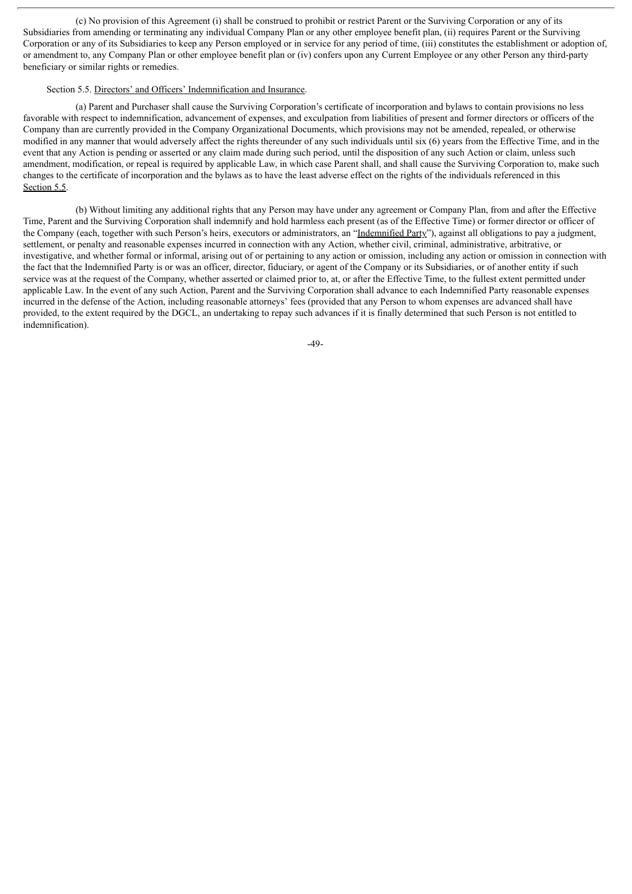(c) No provision of this Agreement (i) shall be construed to prohibit or restrict Parent or the Surviving Corporation or any of its Subsidiaries from amending or terminating any individual Company Plan or any other employee benefit plan, (ii) requires Parent or the Surviving Corporation or any of its Subsidiaries to keep any Person employed or in service for any period of time, (iii) constitutes the establishment or adoption of, or amendment to, any Company Plan or other employee benefit plan or (iv) confers upon any Current Employee or any other Person any third-party beneficiary or similar rights or remedies.

Section 5.5. Directors' and Officers' Indemnification and Insurance.

(a) Parent and Purchaser shall cause the Surviving Corporation's certificate of incorporation and bylaws to contain provisions no less favorable with respect to indemnification, advancement of expenses, and exculpation from liabilities of present and former directors or officers of the Company than are currently provided in the Company Organizational Documents, which provisions may not be amended, repealed, or otherwise modified in any manner that would adversely affect the rights thereunder of any such individuals until six (6) years from the Effective Time, and in the event that any Action is pending or asserted or any claim made during such period, until the disposition of any such Action or claim, unless such amendment, modification, or repeal is required by applicable Law, in which case Parent shall, and shall cause the Surviving Corporation to, make such changes to the certificate of incorporation and the bylaws as to have the least adverse effect on the rights of the individuals referenced in this Section 5.5.

(b) Without limiting any additional rights that any Person may have under any agreement or Company Plan, from and after the Effective Time, Parent and the Surviving Corporation shall indemnify and hold harmless each present (as of the Effective Time) or former director or officer of the Company (each, together with such Person's heirs, executors or administrators, an "Indemnified Party"), against all obligations to pay a judgment, settlement, or penalty and reasonable expenses incurred in connection with any Action, whether civil, criminal, administrative, arbitrative, or investigative, and whether formal or informal, arising out of or pertaining to any action or omission, including any action or omission in connection with the fact that the Indemnified Party is or was an officer, director, fiduciary, or agent of the Company or its Subsidiaries, or of another entity if such service was at the request of the Company, whether asserted or claimed prior to, at, or after the Effective Time, to the fullest extent permitted under applicable Law. In the event of any such Action, Parent and the Surviving Corporation shall advance to each Indemnified Party reasonable expenses incurred in the defense of the Action, including reasonable attorneys' fees (provided that any Person to whom expenses are advanced shall have provided, to the extent required by the DGCL, an undertaking to repay such advances if it is finally determined that such Person is not entitled to indemnification).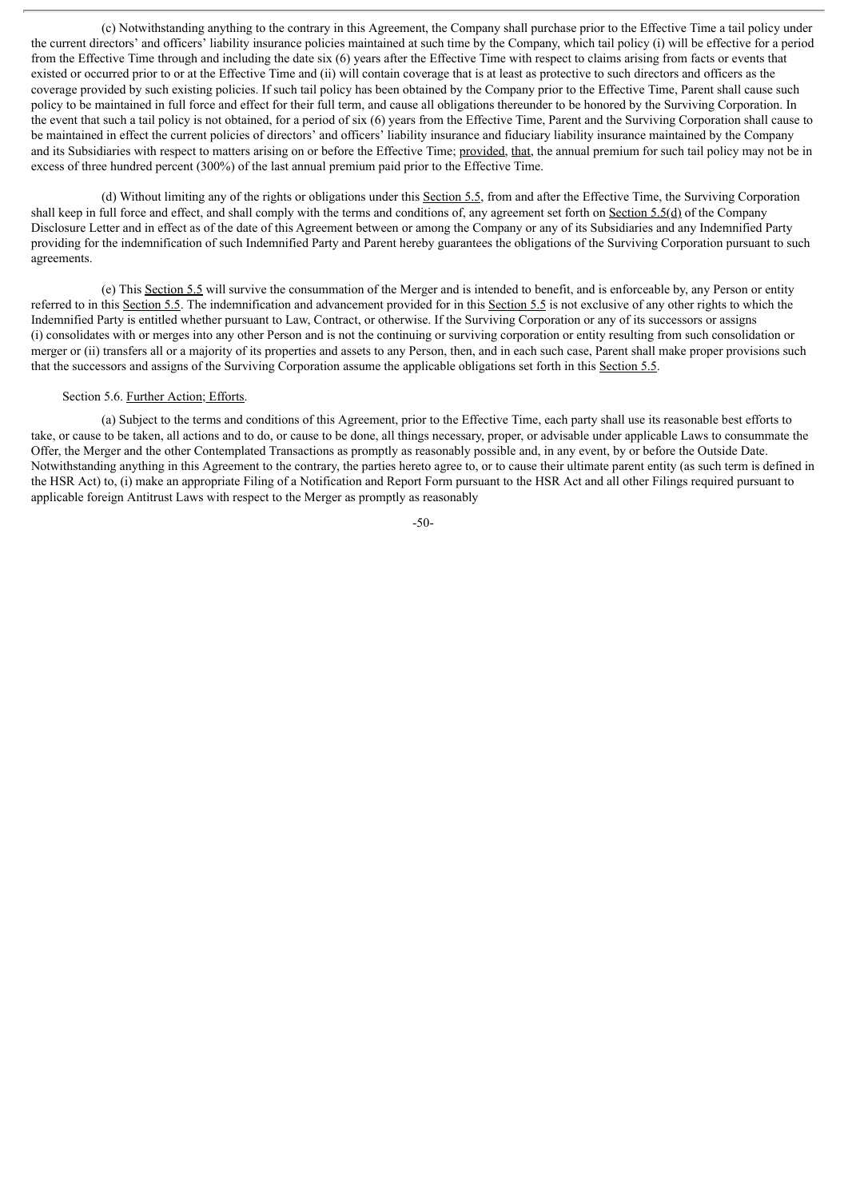(c) Notwithstanding anything to the contrary in this Agreement, the Company shall purchase prior to the Effective Time a tail policy under the current directors' and officers' liability insurance policies maintained at such time by the Company, which tail policy (i) will be effective for a period from the Effective Time through and including the date six (6) years after the Effective Time with respect to claims arising from facts or events that existed or occurred prior to or at the Effective Time and (ii) will contain coverage that is at least as protective to such directors and officers as the coverage provided by such existing policies. If such tail policy has been obtained by the Company prior to the Effective Time, Parent shall cause such policy to be maintained in full force and effect for their full term, and cause all obligations thereunder to be honored by the Surviving Corporation. In the event that such a tail policy is not obtained, for a period of six (6) years from the Effective Time, Parent and the Surviving Corporation shall cause to be maintained in effect the current policies of directors' and officers' liability insurance and fiduciary liability insurance maintained by the Company and its Subsidiaries with respect to matters arising on or before the Effective Time; provided, that, the annual premium for such tail policy may not be in excess of three hundred percent (300%) of the last annual premium paid prior to the Effective Time.

(d) Without limiting any of the rights or obligations under this Section 5.5, from and after the Effective Time, the Surviving Corporation shall keep in full force and effect, and shall comply with the terms and conditions of, any agreement set forth on Section 5.5(d) of the Company Disclosure Letter and in effect as of the date of this Agreement between or among the Company or any of its Subsidiaries and any Indemnified Party providing for the indemnification of such Indemnified Party and Parent hereby guarantees the obligations of the Surviving Corporation pursuant to such agreements.

(e) This Section 5.5 will survive the consummation of the Merger and is intended to benefit, and is enforceable by, any Person or entity referred to in this Section 5.5. The indemnification and advancement provided for in this Section 5.5 is not exclusive of any other rights to which the Indemnified Party is entitled whether pursuant to Law, Contract, or otherwise. If the Surviving Corporation or any of its successors or assigns (i) consolidates with or merges into any other Person and is not the continuing or surviving corporation or entity resulting from such consolidation or merger or (ii) transfers all or a majority of its properties and assets to any Person, then, and in each such case, Parent shall make proper provisions such that the successors and assigns of the Surviving Corporation assume the applicable obligations set forth in this Section 5.5.

Section 5.6. Further Action; Efforts.

(a) Subject to the terms and conditions of this Agreement, prior to the Effective Time, each party shall use its reasonable best efforts to take, or cause to be taken, all actions and to do, or cause to be done, all things necessary, proper, or advisable under applicable Laws to consummate the Offer, the Merger and the other Contemplated Transactions as promptly as reasonably possible and, in any event, by or before the Outside Date. Notwithstanding anything in this Agreement to the contrary, the parties hereto agree to, or to cause their ultimate parent entity (as such term is defined in the HSR Act) to, (i) make an appropriate Filing of a Notification and Report Form pursuant to the HSR Act and all other Filings required pursuant to applicable foreign Antitrust Laws with respect to the Merger as promptly as reasonably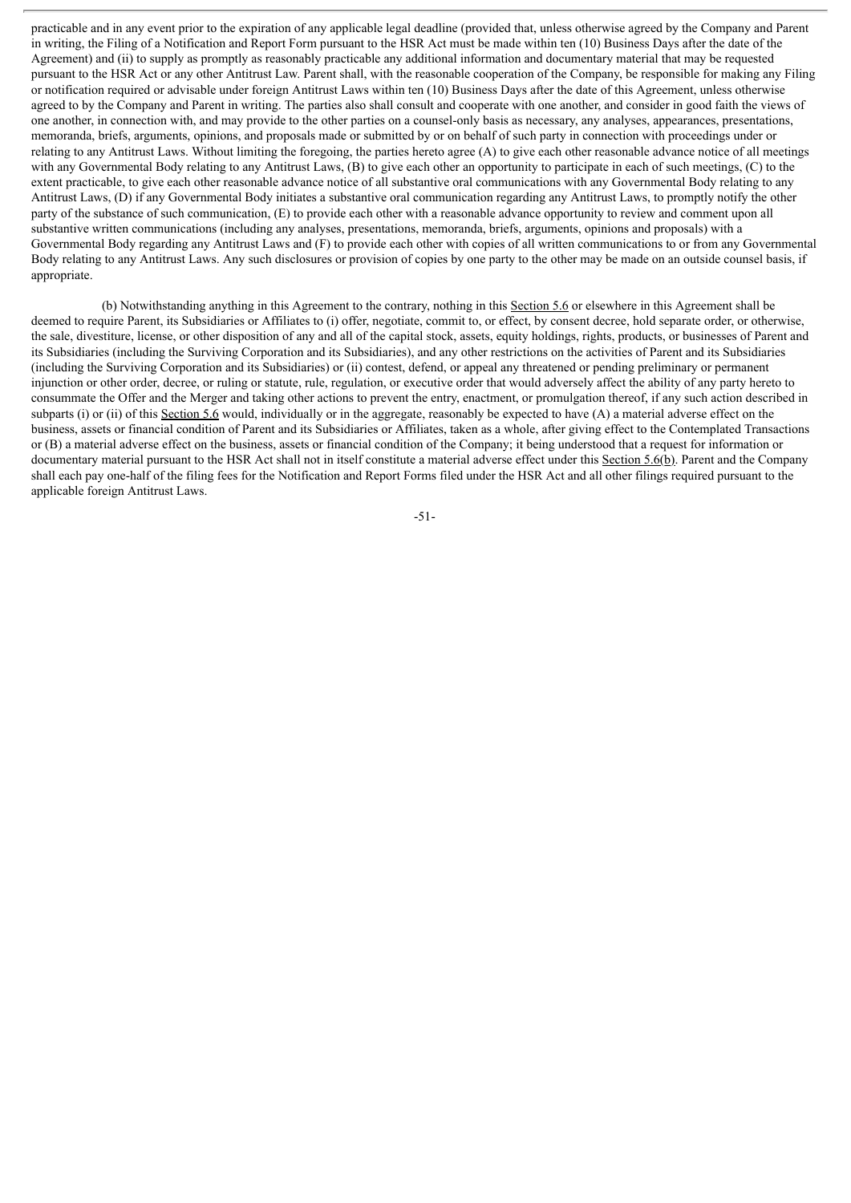practicable and in any event prior to the expiration of any applicable legal deadline (provided that, unless otherwise agreed by the Company and Parent in writing, the Filing of a Notification and Report Form pursuant to the HSR Act must be made within ten (10) Business Days after the date of the Agreement) and (ii) to supply as promptly as reasonably practicable any additional information and documentary material that may be requested pursuant to the HSR Act or any other Antitrust Law. Parent shall, with the reasonable cooperation of the Company, be responsible for making any Filing or notification required or advisable under foreign Antitrust Laws within ten (10) Business Days after the date of this Agreement, unless otherwise agreed to by the Company and Parent in writing. The parties also shall consult and cooperate with one another, and consider in good faith the views of one another, in connection with, and may provide to the other parties on a counsel-only basis as necessary, any analyses, appearances, presentations, memoranda, briefs, arguments, opinions, and proposals made or submitted by or on behalf of such party in connection with proceedings under or relating to any Antitrust Laws. Without limiting the foregoing, the parties hereto agree (A) to give each other reasonable advance notice of all meetings with any Governmental Body relating to any Antitrust Laws, (B) to give each other an opportunity to participate in each of such meetings, (C) to the extent practicable, to give each other reasonable advance notice of all substantive oral communications with any Governmental Body relating to any Antitrust Laws, (D) if any Governmental Body initiates a substantive oral communication regarding any Antitrust Laws, to promptly notify the other party of the substance of such communication, (E) to provide each other with a reasonable advance opportunity to review and comment upon all substantive written communications (including any analyses, presentations, memoranda, briefs, arguments, opinions and proposals) with a Governmental Body regarding any Antitrust Laws and (F) to provide each other with copies of all written communications to or from any Governmental Body relating to any Antitrust Laws. Any such disclosures or provision of copies by one party to the other may be made on an outside counsel basis, if appropriate.

(b) Notwithstanding anything in this Agreement to the contrary, nothing in this Section 5.6 or elsewhere in this Agreement shall be deemed to require Parent, its Subsidiaries or Affiliates to (i) offer, negotiate, commit to, or effect, by consent decree, hold separate order, or otherwise, the sale, divestiture, license, or other disposition of any and all of the capital stock, assets, equity holdings, rights, products, or businesses of Parent and its Subsidiaries (including the Surviving Corporation and its Subsidiaries), and any other restrictions on the activities of Parent and its Subsidiaries (including the Surviving Corporation and its Subsidiaries) or (ii) contest, defend, or appeal any threatened or pending preliminary or permanent injunction or other order, decree, or ruling or statute, rule, regulation, or executive order that would adversely affect the ability of any party hereto to consummate the Offer and the Merger and taking other actions to prevent the entry, enactment, or promulgation thereof, if any such action described in subparts (i) or (ii) of this Section 5.6 would, individually or in the aggregate, reasonably be expected to have (A) a material adverse effect on the business, assets or financial condition of Parent and its Subsidiaries or Affiliates, taken as a whole, after giving effect to the Contemplated Transactions or (B) a material adverse effect on the business, assets or financial condition of the Company; it being understood that a request for information or documentary material pursuant to the HSR Act shall not in itself constitute a material adverse effect under this Section 5.6(b). Parent and the Company shall each pay one-half of the filing fees for the Notification and Report Forms filed under the HSR Act and all other filings required pursuant to the applicable foreign Antitrust Laws.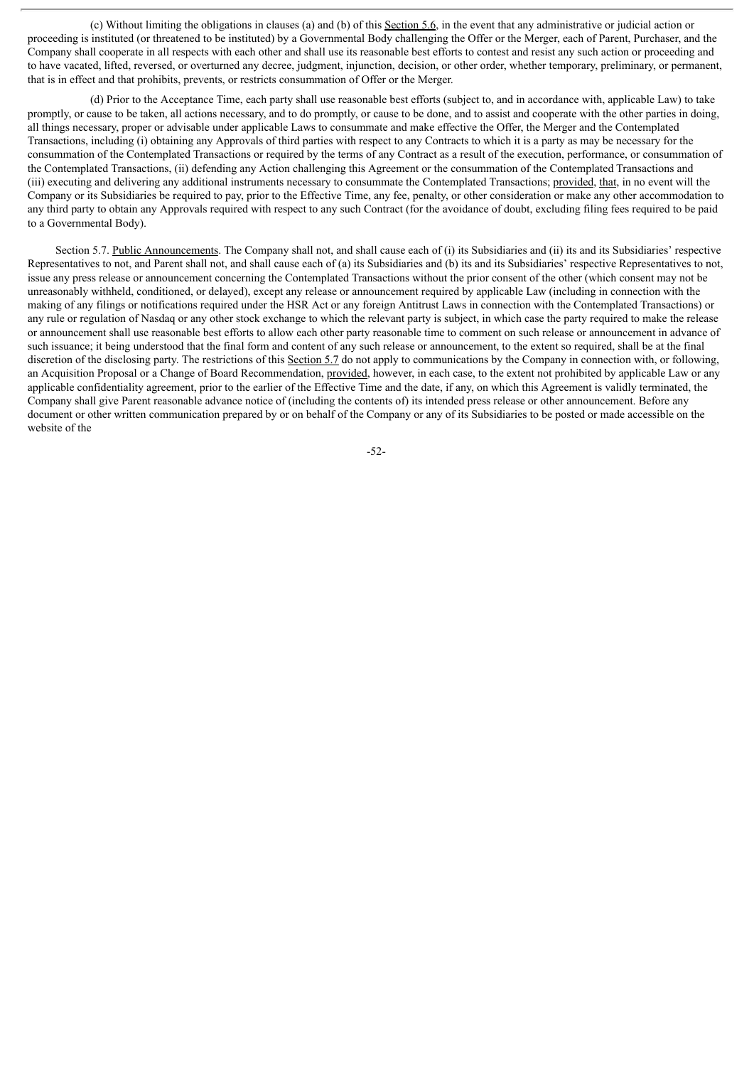(c) Without limiting the obligations in clauses (a) and (b) of this Section 5.6, in the event that any administrative or judicial action or proceeding is instituted (or threatened to be instituted) by a Governmental Body challenging the Offer or the Merger, each of Parent, Purchaser, and the Company shall cooperate in all respects with each other and shall use its reasonable best efforts to contest and resist any such action or proceeding and to have vacated, lifted, reversed, or overturned any decree, judgment, injunction, decision, or other order, whether temporary, preliminary, or permanent, that is in effect and that prohibits, prevents, or restricts consummation of Offer or the Merger.

(d) Prior to the Acceptance Time, each party shall use reasonable best efforts (subject to, and in accordance with, applicable Law) to take promptly, or cause to be taken, all actions necessary, and to do promptly, or cause to be done, and to assist and cooperate with the other parties in doing, all things necessary, proper or advisable under applicable Laws to consummate and make effective the Offer, the Merger and the Contemplated Transactions, including (i) obtaining any Approvals of third parties with respect to any Contracts to which it is a party as may be necessary for the consummation of the Contemplated Transactions or required by the terms of any Contract as a result of the execution, performance, or consummation of the Contemplated Transactions, (ii) defending any Action challenging this Agreement or the consummation of the Contemplated Transactions and (iii) executing and delivering any additional instruments necessary to consummate the Contemplated Transactions; provided, that, in no event will the Company or its Subsidiaries be required to pay, prior to the Effective Time, any fee, penalty, or other consideration or make any other accommodation to any third party to obtain any Approvals required with respect to any such Contract (for the avoidance of doubt, excluding filing fees required to be paid to a Governmental Body).

Section 5.7. Public Announcements. The Company shall not, and shall cause each of (i) its Subsidiaries and (ii) its and its Subsidiaries' respective Representatives to not, and Parent shall not, and shall cause each of (a) its Subsidiaries and (b) its and its Subsidiaries' respective Representatives to not, issue any press release or announcement concerning the Contemplated Transactions without the prior consent of the other (which consent may not be unreasonably withheld, conditioned, or delayed), except any release or announcement required by applicable Law (including in connection with the making of any filings or notifications required under the HSR Act or any foreign Antitrust Laws in connection with the Contemplated Transactions) or any rule or regulation of Nasdaq or any other stock exchange to which the relevant party is subject, in which case the party required to make the release or announcement shall use reasonable best efforts to allow each other party reasonable time to comment on such release or announcement in advance of such issuance; it being understood that the final form and content of any such release or announcement, to the extent so required, shall be at the final discretion of the disclosing party. The restrictions of this Section 5.7 do not apply to communications by the Company in connection with, or following, an Acquisition Proposal or a Change of Board Recommendation, provided, however, in each case, to the extent not prohibited by applicable Law or any applicable confidentiality agreement, prior to the earlier of the Effective Time and the date, if any, on which this Agreement is validly terminated, the Company shall give Parent reasonable advance notice of (including the contents of) its intended press release or other announcement. Before any document or other written communication prepared by or on behalf of the Company or any of its Subsidiaries to be posted or made accessible on the website of the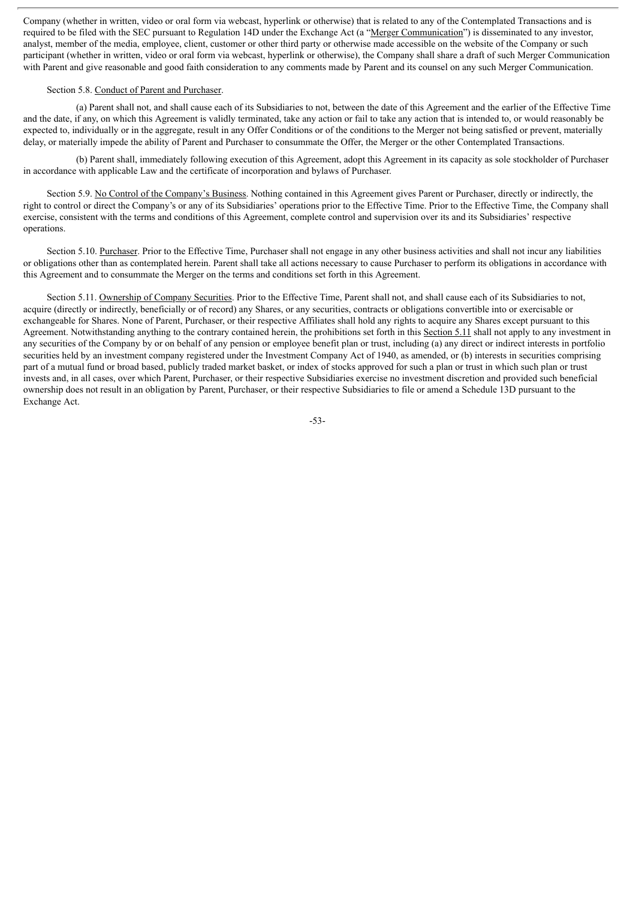Company (whether in written, video or oral form via webcast, hyperlink or otherwise) that is related to any of the Contemplated Transactions and is required to be filed with the SEC pursuant to Regulation 14D under the Exchange Act (a "Merger Communication") is disseminated to any investor, analyst, member of the media, employee, client, customer or other third party or otherwise made accessible on the website of the Company or such participant (whether in written, video or oral form via webcast, hyperlink or otherwise), the Company shall share a draft of such Merger Communication with Parent and give reasonable and good faith consideration to any comments made by Parent and its counsel on any such Merger Communication.

Section 5.8. Conduct of Parent and Purchaser.

(a) Parent shall not, and shall cause each of its Subsidiaries to not, between the date of this Agreement and the earlier of the Effective Time and the date, if any, on which this Agreement is validly terminated, take any action or fail to take any action that is intended to, or would reasonably be expected to, individually or in the aggregate, result in any Offer Conditions or of the conditions to the Merger not being satisfied or prevent, materially delay, or materially impede the ability of Parent and Purchaser to consummate the Offer, the Merger or the other Contemplated Transactions.

(b) Parent shall, immediately following execution of this Agreement, adopt this Agreement in its capacity as sole stockholder of Purchaser in accordance with applicable Law and the certificate of incorporation and bylaws of Purchaser.

Section 5.9. No Control of the Company's Business. Nothing contained in this Agreement gives Parent or Purchaser, directly or indirectly, the right to control or direct the Company's or any of its Subsidiaries' operations prior to the Effective Time. Prior to the Effective Time, the Company shall exercise, consistent with the terms and conditions of this Agreement, complete control and supervision over its and its Subsidiaries' respective operations.

Section 5.10. Purchaser. Prior to the Effective Time, Purchaser shall not engage in any other business activities and shall not incur any liabilities or obligations other than as contemplated herein. Parent shall take all actions necessary to cause Purchaser to perform its obligations in accordance with this Agreement and to consummate the Merger on the terms and conditions set forth in this Agreement.

Section 5.11. Ownership of Company Securities. Prior to the Effective Time, Parent shall not, and shall cause each of its Subsidiaries to not, acquire (directly or indirectly, beneficially or of record) any Shares, or any securities, contracts or obligations convertible into or exercisable or exchangeable for Shares. None of Parent, Purchaser, or their respective Affiliates shall hold any rights to acquire any Shares except pursuant to this Agreement. Notwithstanding anything to the contrary contained herein, the prohibitions set forth in this Section 5.11 shall not apply to any investment in any securities of the Company by or on behalf of any pension or employee benefit plan or trust, including (a) any direct or indirect interests in portfolio securities held by an investment company registered under the Investment Company Act of 1940, as amended, or (b) interests in securities comprising part of a mutual fund or broad based, publicly traded market basket, or index of stocks approved for such a plan or trust in which such plan or trust invests and, in all cases, over which Parent, Purchaser, or their respective Subsidiaries exercise no investment discretion and provided such beneficial ownership does not result in an obligation by Parent, Purchaser, or their respective Subsidiaries to file or amend a Schedule 13D pursuant to the Exchange Act.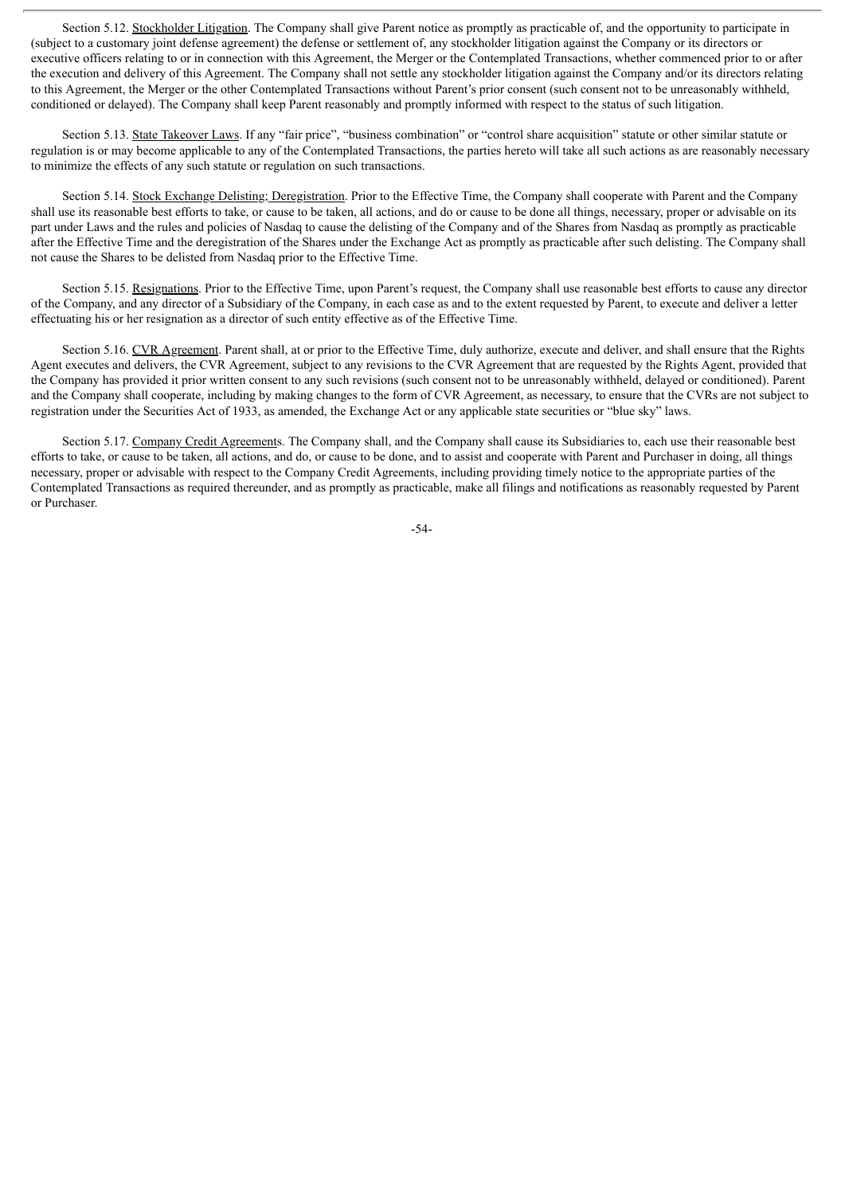Section 5.12. Stockholder Litigation. The Company shall give Parent notice as promptly as practicable of, and the opportunity to participate in (subject to a customary joint defense agreement) the defense or settlement of, any stockholder litigation against the Company or its directors or executive officers relating to or in connection with this Agreement, the Merger or the Contemplated Transactions, whether commenced prior to or after the execution and delivery of this Agreement. The Company shall not settle any stockholder litigation against the Company and/or its directors relating to this Agreement, the Merger or the other Contemplated Transactions without Parent's prior consent (such consent not to be unreasonably withheld, conditioned or delayed). The Company shall keep Parent reasonably and promptly informed with respect to the status of such litigation.

Section 5.13. State Takeover Laws. If any "fair price", "business combination" or "control share acquisition" statute or other similar statute or regulation is or may become applicable to any of the Contemplated Transactions, the parties hereto will take all such actions as are reasonably necessary to minimize the effects of any such statute or regulation on such transactions.

Section 5.14. Stock Exchange Delisting; Deregistration. Prior to the Effective Time, the Company shall cooperate with Parent and the Company shall use its reasonable best efforts to take, or cause to be taken, all actions, and do or cause to be done all things, necessary, proper or advisable on its part under Laws and the rules and policies of Nasdaq to cause the delisting of the Company and of the Shares from Nasdaq as promptly as practicable after the Effective Time and the deregistration of the Shares under the Exchange Act as promptly as practicable after such delisting. The Company shall not cause the Shares to be delisted from Nasdaq prior to the Effective Time.

Section 5.15. Resignations. Prior to the Effective Time, upon Parent's request, the Company shall use reasonable best efforts to cause any director of the Company, and any director of a Subsidiary of the Company, in each case as and to the extent requested by Parent, to execute and deliver a letter effectuating his or her resignation as a director of such entity effective as of the Effective Time.

Section 5.16. CVR Agreement. Parent shall, at or prior to the Effective Time, duly authorize, execute and deliver, and shall ensure that the Rights Agent executes and delivers, the CVR Agreement, subject to any revisions to the CVR Agreement that are requested by the Rights Agent, provided that the Company has provided it prior written consent to any such revisions (such consent not to be unreasonably withheld, delayed or conditioned). Parent and the Company shall cooperate, including by making changes to the form of CVR Agreement, as necessary, to ensure that the CVRs are not subject to registration under the Securities Act of 1933, as amended, the Exchange Act or any applicable state securities or "blue sky" laws.

Section 5.17. Company Credit Agreements. The Company shall, and the Company shall cause its Subsidiaries to, each use their reasonable best efforts to take, or cause to be taken, all actions, and do, or cause to be done, and to assist and cooperate with Parent and Purchaser in doing, all things necessary, proper or advisable with respect to the Company Credit Agreements, including providing timely notice to the appropriate parties of the Contemplated Transactions as required thereunder, and as promptly as practicable, make all filings and notifications as reasonably requested by Parent or Purchaser.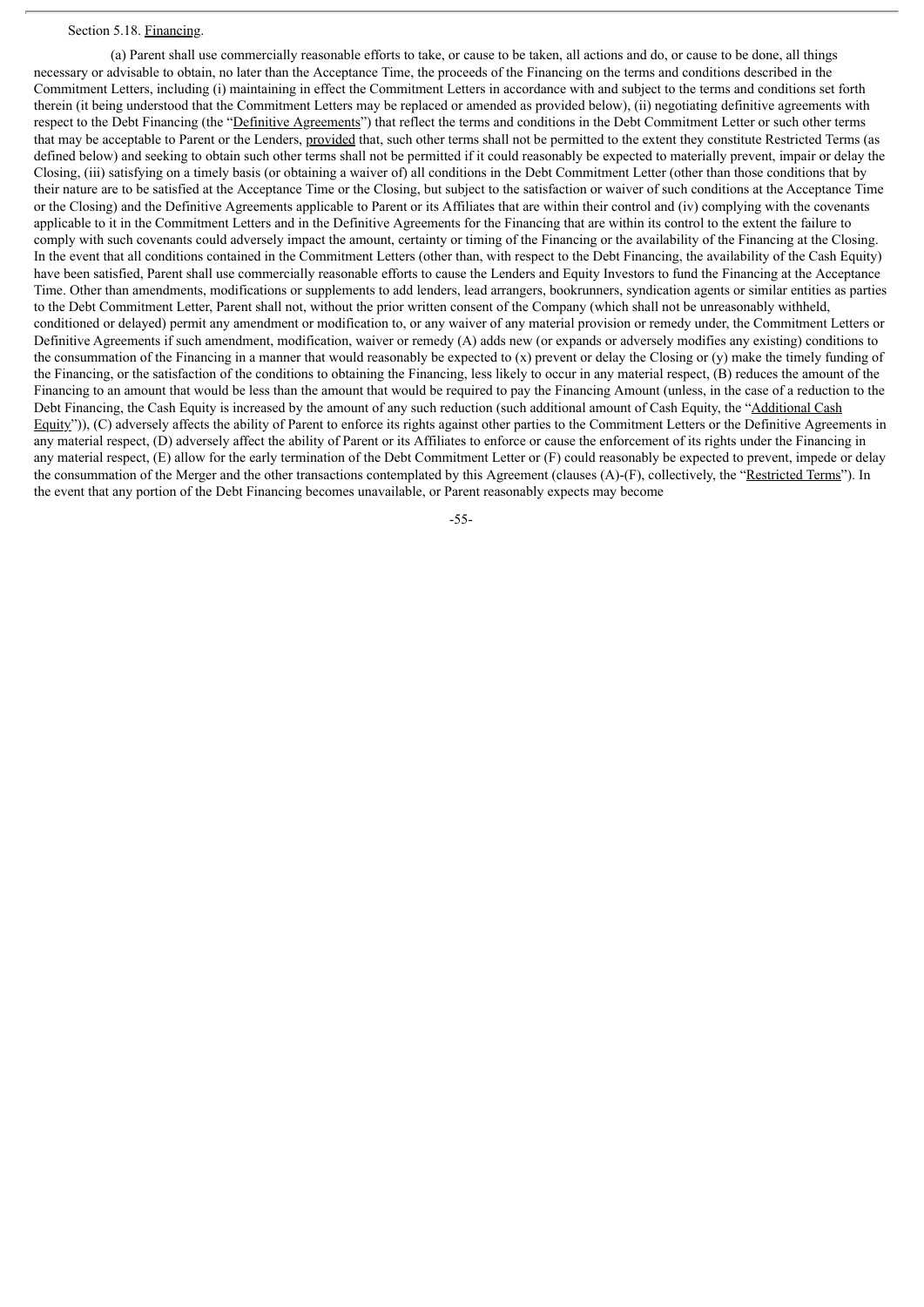Section 5.18. <u>Financing</u>.

(a) Parent shall use commercially reasonable efforts to take, or cause to be taken, all actions and do, or cause to be done, all things necessary or advisable to obtain, no later than the Acceptance Time, the proceeds of the Financing on the terms and conditions described in the Commitment Letters, including (i) maintaining in effect the Commitment Letters in accordance with and subject to the terms and conditions set forth therein (it being understood that the Commitment Letters may be replaced or amended as provided below), (ii) negotiating definitive agreements with respect to the Debt Financing (the "<u>Definitive Agreements</u>") that reflect the terms and conditions in the Debt Commitment Letter or such other terms that may be acceptable to Parent or the Lenders, <u>provided</u> that, such other terms shall not be permitted to the extent they constitute Restricted Terms (as defined below) and seeking to obtain such other terms shall not be permitted if it could reasonably be expected to materially prevent, impair or delay the Closing, (iii) satisfying on a timely basis (or obtaining a waiver of) all conditions in the Debt Commitment Letter (other than those conditions that by their nature are to be satisfied at the Acceptance Time or the Closing, but subject to the satisfaction or waiver of such conditions at the Acceptance Time or the Closing) and the Definitive Agreements applicable to Parent or its Affiliates that are within their control and (iv) complying with the covenants applicable to it in the Commitment Letters and in the Definitive Agreements for the Financing that are within its control to the extent the failure to comply with such covenants could adversely impact the amount, certainty or timing of the Financing or the availability of the Financing at the Closing. In the event that all conditions contained in the Commitment Letters (other than, with respect to the Debt Financing, the availability of the Cash Equity) have been satisfied, Parent shall use commercially reasonable efforts to cause the Lenders and Equity Investors to fund the Financing at the Acceptance Time. Other than amendments, modifications or supplements to add lenders, lead arrangers, bookrunners, syndication agents or similar entities as parties to the Debt Commitment Letter, Parent shall not, without the prior written consent of the Company (which shall not be unreasonably withheld, conditioned or delayed) permit any amendment or modification to, or any waiver of any material provision or remedy under, the Commitment Letters or Definitive Agreements if such amendment, modification, waiver or remedy (A) adds new (or expands or adversely modifies any existing) conditions to the consummation of the Financing in a manner that would reasonably be expected to (x) prevent or delay the Closing or (y) make the timely funding of the Financing, or the satisfaction of the conditions to obtaining the Financing, less likely to occur in any material respect, (B) reduces the amount of the Financing to an amount that would be less than the amount that would be required to pay the Financing Amount (unless, in the case of a reduction to the Debt Financing, the Cash Equity is increased by the amount of any such reduction (such additional amount of Cash Equity, the "<u>Additional Cash Equity</u>")), (C) adversely affects the ability of Parent to enforce its rights against other parties to the Commitment Letters or the Definitive Agreements in any material respect, (D) adversely affect the ability of Parent or its Affiliates to enforce or cause the enforcement of its rights under the Financing in any material respect, (E) allow for the early termination of the Debt Commitment Letter or (F) could reasonably be expected to prevent, impede or delay the consummation of the Merger and the other transactions contemplated by this Agreement (clauses (A)-(F), collectively, the "<u>Restricted Terms</u>"). In the event that any portion of the Debt Financing becomes unavailable, or Parent reasonably expects may become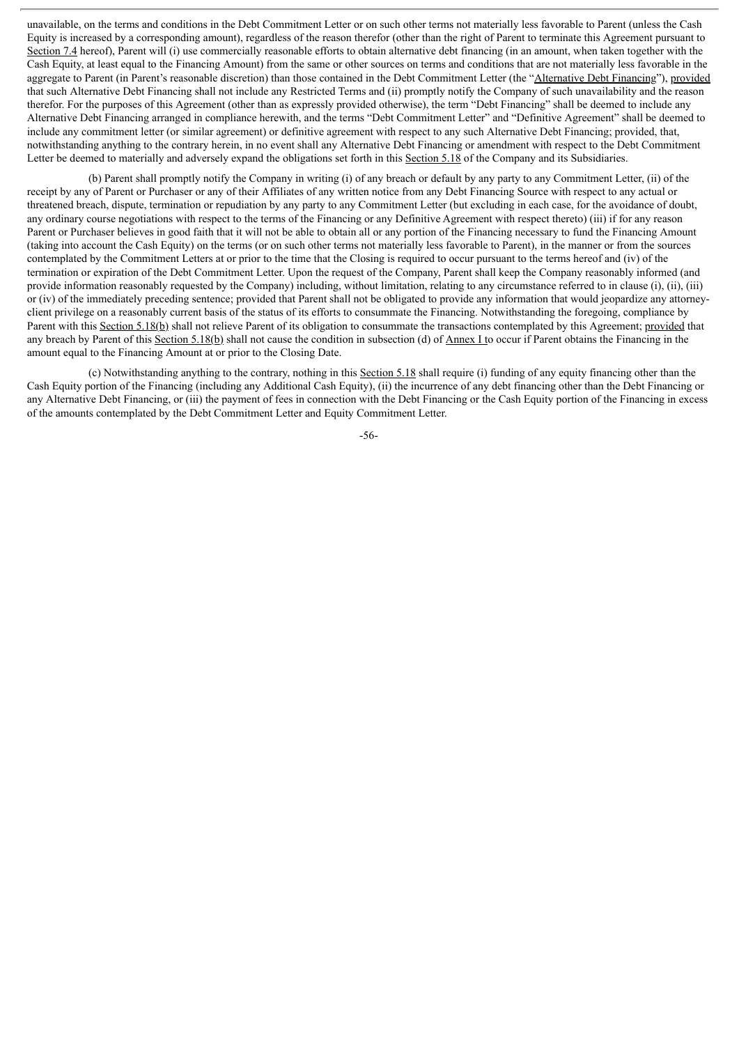unavailable, on the terms and conditions in the Debt Commitment Letter or on such other terms not materially less favorable to Parent (unless the Cash Equity is increased by a corresponding amount), regardless of the reason therefor (other than the right of Parent to terminate this Agreement pursuant to Section 7.4 hereof), Parent will (i) use commercially reasonable efforts to obtain alternative debt financing (in an amount, when taken together with the Cash Equity, at least equal to the Financing Amount) from the same or other sources on terms and conditions that are not materially less favorable in the aggregate to Parent (in Parent's reasonable discretion) than those contained in the Debt Commitment Letter (the "Alternative Debt Financing"), provided that such Alternative Debt Financing shall not include any Restricted Terms and (ii) promptly notify the Company of such unavailability and the reason therefor. For the purposes of this Agreement (other than as expressly provided otherwise), the term "Debt Financing" shall be deemed to include any Alternative Debt Financing arranged in compliance herewith, and the terms "Debt Commitment Letter" and "Definitive Agreement" shall be deemed to include any commitment letter (or similar agreement) or definitive agreement with respect to any such Alternative Debt Financing; provided, that, notwithstanding anything to the contrary herein, in no event shall any Alternative Debt Financing or amendment with respect to the Debt Commitment Letter be deemed to materially and adversely expand the obligations set forth in this Section 5.18 of the Company and its Subsidiaries.

(b) Parent shall promptly notify the Company in writing (i) of any breach or default by any party to any Commitment Letter, (ii) of the receipt by any of Parent or Purchaser or any of their Affiliates of any written notice from any Debt Financing Source with respect to any actual or threatened breach, dispute, termination or repudiation by any party to any Commitment Letter (but excluding in each case, for the avoidance of doubt, any ordinary course negotiations with respect to the terms of the Financing or any Definitive Agreement with respect thereto) (iii) if for any reason Parent or Purchaser believes in good faith that it will not be able to obtain all or any portion of the Financing necessary to fund the Financing Amount (taking into account the Cash Equity) on the terms (or on such other terms not materially less favorable to Parent), in the manner or from the sources contemplated by the Commitment Letters at or prior to the time that the Closing is required to occur pursuant to the terms hereof and (iv) of the termination or expiration of the Debt Commitment Letter. Upon the request of the Company, Parent shall keep the Company reasonably informed (and provide information reasonably requested by the Company) including, without limitation, relating to any circumstance referred to in clause (i), (ii), (iii) or (iv) of the immediately preceding sentence; provided that Parent shall not be obligated to provide any information that would jeopardize any attorney-client privilege on a reasonably current basis of the status of its efforts to consummate the Financing. Notwithstanding the foregoing, compliance by Parent with this Section 5.18(b) shall not relieve Parent of its obligation to consummate the transactions contemplated by this Agreement; provided that any breach by Parent of this Section 5.18(b) shall not cause the condition in subsection (d) of Annex I to occur if Parent obtains the Financing in the amount equal to the Financing Amount at or prior to the Closing Date.

(c) Notwithstanding anything to the contrary, nothing in this Section 5.18 shall require (i) funding of any equity financing other than the Cash Equity portion of the Financing (including any Additional Cash Equity), (ii) the incurrence of any debt financing other than the Debt Financing or any Alternative Debt Financing, or (iii) the payment of fees in connection with the Debt Financing or the Cash Equity portion of the Financing in excess of the amounts contemplated by the Debt Commitment Letter and Equity Commitment Letter.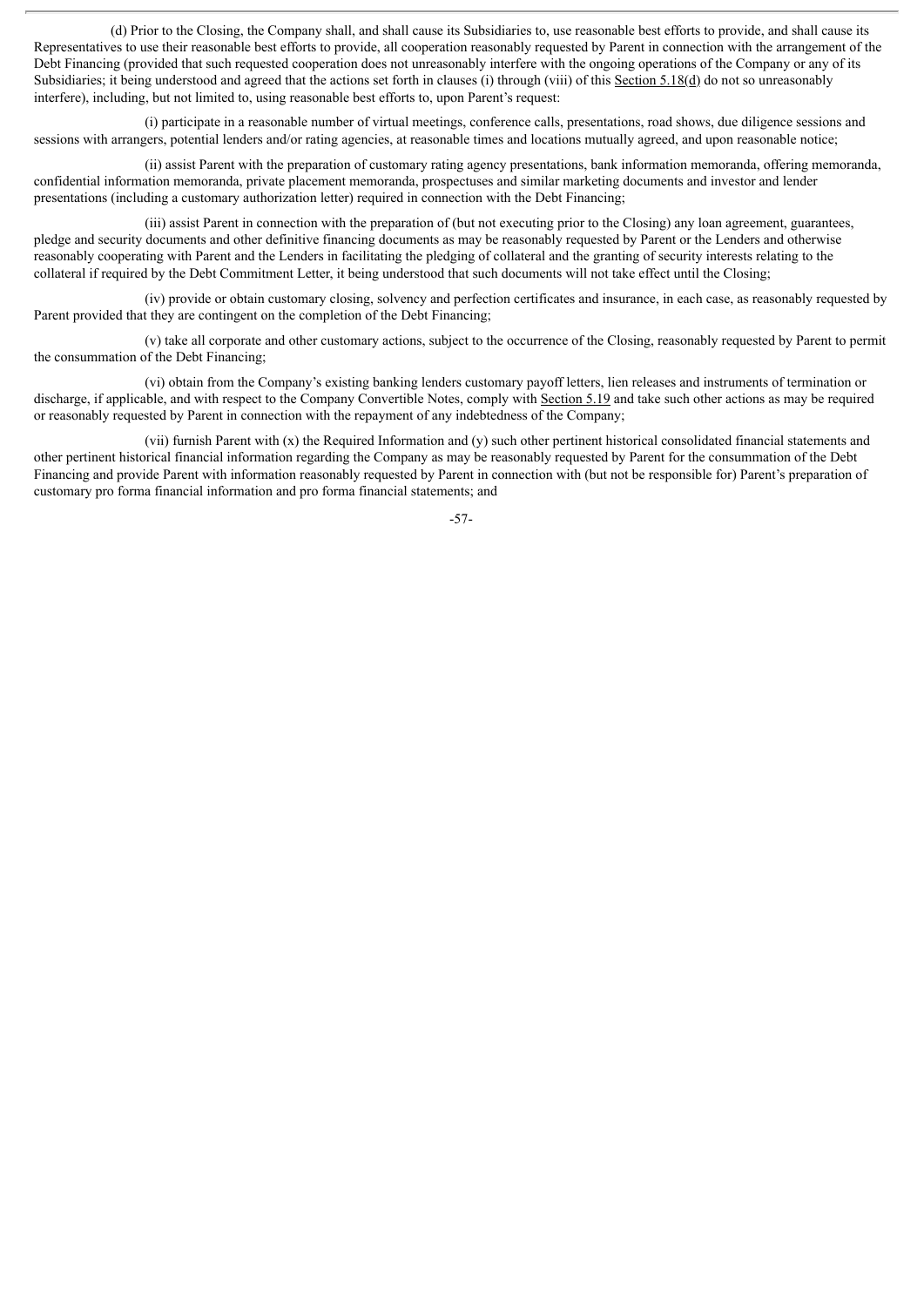(d) Prior to the Closing, the Company shall, and shall cause its Subsidiaries to, use reasonable best efforts to provide, and shall cause its Representatives to use their reasonable best efforts to provide, all cooperation reasonably requested by Parent in connection with the arrangement of the Debt Financing (provided that such requested cooperation does not unreasonably interfere with the ongoing operations of the Company or any of its Subsidiaries; it being understood and agreed that the actions set forth in clauses (i) through (viii) of this Section 5.18(d) do not so unreasonably interfere), including, but not limited to, using reasonable best efforts to, upon Parent's request:

(i) participate in a reasonable number of virtual meetings, conference calls, presentations, road shows, due diligence sessions and sessions with arrangers, potential lenders and/or rating agencies, at reasonable times and locations mutually agreed, and upon reasonable notice;

(ii) assist Parent with the preparation of customary rating agency presentations, bank information memoranda, offering memoranda, confidential information memoranda, private placement memoranda, prospectuses and similar marketing documents and investor and lender presentations (including a customary authorization letter) required in connection with the Debt Financing;

(iii) assist Parent in connection with the preparation of (but not executing prior to the Closing) any loan agreement, guarantees, pledge and security documents and other definitive financing documents as may be reasonably requested by Parent or the Lenders and otherwise reasonably cooperating with Parent and the Lenders in facilitating the pledging of collateral and the granting of security interests relating to the collateral if required by the Debt Commitment Letter, it being understood that such documents will not take effect until the Closing;

(iv) provide or obtain customary closing, solvency and perfection certificates and insurance, in each case, as reasonably requested by Parent provided that they are contingent on the completion of the Debt Financing;

(v) take all corporate and other customary actions, subject to the occurrence of the Closing, reasonably requested by Parent to permit the consummation of the Debt Financing;

(vi) obtain from the Company's existing banking lenders customary payoff letters, lien releases and instruments of termination or discharge, if applicable, and with respect to the Company Convertible Notes, comply with Section 5.19 and take such other actions as may be required or reasonably requested by Parent in connection with the repayment of any indebtedness of the Company;

(vii) furnish Parent with (x) the Required Information and (y) such other pertinent historical consolidated financial statements and other pertinent historical financial information regarding the Company as may be reasonably requested by Parent for the consummation of the Debt Financing and provide Parent with information reasonably requested by Parent in connection with (but not be responsible for) Parent's preparation of customary pro forma financial information and pro forma financial statements; and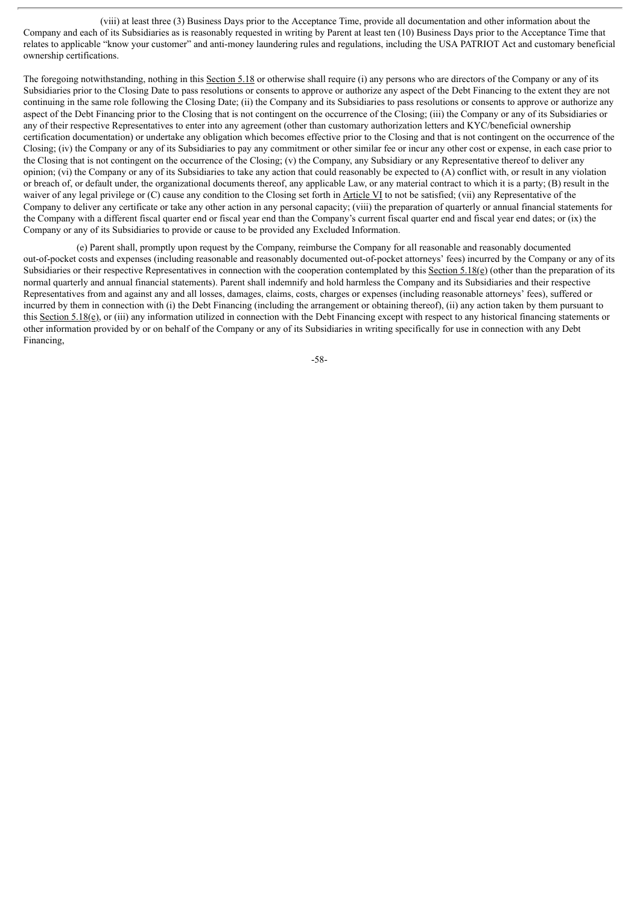(viii) at least three (3) Business Days prior to the Acceptance Time, provide all documentation and other information about the Company and each of its Subsidiaries as is reasonably requested in writing by Parent at least ten (10) Business Days prior to the Acceptance Time that relates to applicable "know your customer" and anti-money laundering rules and regulations, including the USA PATRIOT Act and customary beneficial ownership certifications.

The foregoing notwithstanding, nothing in this Section 5.18 or otherwise shall require (i) any persons who are directors of the Company or any of its Subsidiaries prior to the Closing Date to pass resolutions or consents to approve or authorize any aspect of the Debt Financing to the extent they are not continuing in the same role following the Closing Date; (ii) the Company and its Subsidiaries to pass resolutions or consents to approve or authorize any aspect of the Debt Financing prior to the Closing that is not contingent on the occurrence of the Closing; (iii) the Company or any of its Subsidiaries or any of their respective Representatives to enter into any agreement (other than customary authorization letters and KYC/beneficial ownership certification documentation) or undertake any obligation which becomes effective prior to the Closing and that is not contingent on the occurrence of the Closing; (iv) the Company or any of its Subsidiaries to pay any commitment or other similar fee or incur any other cost or expense, in each case prior to the Closing that is not contingent on the occurrence of the Closing; (v) the Company, any Subsidiary or any Representative thereof to deliver any opinion; (vi) the Company or any of its Subsidiaries to take any action that could reasonably be expected to (A) conflict with, or result in any violation or breach of, or default under, the organizational documents thereof, any applicable Law, or any material contract to which it is a party; (B) result in the waiver of any legal privilege or (C) cause any condition to the Closing set forth in Article VI to not be satisfied; (vii) any Representative of the Company to deliver any certificate or take any other action in any personal capacity; (viii) the preparation of quarterly or annual financial statements for the Company with a different fiscal quarter end or fiscal year end than the Company's current fiscal quarter end and fiscal year end dates; or (ix) the Company or any of its Subsidiaries to provide or cause to be provided any Excluded Information.

(e) Parent shall, promptly upon request by the Company, reimburse the Company for all reasonable and reasonably documented out-of-pocket costs and expenses (including reasonable and reasonably documented out-of-pocket attorneys' fees) incurred by the Company or any of its Subsidiaries or their respective Representatives in connection with the cooperation contemplated by this Section 5.18(e) (other than the preparation of its normal quarterly and annual financial statements). Parent shall indemnify and hold harmless the Company and its Subsidiaries and their respective Representatives from and against any and all losses, damages, claims, costs, charges or expenses (including reasonable attorneys' fees), suffered or incurred by them in connection with (i) the Debt Financing (including the arrangement or obtaining thereof), (ii) any action taken by them pursuant to this Section 5.18(e), or (iii) any information utilized in connection with the Debt Financing except with respect to any historical financing statements or other information provided by or on behalf of the Company or any of its Subsidiaries in writing specifically for use in connection with any Debt Financing,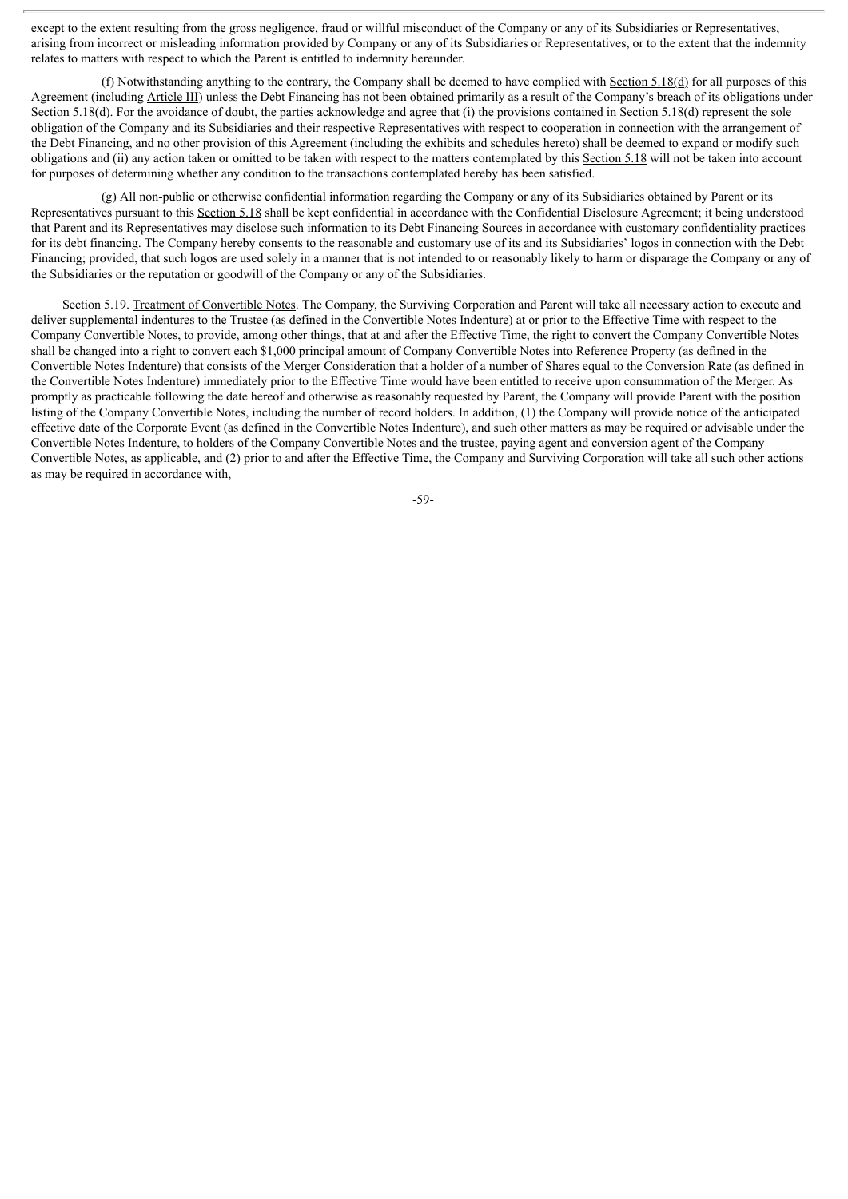except to the extent resulting from the gross negligence, fraud or willful misconduct of the Company or any of its Subsidiaries or Representatives, arising from incorrect or misleading information provided by Company or any of its Subsidiaries or Representatives, or to the extent that the indemnity relates to matters with respect to which the Parent is entitled to indemnity hereunder.

(f) Notwithstanding anything to the contrary, the Company shall be deemed to have complied with Section 5.18(d) for all purposes of this Agreement (including Article III) unless the Debt Financing has not been obtained primarily as a result of the Company's breach of its obligations under Section 5.18(d). For the avoidance of doubt, the parties acknowledge and agree that (i) the provisions contained in Section 5.18(d) represent the sole obligation of the Company and its Subsidiaries and their respective Representatives with respect to cooperation in connection with the arrangement of the Debt Financing, and no other provision of this Agreement (including the exhibits and schedules hereto) shall be deemed to expand or modify such obligations and (ii) any action taken or omitted to be taken with respect to the matters contemplated by this Section 5.18 will not be taken into account for purposes of determining whether any condition to the transactions contemplated hereby has been satisfied.

(g) All non-public or otherwise confidential information regarding the Company or any of its Subsidiaries obtained by Parent or its Representatives pursuant to this Section 5.18 shall be kept confidential in accordance with the Confidential Disclosure Agreement; it being understood that Parent and its Representatives may disclose such information to its Debt Financing Sources in accordance with customary confidentiality practices for its debt financing. The Company hereby consents to the reasonable and customary use of its and its Subsidiaries' logos in connection with the Debt Financing; provided, that such logos are used solely in a manner that is not intended to or reasonably likely to harm or disparage the Company or any of the Subsidiaries or the reputation or goodwill of the Company or any of the Subsidiaries.

Section 5.19. Treatment of Convertible Notes. The Company, the Surviving Corporation and Parent will take all necessary action to execute and deliver supplemental indentures to the Trustee (as defined in the Convertible Notes Indenture) at or prior to the Effective Time with respect to the Company Convertible Notes, to provide, among other things, that at and after the Effective Time, the right to convert the Company Convertible Notes shall be changed into a right to convert each $1,000 principal amount of Company Convertible Notes into Reference Property (as defined in the Convertible Notes Indenture) that consists of the Merger Consideration that a holder of a number of Shares equal to the Conversion Rate (as defined in the Convertible Notes Indenture) immediately prior to the Effective Time would have been entitled to receive upon consummation of the Merger. As promptly as practicable following the date hereof and otherwise as reasonably requested by Parent, the Company will provide Parent with the position listing of the Company Convertible Notes, including the number of record holders. In addition, (1) the Company will provide notice of the anticipated effective date of the Corporate Event (as defined in the Convertible Notes Indenture), and such other matters as may be required or advisable under the Convertible Notes Indenture, to holders of the Company Convertible Notes and the trustee, paying agent and conversion agent of the Company Convertible Notes, as applicable, and (2) prior to and after the Effective Time, the Company and Surviving Corporation will take all such other actions as may be required in accordance with,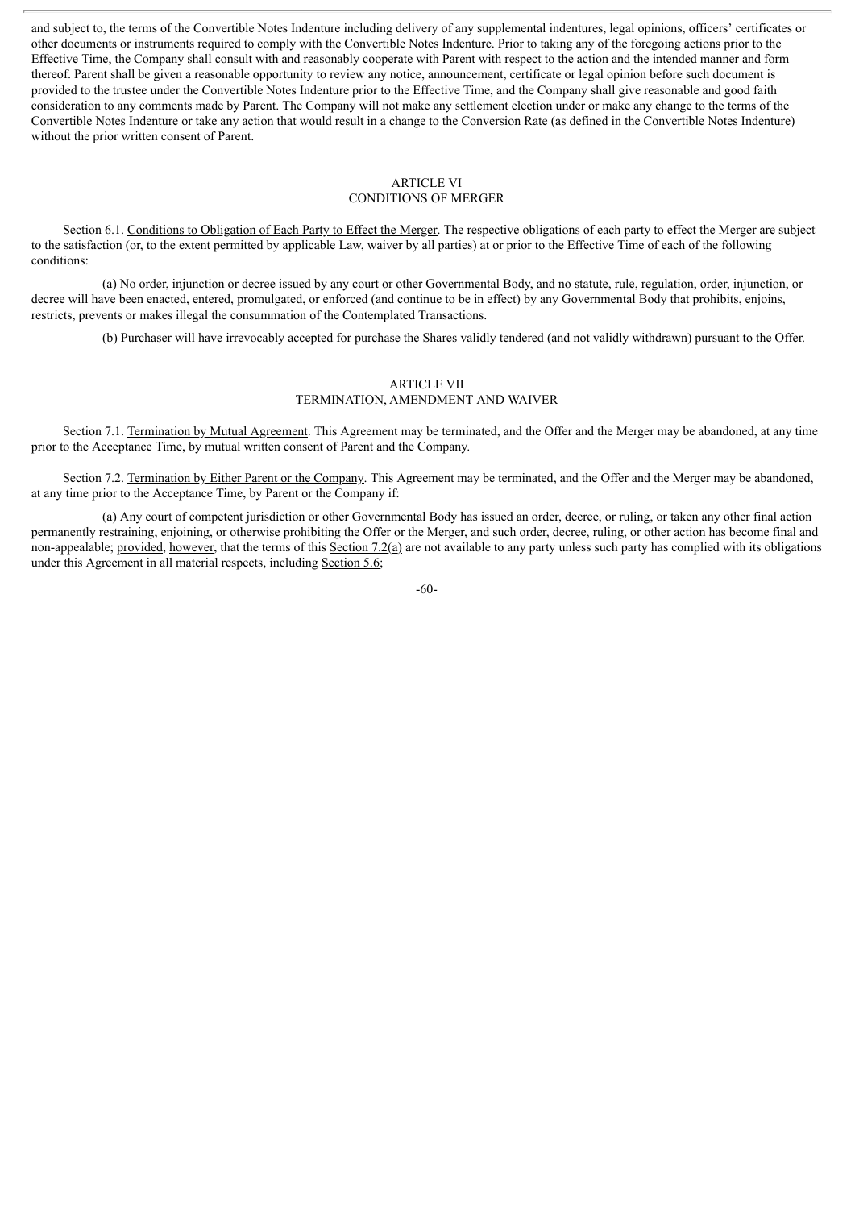and subject to, the terms of the Convertible Notes Indenture including delivery of any supplemental indentures, legal opinions, officers' certificates or other documents or instruments required to comply with the Convertible Notes Indenture. Prior to taking any of the foregoing actions prior to the Effective Time, the Company shall consult with and reasonably cooperate with Parent with respect to the action and the intended manner and form thereof. Parent shall be given a reasonable opportunity to review any notice, announcement, certificate or legal opinion before such document is provided to the trustee under the Convertible Notes Indenture prior to the Effective Time, and the Company shall give reasonable and good faith consideration to any comments made by Parent. The Company will not make any settlement election under or make any change to the terms of the Convertible Notes Indenture or take any action that would result in a change to the Conversion Rate (as defined in the Convertible Notes Indenture) without the prior written consent of Parent.

## ARTICLE VI
## CONDITIONS OF MERGER

Section 6.1. Conditions to Obligation of Each Party to Effect the Merger. The respective obligations of each party to effect the Merger are subject to the satisfaction (or, to the extent permitted by applicable Law, waiver by all parties) at or prior to the Effective Time of each of the following conditions:

(a) No order, injunction or decree issued by any court or other Governmental Body, and no statute, rule, regulation, order, injunction, or decree will have been enacted, entered, promulgated, or enforced (and continue to be in effect) by any Governmental Body that prohibits, enjoins, restricts, prevents or makes illegal the consummation of the Contemplated Transactions.

(b) Purchaser will have irrevocably accepted for purchase the Shares validly tendered (and not validly withdrawn) pursuant to the Offer.

## ARTICLE VII
## TERMINATION, AMENDMENT AND WAIVER

Section 7.1. Termination by Mutual Agreement. This Agreement may be terminated, and the Offer and the Merger may be abandoned, at any time prior to the Acceptance Time, by mutual written consent of Parent and the Company.

Section 7.2. Termination by Either Parent or the Company. This Agreement may be terminated, and the Offer and the Merger may be abandoned, at any time prior to the Acceptance Time, by Parent or the Company if:

(a) Any court of competent jurisdiction or other Governmental Body has issued an order, decree, or ruling, or taken any other final action permanently restraining, enjoining, or otherwise prohibiting the Offer or the Merger, and such order, decree, ruling, or other action has become final and non-appealable; provided, however, that the terms of this Section 7.2(a) are not available to any party unless such party has complied with its obligations under this Agreement in all material respects, including Section 5.6;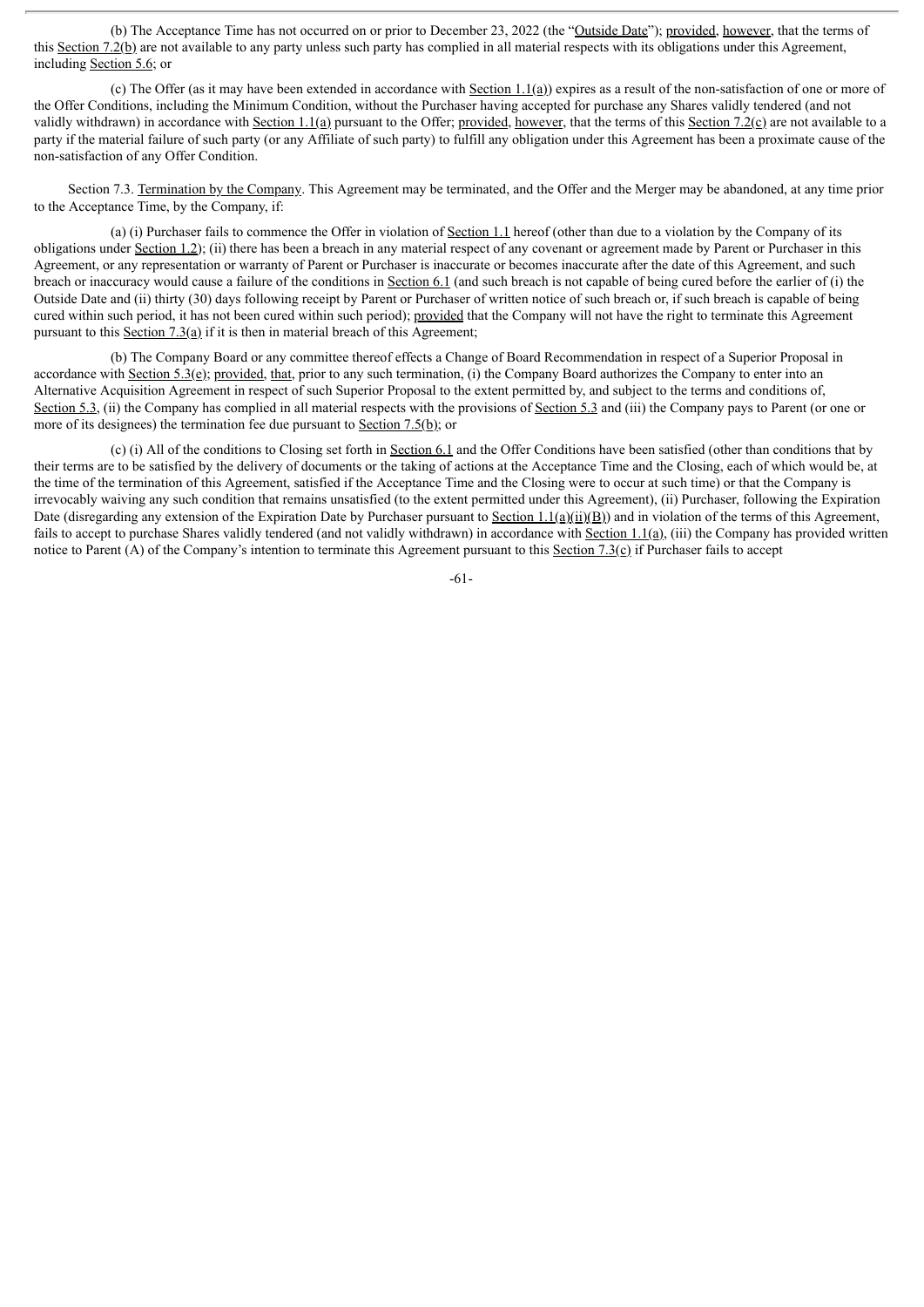(b) The Acceptance Time has not occurred on or prior to December 23, 2022 (the "Outside Date"); provided, however, that the terms of this Section 7.2(b) are not available to any party unless such party has complied in all material respects with its obligations under this Agreement, including Section 5.6; or

(c) The Offer (as it may have been extended in accordance with Section 1.1(a)) expires as a result of the non-satisfaction of one or more of the Offer Conditions, including the Minimum Condition, without the Purchaser having accepted for purchase any Shares validly tendered (and not validly withdrawn) in accordance with Section 1.1(a) pursuant to the Offer; provided, however, that the terms of this Section 7.2(c) are not available to a party if the material failure of such party (or any Affiliate of such party) to fulfill any obligation under this Agreement has been a proximate cause of the non-satisfaction of any Offer Condition.

Section 7.3. Termination by the Company. This Agreement may be terminated, and the Offer and the Merger may be abandoned, at any time prior to the Acceptance Time, by the Company, if:

(a) (i) Purchaser fails to commence the Offer in violation of Section 1.1 hereof (other than due to a violation by the Company of its obligations under Section 1.2); (ii) there has been a breach in any material respect of any covenant or agreement made by Parent or Purchaser in this Agreement, or any representation or warranty of Parent or Purchaser is inaccurate or becomes inaccurate after the date of this Agreement, and such breach or inaccuracy would cause a failure of the conditions in Section 6.1 (and such breach is not capable of being cured before the earlier of (i) the Outside Date and (ii) thirty (30) days following receipt by Parent or Purchaser of written notice of such breach or, if such breach is capable of being cured within such period, it has not been cured within such period); provided that the Company will not have the right to terminate this Agreement pursuant to this Section 7.3(a) if it is then in material breach of this Agreement;

(b) The Company Board or any committee thereof effects a Change of Board Recommendation in respect of a Superior Proposal in accordance with Section 5.3(e); provided, that, prior to any such termination, (i) the Company Board authorizes the Company to enter into an Alternative Acquisition Agreement in respect of such Superior Proposal to the extent permitted by, and subject to the terms and conditions of, Section 5.3, (ii) the Company has complied in all material respects with the provisions of Section 5.3 and (iii) the Company pays to Parent (or one or more of its designees) the termination fee due pursuant to Section 7.5(b); or

(c) (i) All of the conditions to Closing set forth in Section 6.1 and the Offer Conditions have been satisfied (other than conditions that by their terms are to be satisfied by the delivery of documents or the taking of actions at the Acceptance Time and the Closing, each of which would be, at the time of the termination of this Agreement, satisfied if the Acceptance Time and the Closing were to occur at such time) or that the Company is irrevocably waiving any such condition that remains unsatisfied (to the extent permitted under this Agreement), (ii) Purchaser, following the Expiration Date (disregarding any extension of the Expiration Date by Purchaser pursuant to Section 1.1(a)(ii)(B)) and in violation of the terms of this Agreement, fails to accept to purchase Shares validly tendered (and not validly withdrawn) in accordance with Section 1.1(a), (iii) the Company has provided written notice to Parent (A) of the Company's intention to terminate this Agreement pursuant to this Section 7.3(c) if Purchaser fails to accept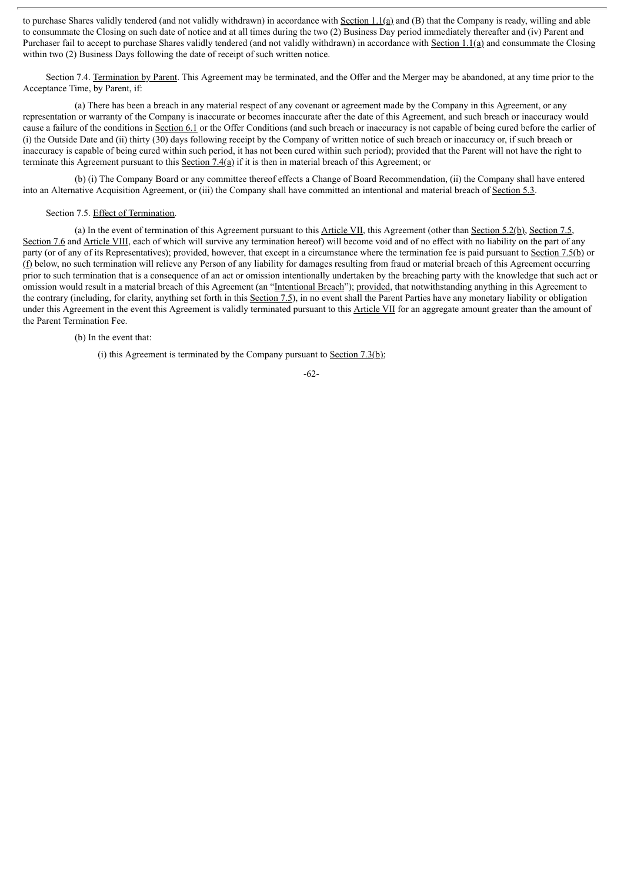to purchase Shares validly tendered (and not validly withdrawn) in accordance with Section 1.1(a) and (B) that the Company is ready, willing and able to consummate the Closing on such date of notice and at all times during the two (2) Business Day period immediately thereafter and (iv) Parent and Purchaser fail to accept to purchase Shares validly tendered (and not validly withdrawn) in accordance with Section 1.1(a) and consummate the Closing within two (2) Business Days following the date of receipt of such written notice.

Section 7.4. Termination by Parent. This Agreement may be terminated, and the Offer and the Merger may be abandoned, at any time prior to the Acceptance Time, by Parent, if:

(a) There has been a breach in any material respect of any covenant or agreement made by the Company in this Agreement, or any representation or warranty of the Company is inaccurate or becomes inaccurate after the date of this Agreement, and such breach or inaccuracy would cause a failure of the conditions in Section 6.1 or the Offer Conditions (and such breach or inaccuracy is not capable of being cured before the earlier of (i) the Outside Date and (ii) thirty (30) days following receipt by the Company of written notice of such breach or inaccuracy or, if such breach or inaccuracy is capable of being cured within such period, it has not been cured within such period); provided that the Parent will not have the right to terminate this Agreement pursuant to this Section 7.4(a) if it is then in material breach of this Agreement; or

(b) (i) The Company Board or any committee thereof effects a Change of Board Recommendation, (ii) the Company shall have entered into an Alternative Acquisition Agreement, or (iii) the Company shall have committed an intentional and material breach of Section 5.3.

Section 7.5. Effect of Termination.

(a) In the event of termination of this Agreement pursuant to this Article VII, this Agreement (other than Section 5.2(b), Section 7.5, Section 7.6 and Article VIII, each of which will survive any termination hereof) will become void and of no effect with no liability on the part of any party (or of any of its Representatives); provided, however, that except in a circumstance where the termination fee is paid pursuant to Section 7.5(b) or (f) below, no such termination will relieve any Person of any liability for damages resulting from fraud or material breach of this Agreement occurring prior to such termination that is a consequence of an act or omission intentionally undertaken by the breaching party with the knowledge that such act or omission would result in a material breach of this Agreement (an "Intentional Breach"); provided, that notwithstanding anything in this Agreement to the contrary (including, for clarity, anything set forth in this Section 7.5), in no event shall the Parent Parties have any monetary liability or obligation under this Agreement in the event this Agreement is validly terminated pursuant to this Article VII for an aggregate amount greater than the amount of the Parent Termination Fee.

(b) In the event that:

(i) this Agreement is terminated by the Company pursuant to Section 7.3(b);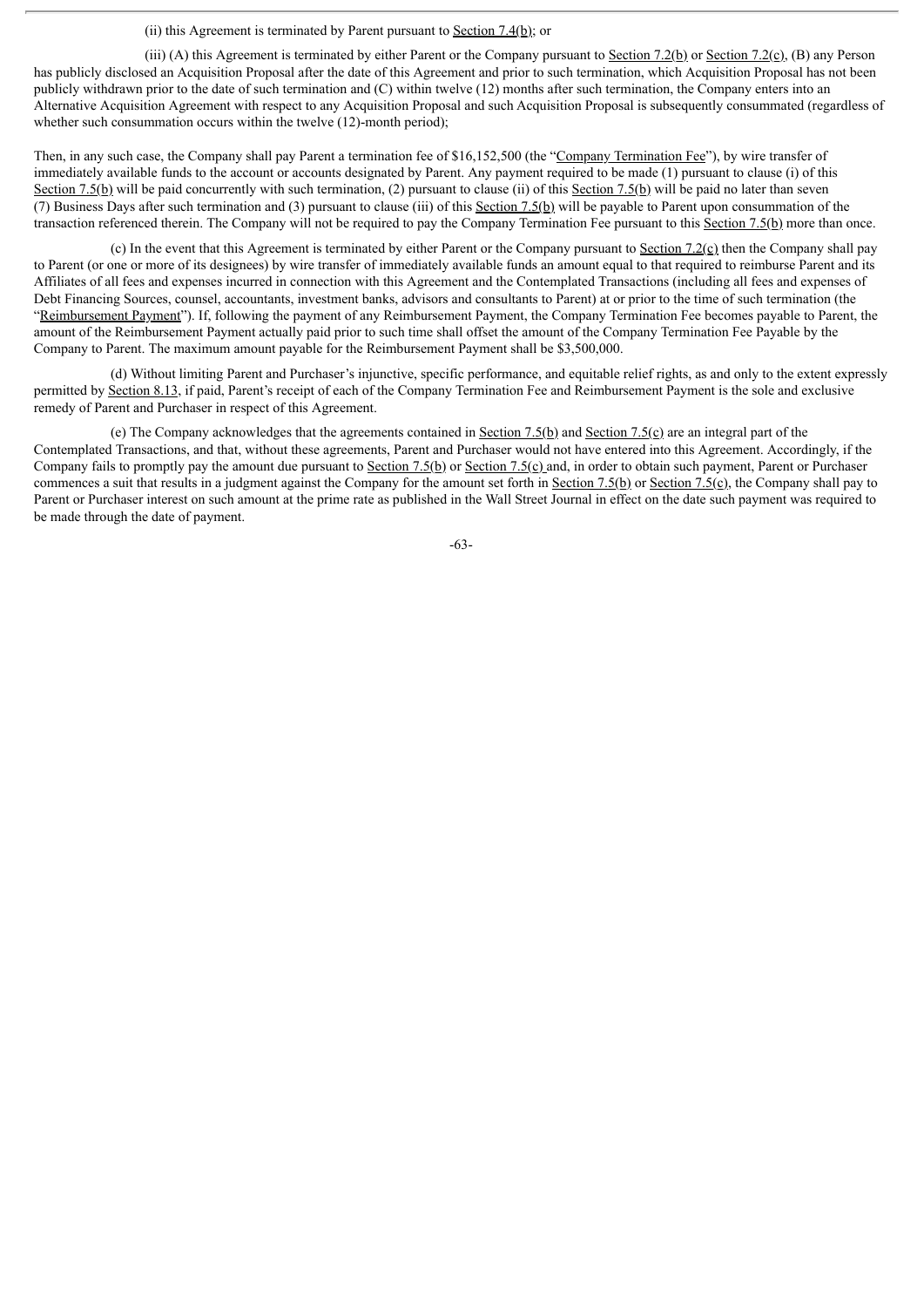(ii) this Agreement is terminated by Parent pursuant to Section 7.4(b); or

(iii) (A) this Agreement is terminated by either Parent or the Company pursuant to Section 7.2(b) or Section 7.2(c), (B) any Person has publicly disclosed an Acquisition Proposal after the date of this Agreement and prior to such termination, which Acquisition Proposal has not been publicly withdrawn prior to the date of such termination and (C) within twelve (12) months after such termination, the Company enters into an Alternative Acquisition Agreement with respect to any Acquisition Proposal and such Acquisition Proposal is subsequently consummated (regardless of whether such consummation occurs within the twelve (12)-month period);

Then, in any such case, the Company shall pay Parent a termination fee of $16,152,500 (the "Company Termination Fee"), by wire transfer of immediately available funds to the account or accounts designated by Parent. Any payment required to be made (1) pursuant to clause (i) of this Section 7.5(b) will be paid concurrently with such termination, (2) pursuant to clause (ii) of this Section 7.5(b) will be paid no later than seven (7) Business Days after such termination and (3) pursuant to clause (iii) of this Section 7.5(b) will be payable to Parent upon consummation of the transaction referenced therein. The Company will not be required to pay the Company Termination Fee pursuant to this Section 7.5(b) more than once.

(c) In the event that this Agreement is terminated by either Parent or the Company pursuant to Section 7.2(c) then the Company shall pay to Parent (or one or more of its designees) by wire transfer of immediately available funds an amount equal to that required to reimburse Parent and its Affiliates of all fees and expenses incurred in connection with this Agreement and the Contemplated Transactions (including all fees and expenses of Debt Financing Sources, counsel, accountants, investment banks, advisors and consultants to Parent) at or prior to the time of such termination (the "Reimbursement Payment"). If, following the payment of any Reimbursement Payment, the Company Termination Fee becomes payable to Parent, the amount of the Reimbursement Payment actually paid prior to such time shall offset the amount of the Company Termination Fee Payable by the Company to Parent. The maximum amount payable for the Reimbursement Payment shall be $3,500,000.

(d) Without limiting Parent and Purchaser's injunctive, specific performance, and equitable relief rights, as and only to the extent expressly permitted by Section 8.13, if paid, Parent's receipt of each of the Company Termination Fee and Reimbursement Payment is the sole and exclusive remedy of Parent and Purchaser in respect of this Agreement.

(e) The Company acknowledges that the agreements contained in Section 7.5(b) and Section 7.5(c) are an integral part of the Contemplated Transactions, and that, without these agreements, Parent and Purchaser would not have entered into this Agreement. Accordingly, if the Company fails to promptly pay the amount due pursuant to Section 7.5(b) or Section 7.5(c) and, in order to obtain such payment, Parent or Purchaser commences a suit that results in a judgment against the Company for the amount set forth in Section 7.5(b) or Section 7.5(c), the Company shall pay to Parent or Purchaser interest on such amount at the prime rate as published in the Wall Street Journal in effect on the date such payment was required to be made through the date of payment.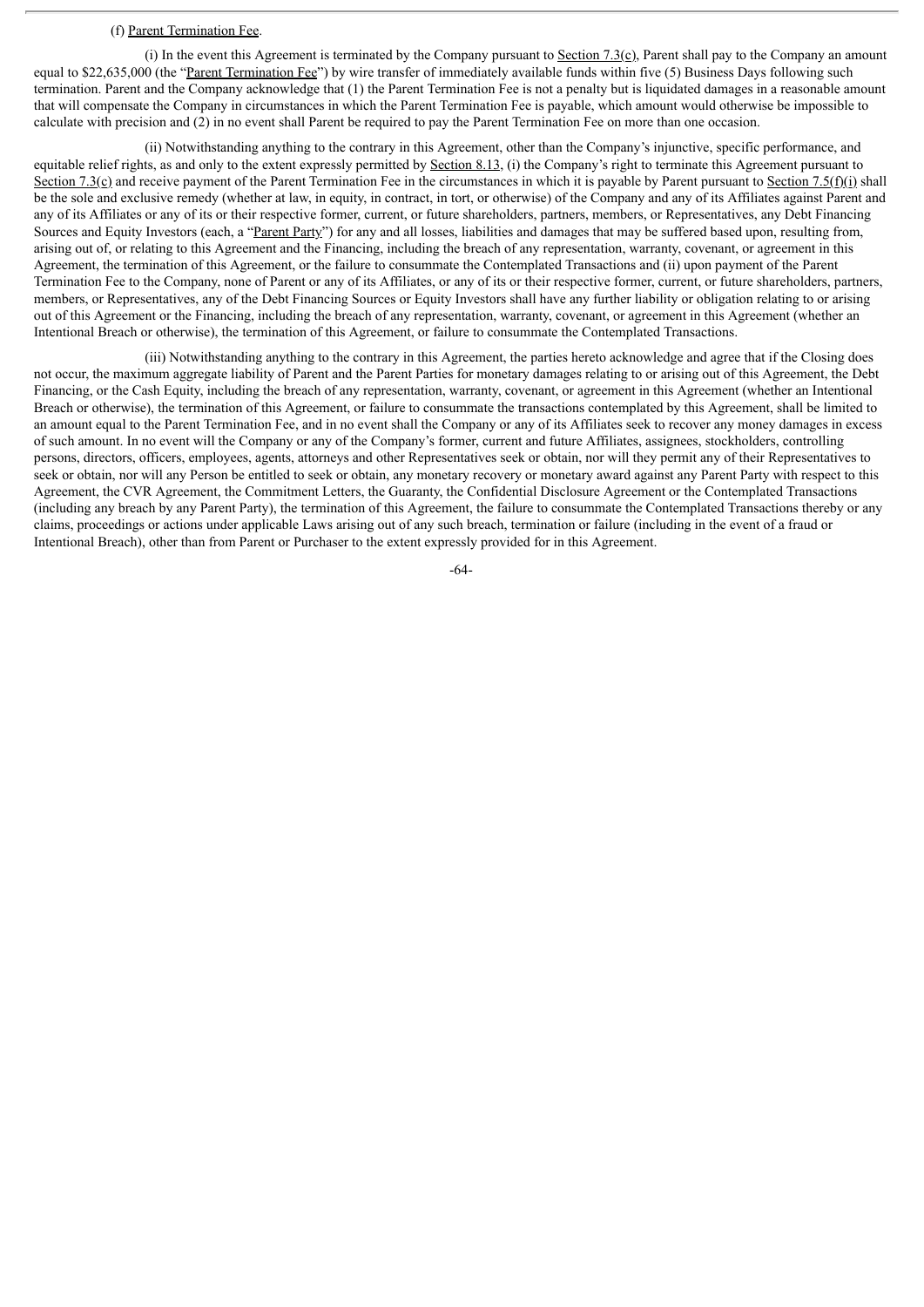(f) Parent Termination Fee.

(i) In the event this Agreement is terminated by the Company pursuant to Section 7.3(c), Parent shall pay to the Company an amount equal to $22,635,000 (the "Parent Termination Fee") by wire transfer of immediately available funds within five (5) Business Days following such termination. Parent and the Company acknowledge that (1) the Parent Termination Fee is not a penalty but is liquidated damages in a reasonable amount that will compensate the Company in circumstances in which the Parent Termination Fee is payable, which amount would otherwise be impossible to calculate with precision and (2) in no event shall Parent be required to pay the Parent Termination Fee on more than one occasion.

(ii) Notwithstanding anything to the contrary in this Agreement, other than the Company's injunctive, specific performance, and equitable relief rights, as and only to the extent expressly permitted by Section 8.13, (i) the Company's right to terminate this Agreement pursuant to Section 7.3(c) and receive payment of the Parent Termination Fee in the circumstances in which it is payable by Parent pursuant to Section 7.5(f)(i) shall be the sole and exclusive remedy (whether at law, in equity, in contract, in tort, or otherwise) of the Company and any of its Affiliates against Parent and any of its Affiliates or any of its or their respective former, current, or future shareholders, partners, members, or Representatives, any Debt Financing Sources and Equity Investors (each, a "Parent Party") for any and all losses, liabilities and damages that may be suffered based upon, resulting from, arising out of, or relating to this Agreement and the Financing, including the breach of any representation, warranty, covenant, or agreement in this Agreement, the termination of this Agreement, or the failure to consummate the Contemplated Transactions and (ii) upon payment of the Parent Termination Fee to the Company, none of Parent or any of its Affiliates, or any of its or their respective former, current, or future shareholders, partners, members, or Representatives, any of the Debt Financing Sources or Equity Investors shall have any further liability or obligation relating to or arising out of this Agreement or the Financing, including the breach of any representation, warranty, covenant, or agreement in this Agreement (whether an Intentional Breach or otherwise), the termination of this Agreement, or failure to consummate the Contemplated Transactions.

(iii) Notwithstanding anything to the contrary in this Agreement, the parties hereto acknowledge and agree that if the Closing does not occur, the maximum aggregate liability of Parent and the Parent Parties for monetary damages relating to or arising out of this Agreement, the Debt Financing, or the Cash Equity, including the breach of any representation, warranty, covenant, or agreement in this Agreement (whether an Intentional Breach or otherwise), the termination of this Agreement, or failure to consummate the transactions contemplated by this Agreement, shall be limited to an amount equal to the Parent Termination Fee, and in no event shall the Company or any of its Affiliates seek to recover any money damages in excess of such amount. In no event will the Company or any of the Company's former, current and future Affiliates, assignees, stockholders, controlling persons, directors, officers, employees, agents, attorneys and other Representatives seek or obtain, nor will they permit any of their Representatives to seek or obtain, nor will any Person be entitled to seek or obtain, any monetary recovery or monetary award against any Parent Party with respect to this Agreement, the CVR Agreement, the Commitment Letters, the Guaranty, the Confidential Disclosure Agreement or the Contemplated Transactions (including any breach by any Parent Party), the termination of this Agreement, the failure to consummate the Contemplated Transactions thereby or any claims, proceedings or actions under applicable Laws arising out of any such breach, termination or failure (including in the event of a fraud or Intentional Breach), other than from Parent or Purchaser to the extent expressly provided for in this Agreement.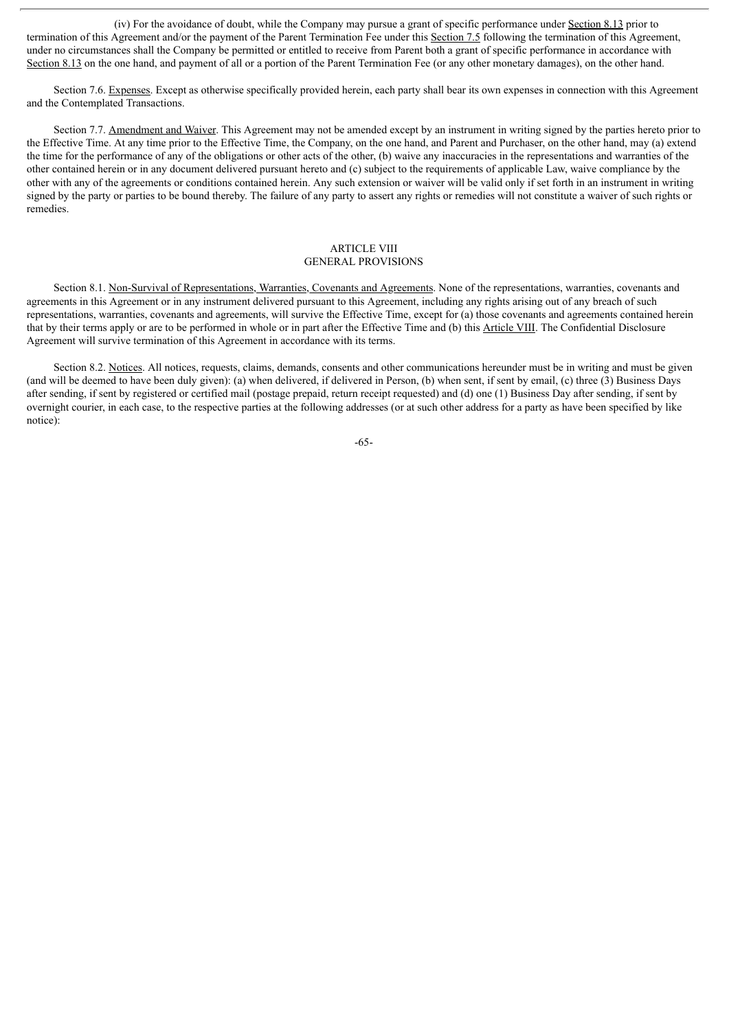(iv) For the avoidance of doubt, while the Company may pursue a grant of specific performance under Section 8.13 prior to termination of this Agreement and/or the payment of the Parent Termination Fee under this Section 7.5 following the termination of this Agreement, under no circumstances shall the Company be permitted or entitled to receive from Parent both a grant of specific performance in accordance with Section 8.13 on the one hand, and payment of all or a portion of the Parent Termination Fee (or any other monetary damages), on the other hand.

Section 7.6. Expenses. Except as otherwise specifically provided herein, each party shall bear its own expenses in connection with this Agreement and the Contemplated Transactions.

Section 7.7. Amendment and Waiver. This Agreement may not be amended except by an instrument in writing signed by the parties hereto prior to the Effective Time. At any time prior to the Effective Time, the Company, on the one hand, and Parent and Purchaser, on the other hand, may (a) extend the time for the performance of any of the obligations or other acts of the other, (b) waive any inaccuracies in the representations and warranties of the other contained herein or in any document delivered pursuant hereto and (c) subject to the requirements of applicable Law, waive compliance by the other with any of the agreements or conditions contained herein. Any such extension or waiver will be valid only if set forth in an instrument in writing signed by the party or parties to be bound thereby. The failure of any party to assert any rights or remedies will not constitute a waiver of such rights or remedies.

## ARTICLE VIII
## GENERAL PROVISIONS

Section 8.1. Non-Survival of Representations, Warranties, Covenants and Agreements. None of the representations, warranties, covenants and agreements in this Agreement or in any instrument delivered pursuant to this Agreement, including any rights arising out of any breach of such representations, warranties, covenants and agreements, will survive the Effective Time, except for (a) those covenants and agreements contained herein that by their terms apply or are to be performed in whole or in part after the Effective Time and (b) this Article VIII. The Confidential Disclosure Agreement will survive termination of this Agreement in accordance with its terms.

Section 8.2. Notices. All notices, requests, claims, demands, consents and other communications hereunder must be in writing and must be given (and will be deemed to have been duly given): (a) when delivered, if delivered in Person, (b) when sent, if sent by email, (c) three (3) Business Days after sending, if sent by registered or certified mail (postage prepaid, return receipt requested) and (d) one (1) Business Day after sending, if sent by overnight courier, in each case, to the respective parties at the following addresses (or at such other address for a party as have been specified by like notice):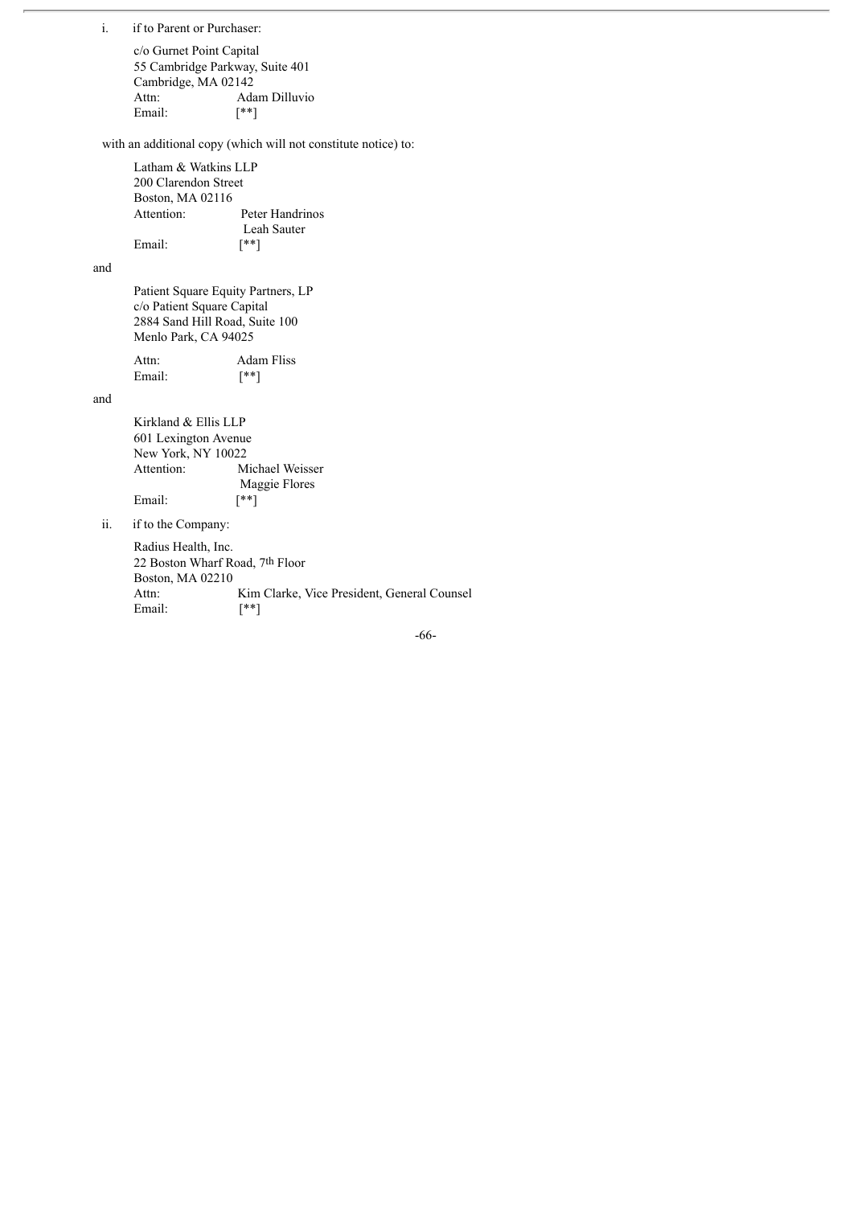i. if to Parent or Purchaser:

c/o Gurnet Point Capital
55 Cambridge Parkway, Suite 401
Cambridge, MA 02142
Attn: Adam Dilluvio
Email: [**]

with an additional copy (which will not constitute notice) to:

Latham & Watkins LLP
200 Clarendon Street
Boston, MA 02116
Attention: Peter Handrinos
Leah Sauter
Email: [**]

and

Patient Square Equity Partners, LP
c/o Patient Square Capital
2884 Sand Hill Road, Suite 100
Menlo Park, CA 94025

Attn: Adam Fliss
Email: [**]

and

Kirkland & Ellis LLP
601 Lexington Avenue
New York, NY 10022
Attention: Michael Weisser
Maggie Flores
Email: [**]

ii. if to the Company:

Radius Health, Inc.
22 Boston Wharf Road, 7th Floor
Boston, MA 02210
Attn: Kim Clarke, Vice President, General Counsel
Email: [**]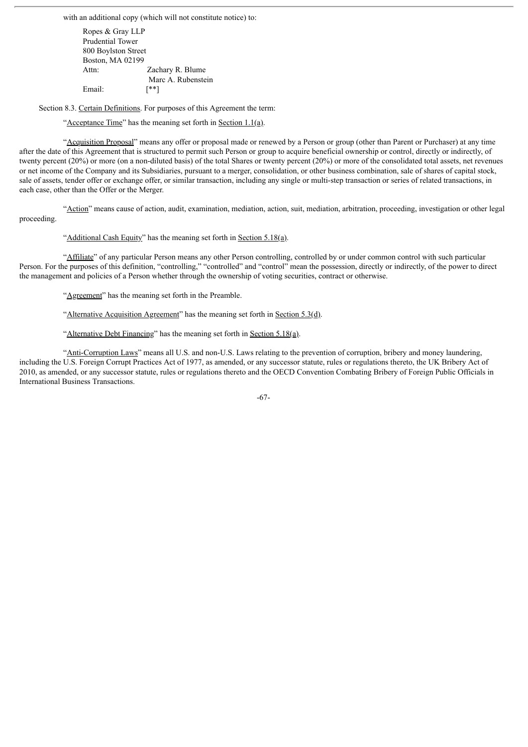with an additional copy (which will not constitute notice) to:

Ropes & Gray LLP
Prudential Tower
800 Boylston Street
Boston, MA 02199
Attn: Zachary R. Blume
Marc A. Rubenstein
Email: [**]

Section 8.3. Certain Definitions. For purposes of this Agreement the term:

"Acceptance Time" has the meaning set forth in Section 1.1(a).

"Acquisition Proposal" means any offer or proposal made or renewed by a Person or group (other than Parent or Purchaser) at any time after the date of this Agreement that is structured to permit such Person or group to acquire beneficial ownership or control, directly or indirectly, of twenty percent (20%) or more (on a non-diluted basis) of the total Shares or twenty percent (20%) or more of the consolidated total assets, net revenues or net income of the Company and its Subsidiaries, pursuant to a merger, consolidation, or other business combination, sale of shares of capital stock, sale of assets, tender offer or exchange offer, or similar transaction, including any single or multi-step transaction or series of related transactions, in each case, other than the Offer or the Merger.

"Action" means cause of action, audit, examination, mediation, action, suit, mediation, arbitration, proceeding, investigation or other legal proceeding.

"Additional Cash Equity" has the meaning set forth in Section 5.18(a).

"Affiliate" of any particular Person means any other Person controlling, controlled by or under common control with such particular Person. For the purposes of this definition, "controlling," "controlled" and "control" mean the possession, directly or indirectly, of the power to direct the management and policies of a Person whether through the ownership of voting securities, contract or otherwise.

"Agreement" has the meaning set forth in the Preamble.

"Alternative Acquisition Agreement" has the meaning set forth in Section 5.3(d).

"Alternative Debt Financing" has the meaning set forth in Section 5.18(a).

"Anti-Corruption Laws" means all U.S. and non-U.S. Laws relating to the prevention of corruption, bribery and money laundering, including the U.S. Foreign Corrupt Practices Act of 1977, as amended, or any successor statute, rules or regulations thereto, the UK Bribery Act of 2010, as amended, or any successor statute, rules or regulations thereto and the OECD Convention Combating Bribery of Foreign Public Officials in International Business Transactions.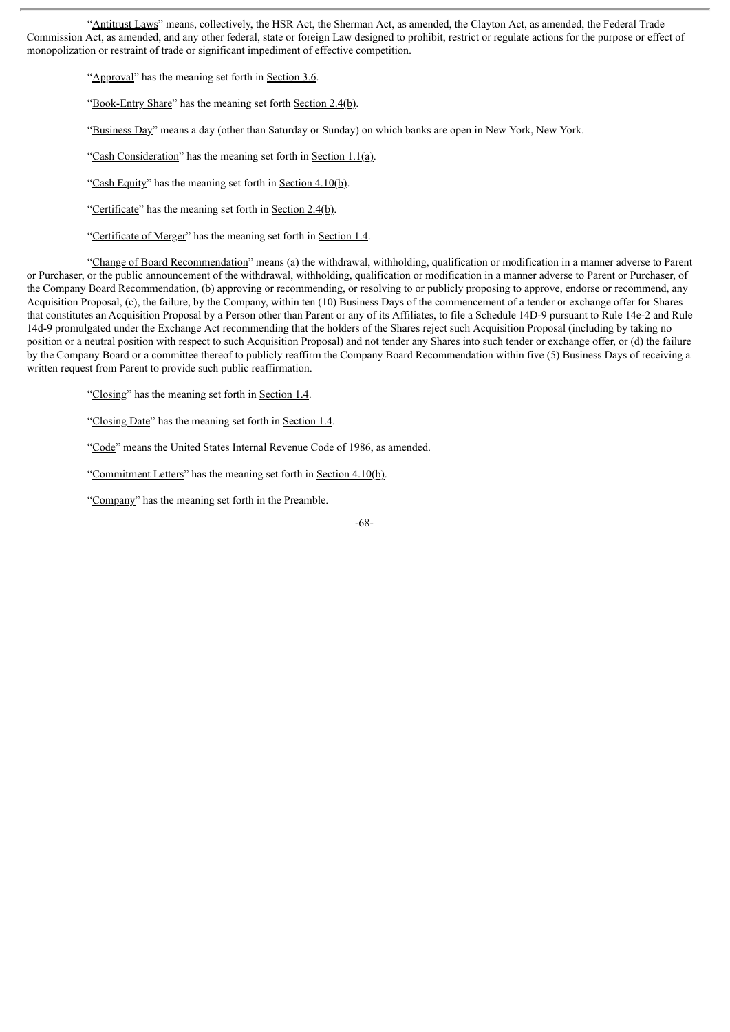"Antitrust Laws" means, collectively, the HSR Act, the Sherman Act, as amended, the Clayton Act, as amended, the Federal Trade Commission Act, as amended, and any other federal, state or foreign Law designed to prohibit, restrict or regulate actions for the purpose or effect of monopolization or restraint of trade or significant impediment of effective competition.

"Approval" has the meaning set forth in Section 3.6.

"Book-Entry Share" has the meaning set forth Section 2.4(b).

"Business Day" means a day (other than Saturday or Sunday) on which banks are open in New York, New York.

"Cash Consideration" has the meaning set forth in Section 1.1(a).

"Cash Equity" has the meaning set forth in Section 4.10(b).

"Certificate" has the meaning set forth in Section 2.4(b).

"Certificate of Merger" has the meaning set forth in Section 1.4.

"Change of Board Recommendation" means (a) the withdrawal, withholding, qualification or modification in a manner adverse to Parent or Purchaser, or the public announcement of the withdrawal, withholding, qualification or modification in a manner adverse to Parent or Purchaser, of the Company Board Recommendation, (b) approving or recommending, or resolving to or publicly proposing to approve, endorse or recommend, any Acquisition Proposal, (c), the failure, by the Company, within ten (10) Business Days of the commencement of a tender or exchange offer for Shares that constitutes an Acquisition Proposal by a Person other than Parent or any of its Affiliates, to file a Schedule 14D-9 pursuant to Rule 14e-2 and Rule 14d-9 promulgated under the Exchange Act recommending that the holders of the Shares reject such Acquisition Proposal (including by taking no position or a neutral position with respect to such Acquisition Proposal) and not tender any Shares into such tender or exchange offer, or (d) the failure by the Company Board or a committee thereof to publicly reaffirm the Company Board Recommendation within five (5) Business Days of receiving a written request from Parent to provide such public reaffirmation.

"Closing" has the meaning set forth in Section 1.4.

"Closing Date" has the meaning set forth in Section 1.4.

"Code" means the United States Internal Revenue Code of 1986, as amended.

"Commitment Letters" has the meaning set forth in Section 4.10(b).

"Company" has the meaning set forth in the Preamble.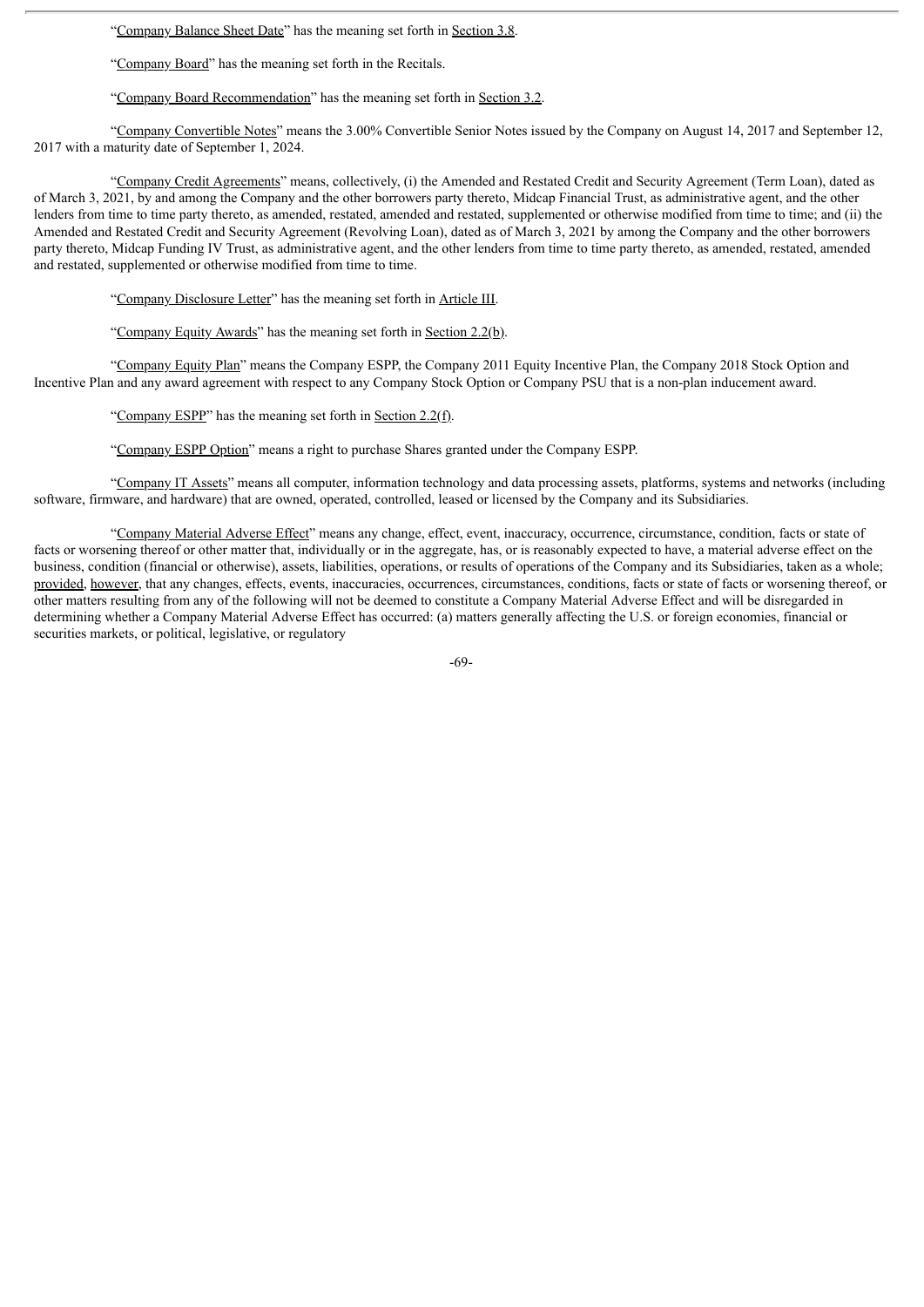"Company Balance Sheet Date" has the meaning set forth in Section 3.8.

"Company Board" has the meaning set forth in the Recitals.

"Company Board Recommendation" has the meaning set forth in Section 3.2.

"Company Convertible Notes" means the 3.00% Convertible Senior Notes issued by the Company on August 14, 2017 and September 12, 2017 with a maturity date of September 1, 2024.

"Company Credit Agreements" means, collectively, (i) the Amended and Restated Credit and Security Agreement (Term Loan), dated as of March 3, 2021, by and among the Company and the other borrowers party thereto, Midcap Financial Trust, as administrative agent, and the other lenders from time to time party thereto, as amended, restated, amended and restated, supplemented or otherwise modified from time to time; and (ii) the Amended and Restated Credit and Security Agreement (Revolving Loan), dated as of March 3, 2021 by among the Company and the other borrowers party thereto, Midcap Funding IV Trust, as administrative agent, and the other lenders from time to time party thereto, as amended, restated, amended and restated, supplemented or otherwise modified from time to time.

"Company Disclosure Letter" has the meaning set forth in Article III.

"Company Equity Awards" has the meaning set forth in Section 2.2(b).

"Company Equity Plan" means the Company ESPP, the Company 2011 Equity Incentive Plan, the Company 2018 Stock Option and Incentive Plan and any award agreement with respect to any Company Stock Option or Company PSU that is a non-plan inducement award.

"Company ESPP" has the meaning set forth in Section 2.2(f).

"Company ESPP Option" means a right to purchase Shares granted under the Company ESPP.

"Company IT Assets" means all computer, information technology and data processing assets, platforms, systems and networks (including software, firmware, and hardware) that are owned, operated, controlled, leased or licensed by the Company and its Subsidiaries.

"Company Material Adverse Effect" means any change, effect, event, inaccuracy, occurrence, circumstance, condition, facts or state of facts or worsening thereof or other matter that, individually or in the aggregate, has, or is reasonably expected to have, a material adverse effect on the business, condition (financial or otherwise), assets, liabilities, operations, or results of operations of the Company and its Subsidiaries, taken as a whole; provided, however, that any changes, effects, events, inaccuracies, occurrences, circumstances, conditions, facts or state of facts or worsening thereof, or other matters resulting from any of the following will not be deemed to constitute a Company Material Adverse Effect and will be disregarded in determining whether a Company Material Adverse Effect has occurred: (a) matters generally affecting the U.S. or foreign economies, financial or securities markets, or political, legislative, or regulatory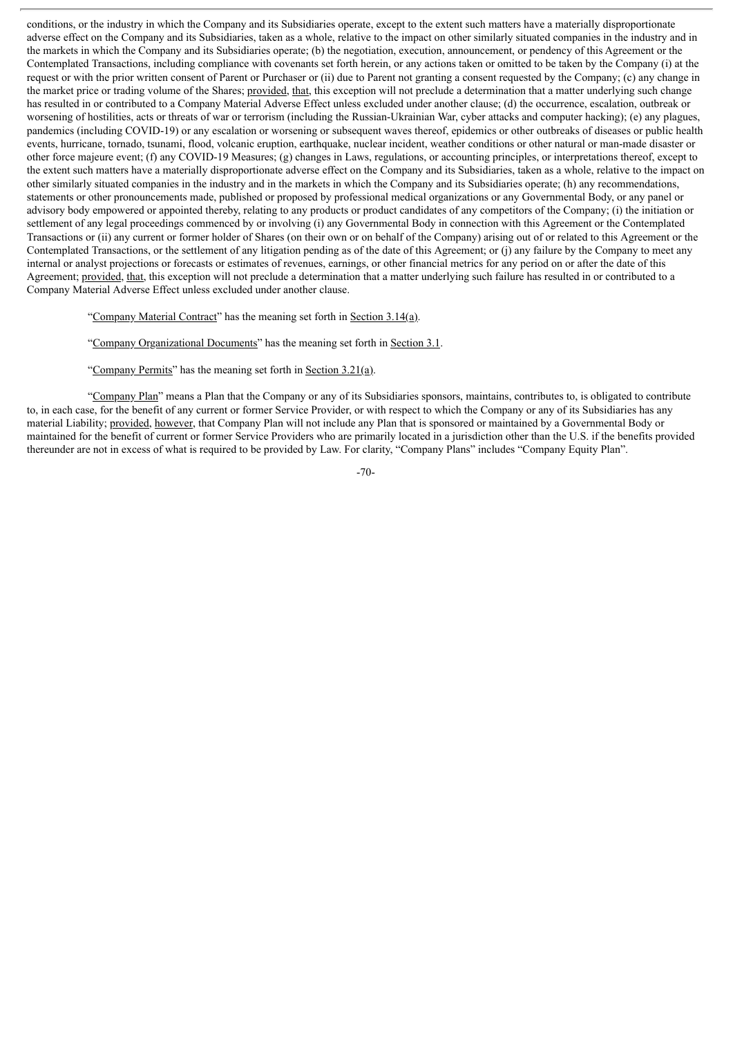conditions, or the industry in which the Company and its Subsidiaries operate, except to the extent such matters have a materially disproportionate adverse effect on the Company and its Subsidiaries, taken as a whole, relative to the impact on other similarly situated companies in the industry and in the markets in which the Company and its Subsidiaries operate; (b) the negotiation, execution, announcement, or pendency of this Agreement or the Contemplated Transactions, including compliance with covenants set forth herein, or any actions taken or omitted to be taken by the Company (i) at the request or with the prior written consent of Parent or Purchaser or (ii) due to Parent not granting a consent requested by the Company; (c) any change in the market price or trading volume of the Shares; provided, that, this exception will not preclude a determination that a matter underlying such change has resulted in or contributed to a Company Material Adverse Effect unless excluded under another clause; (d) the occurrence, escalation, outbreak or worsening of hostilities, acts or threats of war or terrorism (including the Russian-Ukrainian War, cyber attacks and computer hacking); (e) any plagues, pandemics (including COVID-19) or any escalation or worsening or subsequent waves thereof, epidemics or other outbreaks of diseases or public health events, hurricane, tornado, tsunami, flood, volcanic eruption, earthquake, nuclear incident, weather conditions or other natural or man-made disaster or other force majeure event; (f) any COVID-19 Measures; (g) changes in Laws, regulations, or accounting principles, or interpretations thereof, except to the extent such matters have a materially disproportionate adverse effect on the Company and its Subsidiaries, taken as a whole, relative to the impact on other similarly situated companies in the industry and in the markets in which the Company and its Subsidiaries operate; (h) any recommendations, statements or other pronouncements made, published or proposed by professional medical organizations or any Governmental Body, or any panel or advisory body empowered or appointed thereby, relating to any products or product candidates of any competitors of the Company; (i) the initiation or settlement of any legal proceedings commenced by or involving (i) any Governmental Body in connection with this Agreement or the Contemplated Transactions or (ii) any current or former holder of Shares (on their own or on behalf of the Company) arising out of or related to this Agreement or the Contemplated Transactions, or the settlement of any litigation pending as of the date of this Agreement; or (j) any failure by the Company to meet any internal or analyst projections or forecasts or estimates of revenues, earnings, or other financial metrics for any period on or after the date of this Agreement; provided, that, this exception will not preclude a determination that a matter underlying such failure has resulted in or contributed to a Company Material Adverse Effect unless excluded under another clause.

"Company Material Contract" has the meaning set forth in Section 3.14(a).

"Company Organizational Documents" has the meaning set forth in Section 3.1.

"Company Permits" has the meaning set forth in Section 3.21(a).

"Company Plan" means a Plan that the Company or any of its Subsidiaries sponsors, maintains, contributes to, is obligated to contribute to, in each case, for the benefit of any current or former Service Provider, or with respect to which the Company or any of its Subsidiaries has any material Liability; provided, however, that Company Plan will not include any Plan that is sponsored or maintained by a Governmental Body or maintained for the benefit of current or former Service Providers who are primarily located in a jurisdiction other than the U.S. if the benefits provided thereunder are not in excess of what is required to be provided by Law. For clarity, "Company Plans" includes "Company Equity Plan".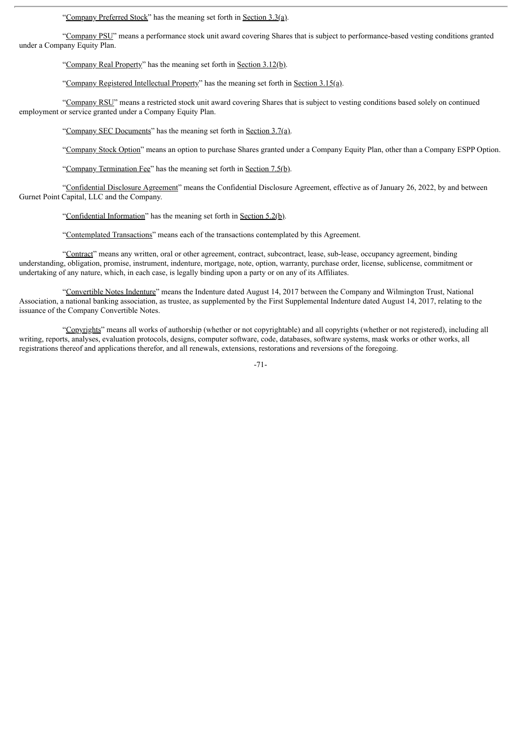"Company Preferred Stock" has the meaning set forth in Section 3.3(a).

"Company PSU" means a performance stock unit award covering Shares that is subject to performance-based vesting conditions granted under a Company Equity Plan.

"Company Real Property" has the meaning set forth in Section 3.12(b).

"Company Registered Intellectual Property" has the meaning set forth in Section 3.15(a).

"Company RSU" means a restricted stock unit award covering Shares that is subject to vesting conditions based solely on continued employment or service granted under a Company Equity Plan.

"Company SEC Documents" has the meaning set forth in Section 3.7(a).

"Company Stock Option" means an option to purchase Shares granted under a Company Equity Plan, other than a Company ESPP Option.

"Company Termination Fee" has the meaning set forth in Section 7.5(b).

"Confidential Disclosure Agreement" means the Confidential Disclosure Agreement, effective as of January 26, 2022, by and between Gurnet Point Capital, LLC and the Company.

"Confidential Information" has the meaning set forth in Section 5.2(b).

"Contemplated Transactions" means each of the transactions contemplated by this Agreement.

"Contract" means any written, oral or other agreement, contract, subcontract, lease, sub-lease, occupancy agreement, binding understanding, obligation, promise, instrument, indenture, mortgage, note, option, warranty, purchase order, license, sublicense, commitment or undertaking of any nature, which, in each case, is legally binding upon a party or on any of its Affiliates.

"Convertible Notes Indenture" means the Indenture dated August 14, 2017 between the Company and Wilmington Trust, National Association, a national banking association, as trustee, as supplemented by the First Supplemental Indenture dated August 14, 2017, relating to the issuance of the Company Convertible Notes.

"Copyrights" means all works of authorship (whether or not copyrightable) and all copyrights (whether or not registered), including all writing, reports, analyses, evaluation protocols, designs, computer software, code, databases, software systems, mask works or other works, all registrations thereof and applications therefor, and all renewals, extensions, restorations and reversions of the foregoing.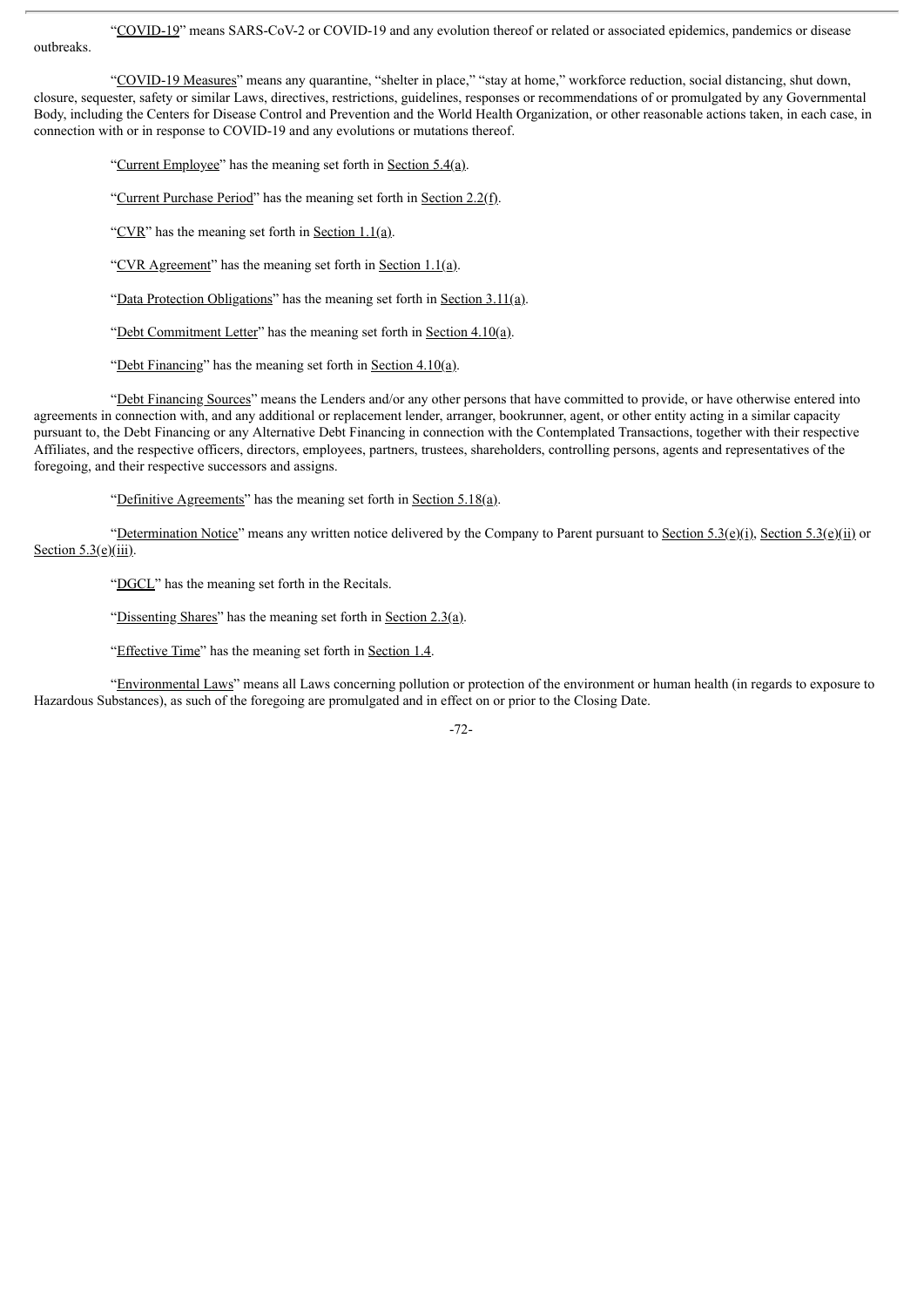"COVID-19" means SARS-CoV-2 or COVID-19 and any evolution thereof or related or associated epidemics, pandemics or disease outbreaks.

"COVID-19 Measures" means any quarantine, "shelter in place," "stay at home," workforce reduction, social distancing, shut down, closure, sequester, safety or similar Laws, directives, restrictions, guidelines, responses or recommendations of or promulgated by any Governmental Body, including the Centers for Disease Control and Prevention and the World Health Organization, or other reasonable actions taken, in each case, in connection with or in response to COVID-19 and any evolutions or mutations thereof.

"Current Employee" has the meaning set forth in Section 5.4(a).

"Current Purchase Period" has the meaning set forth in Section 2.2(f).

"CVR" has the meaning set forth in Section 1.1(a).

"CVR Agreement" has the meaning set forth in Section 1.1(a).

"Data Protection Obligations" has the meaning set forth in Section 3.11(a).

"Debt Commitment Letter" has the meaning set forth in Section 4.10(a).

"Debt Financing" has the meaning set forth in Section 4.10(a).

"Debt Financing Sources" means the Lenders and/or any other persons that have committed to provide, or have otherwise entered into agreements in connection with, and any additional or replacement lender, arranger, bookrunner, agent, or other entity acting in a similar capacity pursuant to, the Debt Financing or any Alternative Debt Financing in connection with the Contemplated Transactions, together with their respective Affiliates, and the respective officers, directors, employees, partners, trustees, shareholders, controlling persons, agents and representatives of the foregoing, and their respective successors and assigns.

"Definitive Agreements" has the meaning set forth in Section 5.18(a).

"Determination Notice" means any written notice delivered by the Company to Parent pursuant to Section 5.3(e)(i), Section 5.3(e)(ii) or Section 5.3(e)(iii).

"DGCL" has the meaning set forth in the Recitals.

"Dissenting Shares" has the meaning set forth in Section 2.3(a).

"Effective Time" has the meaning set forth in Section 1.4.

"Environmental Laws" means all Laws concerning pollution or protection of the environment or human health (in regards to exposure to Hazardous Substances), as such of the foregoing are promulgated and in effect on or prior to the Closing Date.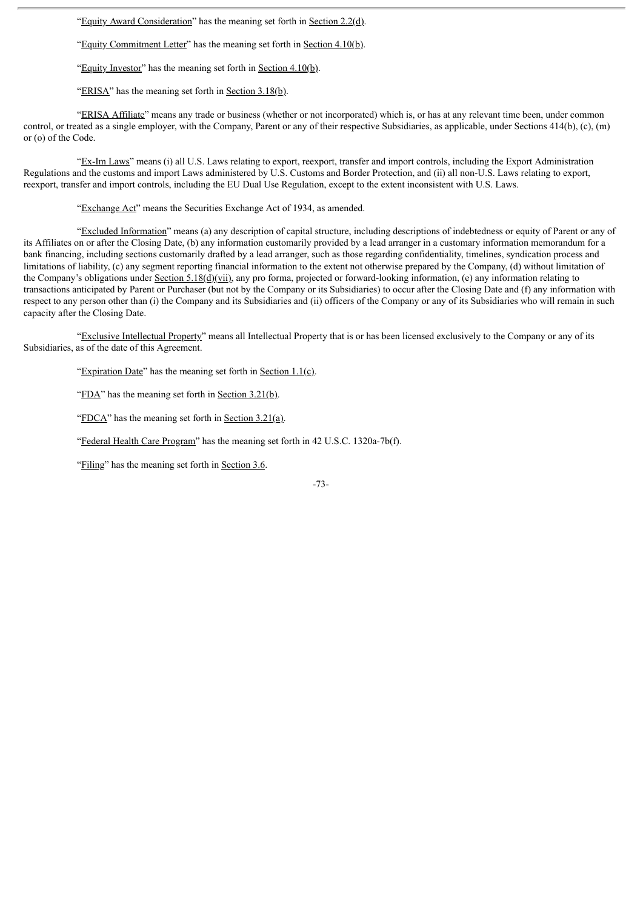"Equity Award Consideration" has the meaning set forth in Section 2.2(d).

"Equity Commitment Letter" has the meaning set forth in Section 4.10(b).

"Equity Investor" has the meaning set forth in Section 4.10(b).

"ERISA" has the meaning set forth in Section 3.18(b).

"ERISA Affiliate" means any trade or business (whether or not incorporated) which is, or has at any relevant time been, under common control, or treated as a single employer, with the Company, Parent or any of their respective Subsidiaries, as applicable, under Sections 414(b), (c), (m) or (o) of the Code.

"Ex-Im Laws" means (i) all U.S. Laws relating to export, reexport, transfer and import controls, including the Export Administration Regulations and the customs and import Laws administered by U.S. Customs and Border Protection, and (ii) all non-U.S. Laws relating to export, reexport, transfer and import controls, including the EU Dual Use Regulation, except to the extent inconsistent with U.S. Laws.

"Exchange Act" means the Securities Exchange Act of 1934, as amended.

"Excluded Information" means (a) any description of capital structure, including descriptions of indebtedness or equity of Parent or any of its Affiliates on or after the Closing Date, (b) any information customarily provided by a lead arranger in a customary information memorandum for a bank financing, including sections customarily drafted by a lead arranger, such as those regarding confidentiality, timelines, syndication process and limitations of liability, (c) any segment reporting financial information to the extent not otherwise prepared by the Company, (d) without limitation of the Company's obligations under Section 5.18(d)(vii), any pro forma, projected or forward-looking information, (e) any information relating to transactions anticipated by Parent or Purchaser (but not by the Company or its Subsidiaries) to occur after the Closing Date and (f) any information with respect to any person other than (i) the Company and its Subsidiaries and (ii) officers of the Company or any of its Subsidiaries who will remain in such capacity after the Closing Date.

"Exclusive Intellectual Property" means all Intellectual Property that is or has been licensed exclusively to the Company or any of its Subsidiaries, as of the date of this Agreement.

"Expiration Date" has the meaning set forth in Section 1.1(c).

"FDA" has the meaning set forth in Section 3.21(b).

"FDCA" has the meaning set forth in Section 3.21(a).

"Federal Health Care Program" has the meaning set forth in 42 U.S.C. 1320a-7b(f).

"Filing" has the meaning set forth in Section 3.6.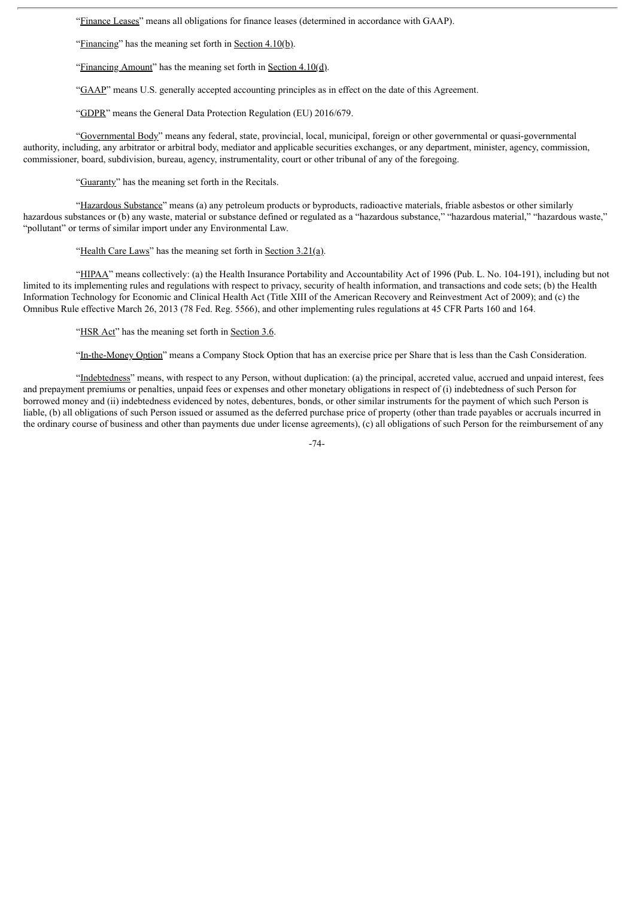"Finance Leases" means all obligations for finance leases (determined in accordance with GAAP).

"Financing" has the meaning set forth in Section 4.10(b).

"Financing Amount" has the meaning set forth in Section 4.10(d).

"GAAP" means U.S. generally accepted accounting principles as in effect on the date of this Agreement.

"GDPR" means the General Data Protection Regulation (EU) 2016/679.

"Governmental Body" means any federal, state, provincial, local, municipal, foreign or other governmental or quasi-governmental authority, including, any arbitrator or arbitral body, mediator and applicable securities exchanges, or any department, minister, agency, commission, commissioner, board, subdivision, bureau, agency, instrumentality, court or other tribunal of any of the foregoing.

"Guaranty" has the meaning set forth in the Recitals.

"Hazardous Substance" means (a) any petroleum products or byproducts, radioactive materials, friable asbestos or other similarly hazardous substances or (b) any waste, material or substance defined or regulated as a "hazardous substance," "hazardous material," "hazardous waste," "pollutant" or terms of similar import under any Environmental Law.

"Health Care Laws" has the meaning set forth in Section 3.21(a).

"HIPAA" means collectively: (a) the Health Insurance Portability and Accountability Act of 1996 (Pub. L. No. 104-191), including but not limited to its implementing rules and regulations with respect to privacy, security of health information, and transactions and code sets; (b) the Health Information Technology for Economic and Clinical Health Act (Title XIII of the American Recovery and Reinvestment Act of 2009); and (c) the Omnibus Rule effective March 26, 2013 (78 Fed. Reg. 5566), and other implementing rules regulations at 45 CFR Parts 160 and 164.

"HSR Act" has the meaning set forth in Section 3.6.

"In-the-Money Option" means a Company Stock Option that has an exercise price per Share that is less than the Cash Consideration.

"Indebtedness" means, with respect to any Person, without duplication: (a) the principal, accreted value, accrued and unpaid interest, fees and prepayment premiums or penalties, unpaid fees or expenses and other monetary obligations in respect of (i) indebtedness of such Person for borrowed money and (ii) indebtedness evidenced by notes, debentures, bonds, or other similar instruments for the payment of which such Person is liable, (b) all obligations of such Person issued or assumed as the deferred purchase price of property (other than trade payables or accruals incurred in the ordinary course of business and other than payments due under license agreements), (c) all obligations of such Person for the reimbursement of any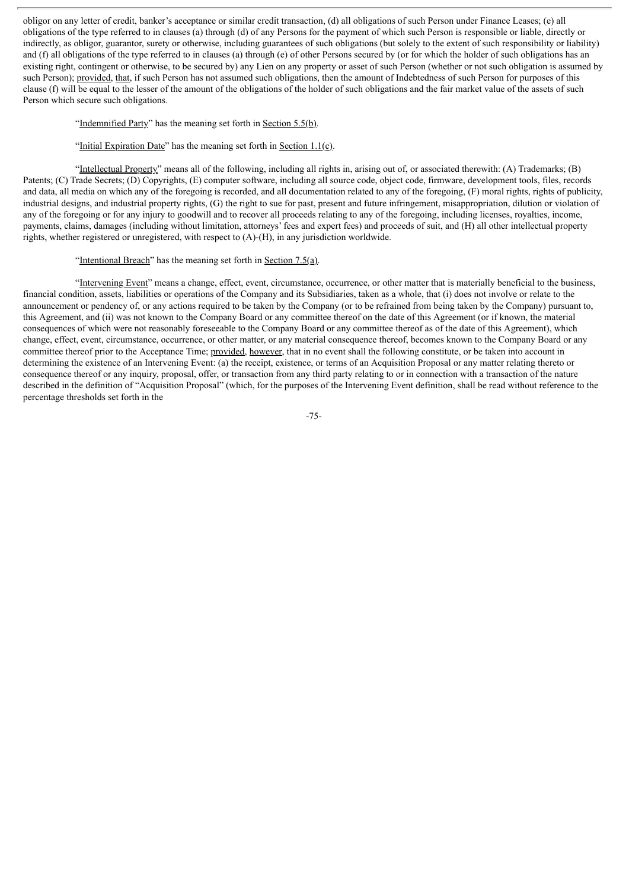obligor on any letter of credit, banker's acceptance or similar credit transaction, (d) all obligations of such Person under Finance Leases; (e) all obligations of the type referred to in clauses (a) through (d) of any Persons for the payment of which such Person is responsible or liable, directly or indirectly, as obligor, guarantor, surety or otherwise, including guarantees of such obligations (but solely to the extent of such responsibility or liability) and (f) all obligations of the type referred to in clauses (a) through (e) of other Persons secured by (or for which the holder of such obligations has an existing right, contingent or otherwise, to be secured by) any Lien on any property or asset of such Person (whether or not such obligation is assumed by such Person); provided, that, if such Person has not assumed such obligations, then the amount of Indebtedness of such Person for purposes of this clause (f) will be equal to the lesser of the amount of the obligations of the holder of such obligations and the fair market value of the assets of such Person which secure such obligations.

"Indemnified Party" has the meaning set forth in Section 5.5(b).

"Initial Expiration Date" has the meaning set forth in Section 1.1(c).

"Intellectual Property" means all of the following, including all rights in, arising out of, or associated therewith: (A) Trademarks; (B) Patents; (C) Trade Secrets; (D) Copyrights, (E) computer software, including all source code, object code, firmware, development tools, files, records and data, all media on which any of the foregoing is recorded, and all documentation related to any of the foregoing, (F) moral rights, rights of publicity, industrial designs, and industrial property rights, (G) the right to sue for past, present and future infringement, misappropriation, dilution or violation of any of the foregoing or for any injury to goodwill and to recover all proceeds relating to any of the foregoing, including licenses, royalties, income, payments, claims, damages (including without limitation, attorneys' fees and expert fees) and proceeds of suit, and (H) all other intellectual property rights, whether registered or unregistered, with respect to (A)-(H), in any jurisdiction worldwide.

"Intentional Breach" has the meaning set forth in Section 7.5(a).

"Intervening Event" means a change, effect, event, circumstance, occurrence, or other matter that is materially beneficial to the business, financial condition, assets, liabilities or operations of the Company and its Subsidiaries, taken as a whole, that (i) does not involve or relate to the announcement or pendency of, or any actions required to be taken by the Company (or to be refrained from being taken by the Company) pursuant to, this Agreement, and (ii) was not known to the Company Board or any committee thereof on the date of this Agreement (or if known, the material consequences of which were not reasonably foreseeable to the Company Board or any committee thereof as of the date of this Agreement), which change, effect, event, circumstance, occurrence, or other matter, or any material consequence thereof, becomes known to the Company Board or any committee thereof prior to the Acceptance Time; provided, however, that in no event shall the following constitute, or be taken into account in determining the existence of an Intervening Event: (a) the receipt, existence, or terms of an Acquisition Proposal or any matter relating thereto or consequence thereof or any inquiry, proposal, offer, or transaction from any third party relating to or in connection with a transaction of the nature described in the definition of "Acquisition Proposal" (which, for the purposes of the Intervening Event definition, shall be read without reference to the percentage thresholds set forth in the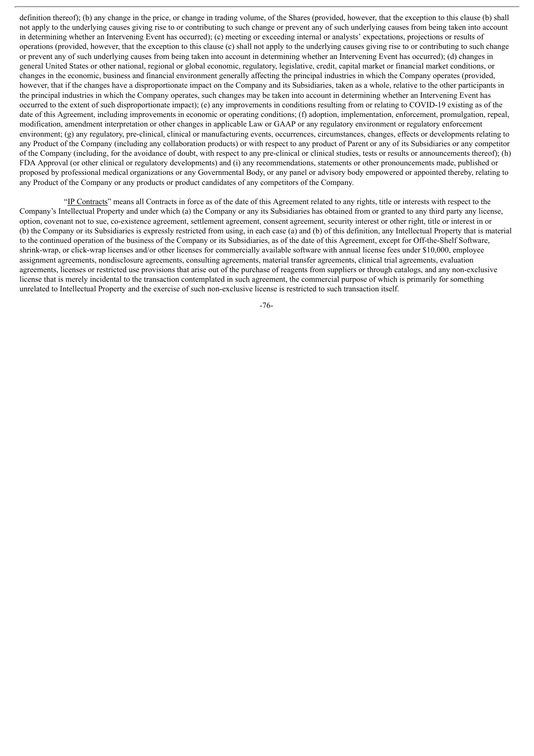definition thereof); (b) any change in the price, or change in trading volume, of the Shares (provided, however, that the exception to this clause (b) shall not apply to the underlying causes giving rise to or contributing to such change or prevent any of such underlying causes from being taken into account in determining whether an Intervening Event has occurred); (c) meeting or exceeding internal or analysts' expectations, projections or results of operations (provided, however, that the exception to this clause (c) shall not apply to the underlying causes giving rise to or contributing to such change or prevent any of such underlying causes from being taken into account in determining whether an Intervening Event has occurred); (d) changes in general United States or other national, regional or global economic, regulatory, legislative, credit, capital market or financial market conditions, or changes in the economic, business and financial environment generally affecting the principal industries in which the Company operates (provided, however, that if the changes have a disproportionate impact on the Company and its Subsidiaries, taken as a whole, relative to the other participants in the principal industries in which the Company operates, such changes may be taken into account in determining whether an Intervening Event has occurred to the extent of such disproportionate impact); (e) any improvements in conditions resulting from or relating to COVID-19 existing as of the date of this Agreement, including improvements in economic or operating conditions; (f) adoption, implementation, enforcement, promulgation, repeal, modification, amendment interpretation or other changes in applicable Law or GAAP or any regulatory environment or regulatory enforcement environment; (g) any regulatory, pre-clinical, clinical or manufacturing events, occurrences, circumstances, changes, effects or developments relating to any Product of the Company (including any collaboration products) or with respect to any product of Parent or any of its Subsidiaries or any competitor of the Company (including, for the avoidance of doubt, with respect to any pre-clinical or clinical studies, tests or results or announcements thereof); (h) FDA Approval (or other clinical or regulatory developments) and (i) any recommendations, statements or other pronouncements made, published or proposed by professional medical organizations or any Governmental Body, or any panel or advisory body empowered or appointed thereby, relating to any Product of the Company or any products or product candidates of any competitors of the Company.

"IP Contracts" means all Contracts in force as of the date of this Agreement related to any rights, title or interests with respect to the Company's Intellectual Property and under which (a) the Company or any its Subsidiaries has obtained from or granted to any third party any license, option, covenant not to sue, co-existence agreement, settlement agreement, consent agreement, security interest or other right, title or interest in or (b) the Company or its Subsidiaries is expressly restricted from using, in each case (a) and (b) of this definition, any Intellectual Property that is material to the continued operation of the business of the Company or its Subsidiaries, as of the date of this Agreement, except for Off-the-Shelf Software, shrink-wrap, or click-wrap licenses and/or other licenses for commercially available software with annual license fees under $10,000, employee assignment agreements, nondisclosure agreements, consulting agreements, material transfer agreements, clinical trial agreements, evaluation agreements, licenses or restricted use provisions that arise out of the purchase of reagents from suppliers or through catalogs, and any non-exclusive license that is merely incidental to the transaction contemplated in such agreement, the commercial purpose of which is primarily for something unrelated to Intellectual Property and the exercise of such non-exclusive license is restricted to such transaction itself.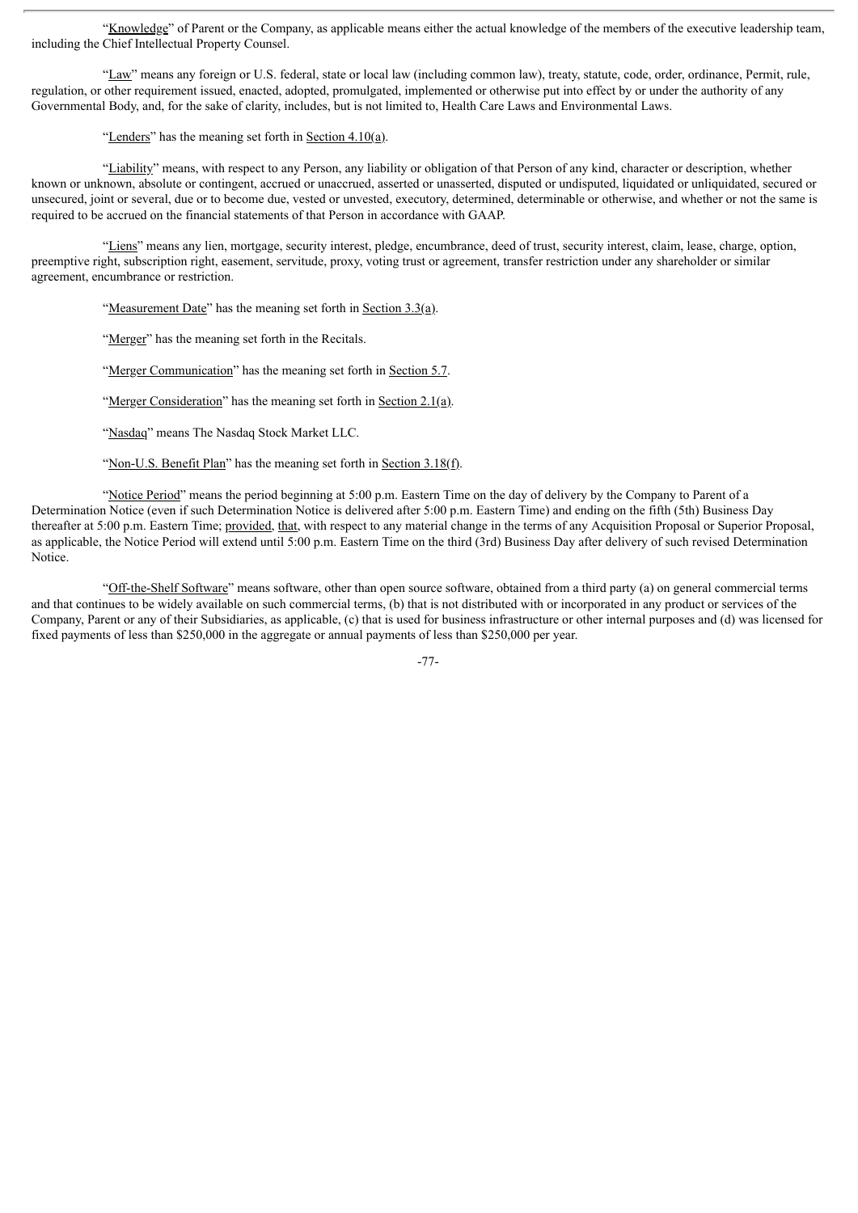"Knowledge" of Parent or the Company, as applicable means either the actual knowledge of the members of the executive leadership team, including the Chief Intellectual Property Counsel.

"Law" means any foreign or U.S. federal, state or local law (including common law), treaty, statute, code, order, ordinance, Permit, rule, regulation, or other requirement issued, enacted, adopted, promulgated, implemented or otherwise put into effect by or under the authority of any Governmental Body, and, for the sake of clarity, includes, but is not limited to, Health Care Laws and Environmental Laws.

"Lenders" has the meaning set forth in Section 4.10(a).

"Liability" means, with respect to any Person, any liability or obligation of that Person of any kind, character or description, whether known or unknown, absolute or contingent, accrued or unaccrued, asserted or unasserted, disputed or undisputed, liquidated or unliquidated, secured or unsecured, joint or several, due or to become due, vested or unvested, executory, determined, determinable or otherwise, and whether or not the same is required to be accrued on the financial statements of that Person in accordance with GAAP.

"Liens" means any lien, mortgage, security interest, pledge, encumbrance, deed of trust, security interest, claim, lease, charge, option, preemptive right, subscription right, easement, servitude, proxy, voting trust or agreement, transfer restriction under any shareholder or similar agreement, encumbrance or restriction.

"Measurement Date" has the meaning set forth in Section 3.3(a).

"Merger" has the meaning set forth in the Recitals.

"Merger Communication" has the meaning set forth in Section 5.7.

"Merger Consideration" has the meaning set forth in Section 2.1(a).

"Nasdaq" means The Nasdaq Stock Market LLC.

"Non-U.S. Benefit Plan" has the meaning set forth in Section 3.18(f).

"Notice Period" means the period beginning at 5:00 p.m. Eastern Time on the day of delivery by the Company to Parent of a Determination Notice (even if such Determination Notice is delivered after 5:00 p.m. Eastern Time) and ending on the fifth (5th) Business Day thereafter at 5:00 p.m. Eastern Time; provided, that, with respect to any material change in the terms of any Acquisition Proposal or Superior Proposal, as applicable, the Notice Period will extend until 5:00 p.m. Eastern Time on the third (3rd) Business Day after delivery of such revised Determination Notice.

"Off-the-Shelf Software" means software, other than open source software, obtained from a third party (a) on general commercial terms and that continues to be widely available on such commercial terms, (b) that is not distributed with or incorporated in any product or services of the Company, Parent or any of their Subsidiaries, as applicable, (c) that is used for business infrastructure or other internal purposes and (d) was licensed for fixed payments of less than $250,000 in the aggregate or annual payments of less than $250,000 per year.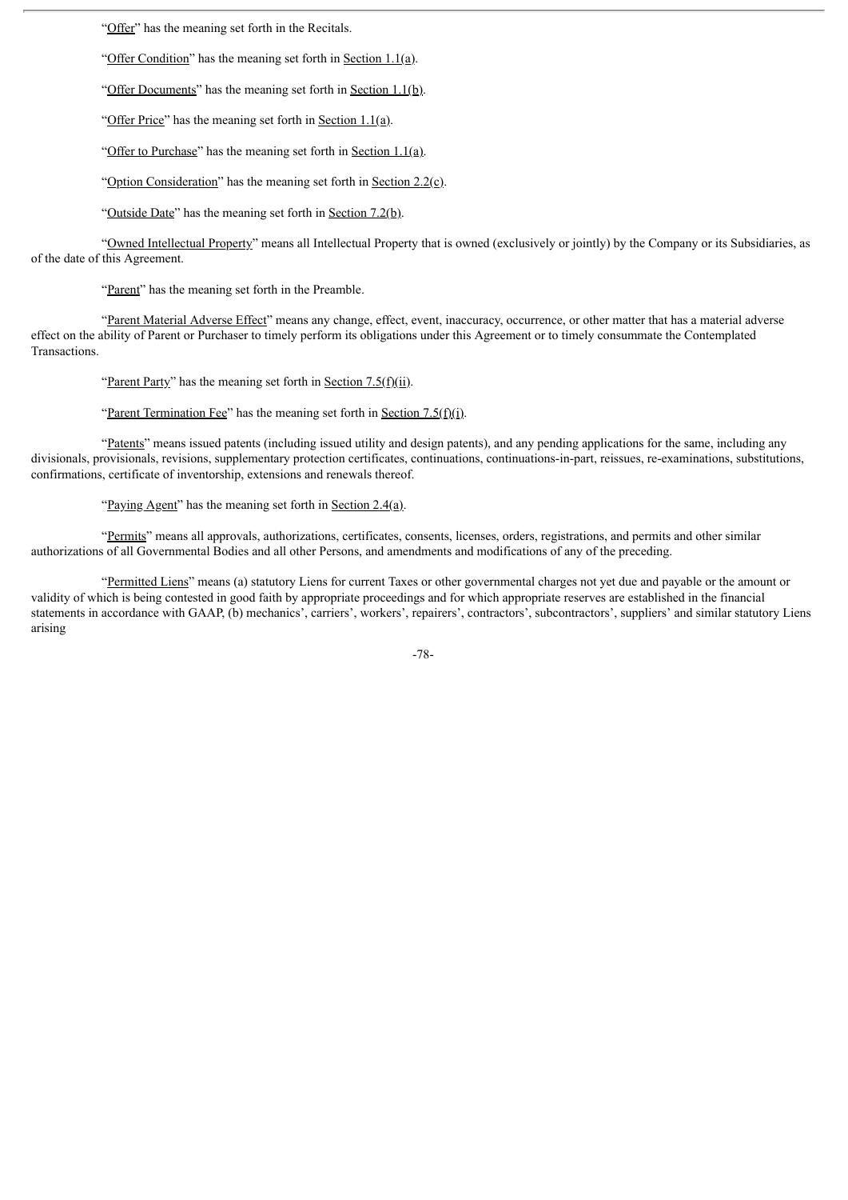"Offer" has the meaning set forth in the Recitals.

"Offer Condition" has the meaning set forth in Section 1.1(a).

"Offer Documents" has the meaning set forth in Section 1.1(b).

"Offer Price" has the meaning set forth in Section 1.1(a).

"Offer to Purchase" has the meaning set forth in Section 1.1(a).

"Option Consideration" has the meaning set forth in Section 2.2(c).

"Outside Date" has the meaning set forth in Section 7.2(b).

"Owned Intellectual Property" means all Intellectual Property that is owned (exclusively or jointly) by the Company or its Subsidiaries, as of the date of this Agreement.

"Parent" has the meaning set forth in the Preamble.

"Parent Material Adverse Effect" means any change, effect, event, inaccuracy, occurrence, or other matter that has a material adverse effect on the ability of Parent or Purchaser to timely perform its obligations under this Agreement or to timely consummate the Contemplated Transactions.

"Parent Party" has the meaning set forth in Section 7.5(f)(ii).

"Parent Termination Fee" has the meaning set forth in Section 7.5(f)(i).

"Patents" means issued patents (including issued utility and design patents), and any pending applications for the same, including any divisionals, provisionals, revisions, supplementary protection certificates, continuations, continuations-in-part, reissues, re-examinations, substitutions, confirmations, certificate of inventorship, extensions and renewals thereof.

"Paying Agent" has the meaning set forth in Section 2.4(a).

"Permits" means all approvals, authorizations, certificates, consents, licenses, orders, registrations, and permits and other similar authorizations of all Governmental Bodies and all other Persons, and amendments and modifications of any of the preceding.

"Permitted Liens" means (a) statutory Liens for current Taxes or other governmental charges not yet due and payable or the amount or validity of which is being contested in good faith by appropriate proceedings and for which appropriate reserves are established in the financial statements in accordance with GAAP, (b) mechanics', carriers', workers', repairers', contractors', subcontractors', suppliers' and similar statutory Liens arising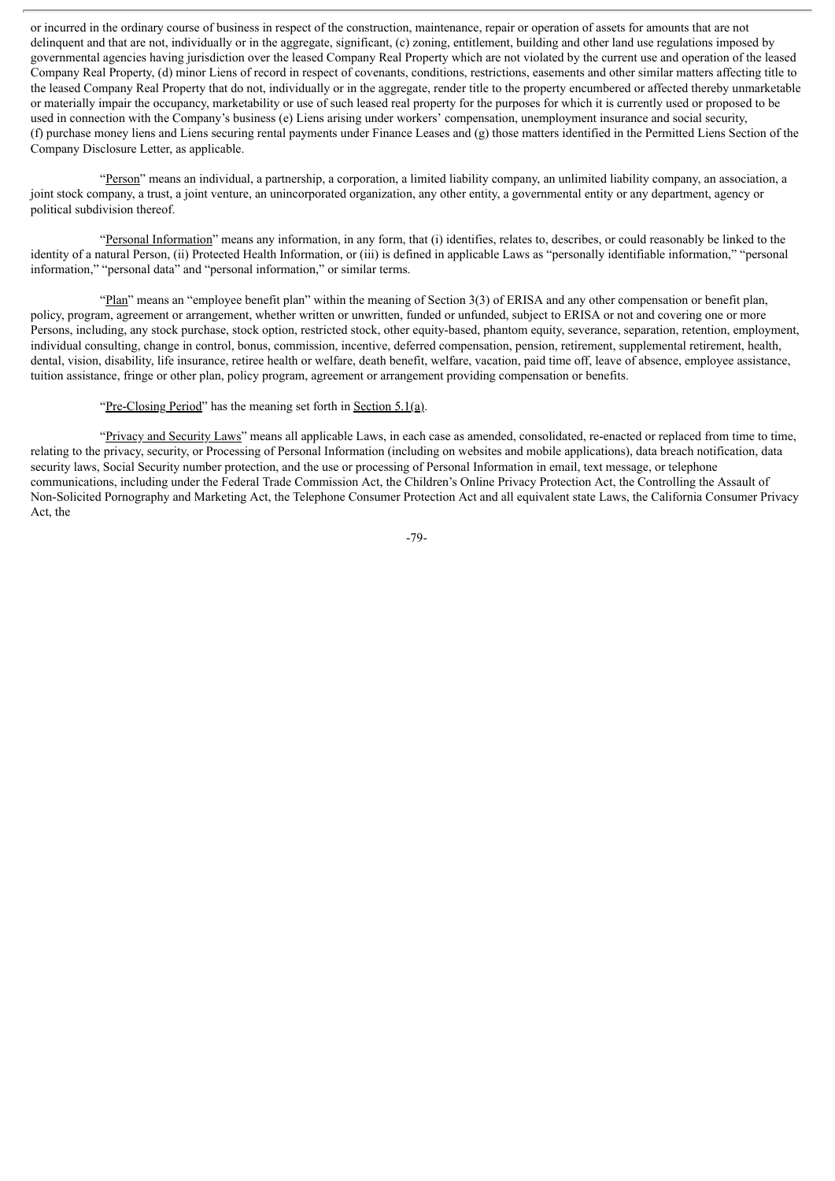or incurred in the ordinary course of business in respect of the construction, maintenance, repair or operation of assets for amounts that are not delinquent and that are not, individually or in the aggregate, significant, (c) zoning, entitlement, building and other land use regulations imposed by governmental agencies having jurisdiction over the leased Company Real Property which are not violated by the current use and operation of the leased Company Real Property, (d) minor Liens of record in respect of covenants, conditions, restrictions, easements and other similar matters affecting title to the leased Company Real Property that do not, individually or in the aggregate, render title to the property encumbered or affected thereby unmarketable or materially impair the occupancy, marketability or use of such leased real property for the purposes for which it is currently used or proposed to be used in connection with the Company's business (e) Liens arising under workers' compensation, unemployment insurance and social security, (f) purchase money liens and Liens securing rental payments under Finance Leases and (g) those matters identified in the Permitted Liens Section of the Company Disclosure Letter, as applicable.

"Person" means an individual, a partnership, a corporation, a limited liability company, an unlimited liability company, an association, a joint stock company, a trust, a joint venture, an unincorporated organization, any other entity, a governmental entity or any department, agency or political subdivision thereof.

"Personal Information" means any information, in any form, that (i) identifies, relates to, describes, or could reasonably be linked to the identity of a natural Person, (ii) Protected Health Information, or (iii) is defined in applicable Laws as "personally identifiable information," "personal information," "personal data" and "personal information," or similar terms.

"Plan" means an "employee benefit plan" within the meaning of Section 3(3) of ERISA and any other compensation or benefit plan, policy, program, agreement or arrangement, whether written or unwritten, funded or unfunded, subject to ERISA or not and covering one or more Persons, including, any stock purchase, stock option, restricted stock, other equity-based, phantom equity, severance, separation, retention, employment, individual consulting, change in control, bonus, commission, incentive, deferred compensation, pension, retirement, supplemental retirement, health, dental, vision, disability, life insurance, retiree health or welfare, death benefit, welfare, vacation, paid time off, leave of absence, employee assistance, tuition assistance, fringe or other plan, policy program, agreement or arrangement providing compensation or benefits.

"Pre-Closing Period" has the meaning set forth in Section 5.1(a).

"Privacy and Security Laws" means all applicable Laws, in each case as amended, consolidated, re-enacted or replaced from time to time, relating to the privacy, security, or Processing of Personal Information (including on websites and mobile applications), data breach notification, data security laws, Social Security number protection, and the use or processing of Personal Information in email, text message, or telephone communications, including under the Federal Trade Commission Act, the Children's Online Privacy Protection Act, the Controlling the Assault of Non-Solicited Pornography and Marketing Act, the Telephone Consumer Protection Act and all equivalent state Laws, the California Consumer Privacy Act, the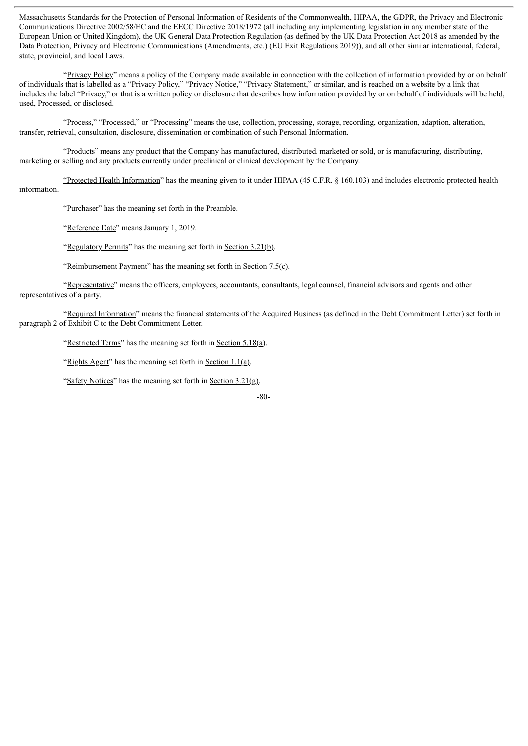Massachusetts Standards for the Protection of Personal Information of Residents of the Commonwealth, HIPAA, the GDPR, the Privacy and Electronic Communications Directive 2002/58/EC and the EECC Directive 2018/1972 (all including any implementing legislation in any member state of the European Union or United Kingdom), the UK General Data Protection Regulation (as defined by the UK Data Protection Act 2018 as amended by the Data Protection, Privacy and Electronic Communications (Amendments, etc.) (EU Exit Regulations 2019)), and all other similar international, federal, state, provincial, and local Laws.

"Privacy Policy" means a policy of the Company made available in connection with the collection of information provided by or on behalf of individuals that is labelled as a "Privacy Policy," "Privacy Notice," "Privacy Statement," or similar, and is reached on a website by a link that includes the label "Privacy," or that is a written policy or disclosure that describes how information provided by or on behalf of individuals will be held, used, Processed, or disclosed.

"Process," "Processed," or "Processing" means the use, collection, processing, storage, recording, organization, adaption, alteration, transfer, retrieval, consultation, disclosure, dissemination or combination of such Personal Information.

"Products" means any product that the Company has manufactured, distributed, marketed or sold, or is manufacturing, distributing, marketing or selling and any products currently under preclinical or clinical development by the Company.

"Protected Health Information" has the meaning given to it under HIPAA (45 C.F.R. § 160.103) and includes electronic protected health information.

"Purchaser" has the meaning set forth in the Preamble.

"Reference Date" means January 1, 2019.

"Regulatory Permits" has the meaning set forth in Section 3.21(b).

"Reimbursement Payment" has the meaning set forth in Section 7.5(c).

"Representative" means the officers, employees, accountants, consultants, legal counsel, financial advisors and agents and other representatives of a party.

"Required Information" means the financial statements of the Acquired Business (as defined in the Debt Commitment Letter) set forth in paragraph 2 of Exhibit C to the Debt Commitment Letter.

"Restricted Terms" has the meaning set forth in Section 5.18(a).

"Rights Agent" has the meaning set forth in Section 1.1(a).

"Safety Notices" has the meaning set forth in Section 3.21(g).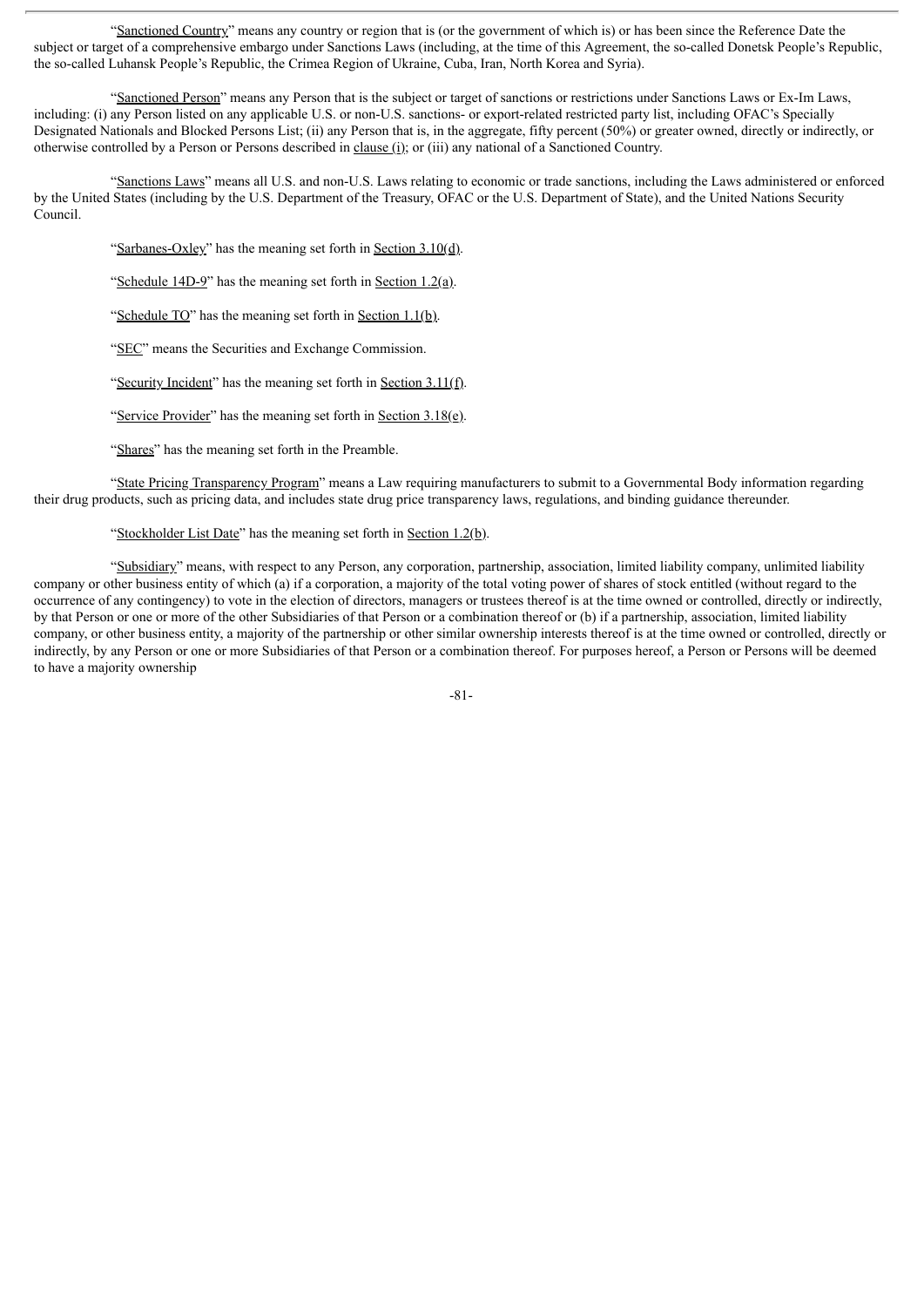"Sanctioned Country" means any country or region that is (or the government of which is) or has been since the Reference Date the subject or target of a comprehensive embargo under Sanctions Laws (including, at the time of this Agreement, the so-called Donetsk People's Republic, the so-called Luhansk People's Republic, the Crimea Region of Ukraine, Cuba, Iran, North Korea and Syria).

"Sanctioned Person" means any Person that is the subject or target of sanctions or restrictions under Sanctions Laws or Ex-Im Laws, including: (i) any Person listed on any applicable U.S. or non-U.S. sanctions- or export-related restricted party list, including OFAC's Specially Designated Nationals and Blocked Persons List; (ii) any Person that is, in the aggregate, fifty percent (50%) or greater owned, directly or indirectly, or otherwise controlled by a Person or Persons described in clause (i); or (iii) any national of a Sanctioned Country.

"Sanctions Laws" means all U.S. and non-U.S. Laws relating to economic or trade sanctions, including the Laws administered or enforced by the United States (including by the U.S. Department of the Treasury, OFAC or the U.S. Department of State), and the United Nations Security Council.

"Sarbanes-Oxley" has the meaning set forth in Section 3.10(d).

"Schedule 14D-9" has the meaning set forth in Section 1.2(a).

"Schedule TO" has the meaning set forth in Section 1.1(b).

"SEC" means the Securities and Exchange Commission.

"Security Incident" has the meaning set forth in Section 3.11(f).

"Service Provider" has the meaning set forth in Section 3.18(e).

"Shares" has the meaning set forth in the Preamble.

"State Pricing Transparency Program" means a Law requiring manufacturers to submit to a Governmental Body information regarding their drug products, such as pricing data, and includes state drug price transparency laws, regulations, and binding guidance thereunder.

"Stockholder List Date" has the meaning set forth in Section 1.2(b).

"Subsidiary" means, with respect to any Person, any corporation, partnership, association, limited liability company, unlimited liability company or other business entity of which (a) if a corporation, a majority of the total voting power of shares of stock entitled (without regard to the occurrence of any contingency) to vote in the election of directors, managers or trustees thereof is at the time owned or controlled, directly or indirectly, by that Person or one or more of the other Subsidiaries of that Person or a combination thereof or (b) if a partnership, association, limited liability company, or other business entity, a majority of the partnership or other similar ownership interests thereof is at the time owned or controlled, directly or indirectly, by any Person or one or more Subsidiaries of that Person or a combination thereof. For purposes hereof, a Person or Persons will be deemed to have a majority ownership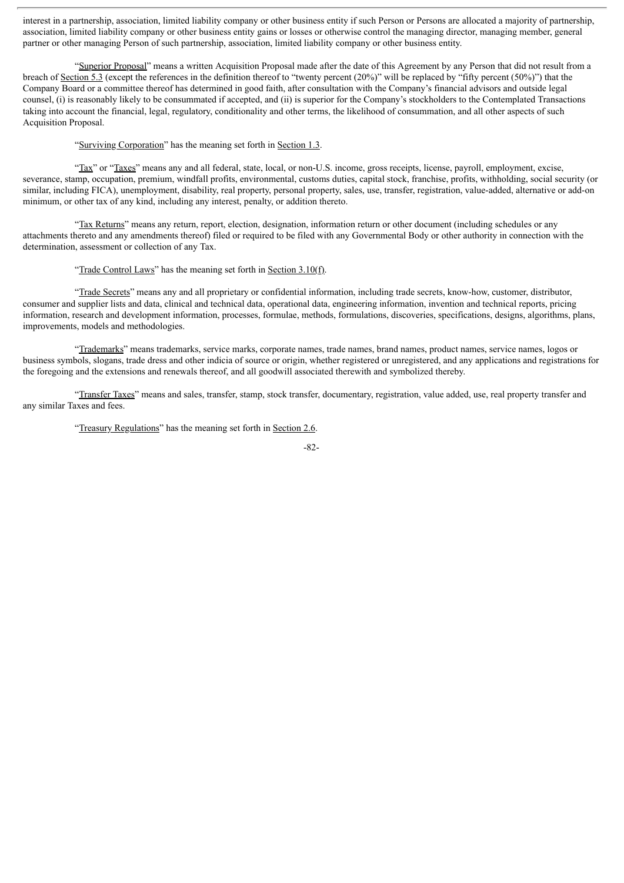interest in a partnership, association, limited liability company or other business entity if such Person or Persons are allocated a majority of partnership, association, limited liability company or other business entity gains or losses or otherwise control the managing director, managing member, general partner or other managing Person of such partnership, association, limited liability company or other business entity.

"Superior Proposal" means a written Acquisition Proposal made after the date of this Agreement by any Person that did not result from a breach of Section 5.3 (except the references in the definition thereof to "twenty percent (20%)" will be replaced by "fifty percent (50%)") that the Company Board or a committee thereof has determined in good faith, after consultation with the Company's financial advisors and outside legal counsel, (i) is reasonably likely to be consummated if accepted, and (ii) is superior for the Company's stockholders to the Contemplated Transactions taking into account the financial, legal, regulatory, conditionality and other terms, the likelihood of consummation, and all other aspects of such Acquisition Proposal.

"Surviving Corporation" has the meaning set forth in Section 1.3.

"Tax" or "Taxes" means any and all federal, state, local, or non-U.S. income, gross receipts, license, payroll, employment, excise, severance, stamp, occupation, premium, windfall profits, environmental, customs duties, capital stock, franchise, profits, withholding, social security (or similar, including FICA), unemployment, disability, real property, personal property, sales, use, transfer, registration, value-added, alternative or add-on minimum, or other tax of any kind, including any interest, penalty, or addition thereto.

"Tax Returns" means any return, report, election, designation, information return or other document (including schedules or any attachments thereto and any amendments thereof) filed or required to be filed with any Governmental Body or other authority in connection with the determination, assessment or collection of any Tax.

"Trade Control Laws" has the meaning set forth in Section 3.10(f).

"Trade Secrets" means any and all proprietary or confidential information, including trade secrets, know-how, customer, distributor, consumer and supplier lists and data, clinical and technical data, operational data, engineering information, invention and technical reports, pricing information, research and development information, processes, formulae, methods, formulations, discoveries, specifications, designs, algorithms, plans, improvements, models and methodologies.

"Trademarks" means trademarks, service marks, corporate names, trade names, brand names, product names, service names, logos or business symbols, slogans, trade dress and other indicia of source or origin, whether registered or unregistered, and any applications and registrations for the foregoing and the extensions and renewals thereof, and all goodwill associated therewith and symbolized thereby.

"Transfer Taxes" means and sales, transfer, stamp, stock transfer, documentary, registration, value added, use, real property transfer and any similar Taxes and fees.

"Treasury Regulations" has the meaning set forth in Section 2.6.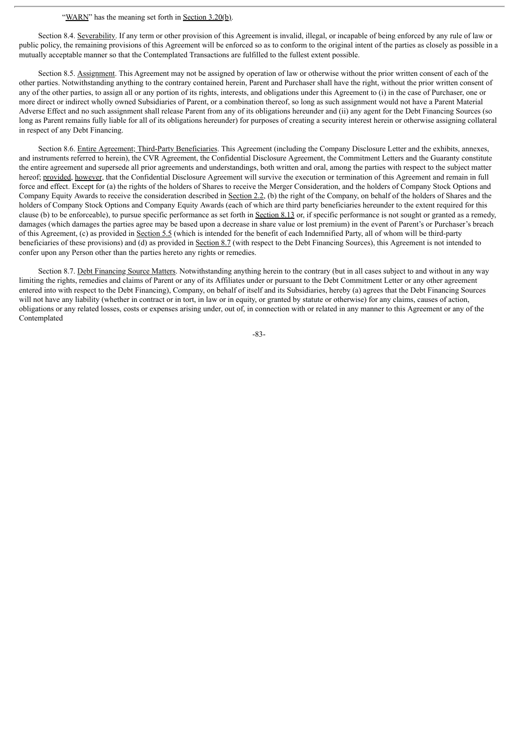"WARN" has the meaning set forth in Section 3.20(b).

Section 8.4. Severability. If any term or other provision of this Agreement is invalid, illegal, or incapable of being enforced by any rule of law or public policy, the remaining provisions of this Agreement will be enforced so as to conform to the original intent of the parties as closely as possible in a mutually acceptable manner so that the Contemplated Transactions are fulfilled to the fullest extent possible.

Section 8.5. Assignment. This Agreement may not be assigned by operation of law or otherwise without the prior written consent of each of the other parties. Notwithstanding anything to the contrary contained herein, Parent and Purchaser shall have the right, without the prior written consent of any of the other parties, to assign all or any portion of its rights, interests, and obligations under this Agreement to (i) in the case of Purchaser, one or more direct or indirect wholly owned Subsidiaries of Parent, or a combination thereof, so long as such assignment would not have a Parent Material Adverse Effect and no such assignment shall release Parent from any of its obligations hereunder and (ii) any agent for the Debt Financing Sources (so long as Parent remains fully liable for all of its obligations hereunder) for purposes of creating a security interest herein or otherwise assigning collateral in respect of any Debt Financing.

Section 8.6. Entire Agreement; Third-Party Beneficiaries. This Agreement (including the Company Disclosure Letter and the exhibits, annexes, and instruments referred to herein), the CVR Agreement, the Confidential Disclosure Agreement, the Commitment Letters and the Guaranty constitute the entire agreement and supersede all prior agreements and understandings, both written and oral, among the parties with respect to the subject matter hereof; provided, however, that the Confidential Disclosure Agreement will survive the execution or termination of this Agreement and remain in full force and effect. Except for (a) the rights of the holders of Shares to receive the Merger Consideration, and the holders of Company Stock Options and Company Equity Awards to receive the consideration described in Section 2.2, (b) the right of the Company, on behalf of the holders of Shares and the holders of Company Stock Options and Company Equity Awards (each of which are third party beneficiaries hereunder to the extent required for this clause (b) to be enforceable), to pursue specific performance as set forth in Section 8.13 or, if specific performance is not sought or granted as a remedy, damages (which damages the parties agree may be based upon a decrease in share value or lost premium) in the event of Parent's or Purchaser's breach of this Agreement, (c) as provided in Section 5.5 (which is intended for the benefit of each Indemnified Party, all of whom will be third-party beneficiaries of these provisions) and (d) as provided in Section 8.7 (with respect to the Debt Financing Sources), this Agreement is not intended to confer upon any Person other than the parties hereto any rights or remedies.

Section 8.7. Debt Financing Source Matters. Notwithstanding anything herein to the contrary (but in all cases subject to and without in any way limiting the rights, remedies and claims of Parent or any of its Affiliates under or pursuant to the Debt Commitment Letter or any other agreement entered into with respect to the Debt Financing), Company, on behalf of itself and its Subsidiaries, hereby (a) agrees that the Debt Financing Sources will not have any liability (whether in contract or in tort, in law or in equity, or granted by statute or otherwise) for any claims, causes of action, obligations or any related losses, costs or expenses arising under, out of, in connection with or related in any manner to this Agreement or any of the Contemplated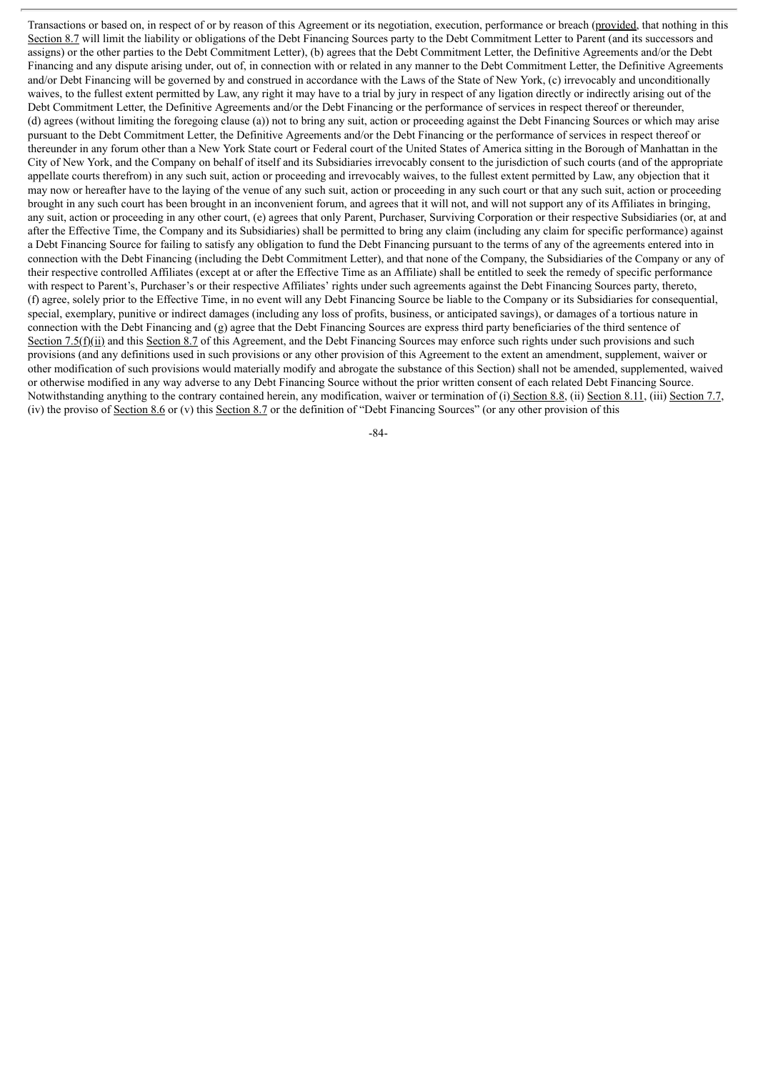Transactions or based on, in respect of or by reason of this Agreement or its negotiation, execution, performance or breach (provided, that nothing in this Section 8.7 will limit the liability or obligations of the Debt Financing Sources party to the Debt Commitment Letter to Parent (and its successors and assigns) or the other parties to the Debt Commitment Letter), (b) agrees that the Debt Commitment Letter, the Definitive Agreements and/or the Debt Financing and any dispute arising under, out of, in connection with or related in any manner to the Debt Commitment Letter, the Definitive Agreements and/or Debt Financing will be governed by and construed in accordance with the Laws of the State of New York, (c) irrevocably and unconditionally waives, to the fullest extent permitted by Law, any right it may have to a trial by jury in respect of any ligation directly or indirectly arising out of the Debt Commitment Letter, the Definitive Agreements and/or the Debt Financing or the performance of services in respect thereof or thereunder, (d) agrees (without limiting the foregoing clause (a)) not to bring any suit, action or proceeding against the Debt Financing Sources or which may arise pursuant to the Debt Commitment Letter, the Definitive Agreements and/or the Debt Financing or the performance of services in respect thereof or thereunder in any forum other than a New York State court or Federal court of the United States of America sitting in the Borough of Manhattan in the City of New York, and the Company on behalf of itself and its Subsidiaries irrevocably consent to the jurisdiction of such courts (and of the appropriate appellate courts therefrom) in any such suit, action or proceeding and irrevocably waives, to the fullest extent permitted by Law, any objection that it may now or hereafter have to the laying of the venue of any such suit, action or proceeding in any such court or that any such suit, action or proceeding brought in any such court has been brought in an inconvenient forum, and agrees that it will not, and will not support any of its Affiliates in bringing, any suit, action or proceeding in any other court, (e) agrees that only Parent, Purchaser, Surviving Corporation or their respective Subsidiaries (or, at and after the Effective Time, the Company and its Subsidiaries) shall be permitted to bring any claim (including any claim for specific performance) against a Debt Financing Source for failing to satisfy any obligation to fund the Debt Financing pursuant to the terms of any of the agreements entered into in connection with the Debt Financing (including the Debt Commitment Letter), and that none of the Company, the Subsidiaries of the Company or any of their respective controlled Affiliates (except at or after the Effective Time as an Affiliate) shall be entitled to seek the remedy of specific performance with respect to Parent's, Purchaser's or their respective Affiliates' rights under such agreements against the Debt Financing Sources party, thereto, (f) agree, solely prior to the Effective Time, in no event will any Debt Financing Source be liable to the Company or its Subsidiaries for consequential, special, exemplary, punitive or indirect damages (including any loss of profits, business, or anticipated savings), or damages of a tortious nature in connection with the Debt Financing and (g) agree that the Debt Financing Sources are express third party beneficiaries of the third sentence of Section 7.5(f)(ii) and this Section 8.7 of this Agreement, and the Debt Financing Sources may enforce such rights under such provisions and such provisions (and any definitions used in such provisions or any other provision of this Agreement to the extent an amendment, supplement, waiver or other modification of such provisions would materially modify and abrogate the substance of this Section) shall not be amended, supplemented, waived or otherwise modified in any way adverse to any Debt Financing Source without the prior written consent of each related Debt Financing Source. Notwithstanding anything to the contrary contained herein, any modification, waiver or termination of (i) Section 8.8, (ii) Section 8.11, (iii) Section 7.7, (iv) the proviso of Section 8.6 or (v) this Section 8.7 or the definition of "Debt Financing Sources" (or any other provision of this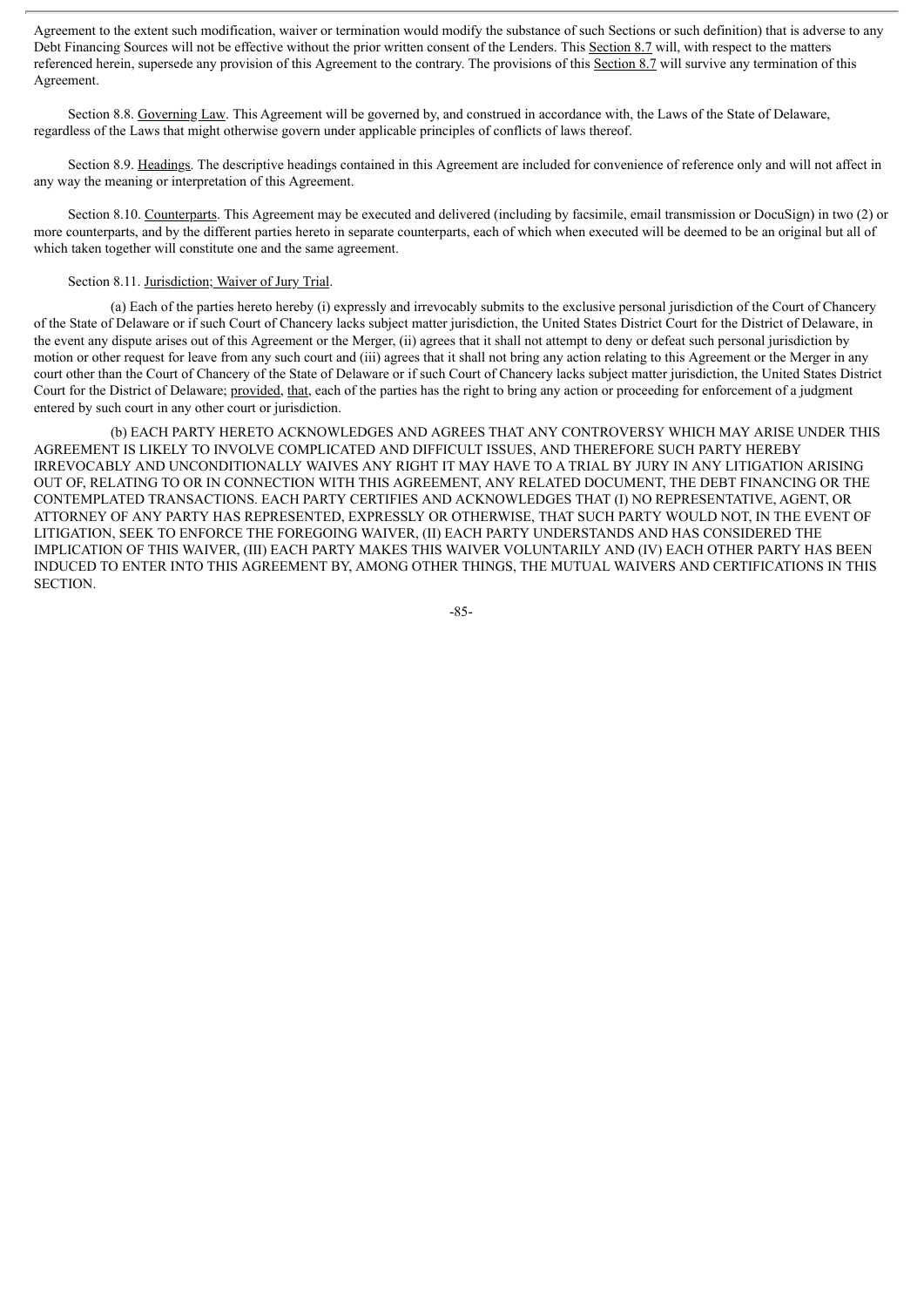Agreement to the extent such modification, waiver or termination would modify the substance of such Sections or such definition) that is adverse to any Debt Financing Sources will not be effective without the prior written consent of the Lenders. This Section 8.7 will, with respect to the matters referenced herein, supersede any provision of this Agreement to the contrary. The provisions of this Section 8.7 will survive any termination of this Agreement.

Section 8.8. Governing Law. This Agreement will be governed by, and construed in accordance with, the Laws of the State of Delaware, regardless of the Laws that might otherwise govern under applicable principles of conflicts of laws thereof.

Section 8.9. Headings. The descriptive headings contained in this Agreement are included for convenience of reference only and will not affect in any way the meaning or interpretation of this Agreement.

Section 8.10. Counterparts. This Agreement may be executed and delivered (including by facsimile, email transmission or DocuSign) in two (2) or more counterparts, and by the different parties hereto in separate counterparts, each of which when executed will be deemed to be an original but all of which taken together will constitute one and the same agreement.

Section 8.11. Jurisdiction; Waiver of Jury Trial.

(a) Each of the parties hereto hereby (i) expressly and irrevocably submits to the exclusive personal jurisdiction of the Court of Chancery of the State of Delaware or if such Court of Chancery lacks subject matter jurisdiction, the United States District Court for the District of Delaware, in the event any dispute arises out of this Agreement or the Merger, (ii) agrees that it shall not attempt to deny or defeat such personal jurisdiction by motion or other request for leave from any such court and (iii) agrees that it shall not bring any action relating to this Agreement or the Merger in any court other than the Court of Chancery of the State of Delaware or if such Court of Chancery lacks subject matter jurisdiction, the United States District Court for the District of Delaware; provided, that, each of the parties has the right to bring any action or proceeding for enforcement of a judgment entered by such court in any other court or jurisdiction.

(b) EACH PARTY HERETO ACKNOWLEDGES AND AGREES THAT ANY CONTROVERSY WHICH MAY ARISE UNDER THIS AGREEMENT IS LIKELY TO INVOLVE COMPLICATED AND DIFFICULT ISSUES, AND THEREFORE SUCH PARTY HEREBY IRREVOCABLY AND UNCONDITIONALLY WAIVES ANY RIGHT IT MAY HAVE TO A TRIAL BY JURY IN ANY LITIGATION ARISING OUT OF, RELATING TO OR IN CONNECTION WITH THIS AGREEMENT, ANY RELATED DOCUMENT, THE DEBT FINANCING OR THE CONTEMPLATED TRANSACTIONS. EACH PARTY CERTIFIES AND ACKNOWLEDGES THAT (I) NO REPRESENTATIVE, AGENT, OR ATTORNEY OF ANY PARTY HAS REPRESENTED, EXPRESSLY OR OTHERWISE, THAT SUCH PARTY WOULD NOT, IN THE EVENT OF LITIGATION, SEEK TO ENFORCE THE FOREGOING WAIVER, (II) EACH PARTY UNDERSTANDS AND HAS CONSIDERED THE IMPLICATION OF THIS WAIVER, (III) EACH PARTY MAKES THIS WAIVER VOLUNTARILY AND (IV) EACH OTHER PARTY HAS BEEN INDUCED TO ENTER INTO THIS AGREEMENT BY, AMONG OTHER THINGS, THE MUTUAL WAIVERS AND CERTIFICATIONS IN THIS SECTION.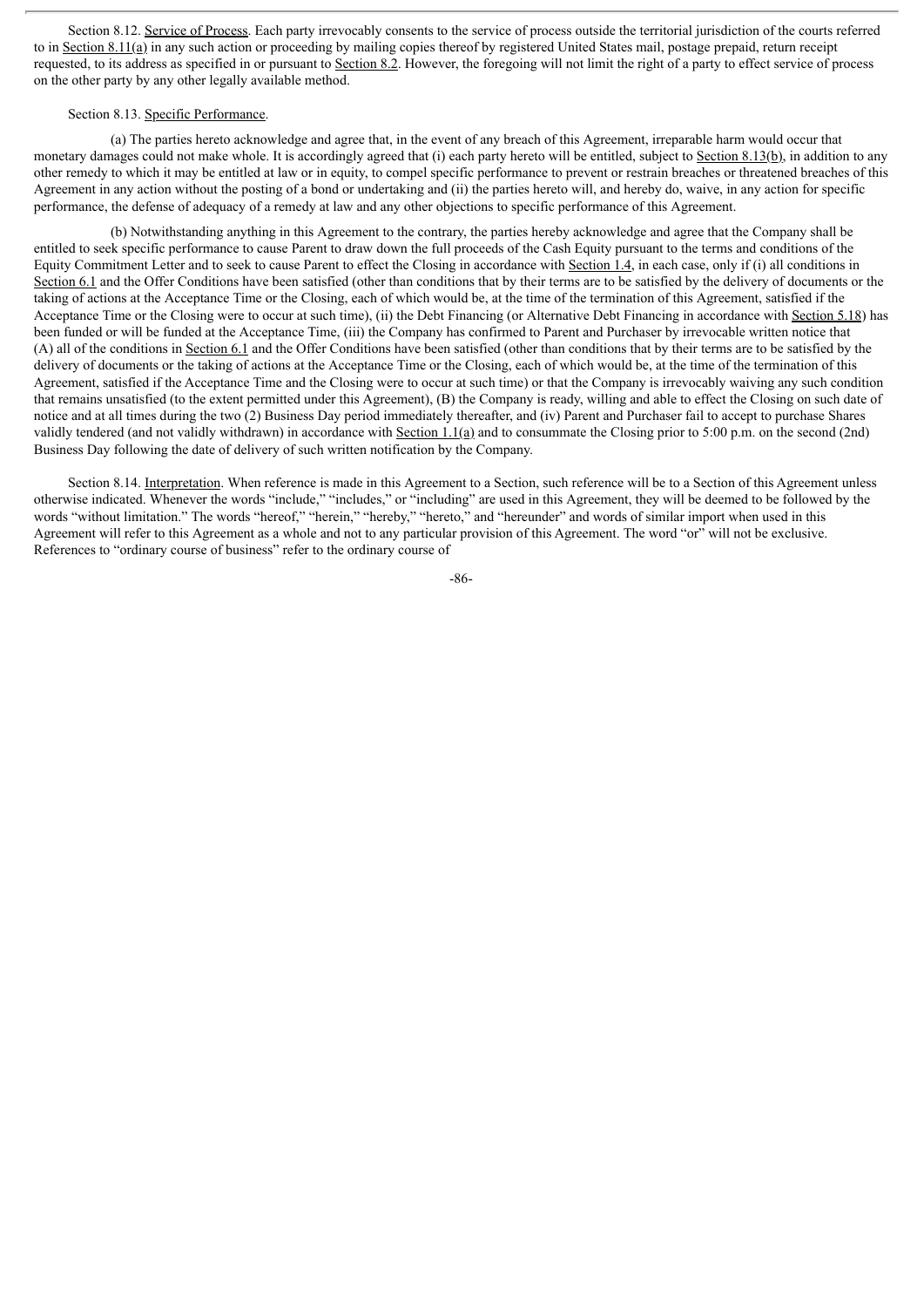Section 8.12. Service of Process. Each party irrevocably consents to the service of process outside the territorial jurisdiction of the courts referred to in Section 8.11(a) in any such action or proceeding by mailing copies thereof by registered United States mail, postage prepaid, return receipt requested, to its address as specified in or pursuant to Section 8.2. However, the foregoing will not limit the right of a party to effect service of process on the other party by any other legally available method.

Section 8.13. Specific Performance.

(a) The parties hereto acknowledge and agree that, in the event of any breach of this Agreement, irreparable harm would occur that monetary damages could not make whole. It is accordingly agreed that (i) each party hereto will be entitled, subject to Section 8.13(b), in addition to any other remedy to which it may be entitled at law or in equity, to compel specific performance to prevent or restrain breaches or threatened breaches of this Agreement in any action without the posting of a bond or undertaking and (ii) the parties hereto will, and hereby do, waive, in any action for specific performance, the defense of adequacy of a remedy at law and any other objections to specific performance of this Agreement.

(b) Notwithstanding anything in this Agreement to the contrary, the parties hereby acknowledge and agree that the Company shall be entitled to seek specific performance to cause Parent to draw down the full proceeds of the Cash Equity pursuant to the terms and conditions of the Equity Commitment Letter and to seek to cause Parent to effect the Closing in accordance with Section 1.4, in each case, only if (i) all conditions in Section 6.1 and the Offer Conditions have been satisfied (other than conditions that by their terms are to be satisfied by the delivery of documents or the taking of actions at the Acceptance Time or the Closing, each of which would be, at the time of the termination of this Agreement, satisfied if the Acceptance Time or the Closing were to occur at such time), (ii) the Debt Financing (or Alternative Debt Financing in accordance with Section 5.18) has been funded or will be funded at the Acceptance Time, (iii) the Company has confirmed to Parent and Purchaser by irrevocable written notice that (A) all of the conditions in Section 6.1 and the Offer Conditions have been satisfied (other than conditions that by their terms are to be satisfied by the delivery of documents or the taking of actions at the Acceptance Time or the Closing, each of which would be, at the time of the termination of this Agreement, satisfied if the Acceptance Time and the Closing were to occur at such time) or that the Company is irrevocably waiving any such condition that remains unsatisfied (to the extent permitted under this Agreement), (B) the Company is ready, willing and able to effect the Closing on such date of notice and at all times during the two (2) Business Day period immediately thereafter, and (iv) Parent and Purchaser fail to accept to purchase Shares validly tendered (and not validly withdrawn) in accordance with Section 1.1(a) and to consummate the Closing prior to 5:00 p.m. on the second (2nd) Business Day following the date of delivery of such written notification by the Company.

Section 8.14. Interpretation. When reference is made in this Agreement to a Section, such reference will be to a Section of this Agreement unless otherwise indicated. Whenever the words "include," "includes," or "including" are used in this Agreement, they will be deemed to be followed by the words "without limitation." The words "hereof," "herein," "hereby," "hereto," and "hereunder" and words of similar import when used in this Agreement will refer to this Agreement as a whole and not to any particular provision of this Agreement. The word "or" will not be exclusive. References to "ordinary course of business" refer to the ordinary course of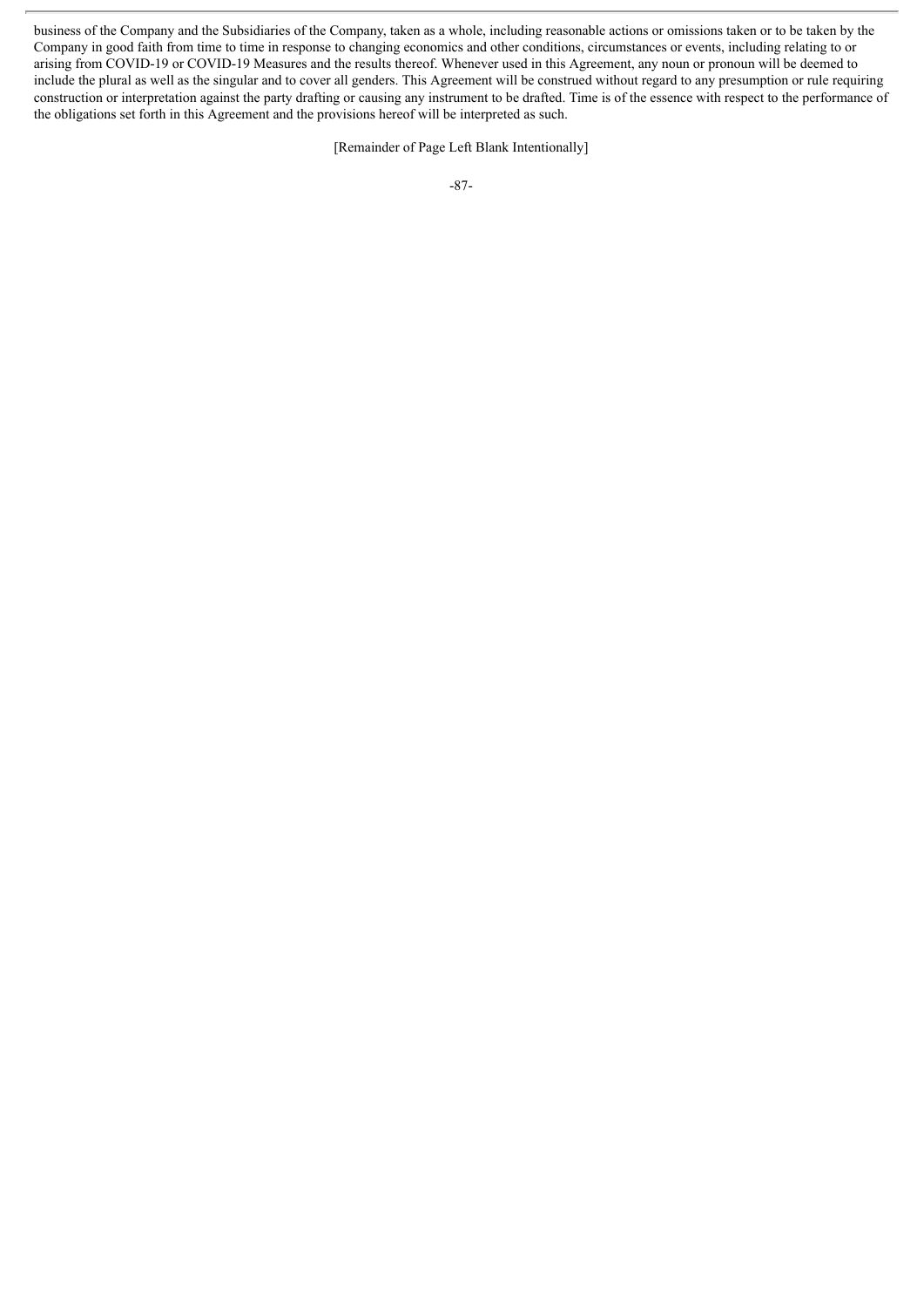business of the Company and the Subsidiaries of the Company, taken as a whole, including reasonable actions or omissions taken or to be taken by the Company in good faith from time to time in response to changing economics and other conditions, circumstances or events, including relating to or arising from COVID-19 or COVID-19 Measures and the results thereof. Whenever used in this Agreement, any noun or pronoun will be deemed to include the plural as well as the singular and to cover all genders. This Agreement will be construed without regard to any presumption or rule requiring construction or interpretation against the party drafting or causing any instrument to be drafted. Time is of the essence with respect to the performance of the obligations set forth in this Agreement and the provisions hereof will be interpreted as such.

[Remainder of Page Left Blank Intentionally]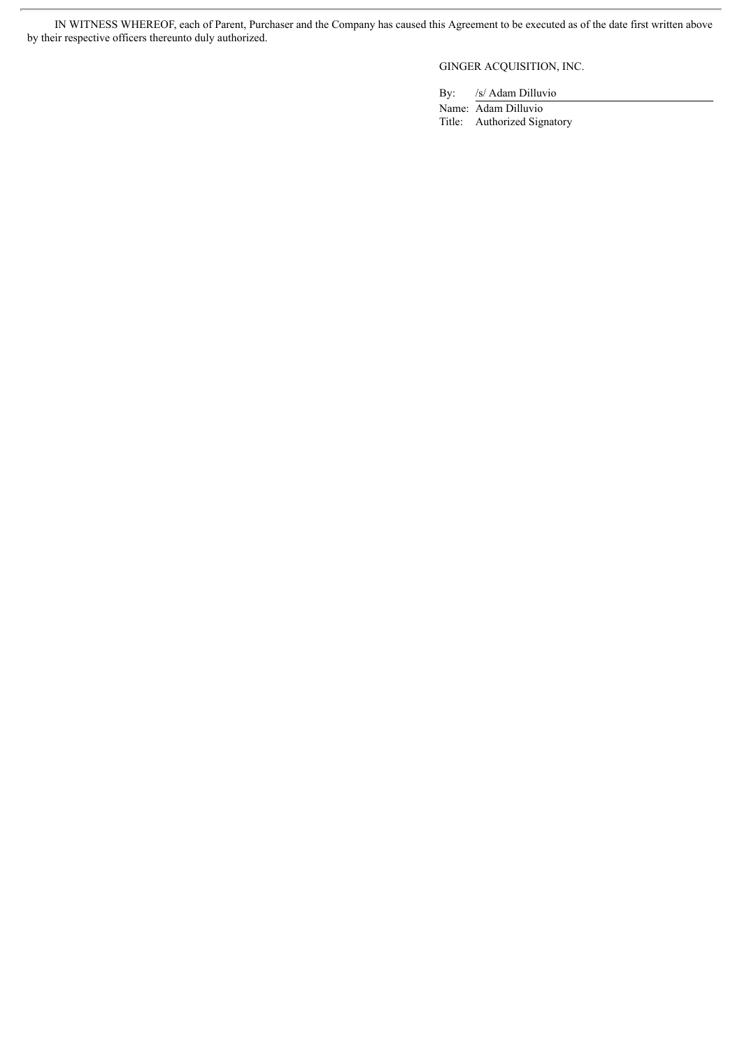IN WITNESS WHEREOF, each of Parent, Purchaser and the Company has caused this Agreement to be executed as of the date first written above by their respective officers thereunto duly authorized.

GINGER ACQUISITION, INC.

By: /s/ Adam Dilluvio

Name: Adam Dilluvio

Title: Authorized Signatory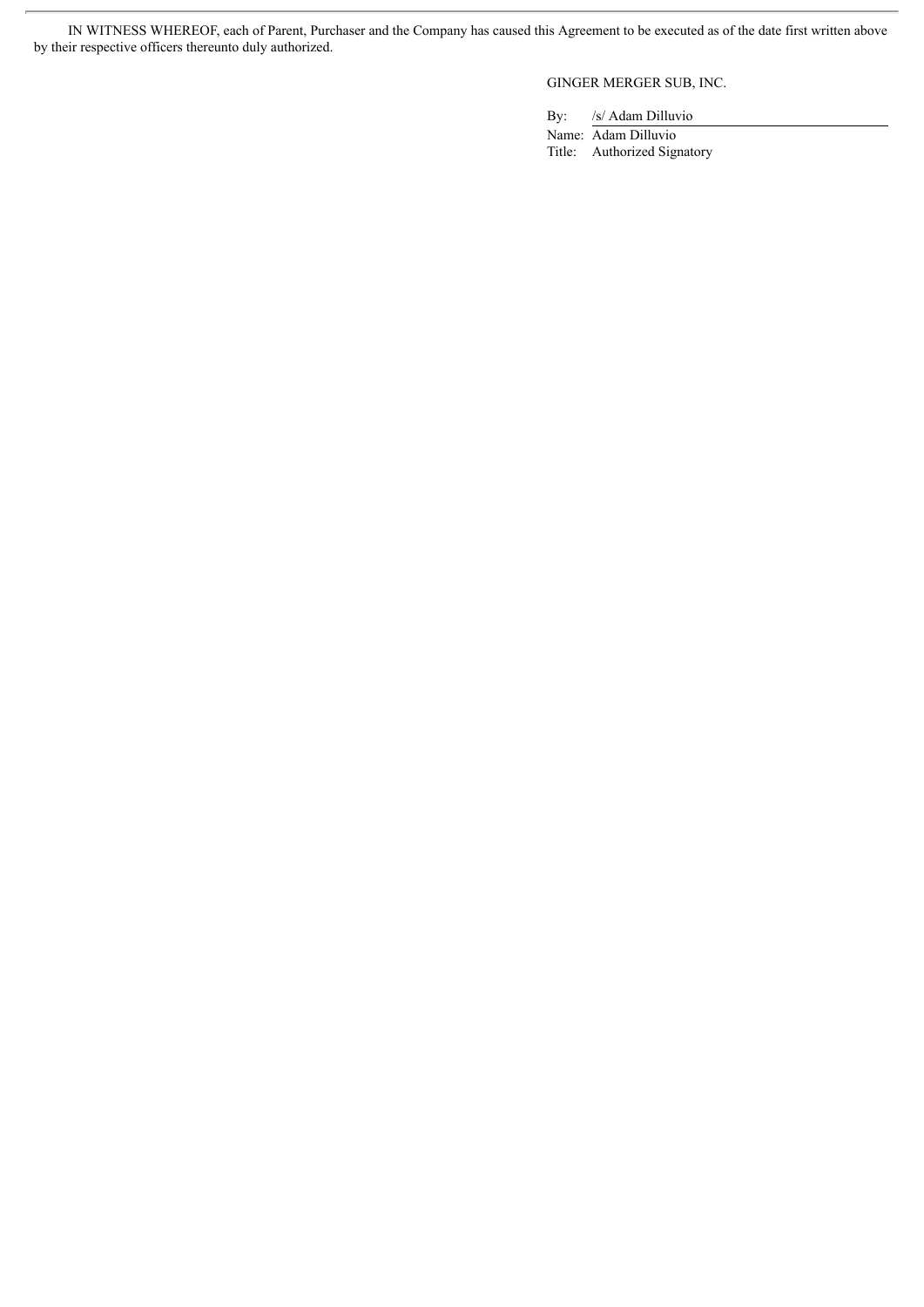IN WITNESS WHEREOF, each of Parent, Purchaser and the Company has caused this Agreement to be executed as of the date first written above by their respective officers thereunto duly authorized.

GINGER MERGER SUB, INC.

By: /s/ Adam Dilluvio

Name: Adam Dilluvio

Title: Authorized Signatory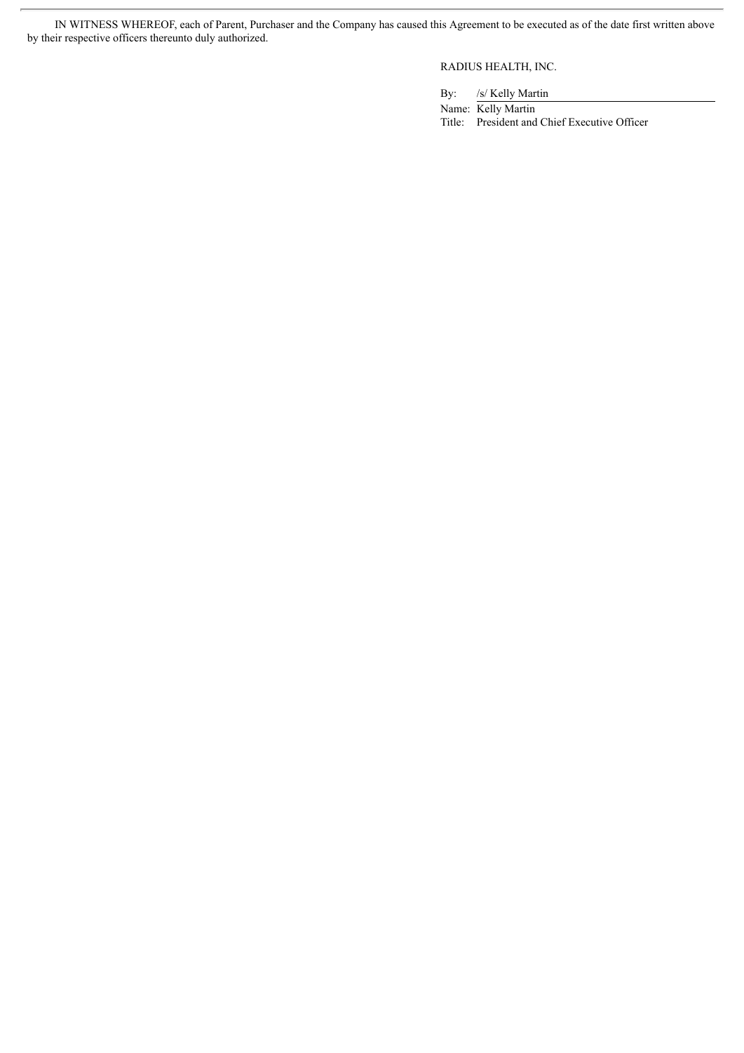IN WITNESS WHEREOF, each of Parent, Purchaser and the Company has caused this Agreement to be executed as of the date first written above by their respective officers thereunto duly authorized.

RADIUS HEALTH, INC.

By: /s/ Kelly Martin

Name: Kelly Martin

Title: President and Chief Executive Officer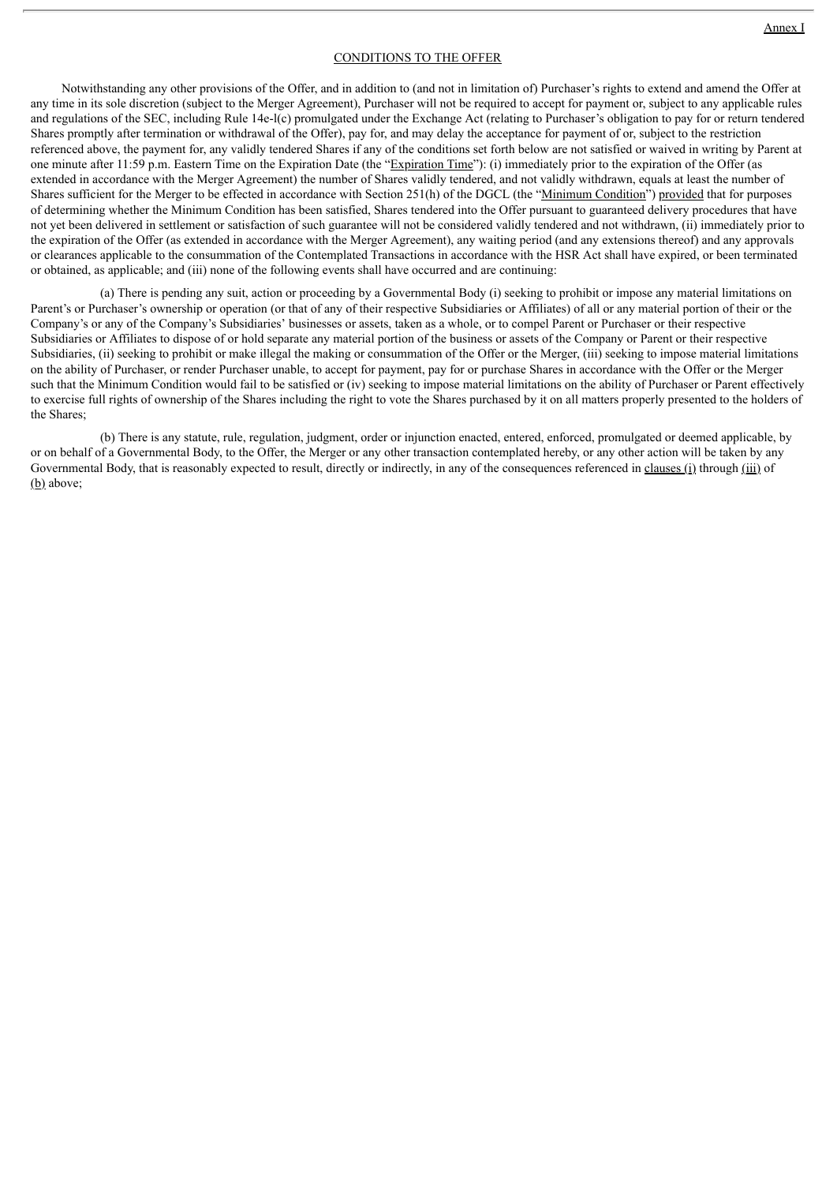Annex I

CONDITIONS TO THE OFFER

Notwithstanding any other provisions of the Offer, and in addition to (and not in limitation of) Purchaser's rights to extend and amend the Offer at any time in its sole discretion (subject to the Merger Agreement), Purchaser will not be required to accept for payment or, subject to any applicable rules and regulations of the SEC, including Rule 14e-l(c) promulgated under the Exchange Act (relating to Purchaser's obligation to pay for or return tendered Shares promptly after termination or withdrawal of the Offer), pay for, and may delay the acceptance for payment of or, subject to the restriction referenced above, the payment for, any validly tendered Shares if any of the conditions set forth below are not satisfied or waived in writing by Parent at one minute after 11:59 p.m. Eastern Time on the Expiration Date (the "Expiration Time"): (i) immediately prior to the expiration of the Offer (as extended in accordance with the Merger Agreement) the number of Shares validly tendered, and not validly withdrawn, equals at least the number of Shares sufficient for the Merger to be effected in accordance with Section 251(h) of the DGCL (the "Minimum Condition") provided that for purposes of determining whether the Minimum Condition has been satisfied, Shares tendered into the Offer pursuant to guaranteed delivery procedures that have not yet been delivered in settlement or satisfaction of such guarantee will not be considered validly tendered and not withdrawn, (ii) immediately prior to the expiration of the Offer (as extended in accordance with the Merger Agreement), any waiting period (and any extensions thereof) and any approvals or clearances applicable to the consummation of the Contemplated Transactions in accordance with the HSR Act shall have expired, or been terminated or obtained, as applicable; and (iii) none of the following events shall have occurred and are continuing:

(a) There is pending any suit, action or proceeding by a Governmental Body (i) seeking to prohibit or impose any material limitations on Parent's or Purchaser's ownership or operation (or that of any of their respective Subsidiaries or Affiliates) of all or any material portion of their or the Company's or any of the Company's Subsidiaries' businesses or assets, taken as a whole, or to compel Parent or Purchaser or their respective Subsidiaries or Affiliates to dispose of or hold separate any material portion of the business or assets of the Company or Parent or their respective Subsidiaries, (ii) seeking to prohibit or make illegal the making or consummation of the Offer or the Merger, (iii) seeking to impose material limitations on the ability of Purchaser, or render Purchaser unable, to accept for payment, pay for or purchase Shares in accordance with the Offer or the Merger such that the Minimum Condition would fail to be satisfied or (iv) seeking to impose material limitations on the ability of Purchaser or Parent effectively to exercise full rights of ownership of the Shares including the right to vote the Shares purchased by it on all matters properly presented to the holders of the Shares;

(b) There is any statute, rule, regulation, judgment, order or injunction enacted, entered, enforced, promulgated or deemed applicable, by or on behalf of a Governmental Body, to the Offer, the Merger or any other transaction contemplated hereby, or any other action will be taken by any Governmental Body, that is reasonably expected to result, directly or indirectly, in any of the consequences referenced in clauses (i) through (iii) of (b) above;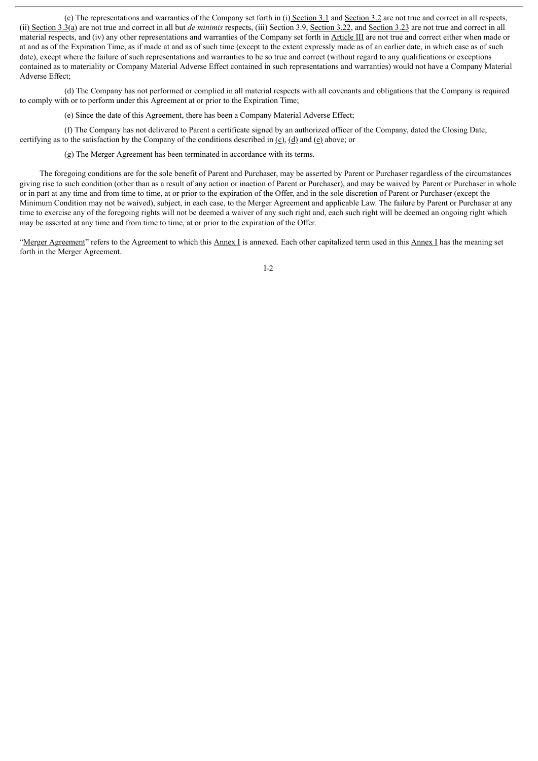(c) The representations and warranties of the Company set forth in (i) Section 3.1 and Section 3.2 are not true and correct in all respects, (ii) Section 3.3(a) are not true and correct in all but *de minimis* respects, (iii) Section 3.9, Section 3.22, and Section 3.23 are not true and correct in all material respects, and (iv) any other representations and warranties of the Company set forth in Article III are not true and correct either when made or at and as of the Expiration Time, as if made at and as of such time (except to the extent expressly made as of an earlier date, in which case as of such date), except where the failure of such representations and warranties to be so true and correct (without regard to any qualifications or exceptions contained as to materiality or Company Material Adverse Effect contained in such representations and warranties) would not have a Company Material Adverse Effect;

(d) The Company has not performed or complied in all material respects with all covenants and obligations that the Company is required to comply with or to perform under this Agreement at or prior to the Expiration Time;

(e) Since the date of this Agreement, there has been a Company Material Adverse Effect;

(f) The Company has not delivered to Parent a certificate signed by an authorized officer of the Company, dated the Closing Date, certifying as to the satisfaction by the Company of the conditions described in (c), (d) and (e) above; or

(g) The Merger Agreement has been terminated in accordance with its terms.

The foregoing conditions are for the sole benefit of Parent and Purchaser, may be asserted by Parent or Purchaser regardless of the circumstances giving rise to such condition (other than as a result of any action or inaction of Parent or Purchaser), and may be waived by Parent or Purchaser in whole or in part at any time and from time to time, at or prior to the expiration of the Offer, and in the sole discretion of Parent or Purchaser (except the Minimum Condition may not be waived), subject, in each case, to the Merger Agreement and applicable Law. The failure by Parent or Purchaser at any time to exercise any of the foregoing rights will not be deemed a waiver of any such right and, each such right will be deemed an ongoing right which may be asserted at any time and from time to time, at or prior to the expiration of the Offer.

"Merger Agreement" refers to the Agreement to which this Annex I is annexed. Each other capitalized term used in this Annex I has the meaning set forth in the Merger Agreement.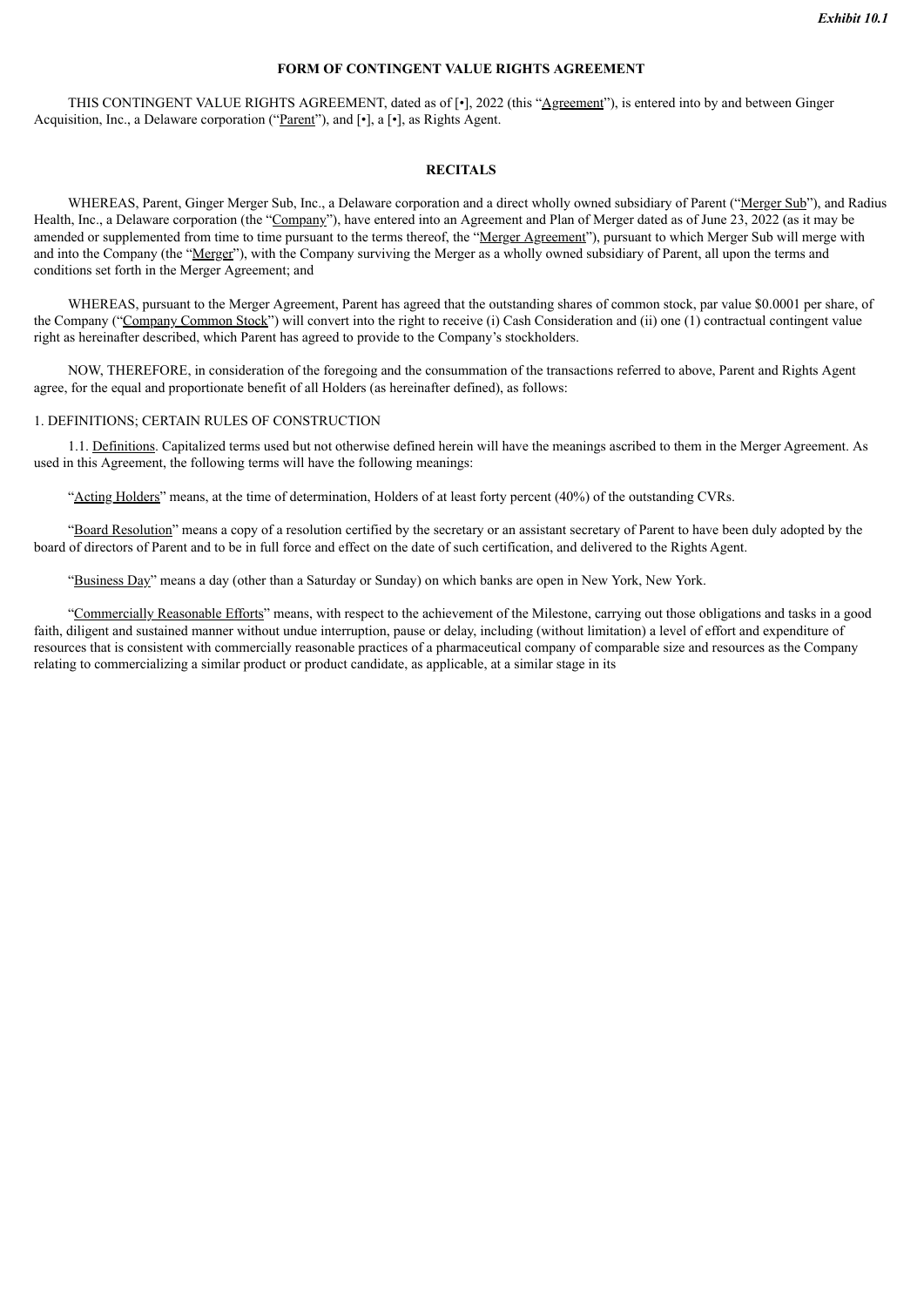*Exhibit 10.1*

**FORM OF CONTINGENT VALUE RIGHTS AGREEMENT**

THIS CONTINGENT VALUE RIGHTS AGREEMENT, dated as of [•], 2022 (this "Agreement"), is entered into by and between Ginger Acquisition, Inc., a Delaware corporation ("Parent"), and [•], a [•], as Rights Agent.

**RECITALS**

WHEREAS, Parent, Ginger Merger Sub, Inc., a Delaware corporation and a direct wholly owned subsidiary of Parent ("Merger Sub"), and Radius Health, Inc., a Delaware corporation (the "Company"), have entered into an Agreement and Plan of Merger dated as of June 23, 2022 (as it may be amended or supplemented from time to time pursuant to the terms thereof, the "Merger Agreement"), pursuant to which Merger Sub will merge with and into the Company (the "Merger"), with the Company surviving the Merger as a wholly owned subsidiary of Parent, all upon the terms and conditions set forth in the Merger Agreement; and

WHEREAS, pursuant to the Merger Agreement, Parent has agreed that the outstanding shares of common stock, par value $0.0001 per share, of the Company ("Company Common Stock") will convert into the right to receive (i) Cash Consideration and (ii) one (1) contractual contingent value right as hereinafter described, which Parent has agreed to provide to the Company's stockholders.

NOW, THEREFORE, in consideration of the foregoing and the consummation of the transactions referred to above, Parent and Rights Agent agree, for the equal and proportionate benefit of all Holders (as hereinafter defined), as follows:

1. DEFINITIONS; CERTAIN RULES OF CONSTRUCTION

1.1. Definitions. Capitalized terms used but not otherwise defined herein will have the meanings ascribed to them in the Merger Agreement. As used in this Agreement, the following terms will have the following meanings:

"Acting Holders" means, at the time of determination, Holders of at least forty percent (40%) of the outstanding CVRs.

"Board Resolution" means a copy of a resolution certified by the secretary or an assistant secretary of Parent to have been duly adopted by the board of directors of Parent and to be in full force and effect on the date of such certification, and delivered to the Rights Agent.

"Business Day" means a day (other than a Saturday or Sunday) on which banks are open in New York, New York.

"Commercially Reasonable Efforts" means, with respect to the achievement of the Milestone, carrying out those obligations and tasks in a good faith, diligent and sustained manner without undue interruption, pause or delay, including (without limitation) a level of effort and expenditure of resources that is consistent with commercially reasonable practices of a pharmaceutical company of comparable size and resources as the Company relating to commercializing a similar product or product candidate, as applicable, at a similar stage in its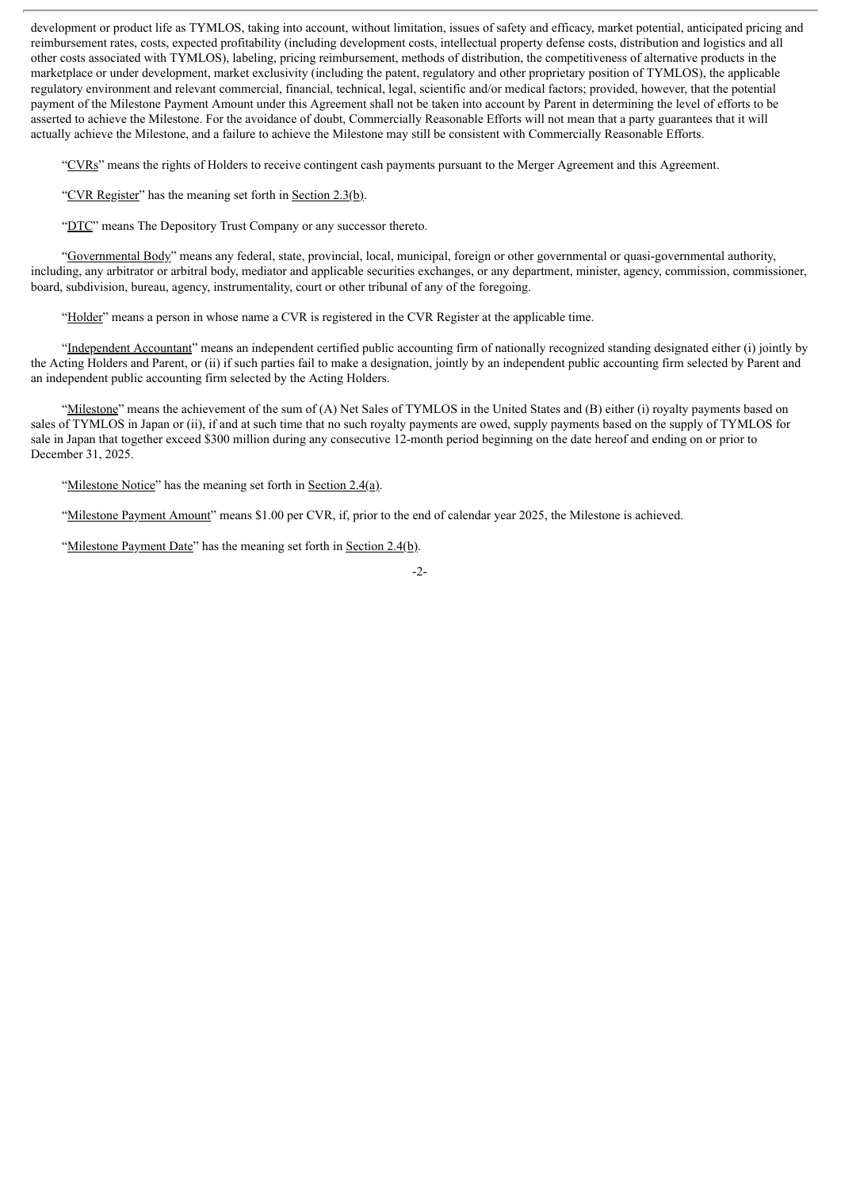development or product life as TYMLOS, taking into account, without limitation, issues of safety and efficacy, market potential, anticipated pricing and reimbursement rates, costs, expected profitability (including development costs, intellectual property defense costs, distribution and logistics and all other costs associated with TYMLOS), labeling, pricing reimbursement, methods of distribution, the competitiveness of alternative products in the marketplace or under development, market exclusivity (including the patent, regulatory and other proprietary position of TYMLOS), the applicable regulatory environment and relevant commercial, financial, technical, legal, scientific and/or medical factors; provided, however, that the potential payment of the Milestone Payment Amount under this Agreement shall not be taken into account by Parent in determining the level of efforts to be asserted to achieve the Milestone. For the avoidance of doubt, Commercially Reasonable Efforts will not mean that a party guarantees that it will actually achieve the Milestone, and a failure to achieve the Milestone may still be consistent with Commercially Reasonable Efforts.

"CVRs" means the rights of Holders to receive contingent cash payments pursuant to the Merger Agreement and this Agreement.

"CVR Register" has the meaning set forth in Section 2.3(b).

"DTC" means The Depository Trust Company or any successor thereto.

"Governmental Body" means any federal, state, provincial, local, municipal, foreign or other governmental or quasi-governmental authority, including, any arbitrator or arbitral body, mediator and applicable securities exchanges, or any department, minister, agency, commission, commissioner, board, subdivision, bureau, agency, instrumentality, court or other tribunal of any of the foregoing.

"Holder" means a person in whose name a CVR is registered in the CVR Register at the applicable time.

"Independent Accountant" means an independent certified public accounting firm of nationally recognized standing designated either (i) jointly by the Acting Holders and Parent, or (ii) if such parties fail to make a designation, jointly by an independent public accounting firm selected by Parent and an independent public accounting firm selected by the Acting Holders.

"Milestone" means the achievement of the sum of (A) Net Sales of TYMLOS in the United States and (B) either (i) royalty payments based on sales of TYMLOS in Japan or (ii), if and at such time that no such royalty payments are owed, supply payments based on the supply of TYMLOS for sale in Japan that together exceed $300 million during any consecutive 12-month period beginning on the date hereof and ending on or prior to December 31, 2025.

"Milestone Notice" has the meaning set forth in Section 2.4(a).

"Milestone Payment Amount" means $1.00 per CVR, if, prior to the end of calendar year 2025, the Milestone is achieved.

"Milestone Payment Date" has the meaning set forth in Section 2.4(b).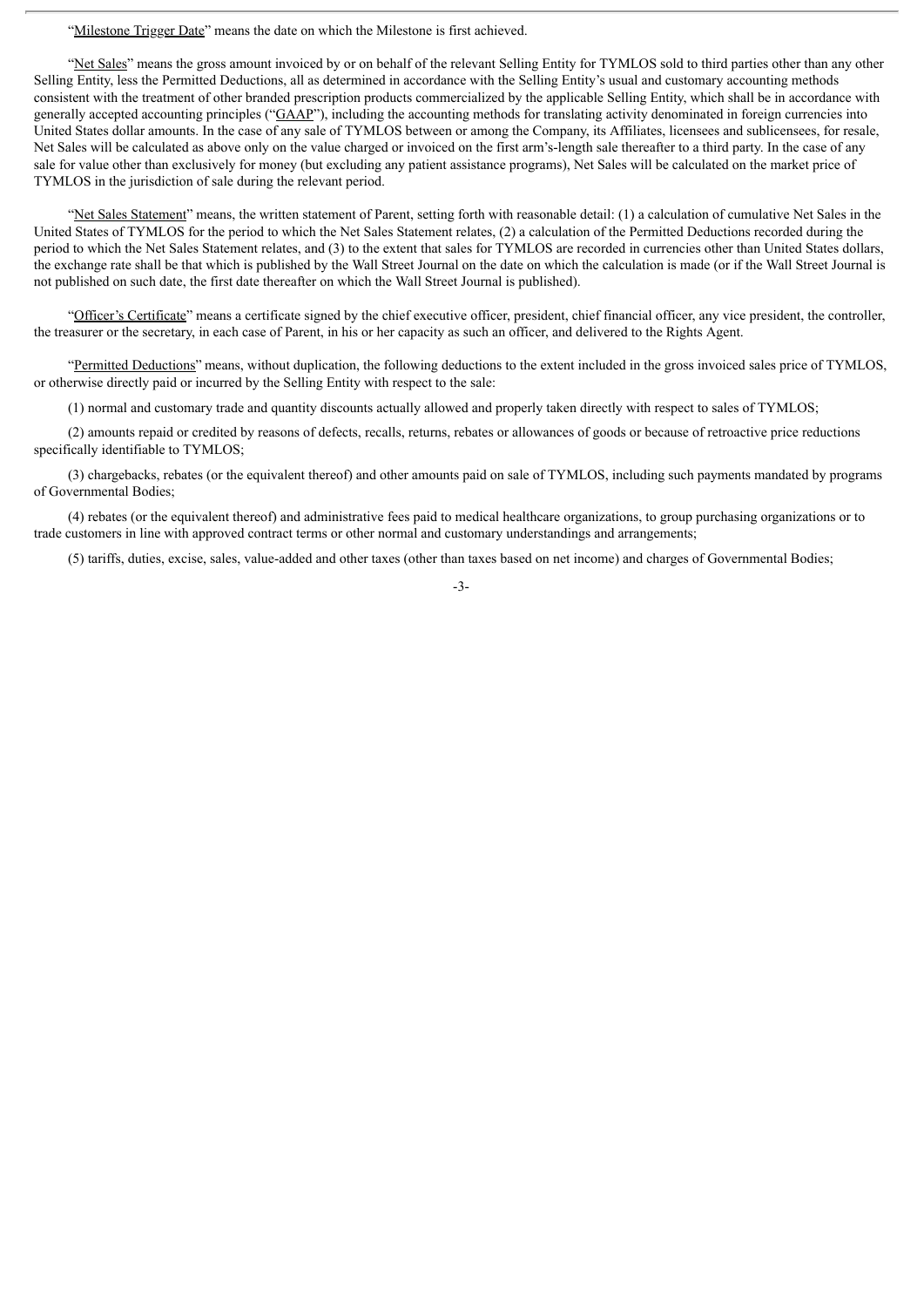"Milestone Trigger Date" means the date on which the Milestone is first achieved.

"Net Sales" means the gross amount invoiced by or on behalf of the relevant Selling Entity for TYMLOS sold to third parties other than any other Selling Entity, less the Permitted Deductions, all as determined in accordance with the Selling Entity's usual and customary accounting methods consistent with the treatment of other branded prescription products commercialized by the applicable Selling Entity, which shall be in accordance with generally accepted accounting principles ("GAAP"), including the accounting methods for translating activity denominated in foreign currencies into United States dollar amounts. In the case of any sale of TYMLOS between or among the Company, its Affiliates, licensees and sublicensees, for resale, Net Sales will be calculated as above only on the value charged or invoiced on the first arm's-length sale thereafter to a third party. In the case of any sale for value other than exclusively for money (but excluding any patient assistance programs), Net Sales will be calculated on the market price of TYMLOS in the jurisdiction of sale during the relevant period.

"Net Sales Statement" means, the written statement of Parent, setting forth with reasonable detail: (1) a calculation of cumulative Net Sales in the United States of TYMLOS for the period to which the Net Sales Statement relates, (2) a calculation of the Permitted Deductions recorded during the period to which the Net Sales Statement relates, and (3) to the extent that sales for TYMLOS are recorded in currencies other than United States dollars, the exchange rate shall be that which is published by the Wall Street Journal on the date on which the calculation is made (or if the Wall Street Journal is not published on such date, the first date thereafter on which the Wall Street Journal is published).

"Officer's Certificate" means a certificate signed by the chief executive officer, president, chief financial officer, any vice president, the controller, the treasurer or the secretary, in each case of Parent, in his or her capacity as such an officer, and delivered to the Rights Agent.

"Permitted Deductions" means, without duplication, the following deductions to the extent included in the gross invoiced sales price of TYMLOS, or otherwise directly paid or incurred by the Selling Entity with respect to the sale:

(1) normal and customary trade and quantity discounts actually allowed and properly taken directly with respect to sales of TYMLOS;

(2) amounts repaid or credited by reasons of defects, recalls, returns, rebates or allowances of goods or because of retroactive price reductions specifically identifiable to TYMLOS;

(3) chargebacks, rebates (or the equivalent thereof) and other amounts paid on sale of TYMLOS, including such payments mandated by programs of Governmental Bodies;

(4) rebates (or the equivalent thereof) and administrative fees paid to medical healthcare organizations, to group purchasing organizations or to trade customers in line with approved contract terms or other normal and customary understandings and arrangements;

(5) tariffs, duties, excise, sales, value-added and other taxes (other than taxes based on net income) and charges of Governmental Bodies;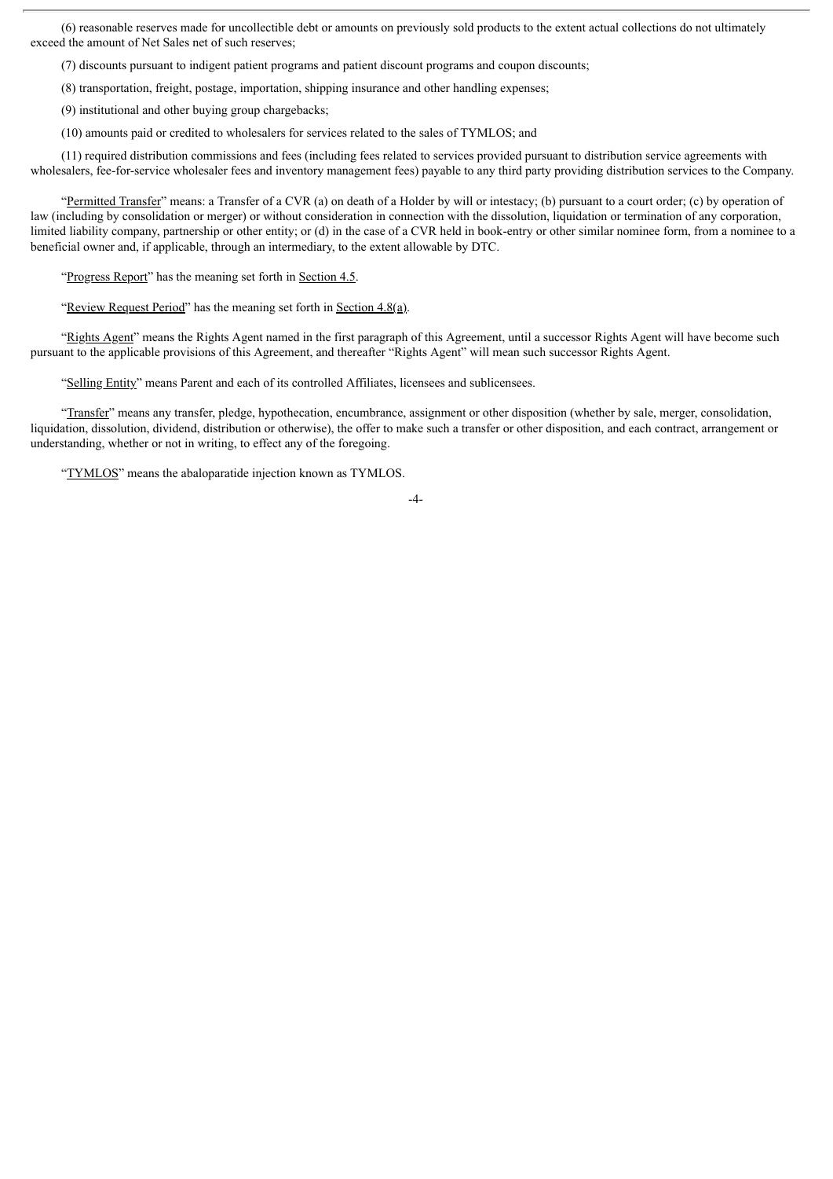(6) reasonable reserves made for uncollectible debt or amounts on previously sold products to the extent actual collections do not ultimately exceed the amount of Net Sales net of such reserves;

(7) discounts pursuant to indigent patient programs and patient discount programs and coupon discounts;

(8) transportation, freight, postage, importation, shipping insurance and other handling expenses;

(9) institutional and other buying group chargebacks;

(10) amounts paid or credited to wholesalers for services related to the sales of TYMLOS; and

(11) required distribution commissions and fees (including fees related to services provided pursuant to distribution service agreements with wholesalers, fee-for-service wholesaler fees and inventory management fees) payable to any third party providing distribution services to the Company.

"Permitted Transfer" means: a Transfer of a CVR (a) on death of a Holder by will or intestacy; (b) pursuant to a court order; (c) by operation of law (including by consolidation or merger) or without consideration in connection with the dissolution, liquidation or termination of any corporation, limited liability company, partnership or other entity; or (d) in the case of a CVR held in book-entry or other similar nominee form, from a nominee to a beneficial owner and, if applicable, through an intermediary, to the extent allowable by DTC.

"Progress Report" has the meaning set forth in Section 4.5.

"Review Request Period" has the meaning set forth in Section 4.8(a).

"Rights Agent" means the Rights Agent named in the first paragraph of this Agreement, until a successor Rights Agent will have become such pursuant to the applicable provisions of this Agreement, and thereafter "Rights Agent" will mean such successor Rights Agent.

"Selling Entity" means Parent and each of its controlled Affiliates, licensees and sublicensees.

"Transfer" means any transfer, pledge, hypothecation, encumbrance, assignment or other disposition (whether by sale, merger, consolidation, liquidation, dissolution, dividend, distribution or otherwise), the offer to make such a transfer or other disposition, and each contract, arrangement or understanding, whether or not in writing, to effect any of the foregoing.

"TYMLOS" means the abaloparatide injection known as TYMLOS.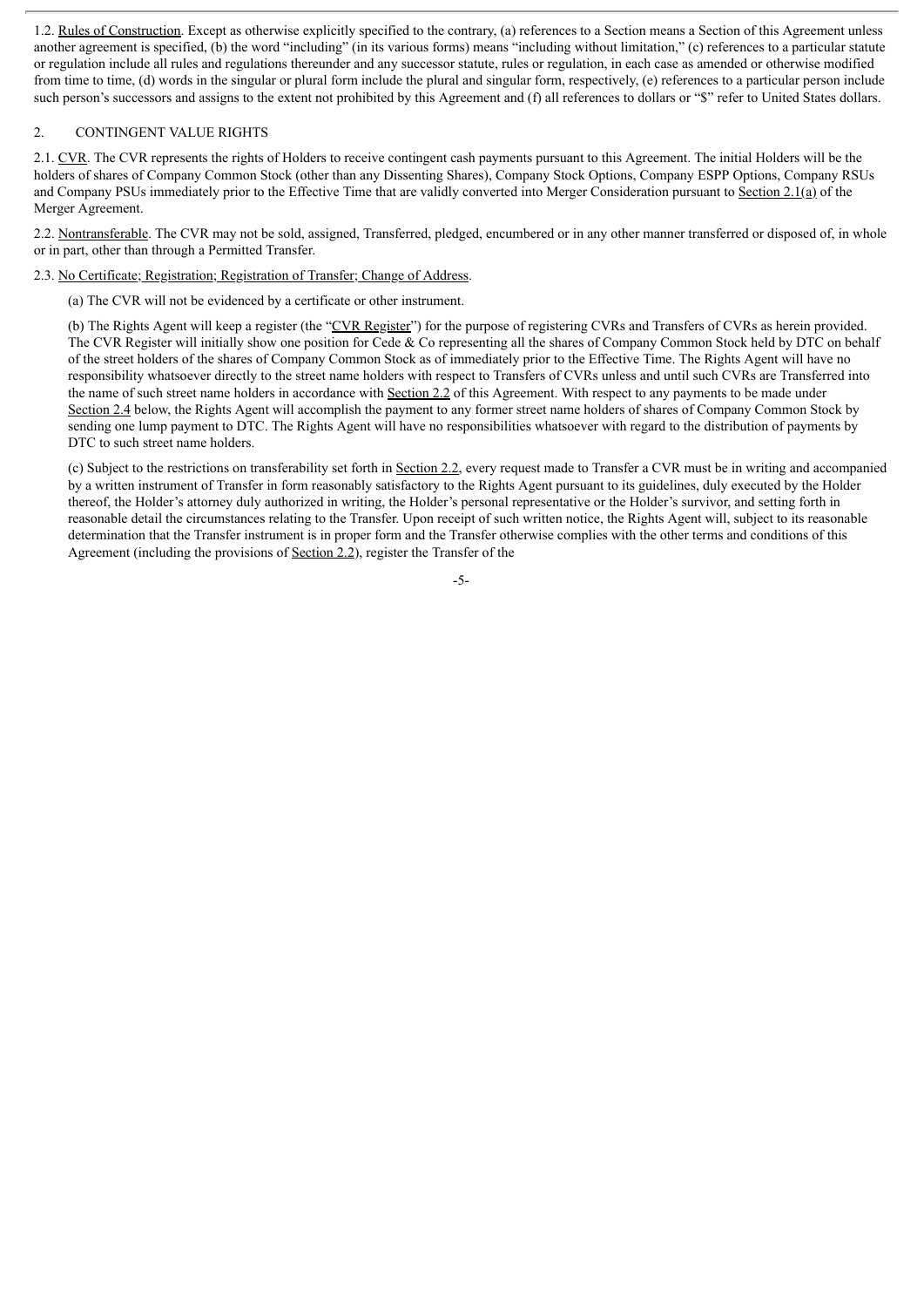1.2. Rules of Construction. Except as otherwise explicitly specified to the contrary, (a) references to a Section means a Section of this Agreement unless another agreement is specified, (b) the word "including" (in its various forms) means "including without limitation," (c) references to a particular statute or regulation include all rules and regulations thereunder and any successor statute, rules or regulation, in each case as amended or otherwise modified from time to time, (d) words in the singular or plural form include the plural and singular form, respectively, (e) references to a particular person include such person's successors and assigns to the extent not prohibited by this Agreement and (f) all references to dollars or "$" refer to United States dollars.

## 2. CONTINGENT VALUE RIGHTS

2.1. CVR. The CVR represents the rights of Holders to receive contingent cash payments pursuant to this Agreement. The initial Holders will be the holders of shares of Company Common Stock (other than any Dissenting Shares), Company Stock Options, Company ESPP Options, Company RSUs and Company PSUs immediately prior to the Effective Time that are validly converted into Merger Consideration pursuant to Section 2.1(a) of the Merger Agreement.

2.2. Nontransferable. The CVR may not be sold, assigned, Transferred, pledged, encumbered or in any other manner transferred or disposed of, in whole or in part, other than through a Permitted Transfer.

2.3. No Certificate; Registration; Registration of Transfer; Change of Address.

(a) The CVR will not be evidenced by a certificate or other instrument.

(b) The Rights Agent will keep a register (the "CVR Register") for the purpose of registering CVRs and Transfers of CVRs as herein provided. The CVR Register will initially show one position for Cede & Co representing all the shares of Company Common Stock held by DTC on behalf of the street holders of the shares of Company Common Stock as of immediately prior to the Effective Time. The Rights Agent will have no responsibility whatsoever directly to the street name holders with respect to Transfers of CVRs unless and until such CVRs are Transferred into the name of such street name holders in accordance with Section 2.2 of this Agreement. With respect to any payments to be made under Section 2.4 below, the Rights Agent will accomplish the payment to any former street name holders of shares of Company Common Stock by sending one lump payment to DTC. The Rights Agent will have no responsibilities whatsoever with regard to the distribution of payments by DTC to such street name holders.

(c) Subject to the restrictions on transferability set forth in Section 2.2, every request made to Transfer a CVR must be in writing and accompanied by a written instrument of Transfer in form reasonably satisfactory to the Rights Agent pursuant to its guidelines, duly executed by the Holder thereof, the Holder's attorney duly authorized in writing, the Holder's personal representative or the Holder's survivor, and setting forth in reasonable detail the circumstances relating to the Transfer. Upon receipt of such written notice, the Rights Agent will, subject to its reasonable determination that the Transfer instrument is in proper form and the Transfer otherwise complies with the other terms and conditions of this Agreement (including the provisions of Section 2.2), register the Transfer of the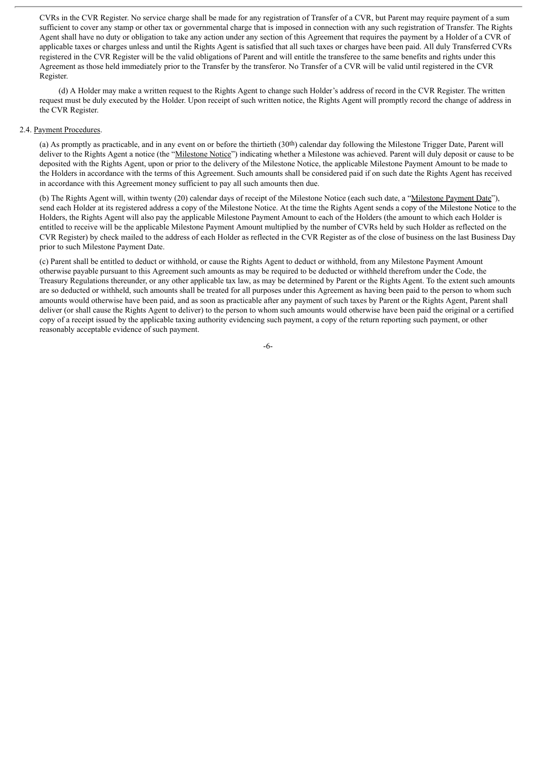CVRs in the CVR Register. No service charge shall be made for any registration of Transfer of a CVR, but Parent may require payment of a sum sufficient to cover any stamp or other tax or governmental charge that is imposed in connection with any such registration of Transfer. The Rights Agent shall have no duty or obligation to take any action under any section of this Agreement that requires the payment by a Holder of a CVR of applicable taxes or charges unless and until the Rights Agent is satisfied that all such taxes or charges have been paid. All duly Transferred CVRs registered in the CVR Register will be the valid obligations of Parent and will entitle the transferee to the same benefits and rights under this Agreement as those held immediately prior to the Transfer by the transferor. No Transfer of a CVR will be valid until registered in the CVR Register.

(d) A Holder may make a written request to the Rights Agent to change such Holder's address of record in the CVR Register. The written request must be duly executed by the Holder. Upon receipt of such written notice, the Rights Agent will promptly record the change of address in the CVR Register.

2.4. Payment Procedures.

(a) As promptly as practicable, and in any event on or before the thirtieth (30th) calendar day following the Milestone Trigger Date, Parent will deliver to the Rights Agent a notice (the "Milestone Notice") indicating whether a Milestone was achieved. Parent will duly deposit or cause to be deposited with the Rights Agent, upon or prior to the delivery of the Milestone Notice, the applicable Milestone Payment Amount to be made to the Holders in accordance with the terms of this Agreement. Such amounts shall be considered paid if on such date the Rights Agent has received in accordance with this Agreement money sufficient to pay all such amounts then due.

(b) The Rights Agent will, within twenty (20) calendar days of receipt of the Milestone Notice (each such date, a "Milestone Payment Date"), send each Holder at its registered address a copy of the Milestone Notice. At the time the Rights Agent sends a copy of the Milestone Notice to the Holders, the Rights Agent will also pay the applicable Milestone Payment Amount to each of the Holders (the amount to which each Holder is entitled to receive will be the applicable Milestone Payment Amount multiplied by the number of CVRs held by such Holder as reflected on the CVR Register) by check mailed to the address of each Holder as reflected in the CVR Register as of the close of business on the last Business Day prior to such Milestone Payment Date.

(c) Parent shall be entitled to deduct or withhold, or cause the Rights Agent to deduct or withhold, from any Milestone Payment Amount otherwise payable pursuant to this Agreement such amounts as may be required to be deducted or withheld therefrom under the Code, the Treasury Regulations thereunder, or any other applicable tax law, as may be determined by Parent or the Rights Agent. To the extent such amounts are so deducted or withheld, such amounts shall be treated for all purposes under this Agreement as having been paid to the person to whom such amounts would otherwise have been paid, and as soon as practicable after any payment of such taxes by Parent or the Rights Agent, Parent shall deliver (or shall cause the Rights Agent to deliver) to the person to whom such amounts would otherwise have been paid the original or a certified copy of a receipt issued by the applicable taxing authority evidencing such payment, a copy of the return reporting such payment, or other reasonably acceptable evidence of such payment.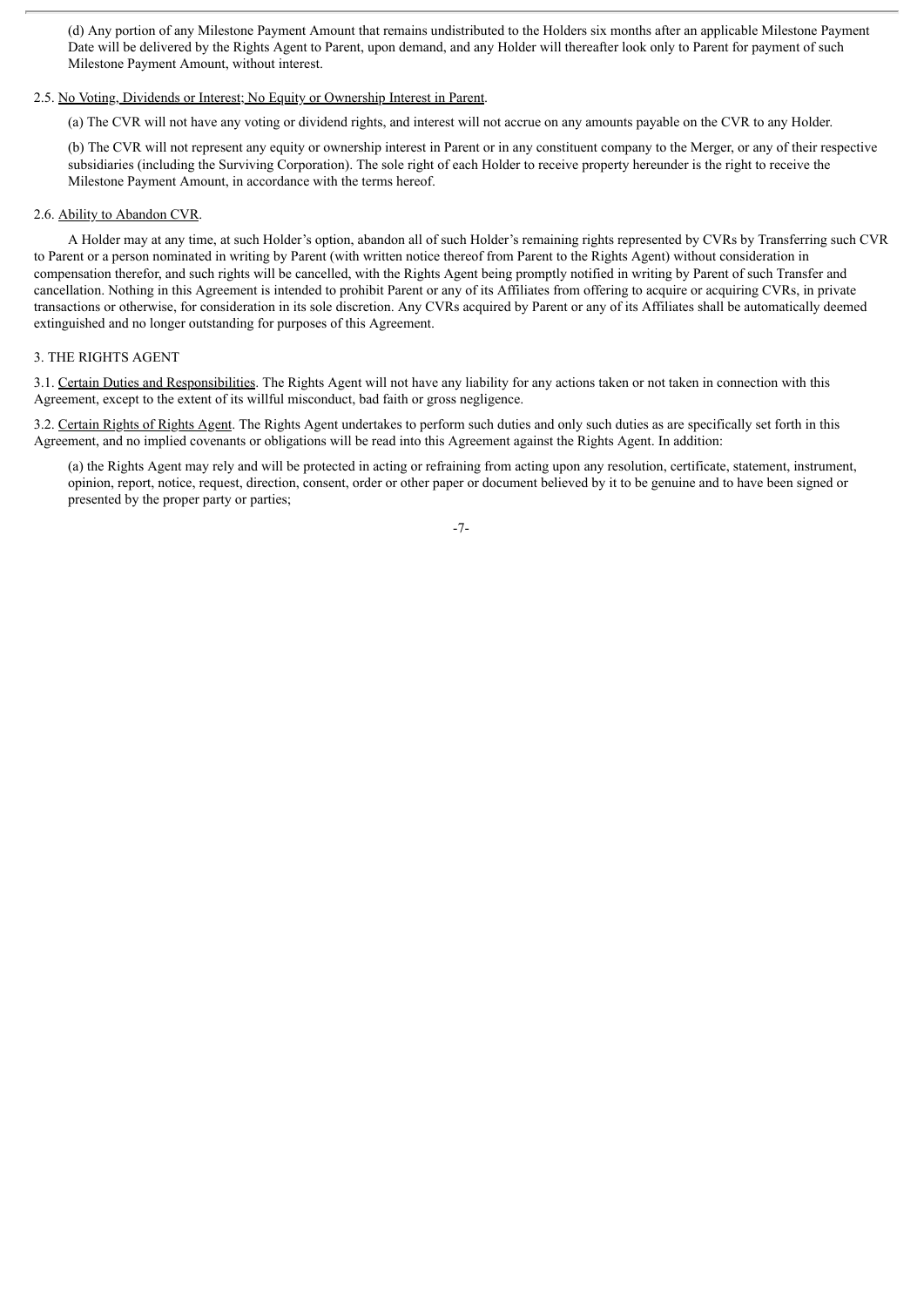(d) Any portion of any Milestone Payment Amount that remains undistributed to the Holders six months after an applicable Milestone Payment Date will be delivered by the Rights Agent to Parent, upon demand, and any Holder will thereafter look only to Parent for payment of such Milestone Payment Amount, without interest.

2.5. No Voting, Dividends or Interest; No Equity or Ownership Interest in Parent.

(a) The CVR will not have any voting or dividend rights, and interest will not accrue on any amounts payable on the CVR to any Holder.

(b) The CVR will not represent any equity or ownership interest in Parent or in any constituent company to the Merger, or any of their respective subsidiaries (including the Surviving Corporation). The sole right of each Holder to receive property hereunder is the right to receive the Milestone Payment Amount, in accordance with the terms hereof.

2.6. Ability to Abandon CVR.

A Holder may at any time, at such Holder's option, abandon all of such Holder's remaining rights represented by CVRs by Transferring such CVR to Parent or a person nominated in writing by Parent (with written notice thereof from Parent to the Rights Agent) without consideration in compensation therefor, and such rights will be cancelled, with the Rights Agent being promptly notified in writing by Parent of such Transfer and cancellation. Nothing in this Agreement is intended to prohibit Parent or any of its Affiliates from offering to acquire or acquiring CVRs, in private transactions or otherwise, for consideration in its sole discretion. Any CVRs acquired by Parent or any of its Affiliates shall be automatically deemed extinguished and no longer outstanding for purposes of this Agreement.

3. THE RIGHTS AGENT

3.1. Certain Duties and Responsibilities. The Rights Agent will not have any liability for any actions taken or not taken in connection with this Agreement, except to the extent of its willful misconduct, bad faith or gross negligence.

3.2. Certain Rights of Rights Agent. The Rights Agent undertakes to perform such duties and only such duties as are specifically set forth in this Agreement, and no implied covenants or obligations will be read into this Agreement against the Rights Agent. In addition:

(a) the Rights Agent may rely and will be protected in acting or refraining from acting upon any resolution, certificate, statement, instrument, opinion, report, notice, request, direction, consent, order or other paper or document believed by it to be genuine and to have been signed or presented by the proper party or parties;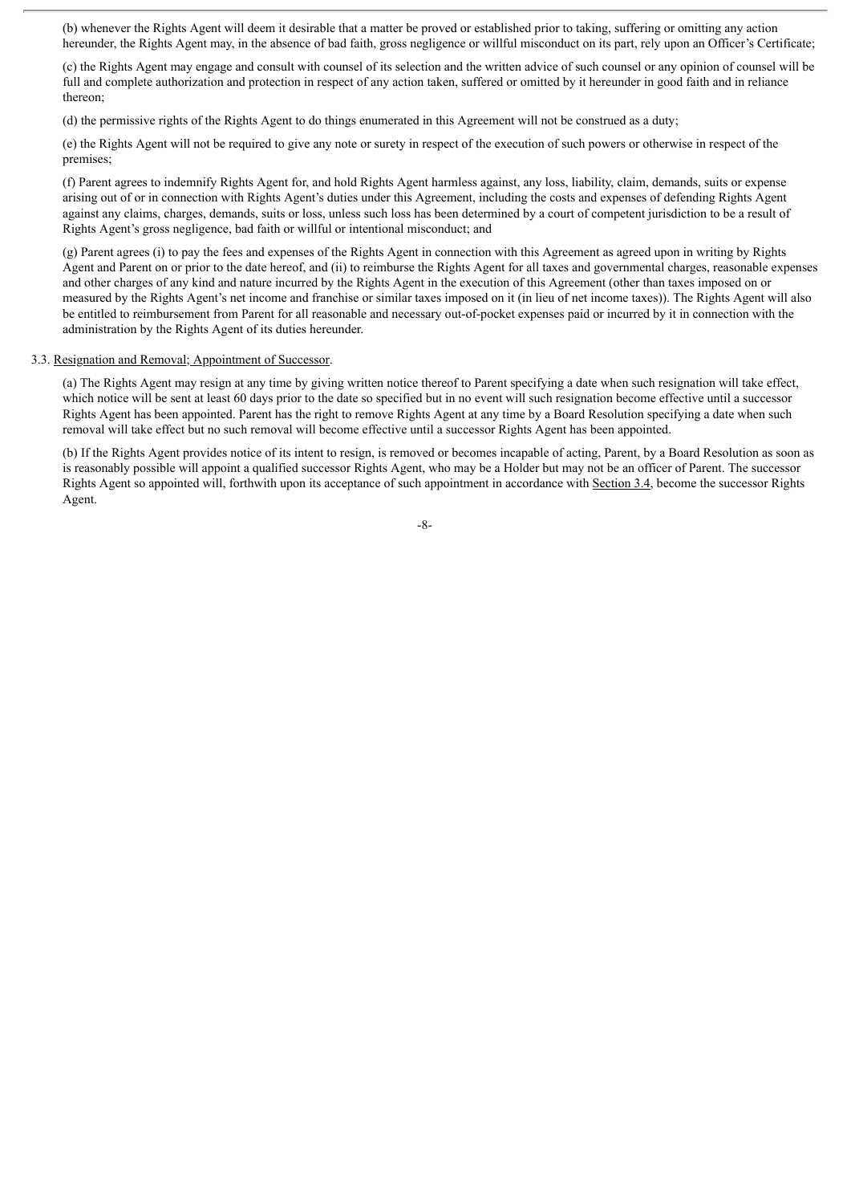(b) whenever the Rights Agent will deem it desirable that a matter be proved or established prior to taking, suffering or omitting any action hereunder, the Rights Agent may, in the absence of bad faith, gross negligence or willful misconduct on its part, rely upon an Officer's Certificate;

(c) the Rights Agent may engage and consult with counsel of its selection and the written advice of such counsel or any opinion of counsel will be full and complete authorization and protection in respect of any action taken, suffered or omitted by it hereunder in good faith and in reliance thereon;

(d) the permissive rights of the Rights Agent to do things enumerated in this Agreement will not be construed as a duty;

(e) the Rights Agent will not be required to give any note or surety in respect of the execution of such powers or otherwise in respect of the premises;

(f) Parent agrees to indemnify Rights Agent for, and hold Rights Agent harmless against, any loss, liability, claim, demands, suits or expense arising out of or in connection with Rights Agent's duties under this Agreement, including the costs and expenses of defending Rights Agent against any claims, charges, demands, suits or loss, unless such loss has been determined by a court of competent jurisdiction to be a result of Rights Agent's gross negligence, bad faith or willful or intentional misconduct; and

(g) Parent agrees (i) to pay the fees and expenses of the Rights Agent in connection with this Agreement as agreed upon in writing by Rights Agent and Parent on or prior to the date hereof, and (ii) to reimburse the Rights Agent for all taxes and governmental charges, reasonable expenses and other charges of any kind and nature incurred by the Rights Agent in the execution of this Agreement (other than taxes imposed on or measured by the Rights Agent's net income and franchise or similar taxes imposed on it (in lieu of net income taxes)). The Rights Agent will also be entitled to reimbursement from Parent for all reasonable and necessary out-of-pocket expenses paid or incurred by it in connection with the administration by the Rights Agent of its duties hereunder.

3.3. Resignation and Removal; Appointment of Successor.

(a) The Rights Agent may resign at any time by giving written notice thereof to Parent specifying a date when such resignation will take effect, which notice will be sent at least 60 days prior to the date so specified but in no event will such resignation become effective until a successor Rights Agent has been appointed. Parent has the right to remove Rights Agent at any time by a Board Resolution specifying a date when such removal will take effect but no such removal will become effective until a successor Rights Agent has been appointed.

(b) If the Rights Agent provides notice of its intent to resign, is removed or becomes incapable of acting, Parent, by a Board Resolution as soon as is reasonably possible will appoint a qualified successor Rights Agent, who may be a Holder but may not be an officer of Parent. The successor Rights Agent so appointed will, forthwith upon its acceptance of such appointment in accordance with Section 3.4, become the successor Rights Agent.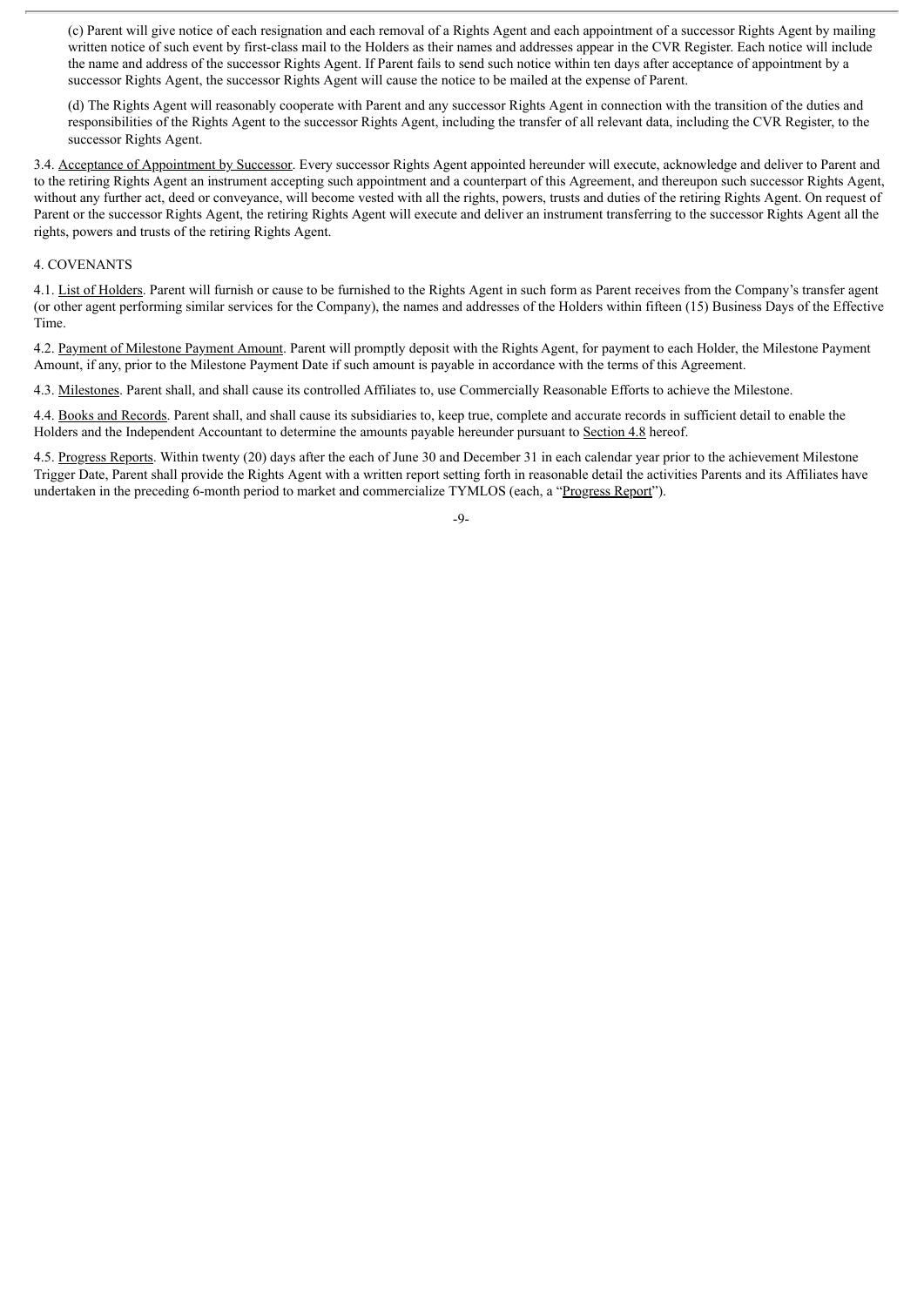(c) Parent will give notice of each resignation and each removal of a Rights Agent and each appointment of a successor Rights Agent by mailing written notice of such event by first-class mail to the Holders as their names and addresses appear in the CVR Register. Each notice will include the name and address of the successor Rights Agent. If Parent fails to send such notice within ten days after acceptance of appointment by a successor Rights Agent, the successor Rights Agent will cause the notice to be mailed at the expense of Parent.

(d) The Rights Agent will reasonably cooperate with Parent and any successor Rights Agent in connection with the transition of the duties and responsibilities of the Rights Agent to the successor Rights Agent, including the transfer of all relevant data, including the CVR Register, to the successor Rights Agent.

3.4. Acceptance of Appointment by Successor. Every successor Rights Agent appointed hereunder will execute, acknowledge and deliver to Parent and to the retiring Rights Agent an instrument accepting such appointment and a counterpart of this Agreement, and thereupon such successor Rights Agent, without any further act, deed or conveyance, will become vested with all the rights, powers, trusts and duties of the retiring Rights Agent. On request of Parent or the successor Rights Agent, the retiring Rights Agent will execute and deliver an instrument transferring to the successor Rights Agent all the rights, powers and trusts of the retiring Rights Agent.

4. COVENANTS

4.1. List of Holders. Parent will furnish or cause to be furnished to the Rights Agent in such form as Parent receives from the Company's transfer agent (or other agent performing similar services for the Company), the names and addresses of the Holders within fifteen (15) Business Days of the Effective Time.

4.2. Payment of Milestone Payment Amount. Parent will promptly deposit with the Rights Agent, for payment to each Holder, the Milestone Payment Amount, if any, prior to the Milestone Payment Date if such amount is payable in accordance with the terms of this Agreement.

4.3. Milestones. Parent shall, and shall cause its controlled Affiliates to, use Commercially Reasonable Efforts to achieve the Milestone.

4.4. Books and Records. Parent shall, and shall cause its subsidiaries to, keep true, complete and accurate records in sufficient detail to enable the Holders and the Independent Accountant to determine the amounts payable hereunder pursuant to Section 4.8 hereof.

4.5. Progress Reports. Within twenty (20) days after the each of June 30 and December 31 in each calendar year prior to the achievement Milestone Trigger Date, Parent shall provide the Rights Agent with a written report setting forth in reasonable detail the activities Parents and its Affiliates have undertaken in the preceding 6-month period to market and commercialize TYMLOS (each, a "Progress Report").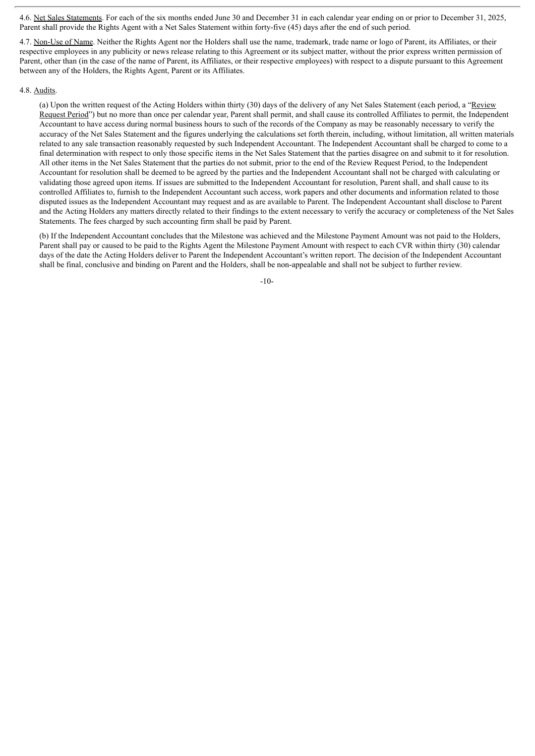4.6. Net Sales Statements. For each of the six months ended June 30 and December 31 in each calendar year ending on or prior to December 31, 2025, Parent shall provide the Rights Agent with a Net Sales Statement within forty-five (45) days after the end of such period.

4.7. Non-Use of Name. Neither the Rights Agent nor the Holders shall use the name, trademark, trade name or logo of Parent, its Affiliates, or their respective employees in any publicity or news release relating to this Agreement or its subject matter, without the prior express written permission of Parent, other than (in the case of the name of Parent, its Affiliates, or their respective employees) with respect to a dispute pursuant to this Agreement between any of the Holders, the Rights Agent, Parent or its Affiliates.

4.8. Audits.

(a) Upon the written request of the Acting Holders within thirty (30) days of the delivery of any Net Sales Statement (each period, a "Review Request Period") but no more than once per calendar year, Parent shall permit, and shall cause its controlled Affiliates to permit, the Independent Accountant to have access during normal business hours to such of the records of the Company as may be reasonably necessary to verify the accuracy of the Net Sales Statement and the figures underlying the calculations set forth therein, including, without limitation, all written materials related to any sale transaction reasonably requested by such Independent Accountant. The Independent Accountant shall be charged to come to a final determination with respect to only those specific items in the Net Sales Statement that the parties disagree on and submit to it for resolution. All other items in the Net Sales Statement that the parties do not submit, prior to the end of the Review Request Period, to the Independent Accountant for resolution shall be deemed to be agreed by the parties and the Independent Accountant shall not be charged with calculating or validating those agreed upon items. If issues are submitted to the Independent Accountant for resolution, Parent shall, and shall cause to its controlled Affiliates to, furnish to the Independent Accountant such access, work papers and other documents and information related to those disputed issues as the Independent Accountant may request and as are available to Parent. The Independent Accountant shall disclose to Parent and the Acting Holders any matters directly related to their findings to the extent necessary to verify the accuracy or completeness of the Net Sales Statements. The fees charged by such accounting firm shall be paid by Parent.

(b) If the Independent Accountant concludes that the Milestone was achieved and the Milestone Payment Amount was not paid to the Holders, Parent shall pay or caused to be paid to the Rights Agent the Milestone Payment Amount with respect to each CVR within thirty (30) calendar days of the date the Acting Holders deliver to Parent the Independent Accountant's written report. The decision of the Independent Accountant shall be final, conclusive and binding on Parent and the Holders, shall be non-appealable and shall not be subject to further review.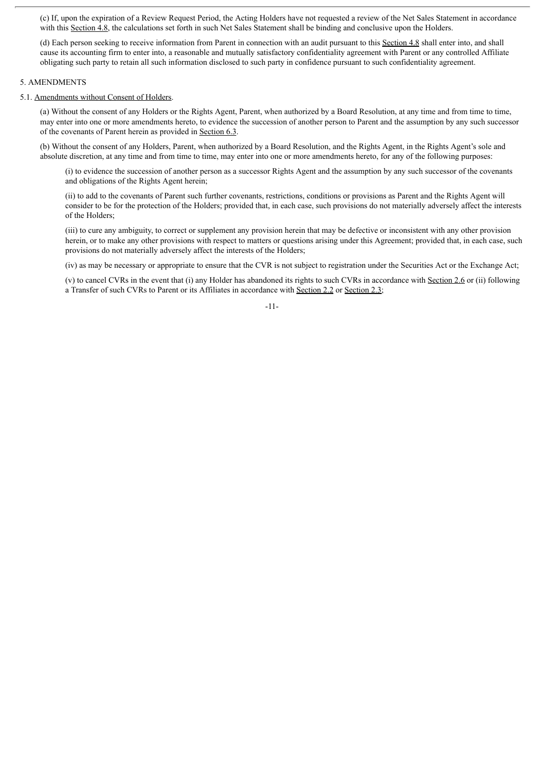(c) If, upon the expiration of a Review Request Period, the Acting Holders have not requested a review of the Net Sales Statement in accordance with this Section 4.8, the calculations set forth in such Net Sales Statement shall be binding and conclusive upon the Holders.

(d) Each person seeking to receive information from Parent in connection with an audit pursuant to this Section 4.8 shall enter into, and shall cause its accounting firm to enter into, a reasonable and mutually satisfactory confidentiality agreement with Parent or any controlled Affiliate obligating such party to retain all such information disclosed to such party in confidence pursuant to such confidentiality agreement.

5. AMENDMENTS

5.1. Amendments without Consent of Holders.

(a) Without the consent of any Holders or the Rights Agent, Parent, when authorized by a Board Resolution, at any time and from time to time, may enter into one or more amendments hereto, to evidence the succession of another person to Parent and the assumption by any such successor of the covenants of Parent herein as provided in Section 6.3.

(b) Without the consent of any Holders, Parent, when authorized by a Board Resolution, and the Rights Agent, in the Rights Agent's sole and absolute discretion, at any time and from time to time, may enter into one or more amendments hereto, for any of the following purposes:

(i) to evidence the succession of another person as a successor Rights Agent and the assumption by any such successor of the covenants and obligations of the Rights Agent herein;

(ii) to add to the covenants of Parent such further covenants, restrictions, conditions or provisions as Parent and the Rights Agent will consider to be for the protection of the Holders; provided that, in each case, such provisions do not materially adversely affect the interests of the Holders;

(iii) to cure any ambiguity, to correct or supplement any provision herein that may be defective or inconsistent with any other provision herein, or to make any other provisions with respect to matters or questions arising under this Agreement; provided that, in each case, such provisions do not materially adversely affect the interests of the Holders;

(iv) as may be necessary or appropriate to ensure that the CVR is not subject to registration under the Securities Act or the Exchange Act;

(v) to cancel CVRs in the event that (i) any Holder has abandoned its rights to such CVRs in accordance with Section 2.6 or (ii) following a Transfer of such CVRs to Parent or its Affiliates in accordance with Section 2.2 or Section 2.3;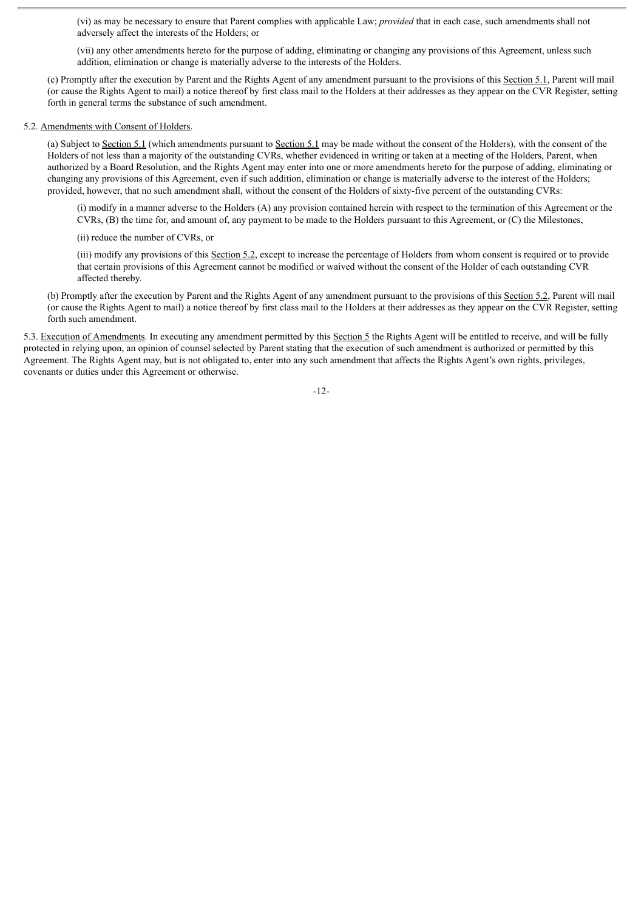(vi) as may be necessary to ensure that Parent complies with applicable Law; *provided* that in each case, such amendments shall not adversely affect the interests of the Holders; or

(vii) any other amendments hereto for the purpose of adding, eliminating or changing any provisions of this Agreement, unless such addition, elimination or change is materially adverse to the interests of the Holders.

(c) Promptly after the execution by Parent and the Rights Agent of any amendment pursuant to the provisions of this Section 5.1, Parent will mail (or cause the Rights Agent to mail) a notice thereof by first class mail to the Holders at their addresses as they appear on the CVR Register, setting forth in general terms the substance of such amendment.

5.2. Amendments with Consent of Holders.

(a) Subject to Section 5.1 (which amendments pursuant to Section 5.1 may be made without the consent of the Holders), with the consent of the Holders of not less than a majority of the outstanding CVRs, whether evidenced in writing or taken at a meeting of the Holders, Parent, when authorized by a Board Resolution, and the Rights Agent may enter into one or more amendments hereto for the purpose of adding, eliminating or changing any provisions of this Agreement, even if such addition, elimination or change is materially adverse to the interest of the Holders; provided, however, that no such amendment shall, without the consent of the Holders of sixty-five percent of the outstanding CVRs:

(i) modify in a manner adverse to the Holders (A) any provision contained herein with respect to the termination of this Agreement or the CVRs, (B) the time for, and amount of, any payment to be made to the Holders pursuant to this Agreement, or (C) the Milestones,

(ii) reduce the number of CVRs, or

(iii) modify any provisions of this Section 5.2, except to increase the percentage of Holders from whom consent is required or to provide that certain provisions of this Agreement cannot be modified or waived without the consent of the Holder of each outstanding CVR affected thereby.

(b) Promptly after the execution by Parent and the Rights Agent of any amendment pursuant to the provisions of this Section 5.2, Parent will mail (or cause the Rights Agent to mail) a notice thereof by first class mail to the Holders at their addresses as they appear on the CVR Register, setting forth such amendment.

5.3. Execution of Amendments. In executing any amendment permitted by this Section 5 the Rights Agent will be entitled to receive, and will be fully protected in relying upon, an opinion of counsel selected by Parent stating that the execution of such amendment is authorized or permitted by this Agreement. The Rights Agent may, but is not obligated to, enter into any such amendment that affects the Rights Agent's own rights, privileges, covenants or duties under this Agreement or otherwise.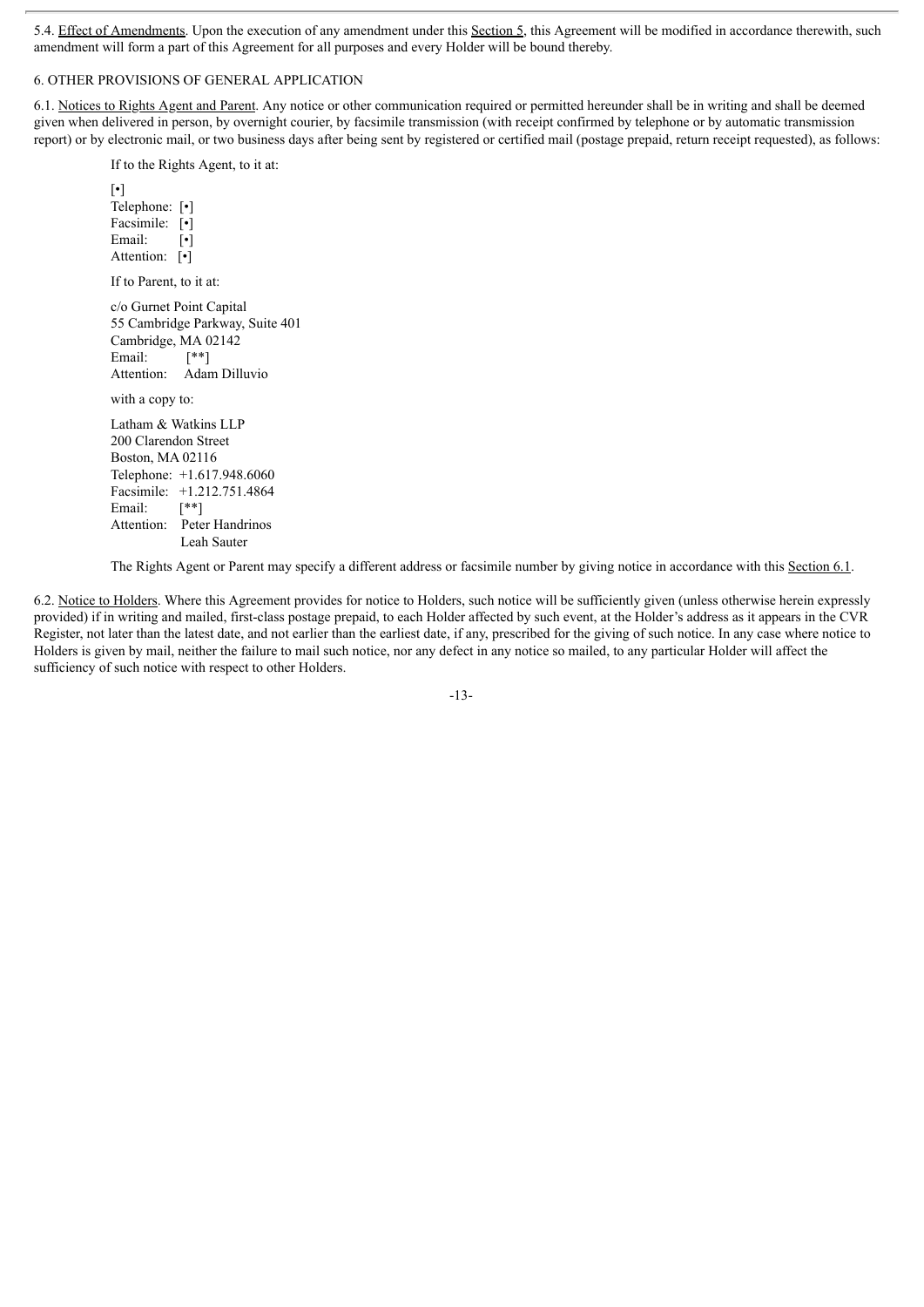5.4. Effect of Amendments. Upon the execution of any amendment under this Section 5, this Agreement will be modified in accordance therewith, such amendment will form a part of this Agreement for all purposes and every Holder will be bound thereby.

## 6. OTHER PROVISIONS OF GENERAL APPLICATION

6.1. Notices to Rights Agent and Parent. Any notice or other communication required or permitted hereunder shall be in writing and shall be deemed given when delivered in person, by overnight courier, by facsimile transmission (with receipt confirmed by telephone or by automatic transmission report) or by electronic mail, or two business days after being sent by registered or certified mail (postage prepaid, return receipt requested), as follows:

If to the Rights Agent, to it at:

[•]
Telephone: [•]
Facsimile: [•]
Email: [•]
Attention: [•]

If to Parent, to it at:

c/o Gurnet Point Capital
55 Cambridge Parkway, Suite 401
Cambridge, MA 02142
Email: [**]
Attention: Adam Dilluvio

with a copy to:

Latham & Watkins LLP
200 Clarendon Street
Boston, MA 02116
Telephone: +1.617.948.6060
Facsimile: +1.212.751.4864
Email: [**]
Attention: Peter Handrinos
Leah Sauter

The Rights Agent or Parent may specify a different address or facsimile number by giving notice in accordance with this Section 6.1.

6.2. Notice to Holders. Where this Agreement provides for notice to Holders, such notice will be sufficiently given (unless otherwise herein expressly provided) if in writing and mailed, first-class postage prepaid, to each Holder affected by such event, at the Holder's address as it appears in the CVR Register, not later than the latest date, and not earlier than the earliest date, if any, prescribed for the giving of such notice. In any case where notice to Holders is given by mail, neither the failure to mail such notice, nor any defect in any notice so mailed, to any particular Holder will affect the sufficiency of such notice with respect to other Holders.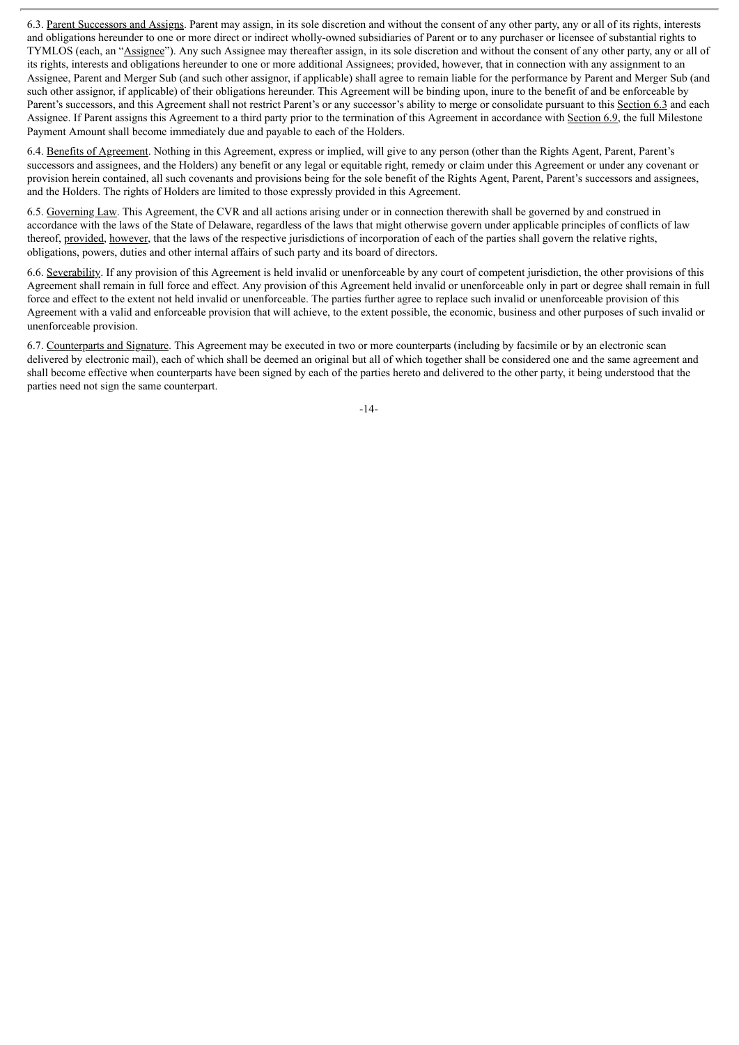6.3. Parent Successors and Assigns. Parent may assign, in its sole discretion and without the consent of any other party, any or all of its rights, interests and obligations hereunder to one or more direct or indirect wholly-owned subsidiaries of Parent or to any purchaser or licensee of substantial rights to TYMLOS (each, an "Assignee"). Any such Assignee may thereafter assign, in its sole discretion and without the consent of any other party, any or all of its rights, interests and obligations hereunder to one or more additional Assignees; provided, however, that in connection with any assignment to an Assignee, Parent and Merger Sub (and such other assignor, if applicable) shall agree to remain liable for the performance by Parent and Merger Sub (and such other assignor, if applicable) of their obligations hereunder. This Agreement will be binding upon, inure to the benefit of and be enforceable by Parent's successors, and this Agreement shall not restrict Parent's or any successor's ability to merge or consolidate pursuant to this Section 6.3 and each Assignee. If Parent assigns this Agreement to a third party prior to the termination of this Agreement in accordance with Section 6.9, the full Milestone Payment Amount shall become immediately due and payable to each of the Holders.

6.4. Benefits of Agreement. Nothing in this Agreement, express or implied, will give to any person (other than the Rights Agent, Parent, Parent's successors and assignees, and the Holders) any benefit or any legal or equitable right, remedy or claim under this Agreement or under any covenant or provision herein contained, all such covenants and provisions being for the sole benefit of the Rights Agent, Parent, Parent's successors and assignees, and the Holders. The rights of Holders are limited to those expressly provided in this Agreement.

6.5. Governing Law. This Agreement, the CVR and all actions arising under or in connection therewith shall be governed by and construed in accordance with the laws of the State of Delaware, regardless of the laws that might otherwise govern under applicable principles of conflicts of law thereof, provided, however, that the laws of the respective jurisdictions of incorporation of each of the parties shall govern the relative rights, obligations, powers, duties and other internal affairs of such party and its board of directors.

6.6. Severability. If any provision of this Agreement is held invalid or unenforceable by any court of competent jurisdiction, the other provisions of this Agreement shall remain in full force and effect. Any provision of this Agreement held invalid or unenforceable only in part or degree shall remain in full force and effect to the extent not held invalid or unenforceable. The parties further agree to replace such invalid or unenforceable provision of this Agreement with a valid and enforceable provision that will achieve, to the extent possible, the economic, business and other purposes of such invalid or unenforceable provision.

6.7. Counterparts and Signature. This Agreement may be executed in two or more counterparts (including by facsimile or by an electronic scan delivered by electronic mail), each of which shall be deemed an original but all of which together shall be considered one and the same agreement and shall become effective when counterparts have been signed by each of the parties hereto and delivered to the other party, it being understood that the parties need not sign the same counterpart.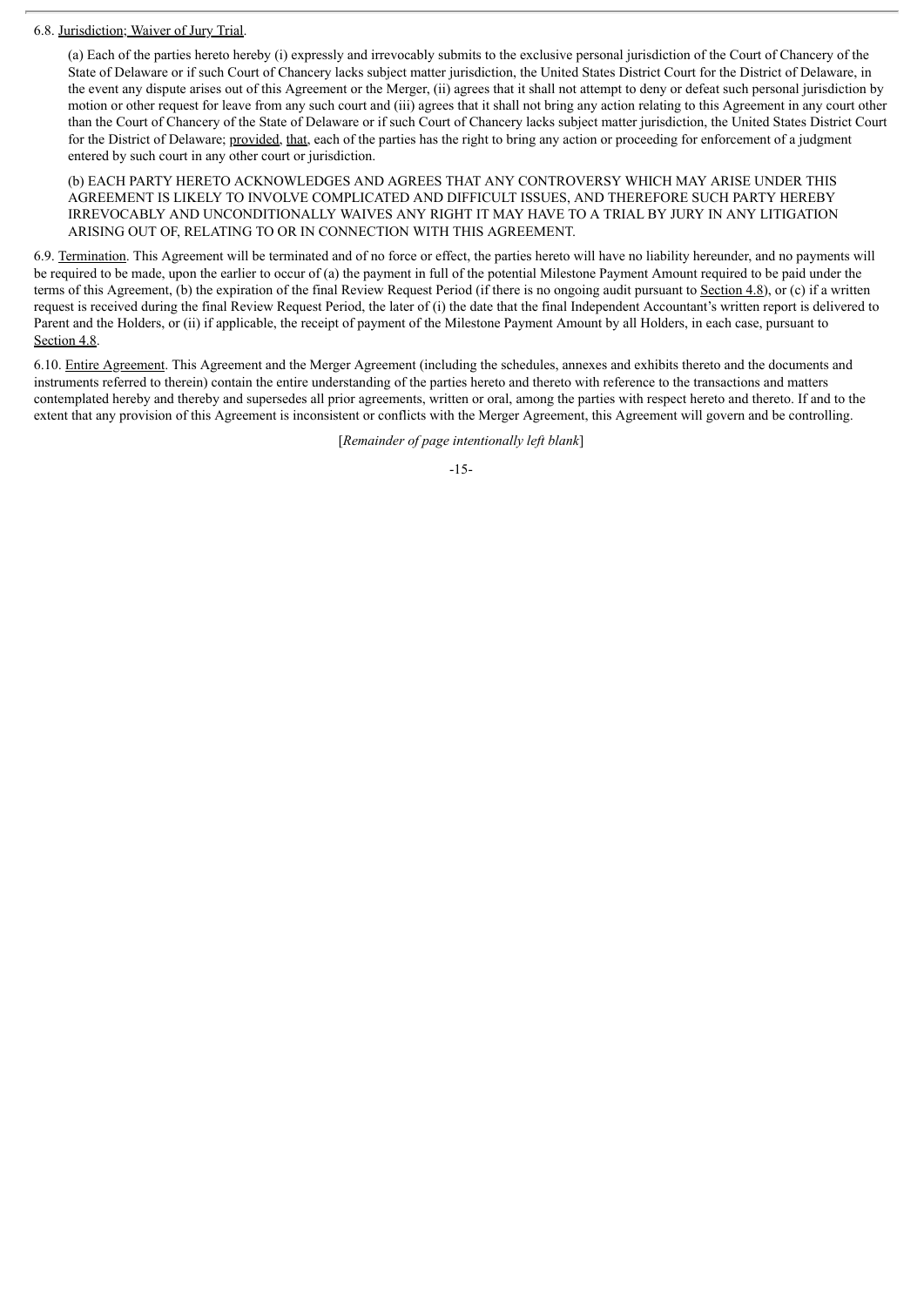6.8. Jurisdiction; Waiver of Jury Trial.

(a) Each of the parties hereto hereby (i) expressly and irrevocably submits to the exclusive personal jurisdiction of the Court of Chancery of the State of Delaware or if such Court of Chancery lacks subject matter jurisdiction, the United States District Court for the District of Delaware, in the event any dispute arises out of this Agreement or the Merger, (ii) agrees that it shall not attempt to deny or defeat such personal jurisdiction by motion or other request for leave from any such court and (iii) agrees that it shall not bring any action relating to this Agreement in any court other than the Court of Chancery of the State of Delaware or if such Court of Chancery lacks subject matter jurisdiction, the United States District Court for the District of Delaware; provided, that, each of the parties has the right to bring any action or proceeding for enforcement of a judgment entered by such court in any other court or jurisdiction.

(b) EACH PARTY HERETO ACKNOWLEDGES AND AGREES THAT ANY CONTROVERSY WHICH MAY ARISE UNDER THIS AGREEMENT IS LIKELY TO INVOLVE COMPLICATED AND DIFFICULT ISSUES, AND THEREFORE SUCH PARTY HEREBY IRREVOCABLY AND UNCONDITIONALLY WAIVES ANY RIGHT IT MAY HAVE TO A TRIAL BY JURY IN ANY LITIGATION ARISING OUT OF, RELATING TO OR IN CONNECTION WITH THIS AGREEMENT.

6.9. Termination. This Agreement will be terminated and of no force or effect, the parties hereto will have no liability hereunder, and no payments will be required to be made, upon the earlier to occur of (a) the payment in full of the potential Milestone Payment Amount required to be paid under the terms of this Agreement, (b) the expiration of the final Review Request Period (if there is no ongoing audit pursuant to Section 4.8), or (c) if a written request is received during the final Review Request Period, the later of (i) the date that the final Independent Accountant's written report is delivered to Parent and the Holders, or (ii) if applicable, the receipt of payment of the Milestone Payment Amount by all Holders, in each case, pursuant to Section 4.8.

6.10. Entire Agreement. This Agreement and the Merger Agreement (including the schedules, annexes and exhibits thereto and the documents and instruments referred to therein) contain the entire understanding of the parties hereto and thereto with reference to the transactions and matters contemplated hereby and thereby and supersedes all prior agreements, written or oral, among the parties with respect hereto and thereto. If and to the extent that any provision of this Agreement is inconsistent or conflicts with the Merger Agreement, this Agreement will govern and be controlling.

[*Remainder of page intentionally left blank*]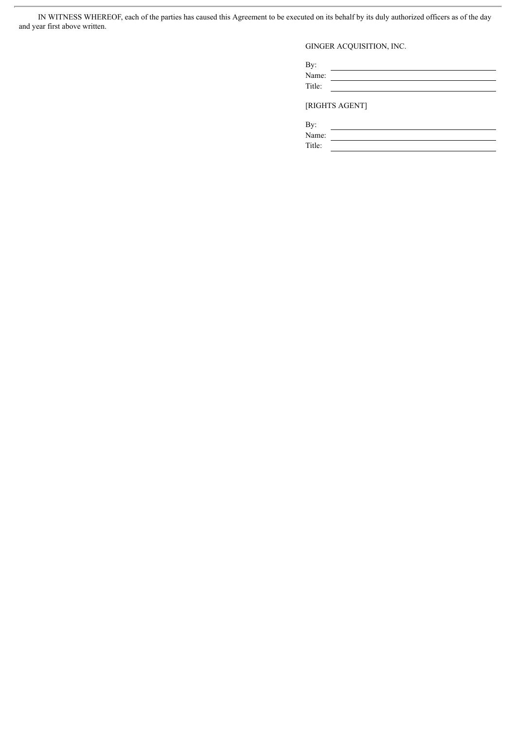IN WITNESS WHEREOF, each of the parties has caused this Agreement to be executed on its behalf by its duly authorized officers as of the day and year first above written.

GINGER ACQUISITION, INC.

By: \_\_\_\_\_\_\_\_\_\_\_\_\_\_\_\_\_\_\_\_\_\_\_\_\_\_\_\_\_\_\_\_

Name: \_\_\_\_\_\_\_\_\_\_\_\_\_\_\_\_\_\_\_\_\_\_\_\_\_\_\_\_\_\_\_\_

Title: \_\_\_\_\_\_\_\_\_\_\_\_\_\_\_\_\_\_\_\_\_\_\_\_\_\_\_\_\_\_\_\_

[RIGHTS AGENT]

By: \_\_\_\_\_\_\_\_\_\_\_\_\_\_\_\_\_\_\_\_\_\_\_\_\_\_\_\_\_\_\_\_

Name: \_\_\_\_\_\_\_\_\_\_\_\_\_\_\_\_\_\_\_\_\_\_\_\_\_\_\_\_\_\_\_\_

Title: \_\_\_\_\_\_\_\_\_\_\_\_\_\_\_\_\_\_\_\_\_\_\_\_\_\_\_\_\_\_\_\_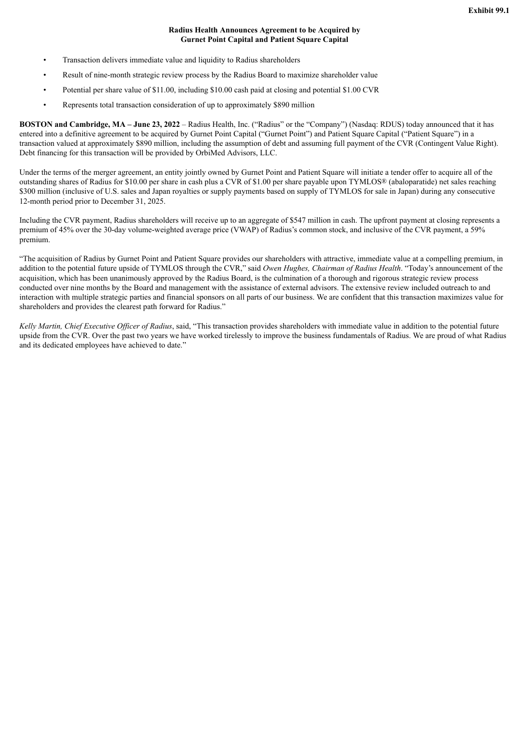**Exhibit 99.1**

**Radius Health Announces Agreement to be Acquired by Gurnet Point Capital and Patient Square Capital**

- Transaction delivers immediate value and liquidity to Radius shareholders
- Result of nine-month strategic review process by the Radius Board to maximize shareholder value
- Potential per share value of $11.00, including $10.00 cash paid at closing and potential $1.00 CVR
- Represents total transaction consideration of up to approximately $890 million

**BOSTON and Cambridge, MA – June 23, 2022** – Radius Health, Inc. ("Radius" or the "Company") (Nasdaq: RDUS) today announced that it has entered into a definitive agreement to be acquired by Gurnet Point Capital ("Gurnet Point") and Patient Square Capital ("Patient Square") in a transaction valued at approximately $890 million, including the assumption of debt and assuming full payment of the CVR (Contingent Value Right). Debt financing for this transaction will be provided by OrbiMed Advisors, LLC.

Under the terms of the merger agreement, an entity jointly owned by Gurnet Point and Patient Square will initiate a tender offer to acquire all of the outstanding shares of Radius for $10.00 per share in cash plus a CVR of $1.00 per share payable upon TYMLOS® (abaloparatide) net sales reaching $300 million (inclusive of U.S. sales and Japan royalties or supply payments based on supply of TYMLOS for sale in Japan) during any consecutive 12-month period prior to December 31, 2025.

Including the CVR payment, Radius shareholders will receive up to an aggregate of $547 million in cash. The upfront payment at closing represents a premium of 45% over the 30-day volume-weighted average price (VWAP) of Radius's common stock, and inclusive of the CVR payment, a 59% premium.

"The acquisition of Radius by Gurnet Point and Patient Square provides our shareholders with attractive, immediate value at a compelling premium, in addition to the potential future upside of TYMLOS through the CVR," said *Owen Hughes, Chairman of Radius Health*. "Today's announcement of the acquisition, which has been unanimously approved by the Radius Board, is the culmination of a thorough and rigorous strategic review process conducted over nine months by the Board and management with the assistance of external advisors. The extensive review included outreach to and interaction with multiple strategic parties and financial sponsors on all parts of our business. We are confident that this transaction maximizes value for shareholders and provides the clearest path forward for Radius."

*Kelly Martin, Chief Executive Officer of Radius*, said, "This transaction provides shareholders with immediate value in addition to the potential future upside from the CVR. Over the past two years we have worked tirelessly to improve the business fundamentals of Radius. We are proud of what Radius and its dedicated employees have achieved to date."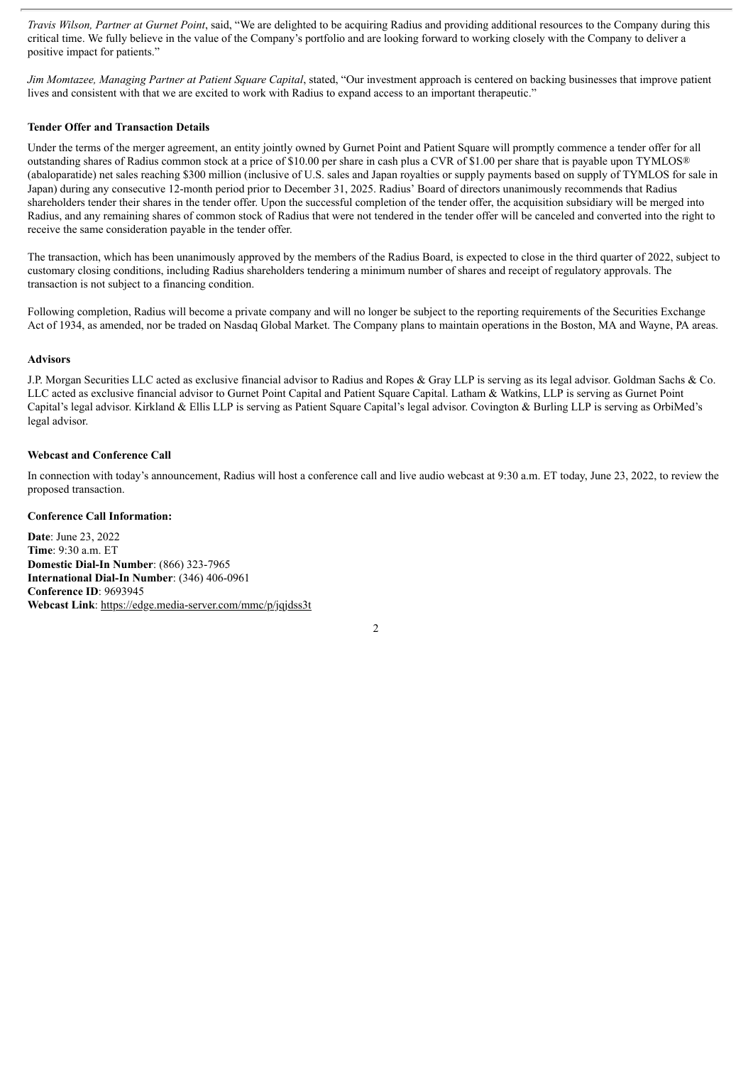*Travis Wilson, Partner at Gurnet Point*, said, "We are delighted to be acquiring Radius and providing additional resources to the Company during this critical time. We fully believe in the value of the Company's portfolio and are looking forward to working closely with the Company to deliver a positive impact for patients."

*Jim Momtazee, Managing Partner at Patient Square Capital*, stated, "Our investment approach is centered on backing businesses that improve patient lives and consistent with that we are excited to work with Radius to expand access to an important therapeutic."

**Tender Offer and Transaction Details**

Under the terms of the merger agreement, an entity jointly owned by Gurnet Point and Patient Square will promptly commence a tender offer for all outstanding shares of Radius common stock at a price of $10.00 per share in cash plus a CVR of $1.00 per share that is payable upon TYMLOS® (abaloparatide) net sales reaching $300 million (inclusive of U.S. sales and Japan royalties or supply payments based on supply of TYMLOS for sale in Japan) during any consecutive 12-month period prior to December 31, 2025. Radius' Board of directors unanimously recommends that Radius shareholders tender their shares in the tender offer. Upon the successful completion of the tender offer, the acquisition subsidiary will be merged into Radius, and any remaining shares of common stock of Radius that were not tendered in the tender offer will be canceled and converted into the right to receive the same consideration payable in the tender offer.

The transaction, which has been unanimously approved by the members of the Radius Board, is expected to close in the third quarter of 2022, subject to customary closing conditions, including Radius shareholders tendering a minimum number of shares and receipt of regulatory approvals. The transaction is not subject to a financing condition.

Following completion, Radius will become a private company and will no longer be subject to the reporting requirements of the Securities Exchange Act of 1934, as amended, nor be traded on Nasdaq Global Market. The Company plans to maintain operations in the Boston, MA and Wayne, PA areas.

**Advisors**

J.P. Morgan Securities LLC acted as exclusive financial advisor to Radius and Ropes & Gray LLP is serving as its legal advisor. Goldman Sachs & Co. LLC acted as exclusive financial advisor to Gurnet Point Capital and Patient Square Capital. Latham & Watkins, LLP is serving as Gurnet Point Capital's legal advisor. Kirkland & Ellis LLP is serving as Patient Square Capital's legal advisor. Covington & Burling LLP is serving as OrbiMed's legal advisor.

**Webcast and Conference Call**

In connection with today's announcement, Radius will host a conference call and live audio webcast at 9:30 a.m. ET today, June 23, 2022, to review the proposed transaction.

**Conference Call Information:**

**Date**: June 23, 2022
**Time**: 9:30 a.m. ET
**Domestic Dial-In Number**: (866) 323-7965
**International Dial-In Number**: (346) 406-0961
**Conference ID**: 9693945
**Webcast Link**: https://edge.media-server.com/mmc/p/jqjdss3t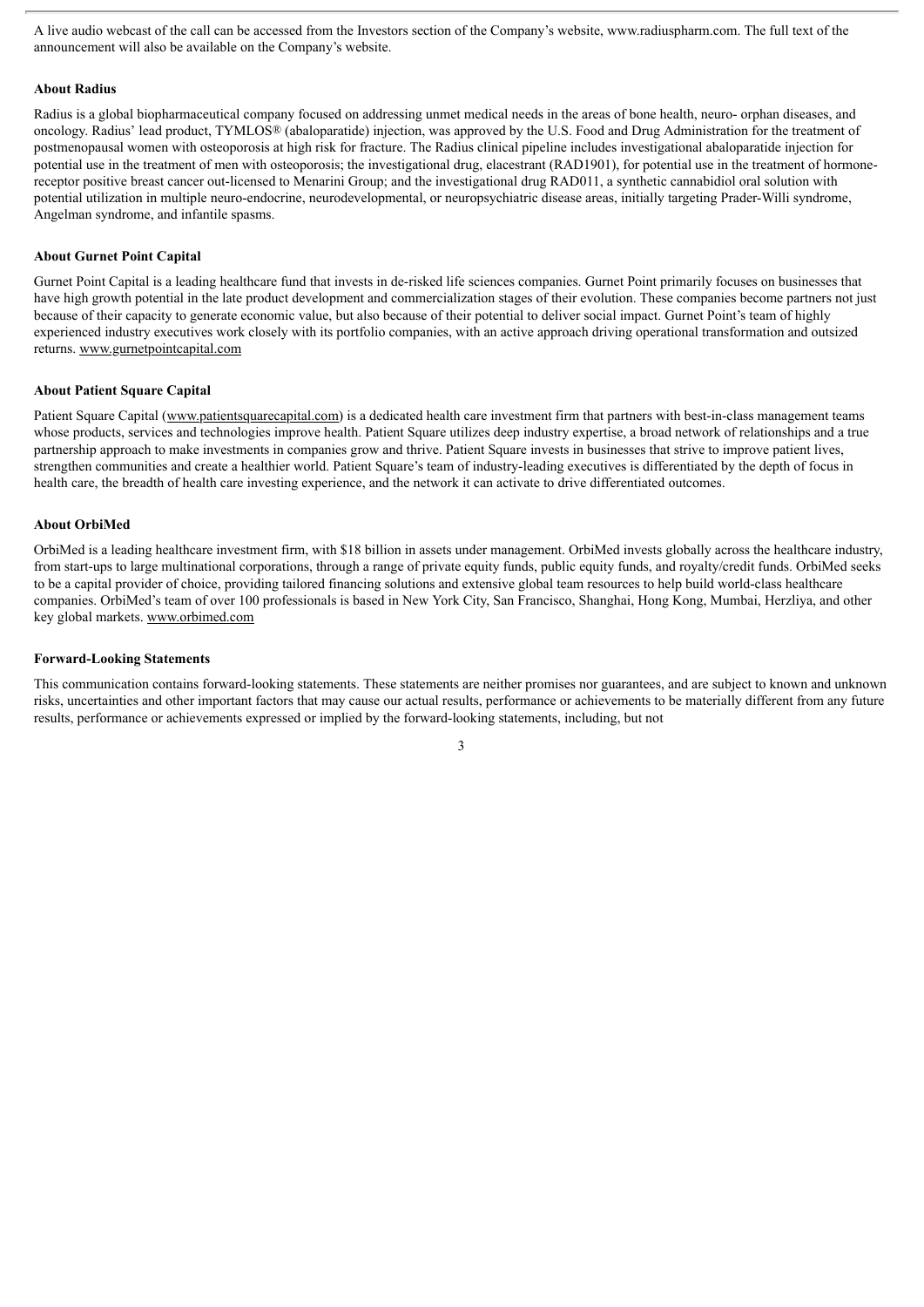A live audio webcast of the call can be accessed from the Investors section of the Company's website, www.radiuspharm.com. The full text of the announcement will also be available on the Company's website.

**About Radius**

Radius is a global biopharmaceutical company focused on addressing unmet medical needs in the areas of bone health, neuro- orphan diseases, and oncology. Radius' lead product, TYMLOS® (abaloparatide) injection, was approved by the U.S. Food and Drug Administration for the treatment of postmenopausal women with osteoporosis at high risk for fracture. The Radius clinical pipeline includes investigational abaloparatide injection for potential use in the treatment of men with osteoporosis; the investigational drug, elacestrant (RAD1901), for potential use in the treatment of hormone-receptor positive breast cancer out-licensed to Menarini Group; and the investigational drug RAD011, a synthetic cannabidiol oral solution with potential utilization in multiple neuro-endocrine, neurodevelopmental, or neuropsychiatric disease areas, initially targeting Prader-Willi syndrome, Angelman syndrome, and infantile spasms.

**About Gurnet Point Capital**

Gurnet Point Capital is a leading healthcare fund that invests in de-risked life sciences companies. Gurnet Point primarily focuses on businesses that have high growth potential in the late product development and commercialization stages of their evolution. These companies become partners not just because of their capacity to generate economic value, but also because of their potential to deliver social impact. Gurnet Point's team of highly experienced industry executives work closely with its portfolio companies, with an active approach driving operational transformation and outsized returns. www.gurnetpointcapital.com

**About Patient Square Capital**

Patient Square Capital (www.patientsquarecapital.com) is a dedicated health care investment firm that partners with best-in-class management teams whose products, services and technologies improve health. Patient Square utilizes deep industry expertise, a broad network of relationships and a true partnership approach to make investments in companies grow and thrive. Patient Square invests in businesses that strive to improve patient lives, strengthen communities and create a healthier world. Patient Square's team of industry-leading executives is differentiated by the depth of focus in health care, the breadth of health care investing experience, and the network it can activate to drive differentiated outcomes.

**About OrbiMed**

OrbiMed is a leading healthcare investment firm, with $18 billion in assets under management. OrbiMed invests globally across the healthcare industry, from start-ups to large multinational corporations, through a range of private equity funds, public equity funds, and royalty/credit funds. OrbiMed seeks to be a capital provider of choice, providing tailored financing solutions and extensive global team resources to help build world-class healthcare companies. OrbiMed's team of over 100 professionals is based in New York City, San Francisco, Shanghai, Hong Kong, Mumbai, Herzliya, and other key global markets. www.orbimed.com

**Forward-Looking Statements**

This communication contains forward-looking statements. These statements are neither promises nor guarantees, and are subject to known and unknown risks, uncertainties and other important factors that may cause our actual results, performance or achievements to be materially different from any future results, performance or achievements expressed or implied by the forward-looking statements, including, but not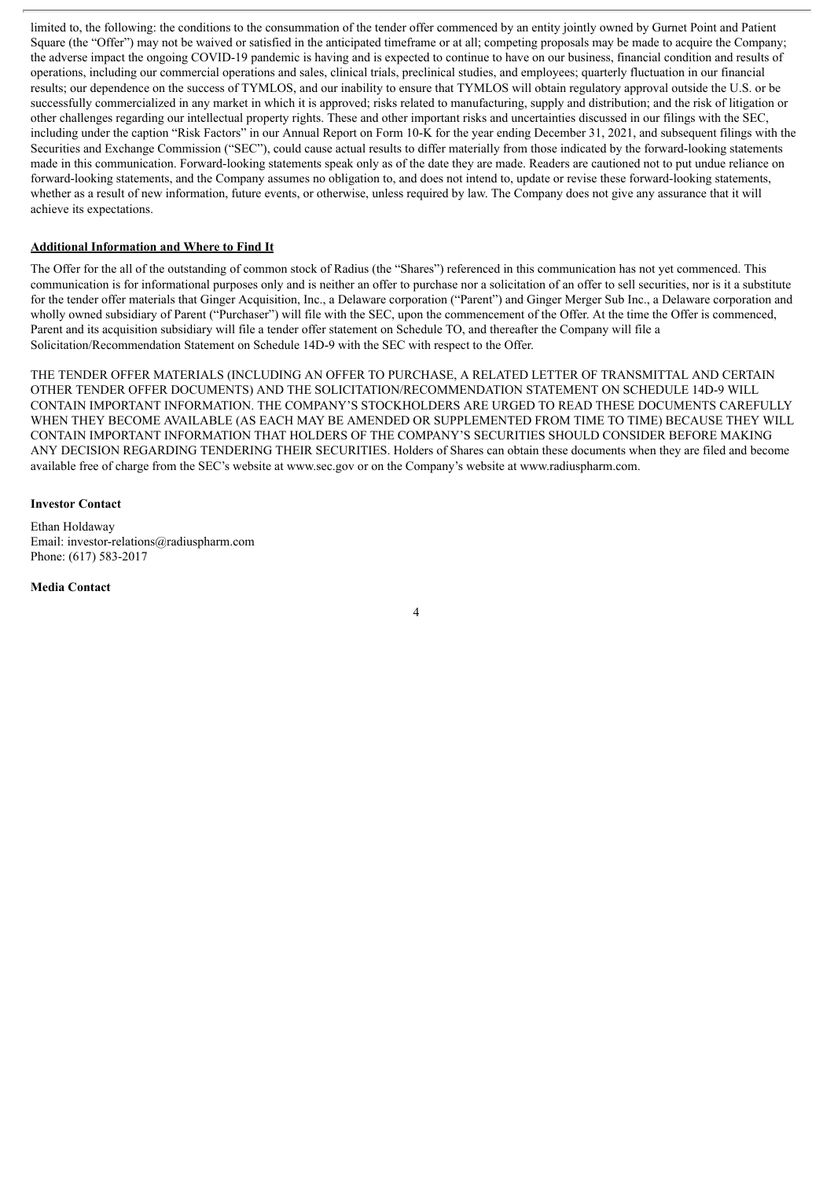limited to, the following: the conditions to the consummation of the tender offer commenced by an entity jointly owned by Gurnet Point and Patient Square (the "Offer") may not be waived or satisfied in the anticipated timeframe or at all; competing proposals may be made to acquire the Company; the adverse impact the ongoing COVID-19 pandemic is having and is expected to continue to have on our business, financial condition and results of operations, including our commercial operations and sales, clinical trials, preclinical studies, and employees; quarterly fluctuation in our financial results; our dependence on the success of TYMLOS, and our inability to ensure that TYMLOS will obtain regulatory approval outside the U.S. or be successfully commercialized in any market in which it is approved; risks related to manufacturing, supply and distribution; and the risk of litigation or other challenges regarding our intellectual property rights. These and other important risks and uncertainties discussed in our filings with the SEC, including under the caption "Risk Factors" in our Annual Report on Form 10-K for the year ending December 31, 2021, and subsequent filings with the Securities and Exchange Commission ("SEC"), could cause actual results to differ materially from those indicated by the forward-looking statements made in this communication. Forward-looking statements speak only as of the date they are made. Readers are cautioned not to put undue reliance on forward-looking statements, and the Company assumes no obligation to, and does not intend to, update or revise these forward-looking statements, whether as a result of new information, future events, or otherwise, unless required by law. The Company does not give any assurance that it will achieve its expectations.

**Additional Information and Where to Find It**

The Offer for the all of the outstanding of common stock of Radius (the "Shares") referenced in this communication has not yet commenced. This communication is for informational purposes only and is neither an offer to purchase nor a solicitation of an offer to sell securities, nor is it a substitute for the tender offer materials that Ginger Acquisition, Inc., a Delaware corporation ("Parent") and Ginger Merger Sub Inc., a Delaware corporation and wholly owned subsidiary of Parent ("Purchaser") will file with the SEC, upon the commencement of the Offer. At the time the Offer is commenced, Parent and its acquisition subsidiary will file a tender offer statement on Schedule TO, and thereafter the Company will file a Solicitation/Recommendation Statement on Schedule 14D-9 with the SEC with respect to the Offer.

THE TENDER OFFER MATERIALS (INCLUDING AN OFFER TO PURCHASE, A RELATED LETTER OF TRANSMITTAL AND CERTAIN OTHER TENDER OFFER DOCUMENTS) AND THE SOLICITATION/RECOMMENDATION STATEMENT ON SCHEDULE 14D-9 WILL CONTAIN IMPORTANT INFORMATION. THE COMPANY'S STOCKHOLDERS ARE URGED TO READ THESE DOCUMENTS CAREFULLY WHEN THEY BECOME AVAILABLE (AS EACH MAY BE AMENDED OR SUPPLEMENTED FROM TIME TO TIME) BECAUSE THEY WILL CONTAIN IMPORTANT INFORMATION THAT HOLDERS OF THE COMPANY'S SECURITIES SHOULD CONSIDER BEFORE MAKING ANY DECISION REGARDING TENDERING THEIR SECURITIES. Holders of Shares can obtain these documents when they are filed and become available free of charge from the SEC's website at www.sec.gov or on the Company's website at www.radiuspharm.com.

**Investor Contact**

Ethan Holdaway
Email: investor-relations@radiuspharm.com
Phone: (617) 583-2017

**Media Contact**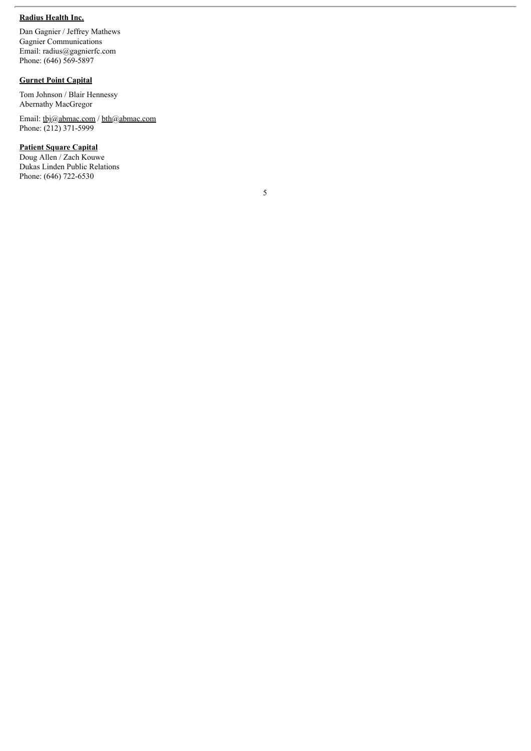**Radius Health Inc.**

Dan Gagnier / Jeffrey Mathews
Gagnier Communications
Email: radius@gagnierfc.com
Phone: (646) 569-5897

**Gurnet Point Capital**

Tom Johnson / Blair Hennessy
Abernathy MacGregor

Email: tbj@abmac.com / bth@abmac.com
Phone: (212) 371-5999

**Patient Square Capital**

Doug Allen / Zach Kouwe
Dukas Linden Public Relations
Phone: (646) 722-6530